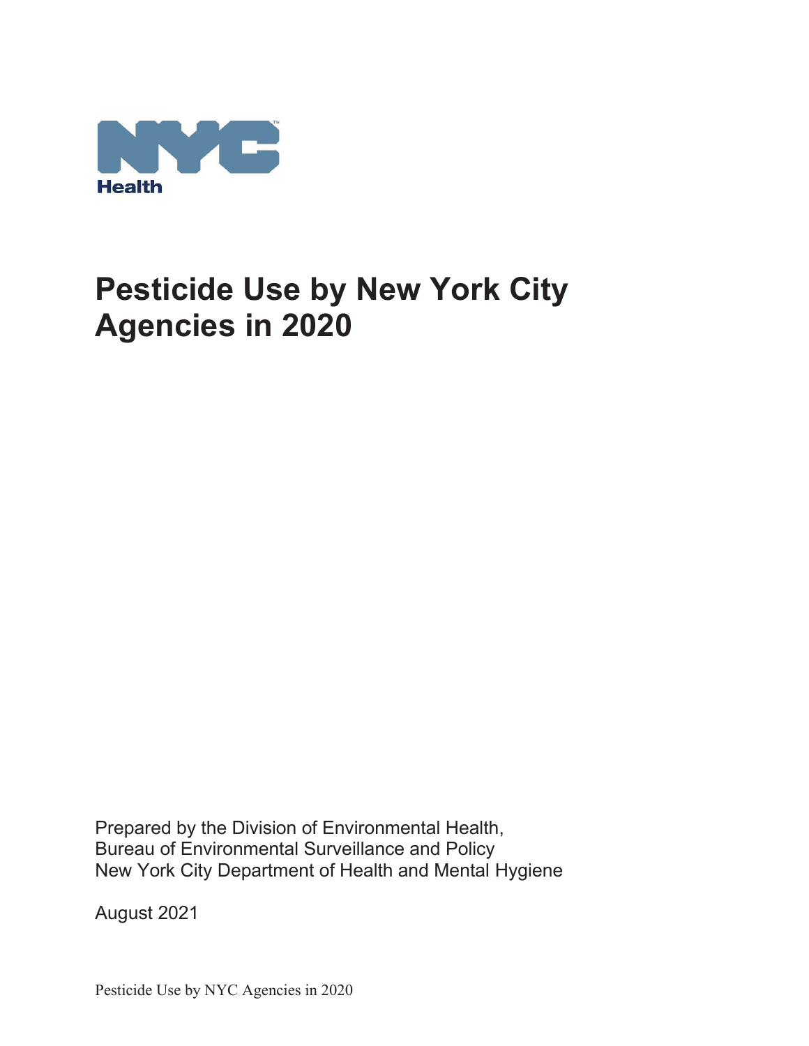NYC Health

# Pesticide Use by New York City Agencies in 2020

Prepared by the Division of Environmental Health,
Bureau of Environmental Surveillance and Policy
New York City Department of Health and Mental Hygiene

August 2021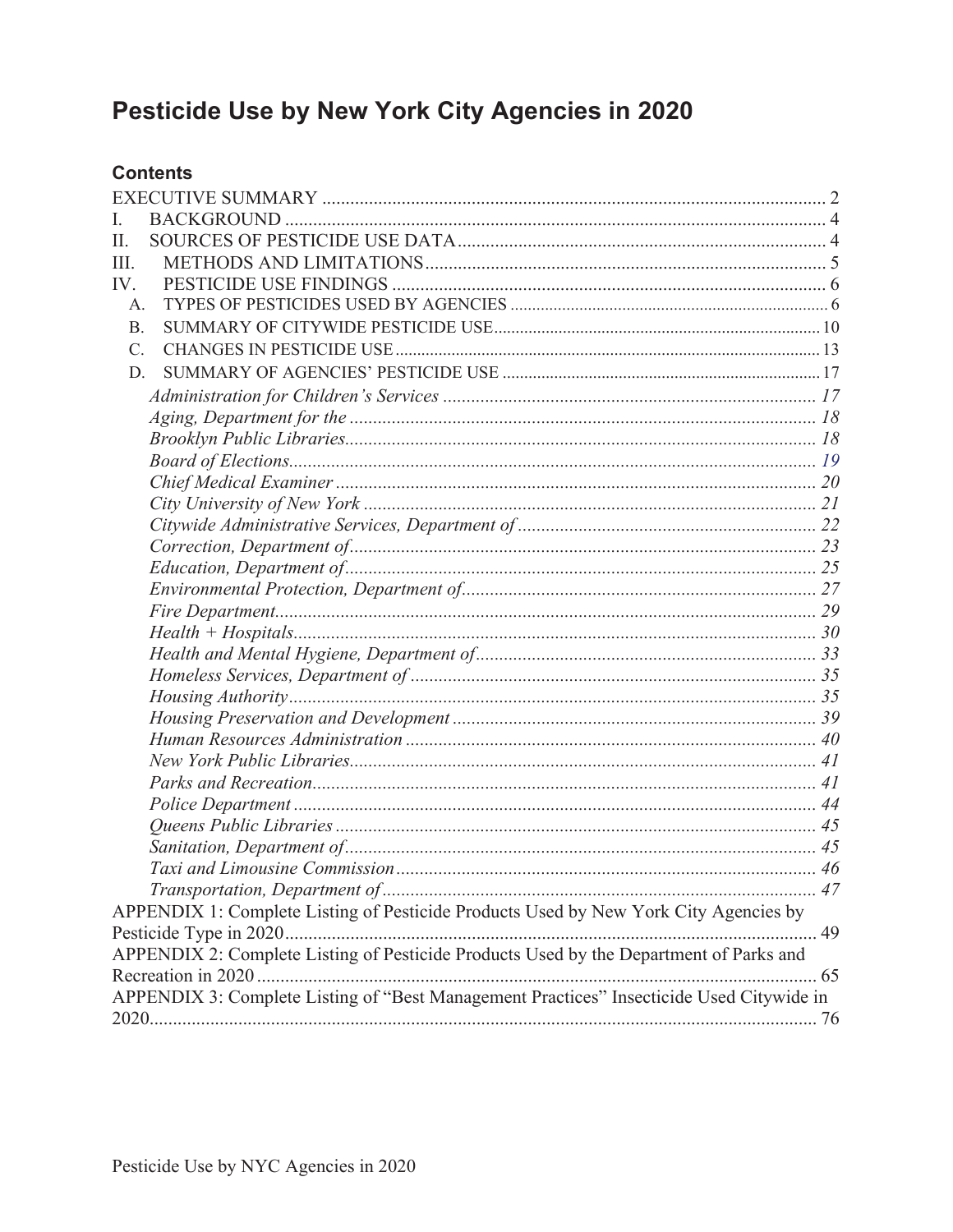# Pesticide Use by New York City Agencies in 2020

## Contents

EXECUTIVE SUMMARY ........ 2

I. BACKGROUND ........ 4

II. SOURCES OF PESTICIDE USE DATA ........ 4

III. METHODS AND LIMITATIONS ........ 5

IV. PESTICIDE USE FINDINGS ........ 6

- A. TYPES OF PESTICIDES USED BY AGENCIES ........ 6
- B. SUMMARY OF CITYWIDE PESTICIDE USE ........ 10
- C. CHANGES IN PESTICIDE USE ........ 13
- D. SUMMARY OF AGENCIES' PESTICIDE USE ........ 17
  - *Administration for Children's Services* ........ 17
  - *Aging, Department for the* ........ 18
  - *Brooklyn Public Libraries* ........ 18
  - *Board of Elections* ........ 19
  - *Chief Medical Examiner* ........ 20
  - *City University of New York* ........ 21
  - *Citywide Administrative Services, Department of* ........ 22
  - *Correction, Department of* ........ 23
  - *Education, Department of* ........ 25
  - *Environmental Protection, Department of* ........ 27
  - *Fire Department* ........ 29
  - *Health + Hospitals* ........ 30
  - *Health and Mental Hygiene, Department of* ........ 33
  - *Homeless Services, Department of* ........ 35
  - *Housing Authority* ........ 35
  - *Housing Preservation and Development* ........ 39
  - *Human Resources Administration* ........ 40
  - *New York Public Libraries* ........ 41
  - *Parks and Recreation* ........ 41
  - *Police Department* ........ 44
  - *Queens Public Libraries* ........ 45
  - *Sanitation, Department of* ........ 45
  - *Taxi and Limousine Commission* ........ 46
  - *Transportation, Department of* ........ 47

APPENDIX 1: Complete Listing of Pesticide Products Used by New York City Agencies by Pesticide Type in 2020 ........ 49

APPENDIX 2: Complete Listing of Pesticide Products Used by the Department of Parks and Recreation in 2020 ........ 65

APPENDIX 3: Complete Listing of "Best Management Practices" Insecticide Used Citywide in 2020 ........ 76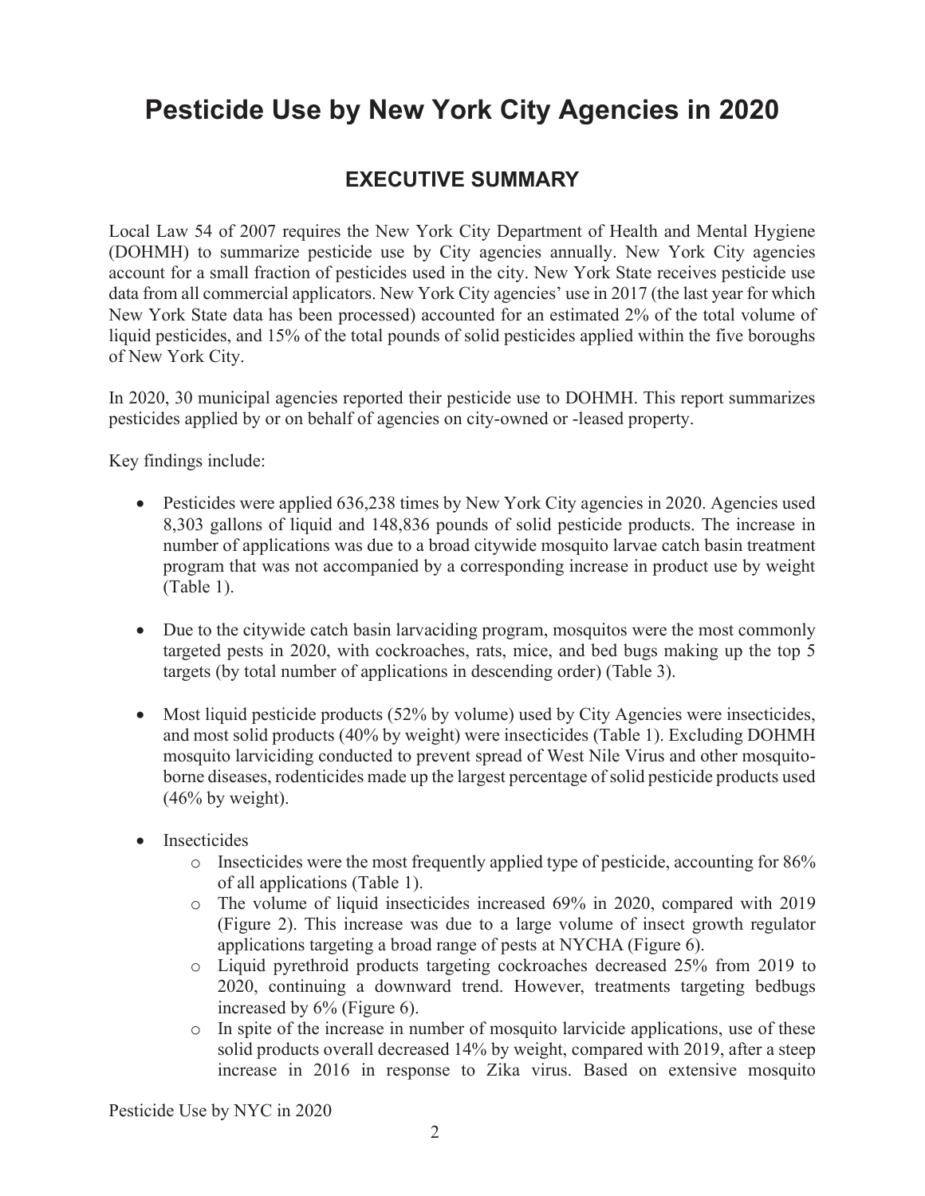# Pesticide Use by New York City Agencies in 2020

## EXECUTIVE SUMMARY

Local Law 54 of 2007 requires the New York City Department of Health and Mental Hygiene (DOHMH) to summarize pesticide use by City agencies annually. New York City agencies account for a small fraction of pesticides used in the city. New York State receives pesticide use data from all commercial applicators. New York City agencies' use in 2017 (the last year for which New York State data has been processed) accounted for an estimated 2% of the total volume of liquid pesticides, and 15% of the total pounds of solid pesticides applied within the five boroughs of New York City.

In 2020, 30 municipal agencies reported their pesticide use to DOHMH. This report summarizes pesticides applied by or on behalf of agencies on city-owned or -leased property.

Key findings include:

- Pesticides were applied 636,238 times by New York City agencies in 2020. Agencies used 8,303 gallons of liquid and 148,836 pounds of solid pesticide products. The increase in number of applications was due to a broad citywide mosquito larvae catch basin treatment program that was not accompanied by a corresponding increase in product use by weight (Table 1).
- Due to the citywide catch basin larvaciding program, mosquitos were the most commonly targeted pests in 2020, with cockroaches, rats, mice, and bed bugs making up the top 5 targets (by total number of applications in descending order) (Table 3).
- Most liquid pesticide products (52% by volume) used by City Agencies were insecticides, and most solid products (40% by weight) were insecticides (Table 1). Excluding DOHMH mosquito larviciding conducted to prevent spread of West Nile Virus and other mosquito-borne diseases, rodenticides made up the largest percentage of solid pesticide products used (46% by weight).
- Insecticides
  - Insecticides were the most frequently applied type of pesticide, accounting for 86% of all applications (Table 1).
  - The volume of liquid insecticides increased 69% in 2020, compared with 2019 (Figure 2). This increase was due to a large volume of insect growth regulator applications targeting a broad range of pests at NYCHA (Figure 6).
  - Liquid pyrethroid products targeting cockroaches decreased 25% from 2019 to 2020, continuing a downward trend. However, treatments targeting bedbugs increased by 6% (Figure 6).
  - In spite of the increase in number of mosquito larvicide applications, use of these solid products overall decreased 14% by weight, compared with 2019, after a steep increase in 2016 in response to Zika virus. Based on extensive mosquito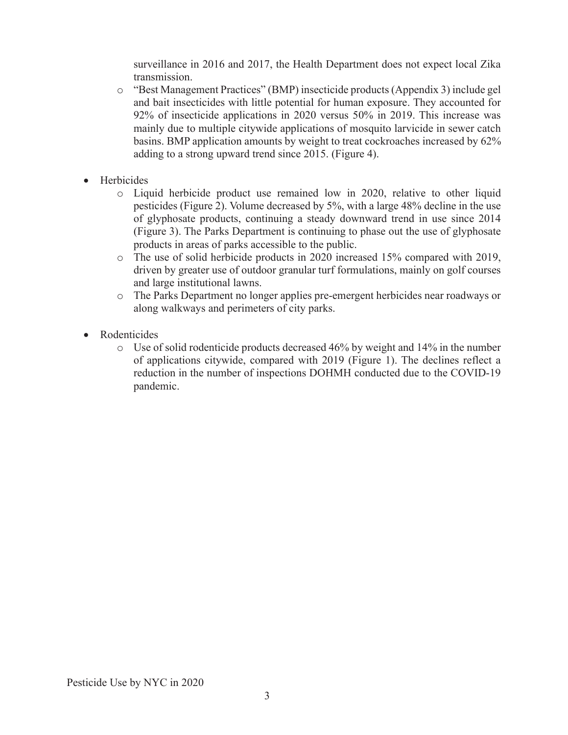surveillance in 2016 and 2017, the Health Department does not expect local Zika transmission.

- "Best Management Practices" (BMP) insecticide products (Appendix 3) include gel and bait insecticides with little potential for human exposure. They accounted for 92% of insecticide applications in 2020 versus 50% in 2019. This increase was mainly due to multiple citywide applications of mosquito larvicide in sewer catch basins. BMP application amounts by weight to treat cockroaches increased by 62% adding to a strong upward trend since 2015. (Figure 4).

- Herbicides
  - Liquid herbicide product use remained low in 2020, relative to other liquid pesticides (Figure 2). Volume decreased by 5%, with a large 48% decline in the use of glyphosate products, continuing a steady downward trend in use since 2014 (Figure 3). The Parks Department is continuing to phase out the use of glyphosate products in areas of parks accessible to the public.
  - The use of solid herbicide products in 2020 increased 15% compared with 2019, driven by greater use of outdoor granular turf formulations, mainly on golf courses and large institutional lawns.
  - The Parks Department no longer applies pre-emergent herbicides near roadways or along walkways and perimeters of city parks.

- Rodenticides
  - Use of solid rodenticide products decreased 46% by weight and 14% in the number of applications citywide, compared with 2019 (Figure 1). The declines reflect a reduction in the number of inspections DOHMH conducted due to the COVID-19 pandemic.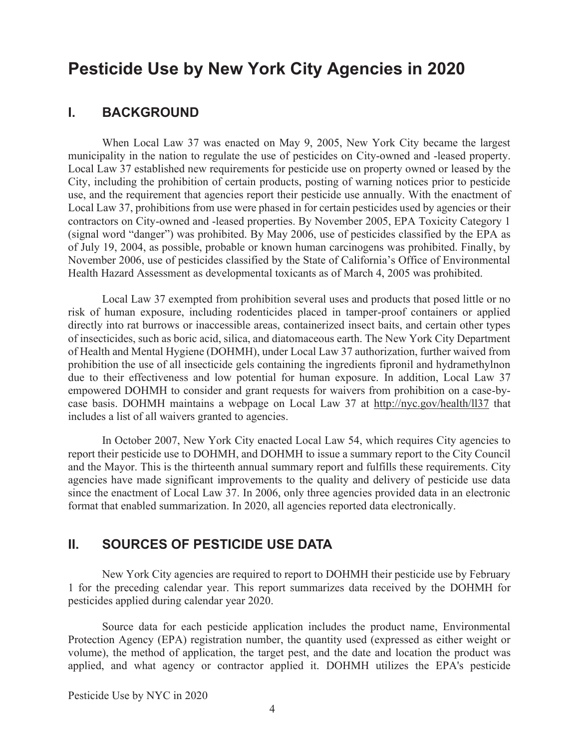# Pesticide Use by New York City Agencies in 2020

## I. BACKGROUND

When Local Law 37 was enacted on May 9, 2005, New York City became the largest municipality in the nation to regulate the use of pesticides on City-owned and -leased property. Local Law 37 established new requirements for pesticide use on property owned or leased by the City, including the prohibition of certain products, posting of warning notices prior to pesticide use, and the requirement that agencies report their pesticide use annually. With the enactment of Local Law 37, prohibitions from use were phased in for certain pesticides used by agencies or their contractors on City-owned and -leased properties. By November 2005, EPA Toxicity Category 1 (signal word "danger") was prohibited. By May 2006, use of pesticides classified by the EPA as of July 19, 2004, as possible, probable or known human carcinogens was prohibited. Finally, by November 2006, use of pesticides classified by the State of California's Office of Environmental Health Hazard Assessment as developmental toxicants as of March 4, 2005 was prohibited.

Local Law 37 exempted from prohibition several uses and products that posed little or no risk of human exposure, including rodenticides placed in tamper-proof containers or applied directly into rat burrows or inaccessible areas, containerized insect baits, and certain other types of insecticides, such as boric acid, silica, and diatomaceous earth. The New York City Department of Health and Mental Hygiene (DOHMH), under Local Law 37 authorization, further waived from prohibition the use of all insecticide gels containing the ingredients fipronil and hydramethylnon due to their effectiveness and low potential for human exposure. In addition, Local Law 37 empowered DOHMH to consider and grant requests for waivers from prohibition on a case-by-case basis. DOHMH maintains a webpage on Local Law 37 at http://nyc.gov/health/ll37 that includes a list of all waivers granted to agencies.

In October 2007, New York City enacted Local Law 54, which requires City agencies to report their pesticide use to DOHMH, and DOHMH to issue a summary report to the City Council and the Mayor. This is the thirteenth annual summary report and fulfills these requirements. City agencies have made significant improvements to the quality and delivery of pesticide use data since the enactment of Local Law 37. In 2006, only three agencies provided data in an electronic format that enabled summarization. In 2020, all agencies reported data electronically.

## II. SOURCES OF PESTICIDE USE DATA

New York City agencies are required to report to DOHMH their pesticide use by February 1 for the preceding calendar year. This report summarizes data received by the DOHMH for pesticides applied during calendar year 2020.

Source data for each pesticide application includes the product name, Environmental Protection Agency (EPA) registration number, the quantity used (expressed as either weight or volume), the method of application, the target pest, and the date and location the product was applied, and what agency or contractor applied it. DOHMH utilizes the EPA's pesticide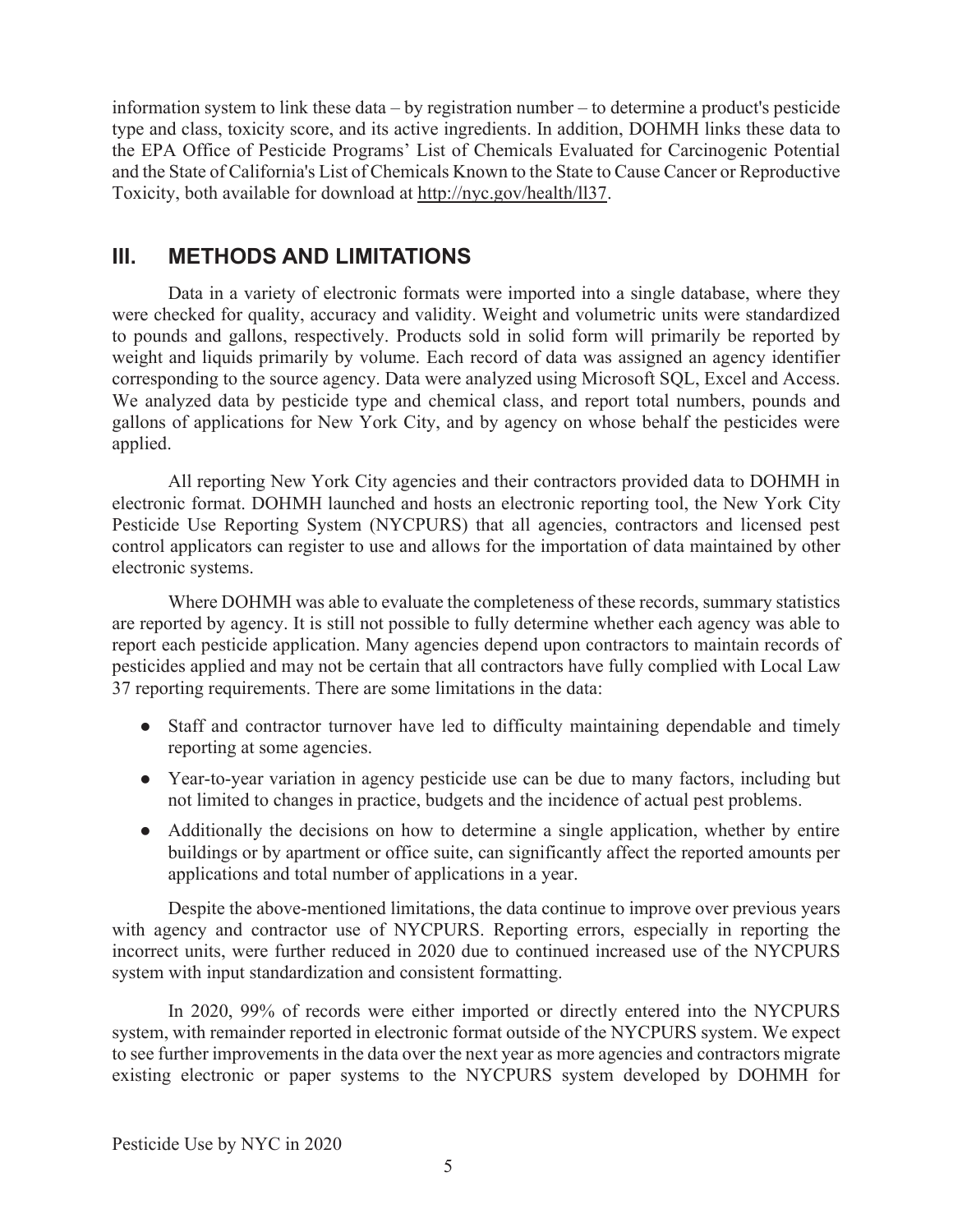information system to link these data – by registration number – to determine a product's pesticide type and class, toxicity score, and its active ingredients. In addition, DOHMH links these data to the EPA Office of Pesticide Programs' List of Chemicals Evaluated for Carcinogenic Potential and the State of California's List of Chemicals Known to the State to Cause Cancer or Reproductive Toxicity, both available for download at http://nyc.gov/health/ll37.

## III. METHODS AND LIMITATIONS

Data in a variety of electronic formats were imported into a single database, where they were checked for quality, accuracy and validity. Weight and volumetric units were standardized to pounds and gallons, respectively. Products sold in solid form will primarily be reported by weight and liquids primarily by volume. Each record of data was assigned an agency identifier corresponding to the source agency. Data were analyzed using Microsoft SQL, Excel and Access. We analyzed data by pesticide type and chemical class, and report total numbers, pounds and gallons of applications for New York City, and by agency on whose behalf the pesticides were applied.

All reporting New York City agencies and their contractors provided data to DOHMH in electronic format. DOHMH launched and hosts an electronic reporting tool, the New York City Pesticide Use Reporting System (NYCPURS) that all agencies, contractors and licensed pest control applicators can register to use and allows for the importation of data maintained by other electronic systems.

Where DOHMH was able to evaluate the completeness of these records, summary statistics are reported by agency. It is still not possible to fully determine whether each agency was able to report each pesticide application. Many agencies depend upon contractors to maintain records of pesticides applied and may not be certain that all contractors have fully complied with Local Law 37 reporting requirements. There are some limitations in the data:

- Staff and contractor turnover have led to difficulty maintaining dependable and timely reporting at some agencies.
- Year-to-year variation in agency pesticide use can be due to many factors, including but not limited to changes in practice, budgets and the incidence of actual pest problems.
- Additionally the decisions on how to determine a single application, whether by entire buildings or by apartment or office suite, can significantly affect the reported amounts per applications and total number of applications in a year.

Despite the above-mentioned limitations, the data continue to improve over previous years with agency and contractor use of NYCPURS. Reporting errors, especially in reporting the incorrect units, were further reduced in 2020 due to continued increased use of the NYCPURS system with input standardization and consistent formatting.

In 2020, 99% of records were either imported or directly entered into the NYCPURS system, with remainder reported in electronic format outside of the NYCPURS system. We expect to see further improvements in the data over the next year as more agencies and contractors migrate existing electronic or paper systems to the NYCPURS system developed by DOHMH for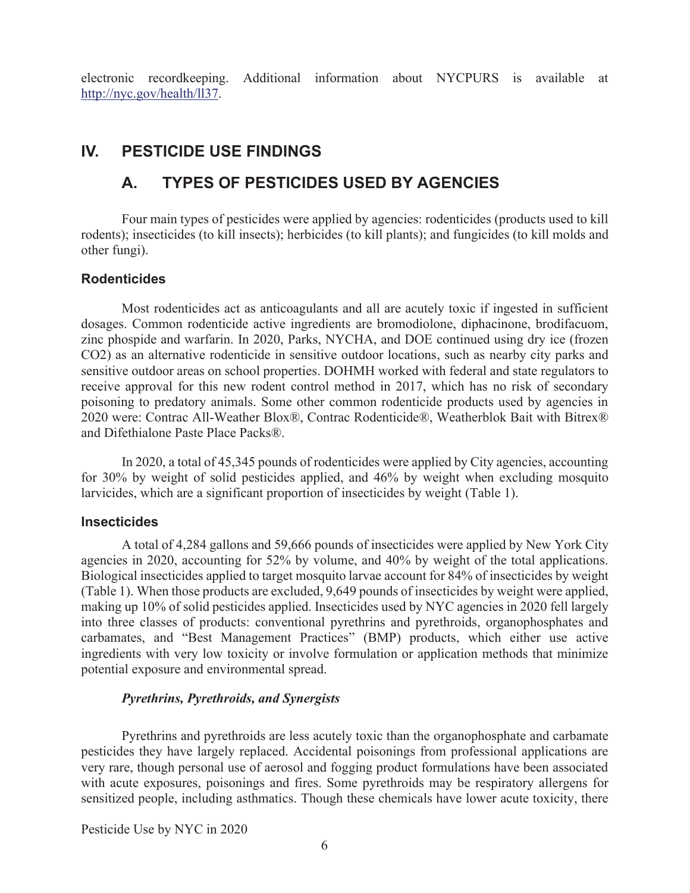electronic recordkeeping. Additional information about NYCPURS is available at http://nyc.gov/health/ll37.

# IV. PESTICIDE USE FINDINGS

## A. TYPES OF PESTICIDES USED BY AGENCIES

Four main types of pesticides were applied by agencies: rodenticides (products used to kill rodents); insecticides (to kill insects); herbicides (to kill plants); and fungicides (to kill molds and other fungi).

### Rodenticides

Most rodenticides act as anticoagulants and all are acutely toxic if ingested in sufficient dosages. Common rodenticide active ingredients are bromodiolone, diphacinone, brodifacuom, zinc phospide and warfarin. In 2020, Parks, NYCHA, and DOE continued using dry ice (frozen $CO_2$) as an alternative rodenticide in sensitive outdoor locations, such as nearby city parks and sensitive outdoor areas on school properties. DOHMH worked with federal and state regulators to receive approval for this new rodent control method in 2017, which has no risk of secondary poisoning to predatory animals. Some other common rodenticide products used by agencies in 2020 were: Contrac All-Weather Blox®, Contrac Rodenticide®, Weatherblok Bait with Bitrex® and Difethialone Paste Place Packs®.

In 2020, a total of 45,345 pounds of rodenticides were applied by City agencies, accounting for 30% by weight of solid pesticides applied, and 46% by weight when excluding mosquito larvicides, which are a significant proportion of insecticides by weight (Table 1).

### Insecticides

A total of 4,284 gallons and 59,666 pounds of insecticides were applied by New York City agencies in 2020, accounting for 52% by volume, and 40% by weight of the total applications. Biological insecticides applied to target mosquito larvae account for 84% of insecticides by weight (Table 1). When those products are excluded, 9,649 pounds of insecticides by weight were applied, making up 10% of solid pesticides applied. Insecticides used by NYC agencies in 2020 fell largely into three classes of products: conventional pyrethrins and pyrethroids, organophosphates and carbamates, and "Best Management Practices" (BMP) products, which either use active ingredients with very low toxicity or involve formulation or application methods that minimize potential exposure and environmental spread.

#### *Pyrethrins, Pyrethroids, and Synergists*

Pyrethrins and pyrethroids are less acutely toxic than the organophosphate and carbamate pesticides they have largely replaced. Accidental poisonings from professional applications are very rare, though personal use of aerosol and fogging product formulations have been associated with acute exposures, poisonings and fires. Some pyrethroids may be respiratory allergens for sensitized people, including asthmatics. Though these chemicals have lower acute toxicity, there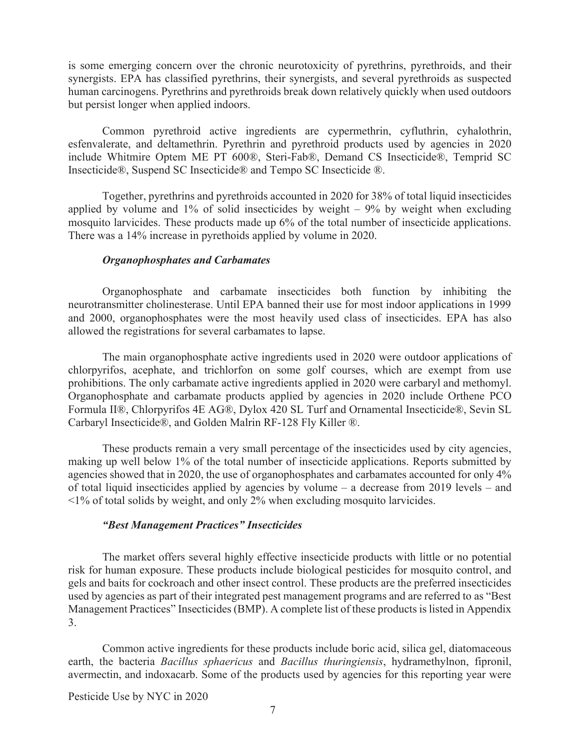is some emerging concern over the chronic neurotoxicity of pyrethrins, pyrethroids, and their synergists. EPA has classified pyrethrins, their synergists, and several pyrethroids as suspected human carcinogens. Pyrethrins and pyrethroids break down relatively quickly when used outdoors but persist longer when applied indoors.

Common pyrethroid active ingredients are cypermethrin, cyfluthrin, cyhalothrin, esfenvalerate, and deltamethrin. Pyrethrin and pyrethroid products used by agencies in 2020 include Whitmire Optem ME PT 600®, Steri-Fab®, Demand CS Insecticide®, Temprid SC Insecticide®, Suspend SC Insecticide® and Tempo SC Insecticide ®.

Together, pyrethrins and pyrethroids accounted in 2020 for 38% of total liquid insecticides applied by volume and 1% of solid insecticides by weight – 9% by weight when excluding mosquito larvicides. These products made up 6% of the total number of insecticide applications. There was a 14% increase in pyrethoids applied by volume in 2020.

### *Organophosphates and Carbamates*

Organophosphate and carbamate insecticides both function by inhibiting the neurotransmitter cholinesterase. Until EPA banned their use for most indoor applications in 1999 and 2000, organophosphates were the most heavily used class of insecticides. EPA has also allowed the registrations for several carbamates to lapse.

The main organophosphate active ingredients used in 2020 were outdoor applications of chlorpyrifos, acephate, and trichlorfon on some golf courses, which are exempt from use prohibitions. The only carbamate active ingredients applied in 2020 were carbaryl and methomyl. Organophosphate and carbamate products applied by agencies in 2020 include Orthene PCO Formula II®, Chlorpyrifos 4E AG®, Dylox 420 SL Turf and Ornamental Insecticide®, Sevin SL Carbaryl Insecticide®, and Golden Malrin RF-128 Fly Killer ®.

These products remain a very small percentage of the insecticides used by city agencies, making up well below 1% of the total number of insecticide applications. Reports submitted by agencies showed that in 2020, the use of organophosphates and carbamates accounted for only 4% of total liquid insecticides applied by agencies by volume – a decrease from 2019 levels – and <1% of total solids by weight, and only 2% when excluding mosquito larvicides.

### *"Best Management Practices" Insecticides*

The market offers several highly effective insecticide products with little or no potential risk for human exposure. These products include biological pesticides for mosquito control, and gels and baits for cockroach and other insect control. These products are the preferred insecticides used by agencies as part of their integrated pest management programs and are referred to as "Best Management Practices" Insecticides (BMP). A complete list of these products is listed in Appendix 3.

Common active ingredients for these products include boric acid, silica gel, diatomaceous earth, the bacteria *Bacillus sphaericus* and *Bacillus thuringiensis*, hydramethylnon, fipronil, avermectin, and indoxacarb. Some of the products used by agencies for this reporting year were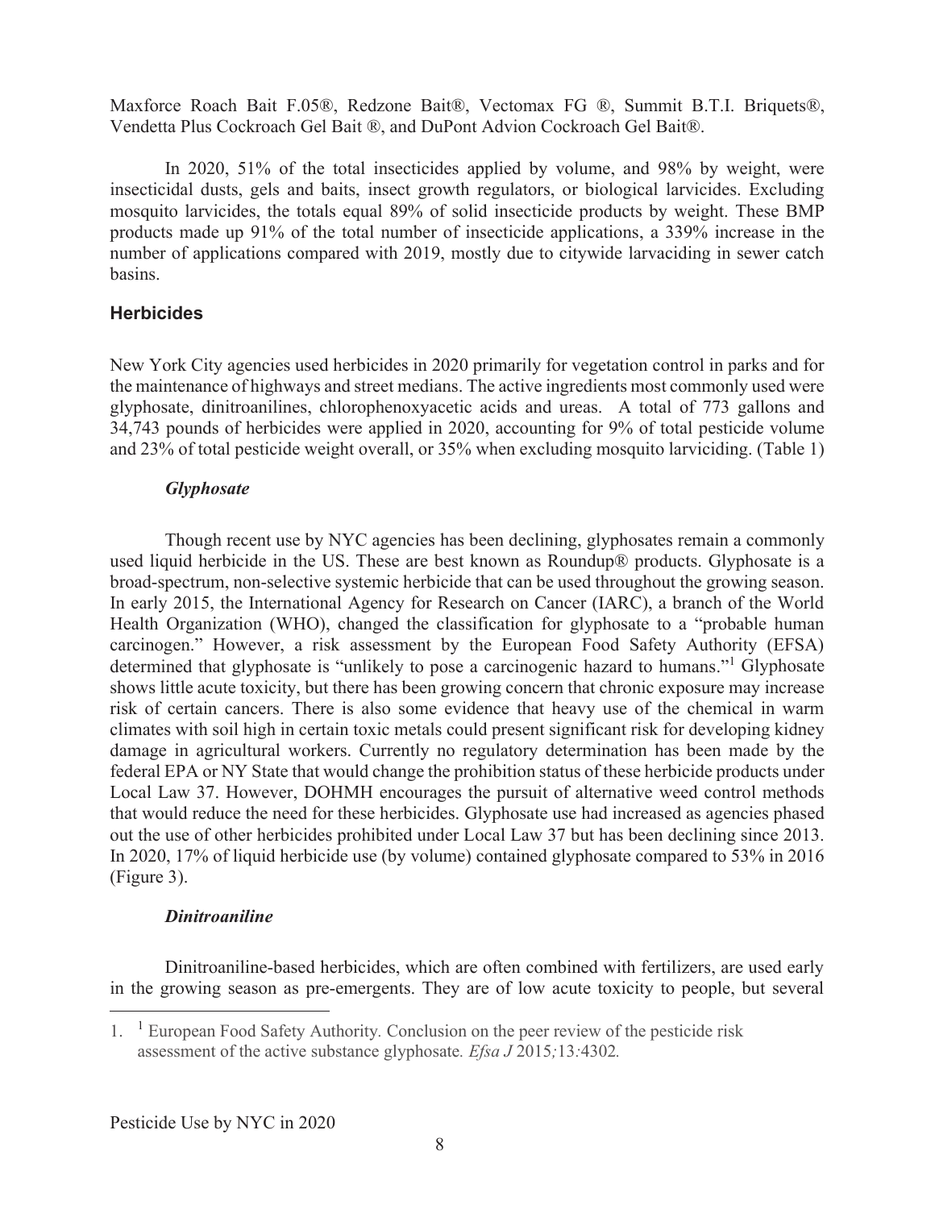Maxforce Roach Bait F.05®, Redzone Bait®, Vectomax FG ®, Summit B.T.I. Briquets®, Vendetta Plus Cockroach Gel Bait ®, and DuPont Advion Cockroach Gel Bait®.

In 2020, 51% of the total insecticides applied by volume, and 98% by weight, were insecticidal dusts, gels and baits, insect growth regulators, or biological larvicides. Excluding mosquito larvicides, the totals equal 89% of solid insecticide products by weight. These BMP products made up 91% of the total number of insecticide applications, a 339% increase in the number of applications compared with 2019, mostly due to citywide larvaciding in sewer catch basins.

### Herbicides

New York City agencies used herbicides in 2020 primarily for vegetation control in parks and for the maintenance of highways and street medians. The active ingredients most commonly used were glyphosate, dinitroanilines, chlorophenoxyacetic acids and ureas. A total of 773 gallons and 34,743 pounds of herbicides were applied in 2020, accounting for 9% of total pesticide volume and 23% of total pesticide weight overall, or 35% when excluding mosquito larviciding. (Table 1)

#### *Glyphosate*

Though recent use by NYC agencies has been declining, glyphosates remain a commonly used liquid herbicide in the US. These are best known as Roundup® products. Glyphosate is a broad-spectrum, non-selective systemic herbicide that can be used throughout the growing season. In early 2015, the International Agency for Research on Cancer (IARC), a branch of the World Health Organization (WHO), changed the classification for glyphosate to a "probable human carcinogen." However, a risk assessment by the European Food Safety Authority (EFSA) determined that glyphosate is "unlikely to pose a carcinogenic hazard to humans."[1] Glyphosate shows little acute toxicity, but there has been growing concern that chronic exposure may increase risk of certain cancers. There is also some evidence that heavy use of the chemical in warm climates with soil high in certain toxic metals could present significant risk for developing kidney damage in agricultural workers. Currently no regulatory determination has been made by the federal EPA or NY State that would change the prohibition status of these herbicide products under Local Law 37. However, DOHMH encourages the pursuit of alternative weed control methods that would reduce the need for these herbicides. Glyphosate use had increased as agencies phased out the use of other herbicides prohibited under Local Law 37 but has been declining since 2013. In 2020, 17% of liquid herbicide use (by volume) contained glyphosate compared to 53% in 2016 (Figure 3).

#### *Dinitroaniline*

Dinitroaniline-based herbicides, which are often combined with fertilizers, are used early in the growing season as pre-emergents. They are of low acute toxicity to people, but several

1. [1] European Food Safety Authority. Conclusion on the peer review of the pesticide risk assessment of the active substance glyphosate. *Efsa J* 2015;13:4302.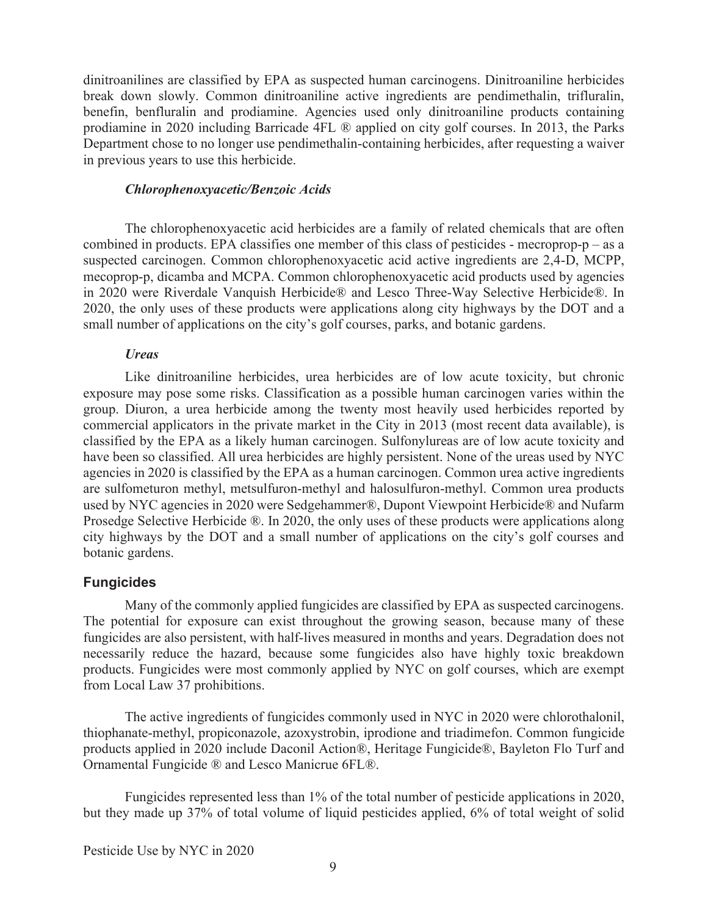dinitroanilines are classified by EPA as suspected human carcinogens. Dinitroaniline herbicides break down slowly. Common dinitroaniline active ingredients are pendimethalin, trifluralin, benefin, benfluralin and prodiamine. Agencies used only dinitroaniline products containing prodiamine in 2020 including Barricade 4FL ® applied on city golf courses. In 2013, the Parks Department chose to no longer use pendimethalin-containing herbicides, after requesting a waiver in previous years to use this herbicide.

#### *Chlorophenoxyacetic/Benzoic Acids*

The chlorophenoxyacetic acid herbicides are a family of related chemicals that are often combined in products. EPA classifies one member of this class of pesticides - mecroprop-p – as a suspected carcinogen. Common chlorophenoxyacetic acid active ingredients are 2,4-D, MCPP, mecoprop-p, dicamba and MCPA. Common chlorophenoxyacetic acid products used by agencies in 2020 were Riverdale Vanquish Herbicide® and Lesco Three-Way Selective Herbicide®. In 2020, the only uses of these products were applications along city highways by the DOT and a small number of applications on the city's golf courses, parks, and botanic gardens.

#### *Ureas*

Like dinitroaniline herbicides, urea herbicides are of low acute toxicity, but chronic exposure may pose some risks. Classification as a possible human carcinogen varies within the group. Diuron, a urea herbicide among the twenty most heavily used herbicides reported by commercial applicators in the private market in the City in 2013 (most recent data available), is classified by the EPA as a likely human carcinogen. Sulfonylureas are of low acute toxicity and have been so classified. All urea herbicides are highly persistent. None of the ureas used by NYC agencies in 2020 is classified by the EPA as a human carcinogen. Common urea active ingredients are sulfometuron methyl, metsulfuron-methyl and halosulfuron-methyl. Common urea products used by NYC agencies in 2020 were Sedgehammer®, Dupont Viewpoint Herbicide® and Nufarm Prosedge Selective Herbicide ®. In 2020, the only uses of these products were applications along city highways by the DOT and a small number of applications on the city's golf courses and botanic gardens.

### Fungicides

Many of the commonly applied fungicides are classified by EPA as suspected carcinogens. The potential for exposure can exist throughout the growing season, because many of these fungicides are also persistent, with half-lives measured in months and years. Degradation does not necessarily reduce the hazard, because some fungicides also have highly toxic breakdown products. Fungicides were most commonly applied by NYC on golf courses, which are exempt from Local Law 37 prohibitions.

The active ingredients of fungicides commonly used in NYC in 2020 were chlorothalonil, thiophanate-methyl, propiconazole, azoxystrobin, iprodione and triadimefon. Common fungicide products applied in 2020 include Daconil Action®, Heritage Fungicide®, Bayleton Flo Turf and Ornamental Fungicide ® and Lesco Manicrue 6FL®.

Fungicides represented less than 1% of the total number of pesticide applications in 2020, but they made up 37% of total volume of liquid pesticides applied, 6% of total weight of solid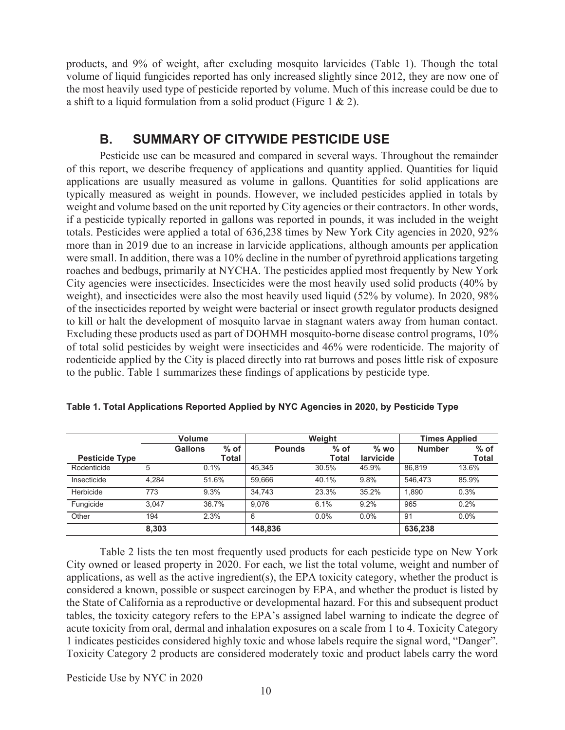products, and 9% of weight, after excluding mosquito larvicides (Table 1). Though the total volume of liquid fungicides reported has only increased slightly since 2012, they are now one of the most heavily used type of pesticide reported by volume. Much of this increase could be due to a shift to a liquid formulation from a solid product (Figure 1 & 2).

## B. SUMMARY OF CITYWIDE PESTICIDE USE

Pesticide use can be measured and compared in several ways. Throughout the remainder of this report, we describe frequency of applications and quantity applied. Quantities for liquid applications are usually measured as volume in gallons. Quantities for solid applications are typically measured as weight in pounds. However, we included pesticides applied in totals by weight and volume based on the unit reported by City agencies or their contractors. In other words, if a pesticide typically reported in gallons was reported in pounds, it was included in the weight totals. Pesticides were applied a total of 636,238 times by New York City agencies in 2020, 92% more than in 2019 due to an increase in larvicide applications, although amounts per application were small. In addition, there was a 10% decline in the number of pyrethroid applications targeting roaches and bedbugs, primarily at NYCHA. The pesticides applied most frequently by New York City agencies were insecticides. Insecticides were the most heavily used solid products (40% by weight), and insecticides were also the most heavily used liquid (52% by volume). In 2020, 98% of the insecticides reported by weight were bacterial or insect growth regulator products designed to kill or halt the development of mosquito larvae in stagnant waters away from human contact. Excluding these products used as part of DOHMH mosquito-borne disease control programs, 10% of total solid pesticides by weight were insecticides and 46% were rodenticide. The majority of rodenticide applied by the City is placed directly into rat burrows and poses little risk of exposure to the public. Table 1 summarizes these findings of applications by pesticide type.

**Table 1. Total Applications Reported Applied by NYC Agencies in 2020, by Pesticide Type**

| | Volume | | Weight | | | Times Applied | |
|---|---|---|---|---|---|---|---|
| **Pesticide Type** | **Gallons** | **% of Total** | **Pounds** | **% of Total** | **% wo larvicide** | **Number** | **% of Total** |
| Rodenticide | 5 | 0.1% | 45,345 | 30.5% | 45.9% | 86,819 | 13.6% |
| Insecticide | 4,284 | 51.6% | 59,666 | 40.1% | 9.8% | 546,473 | 85.9% |
| Herbicide | 773 | 9.3% | 34,743 | 23.3% | 35.2% | 1,890 | 0.3% |
| Fungicide | 3,047 | 36.7% | 9,076 | 6.1% | 9.2% | 965 | 0.2% |
| Other | 194 | 2.3% | 6 | 0.0% | 0.0% | 91 | 0.0% |
| | **8,303** | | **148,836** | | | **636,238** | |

Table 2 lists the ten most frequently used products for each pesticide type on New York City owned or leased property in 2020. For each, we list the total volume, weight and number of applications, as well as the active ingredient(s), the EPA toxicity category, whether the product is considered a known, possible or suspect carcinogen by EPA, and whether the product is listed by the State of California as a reproductive or developmental hazard. For this and subsequent product tables, the toxicity category refers to the EPA's assigned label warning to indicate the degree of acute toxicity from oral, dermal and inhalation exposures on a scale from 1 to 4. Toxicity Category 1 indicates pesticides considered highly toxic and whose labels require the signal word, "Danger". Toxicity Category 2 products are considered moderately toxic and product labels carry the word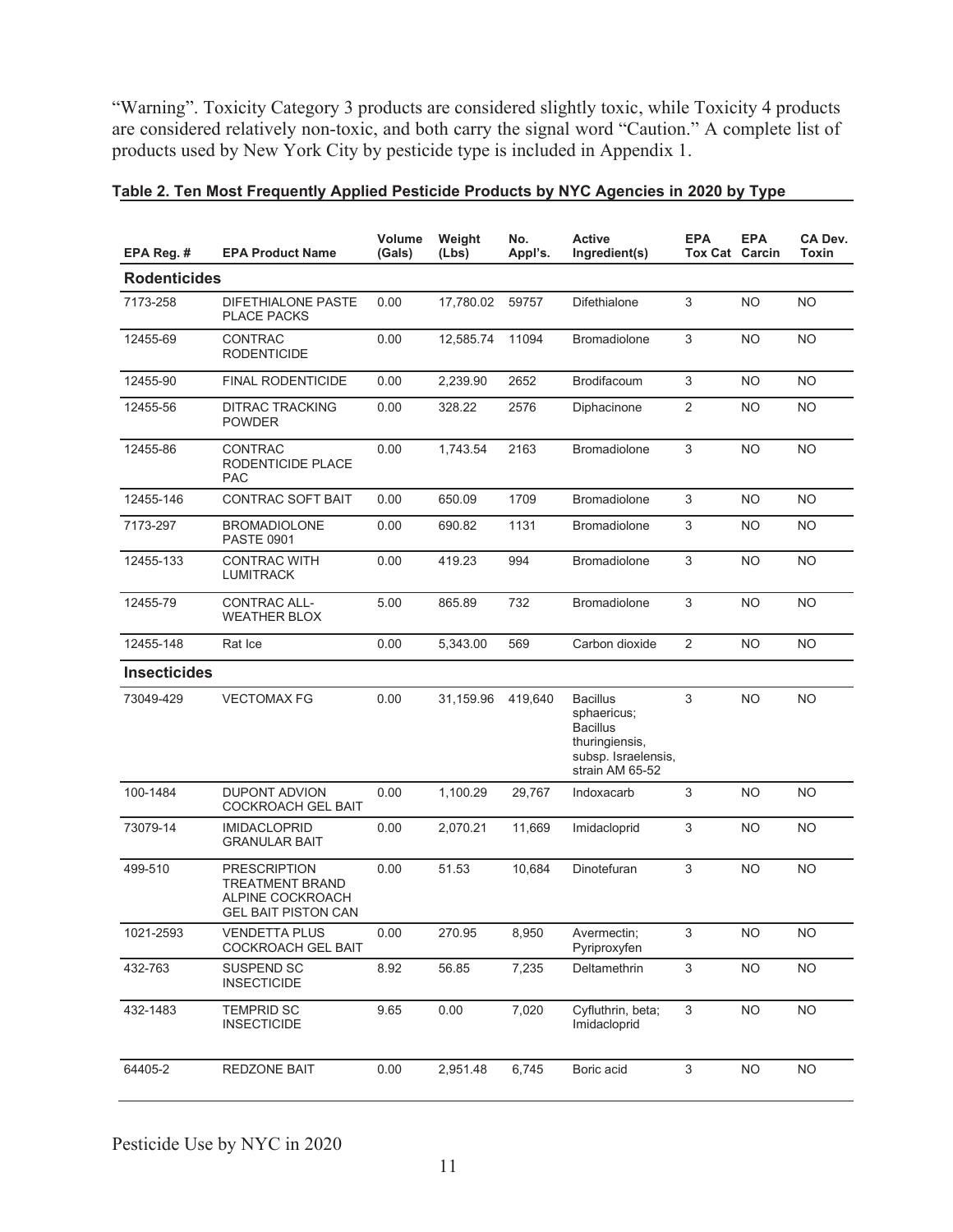"Warning". Toxicity Category 3 products are considered slightly toxic, while Toxicity 4 products are considered relatively non-toxic, and both carry the signal word "Caution." A complete list of products used by New York City by pesticide type is included in Appendix 1.

**Table 2. Ten Most Frequently Applied Pesticide Products by NYC Agencies in 2020 by Type**

| EPA Reg. # | EPA Product Name | Volume (Gals) | Weight (Lbs) | No. Appl's. | Active Ingredient(s) | EPA Tox Cat | EPA Carcin | CA Dev. Toxin |
|---|---|---|---|---|---|---|---|---|
| **Rodenticides** | | | | | | | | |
| 7173-258 | DIFETHIALONE PASTE PLACE PACKS | 0.00 | 17,780.02 | 59757 | Difethialone | 3 | NO | NO |
| 12455-69 | CONTRAC RODENTICIDE | 0.00 | 12,585.74 | 11094 | Bromadiolone | 3 | NO | NO |
| 12455-90 | FINAL RODENTICIDE | 0.00 | 2,239.90 | 2652 | Brodifacoum | 3 | NO | NO |
| 12455-56 | DITRAC TRACKING POWDER | 0.00 | 328.22 | 2576 | Diphacinone | 2 | NO | NO |
| 12455-86 | CONTRAC RODENTICIDE PLACE PAC | 0.00 | 1,743.54 | 2163 | Bromadiolone | 3 | NO | NO |
| 12455-146 | CONTRAC SOFT BAIT | 0.00 | 650.09 | 1709 | Bromadiolone | 3 | NO | NO |
| 7173-297 | BROMADIOLONE PASTE 0901 | 0.00 | 690.82 | 1131 | Bromadiolone | 3 | NO | NO |
| 12455-133 | CONTRAC WITH LUMITRACK | 0.00 | 419.23 | 994 | Bromadiolone | 3 | NO | NO |
| 12455-79 | CONTRAC ALL-WEATHER BLOX | 5.00 | 865.89 | 732 | Bromadiolone | 3 | NO | NO |
| 12455-148 | Rat Ice | 0.00 | 5,343.00 | 569 | Carbon dioxide | 2 | NO | NO |
| **Insecticides** | | | | | | | | |
| 73049-429 | VECTOMAX FG | 0.00 | 31,159.96 | 419,640 | Bacillus sphaericus; Bacillus thuringiensis, subsp. Israelensis, strain AM 65-52 | 3 | NO | NO |
| 100-1484 | DUPONT ADVION COCKROACH GEL BAIT | 0.00 | 1,100.29 | 29,767 | Indoxacarb | 3 | NO | NO |
| 73079-14 | IMIDACLOPRID GRANULAR BAIT | 0.00 | 2,070.21 | 11,669 | Imidacloprid | 3 | NO | NO |
| 499-510 | PRESCRIPTION TREATMENT BRAND ALPINE COCKROACH GEL BAIT PISTON CAN | 0.00 | 51.53 | 10,684 | Dinotefuran | 3 | NO | NO |
| 1021-2593 | VENDETTA PLUS COCKROACH GEL BAIT | 0.00 | 270.95 | 8,950 | Avermectin; Pyriproxyfen | 3 | NO | NO |
| 432-763 | SUSPEND SC INSECTICIDE | 8.92 | 56.85 | 7,235 | Deltamethrin | 3 | NO | NO |
| 432-1483 | TEMPRID SC INSECTICIDE | 9.65 | 0.00 | 7,020 | Cyfluthrin, beta; Imidacloprid | 3 | NO | NO |
| 64405-2 | REDZONE BAIT | 0.00 | 2,951.48 | 6,745 | Boric acid | 3 | NO | NO |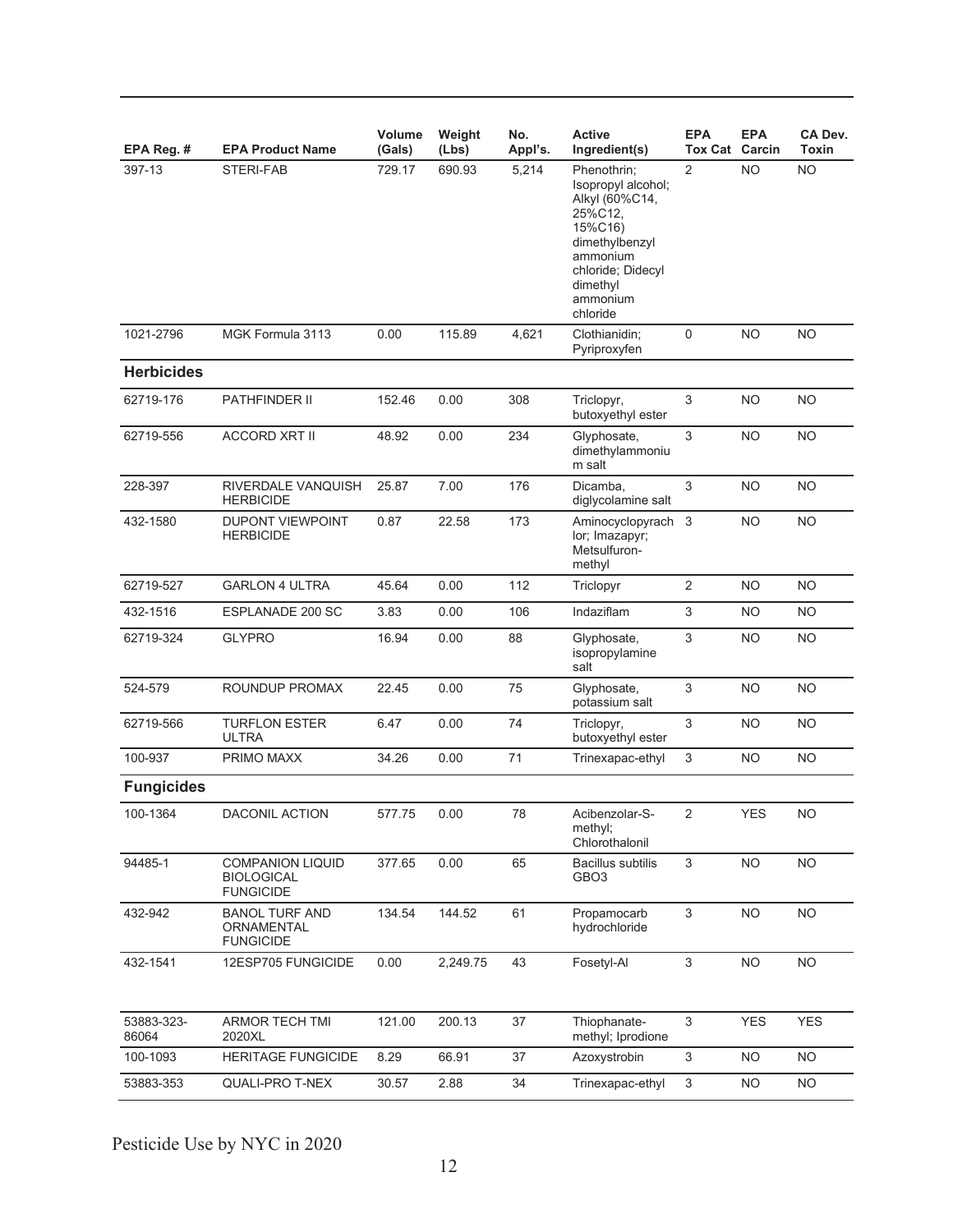| EPA Reg. # | EPA Product Name | Volume (Gals) | Weight (Lbs) | No. Appl's. | Active Ingredient(s) | EPA Tox Cat | EPA Carcin | CA Dev. Toxin |
|---|---|---|---|---|---|---|---|---|
| 397-13 | STERI-FAB | 729.17 | 690.93 | 5,214 | Phenothrin; Isopropyl alcohol; Alkyl (60%C14, 25%C12, 15%C16) dimethylbenzyl ammonium chloride; Didecyl dimethyl ammonium chloride | 2 | NO | NO |
| 1021-2796 | MGK Formula 3113 | 0.00 | 115.89 | 4,621 | Clothianidin; Pyriproxyfen | 0 | NO | NO |
| **Herbicides** | | | | | | | | |
| 62719-176 | PATHFINDER II | 152.46 | 0.00 | 308 | Triclopyr, butoxyethyl ester | 3 | NO | NO |
| 62719-556 | ACCORD XRT II | 48.92 | 0.00 | 234 | Glyphosate, dimethylammonium salt | 3 | NO | NO |
| 228-397 | RIVERDALE VANQUISH HERBICIDE | 25.87 | 7.00 | 176 | Dicamba, diglycolamine salt | 3 | NO | NO |
| 432-1580 | DUPONT VIEWPOINT HERBICIDE | 0.87 | 22.58 | 173 | Aminocyclopyrachlor; Imazapyr; Metsulfuron-methyl | 3 | NO | NO |
| 62719-527 | GARLON 4 ULTRA | 45.64 | 0.00 | 112 | Triclopyr | 2 | NO | NO |
| 432-1516 | ESPLANADE 200 SC | 3.83 | 0.00 | 106 | Indaziflam | 3 | NO | NO |
| 62719-324 | GLYPRO | 16.94 | 0.00 | 88 | Glyphosate, isopropylamine salt | 3 | NO | NO |
| 524-579 | ROUNDUP PROMAX | 22.45 | 0.00 | 75 | Glyphosate, potassium salt | 3 | NO | NO |
| 62719-566 | TURFLON ESTER ULTRA | 6.47 | 0.00 | 74 | Triclopyr, butoxyethyl ester | 3 | NO | NO |
| 100-937 | PRIMO MAXX | 34.26 | 0.00 | 71 | Trinexapac-ethyl | 3 | NO | NO |
| **Fungicides** | | | | | | | | |
| 100-1364 | DACONIL ACTION | 577.75 | 0.00 | 78 | Acibenzolar-S-methyl; Chlorothalonil | 2 | YES | NO |
| 94485-1 | COMPANION LIQUID BIOLOGICAL FUNGICIDE | 377.65 | 0.00 | 65 | Bacillus subtilis GBO3 | 3 | NO | NO |
| 432-942 | BANOL TURF AND ORNAMENTAL FUNGICIDE | 134.54 | 144.52 | 61 | Propamocarb hydrochloride | 3 | NO | NO |
| 432-1541 | 12ESP705 FUNGICIDE | 0.00 | 2,249.75 | 43 | Fosetyl-Al | 3 | NO | NO |
| 53883-323-86064 | ARMOR TECH TMI 2020XL | 121.00 | 200.13 | 37 | Thiophanate-methyl; Iprodione | 3 | YES | YES |
| 100-1093 | HERITAGE FUNGICIDE | 8.29 | 66.91 | 37 | Azoxystrobin | 3 | NO | NO |
| 53883-353 | QUALI-PRO T-NEX | 30.57 | 2.88 | 34 | Trinexapac-ethyl | 3 | NO | NO |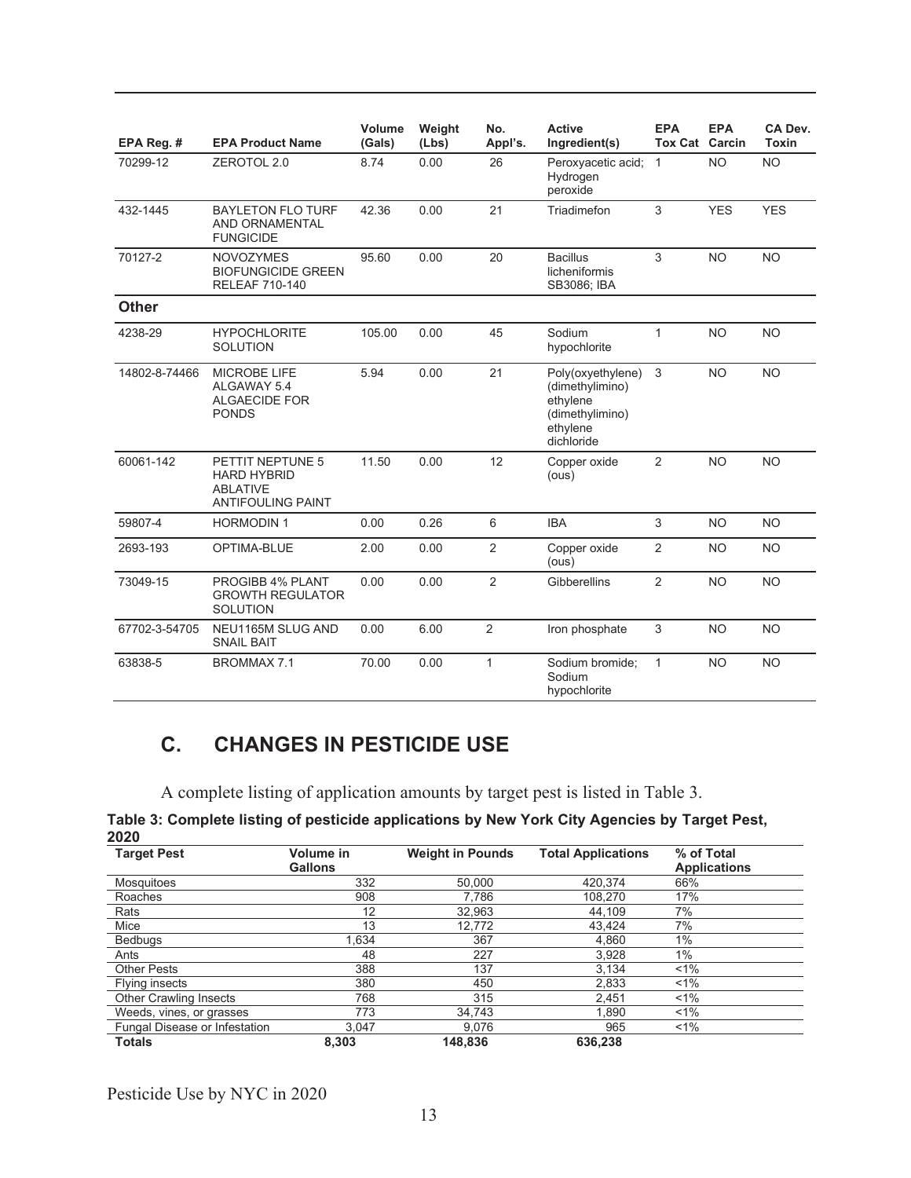| EPA Reg. # | EPA Product Name | Volume (Gals) | Weight (Lbs) | No. Appl's. | Active Ingredient(s) | EPA Tox Cat | EPA Carcin | CA Dev. Toxin |
|---|---|---|---|---|---|---|---|---|
| 70299-12 | ZEROTOL 2.0 | 8.74 | 0.00 | 26 | Peroxyacetic acid; Hydrogen peroxide | 1 | NO | NO |
| 432-1445 | BAYLETON FLO TURF AND ORNAMENTAL FUNGICIDE | 42.36 | 0.00 | 21 | Triadimefon | 3 | YES | YES |
| 70127-2 | NOVOZYMES BIOFUNGICIDE GREEN RELEAF 710-140 | 95.60 | 0.00 | 20 | Bacillus licheniformis SB3086; IBA | 3 | NO | NO |
| **Other** | | | | | | | | |
| 4238-29 | HYPOCHLORITE SOLUTION | 105.00 | 0.00 | 45 | Sodium hypochlorite | 1 | NO | NO |
| 14802-8-74466 | MICROBE LIFE ALGAWAY 5.4 ALGAECIDE FOR PONDS | 5.94 | 0.00 | 21 | Poly(oxyethylene) (dimethylimino) ethylene (dimethylimino) ethylene dichloride | 3 | NO | NO |
| 60061-142 | PETTIT NEPTUNE 5 HARD HYBRID ABLATIVE ANTIFOULING PAINT | 11.50 | 0.00 | 12 | Copper oxide (ous) | 2 | NO | NO |
| 59807-4 | HORMODIN 1 | 0.00 | 0.26 | 6 | IBA | 3 | NO | NO |
| 2693-193 | OPTIMA-BLUE | 2.00 | 0.00 | 2 | Copper oxide (ous) | 2 | NO | NO |
| 73049-15 | PROGIBB 4% PLANT GROWTH REGULATOR SOLUTION | 0.00 | 0.00 | 2 | Gibberellins | 2 | NO | NO |
| 67702-3-54705 | NEU1165M SLUG AND SNAIL BAIT | 0.00 | 6.00 | 2 | Iron phosphate | 3 | NO | NO |
| 63838-5 | BROMMAX 7.1 | 70.00 | 0.00 | 1 | Sodium bromide; Sodium hypochlorite | 1 | NO | NO |

## C. CHANGES IN PESTICIDE USE

A complete listing of application amounts by target pest is listed in Table 3.

**Table 3: Complete listing of pesticide applications by New York City Agencies by Target Pest, 2020**

| Target Pest | Volume in Gallons | Weight in Pounds | Total Applications | % of Total Applications |
|---|---|---|---|---|
| Mosquitoes | 332 | 50,000 | 420,374 | 66% |
| Roaches | 908 | 7,786 | 108,270 | 17% |
| Rats | 12 | 32,963 | 44,109 | 7% |
| Mice | 13 | 12,772 | 43,424 | 7% |
| Bedbugs | 1,634 | 367 | 4,860 | 1% |
| Ants | 48 | 227 | 3,928 | 1% |
| Other Pests | 388 | 137 | 3,134 | <1% |
| Flying insects | 380 | 450 | 2,833 | <1% |
| Other Crawling Insects | 768 | 315 | 2,451 | <1% |
| Weeds, vines, or grasses | 773 | 34,743 | 1,890 | <1% |
| Fungal Disease or Infestation | 3,047 | 9,076 | 965 | <1% |
| **Totals** | **8,303** | **148,836** | **636,238** | |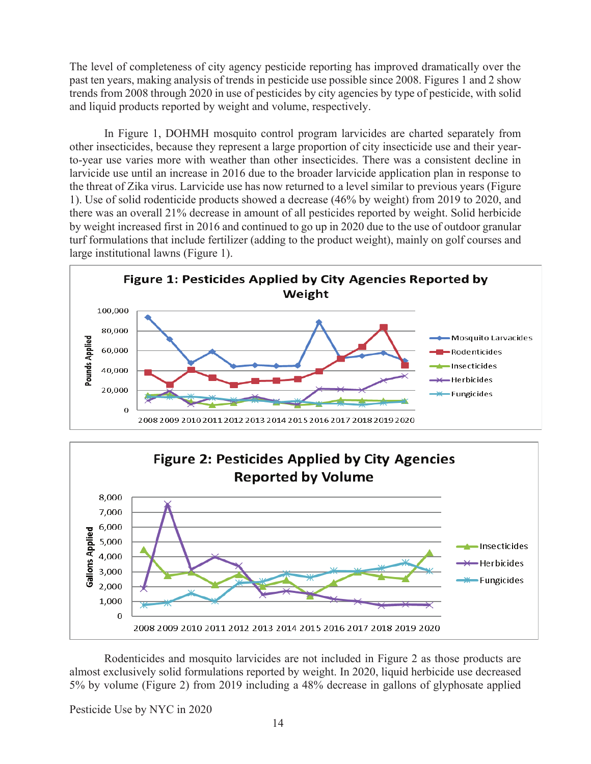The level of completeness of city agency pesticide reporting has improved dramatically over the past ten years, making analysis of trends in pesticide use possible since 2008. Figures 1 and 2 show trends from 2008 through 2020 in use of pesticides by city agencies by type of pesticide, with solid and liquid products reported by weight and volume, respectively.

In Figure 1, DOHMH mosquito control program larvicides are charted separately from other insecticides, because they represent a large proportion of city insecticide use and their year-to-year use varies more with weather than other insecticides. There was a consistent decline in larvicide use until an increase in 2016 due to the broader larvicide application plan in response to the threat of Zika virus. Larvicide use has now returned to a level similar to previous years (Figure 1). Use of solid rodenticide products showed a decrease (46% by weight) from 2019 to 2020, and there was an overall 21% decrease in amount of all pesticides reported by weight. Solid herbicide by weight increased first in 2016 and continued to go up in 2020 due to the use of outdoor granular turf formulations that include fertilizer (adding to the product weight), mainly on golf courses and large institutional lawns (Figure 1).

**Figure 1: Pesticides Applied by City Agencies Reported by Weight**

**Figure 2: Pesticides Applied by City Agencies Reported by Volume**

Rodenticides and mosquito larvicides are not included in Figure 2 as those products are almost exclusively solid formulations reported by weight. In 2020, liquid herbicide use decreased 5% by volume (Figure 2) from 2019 including a 48% decrease in gallons of glyphosate applied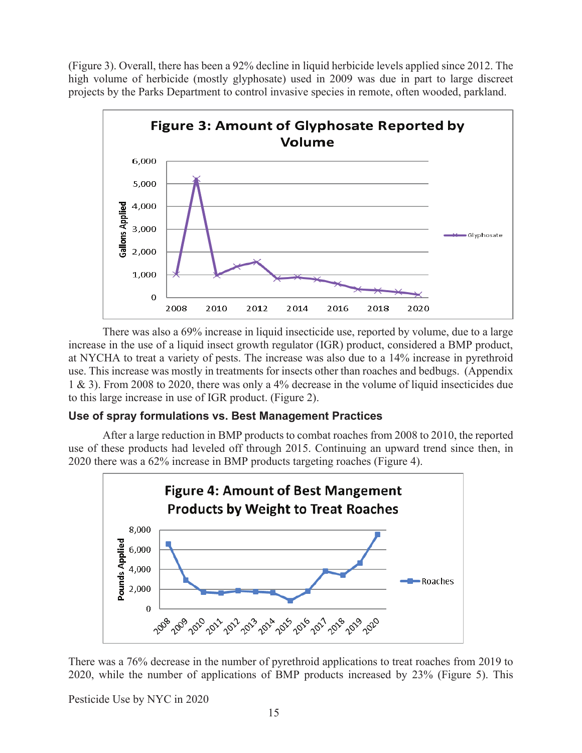(Figure 3). Overall, there has been a 92% decline in liquid herbicide levels applied since 2012. The high volume of herbicide (mostly glyphosate) used in 2009 was due in part to large discreet projects by the Parks Department to control invasive species in remote, often wooded, parkland.

**Figure 3: Amount of Glyphosate Reported by Volume**

There was also a 69% increase in liquid insecticide use, reported by volume, due to a large increase in the use of a liquid insect growth regulator (IGR) product, considered a BMP product, at NYCHA to treat a variety of pests. The increase was also due to a 14% increase in pyrethroid use. This increase was mostly in treatments for insects other than roaches and bedbugs. (Appendix 1 & 3). From 2008 to 2020, there was only a 4% decrease in the volume of liquid insecticides due to this large increase in use of IGR product. (Figure 2).

### Use of spray formulations vs. Best Management Practices

After a large reduction in BMP products to combat roaches from 2008 to 2010, the reported use of these products had leveled off through 2015. Continuing an upward trend since then, in 2020 there was a 62% increase in BMP products targeting roaches (Figure 4).

**Figure 4: Amount of Best Mangement Products by Weight to Treat Roaches**

There was a 76% decrease in the number of pyrethroid applications to treat roaches from 2019 to 2020, while the number of applications of BMP products increased by 23% (Figure 5). This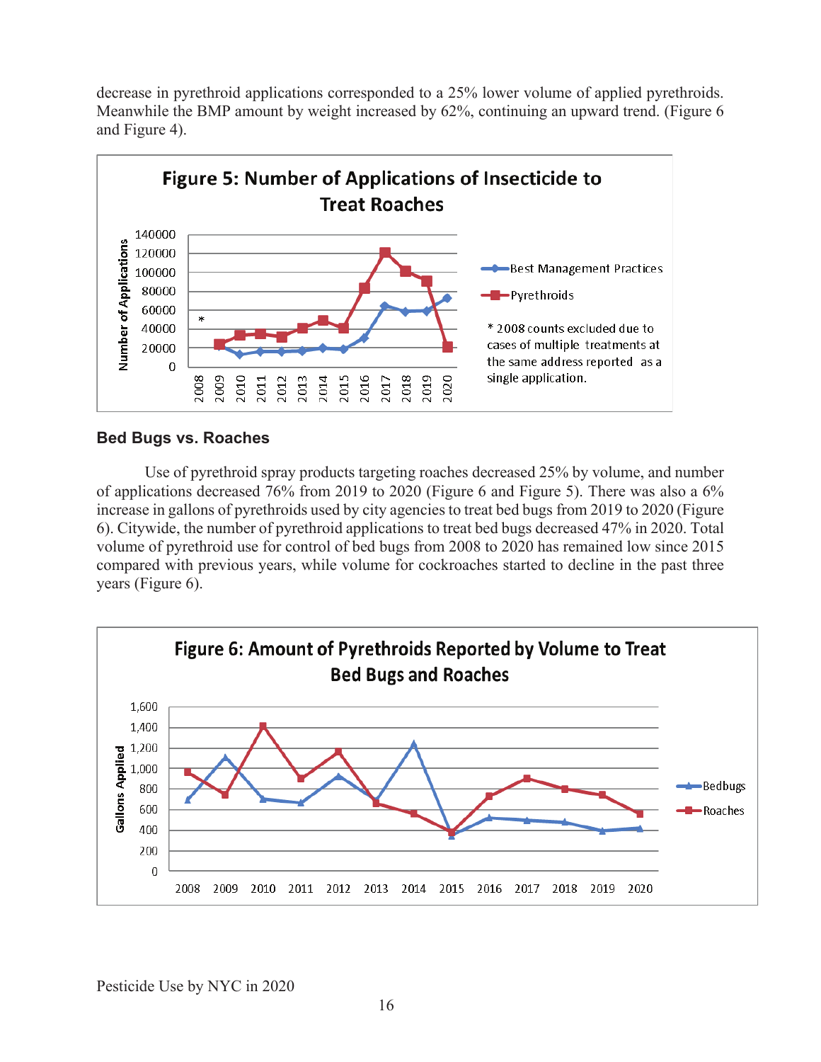decrease in pyrethroid applications corresponded to a 25% lower volume of applied pyrethroids. Meanwhile the BMP amount by weight increased by 62%, continuing an upward trend. (Figure 6 and Figure 4).

**Figure 5: Number of Applications of Insecticide to Treat Roaches**

* 2008 counts excluded due to cases of multiple treatments at the same address reported as a single application.

## Bed Bugs vs. Roaches

Use of pyrethroid spray products targeting roaches decreased 25% by volume, and number of applications decreased 76% from 2019 to 2020 (Figure 6 and Figure 5). There was also a 6% increase in gallons of pyrethroids used by city agencies to treat bed bugs from 2019 to 2020 (Figure 6). Citywide, the number of pyrethroid applications to treat bed bugs decreased 47% in 2020. Total volume of pyrethroid use for control of bed bugs from 2008 to 2020 has remained low since 2015 compared with previous years, while volume for cockroaches started to decline in the past three years (Figure 6).

**Figure 6: Amount of Pyrethroids Reported by Volume to Treat Bed Bugs and Roaches**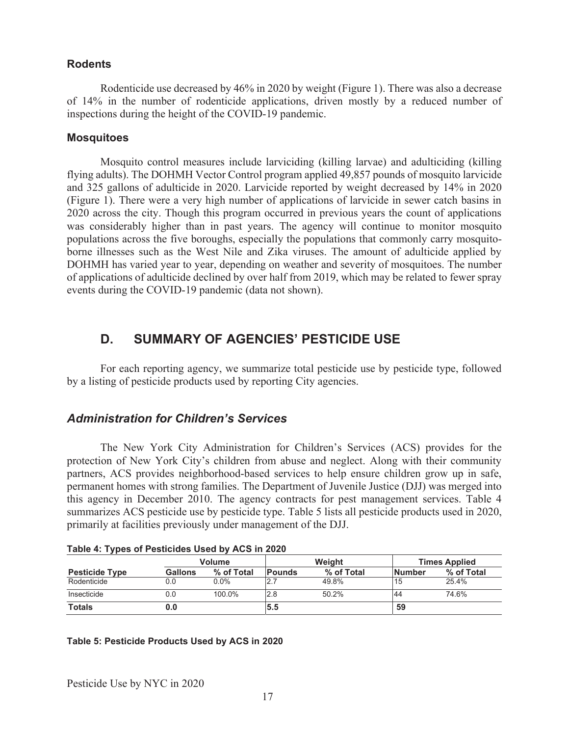### Rodents

Rodenticide use decreased by 46% in 2020 by weight (Figure 1). There was also a decrease of 14% in the number of rodenticide applications, driven mostly by a reduced number of inspections during the height of the COVID-19 pandemic.

### Mosquitoes

Mosquito control measures include larviciding (killing larvae) and adulticiding (killing flying adults). The DOHMH Vector Control program applied 49,857 pounds of mosquito larvicide and 325 gallons of adulticide in 2020. Larvicide reported by weight decreased by 14% in 2020 (Figure 1). There were a very high number of applications of larvicide in sewer catch basins in 2020 across the city. Though this program occurred in previous years the count of applications was considerably higher than in past years. The agency will continue to monitor mosquito populations across the five boroughs, especially the populations that commonly carry mosquito-borne illnesses such as the West Nile and Zika viruses. The amount of adulticide applied by DOHMH has varied year to year, depending on weather and severity of mosquitoes. The number of applications of adulticide declined by over half from 2019, which may be related to fewer spray events during the COVID-19 pandemic (data not shown).

## D. SUMMARY OF AGENCIES' PESTICIDE USE

For each reporting agency, we summarize total pesticide use by pesticide type, followed by a listing of pesticide products used by reporting City agencies.

### *Administration for Children's Services*

The New York City Administration for Children's Services (ACS) provides for the protection of New York City's children from abuse and neglect. Along with their community partners, ACS provides neighborhood-based services to help ensure children grow up in safe, permanent homes with strong families. The Department of Juvenile Justice (DJJ) was merged into this agency in December 2010. The agency contracts for pest management services. Table 4 summarizes ACS pesticide use by pesticide type. Table 5 lists all pesticide products used in 2020, primarily at facilities previously under management of the DJJ.

**Table 4: Types of Pesticides Used by ACS in 2020**

| | Volume | | Weight | | Times Applied | |
|---|---|---|---|---|---|---|
| **Pesticide Type** | **Gallons** | **% of Total** | **Pounds** | **% of Total** | **Number** | **% of Total** |
| Rodenticide | 0.0 | 0.0% | 2.7 | 49.8% | 15 | 25.4% |
| Insecticide | 0.0 | 100.0% | 2.8 | 50.2% | 44 | 74.6% |
| **Totals** | **0.0** | | **5.5** | | **59** | |

**Table 5: Pesticide Products Used by ACS in 2020**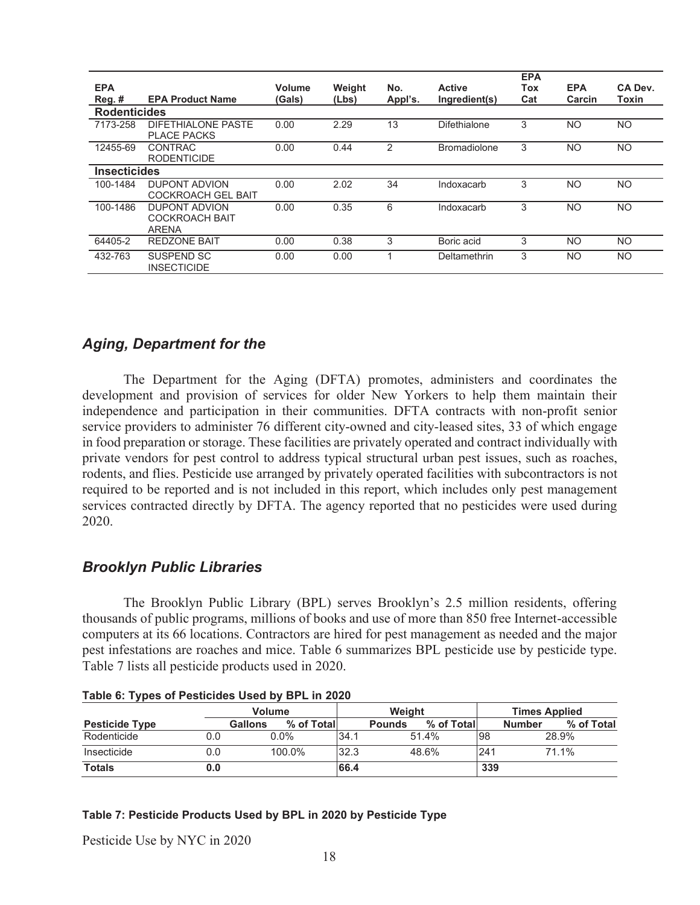| EPA Reg. # | EPA Product Name | Volume (Gals) | Weight (Lbs) | No. Appl's. | Active Ingredient(s) | EPA Tox Cat | EPA Carcin | CA Dev. Toxin |
|---|---|---|---|---|---|---|---|---|
| **Rodenticides** | | | | | | | | |
| 7173-258 | DIFETHIALONE PASTE PLACE PACKS | 0.00 | 2.29 | 13 | Difethialone | 3 | NO | NO |
| 12455-69 | CONTRAC RODENTICIDE | 0.00 | 0.44 | 2 | Bromadiolone | 3 | NO | NO |
| **Insecticides** | | | | | | | | |
| 100-1484 | DUPONT ADVION COCKROACH GEL BAIT | 0.00 | 2.02 | 34 | Indoxacarb | 3 | NO | NO |
| 100-1486 | DUPONT ADVION COCKROACH BAIT ARENA | 0.00 | 0.35 | 6 | Indoxacarb | 3 | NO | NO |
| 64405-2 | REDZONE BAIT | 0.00 | 0.38 | 3 | Boric acid | 3 | NO | NO |
| 432-763 | SUSPEND SC INSECTICIDE | 0.00 | 0.00 | 1 | Deltamethrin | 3 | NO | NO |

## *Aging, Department for the*

The Department for the Aging (DFTA) promotes, administers and coordinates the development and provision of services for older New Yorkers to help them maintain their independence and participation in their communities. DFTA contracts with non-profit senior service providers to administer 76 different city-owned and city-leased sites, 33 of which engage in food preparation or storage. These facilities are privately operated and contract individually with private vendors for pest control to address typical structural urban pest issues, such as roaches, rodents, and flies. Pesticide use arranged by privately operated facilities with subcontractors is not required to be reported and is not included in this report, which includes only pest management services contracted directly by DFTA. The agency reported that no pesticides were used during 2020.

## *Brooklyn Public Libraries*

The Brooklyn Public Library (BPL) serves Brooklyn's 2.5 million residents, offering thousands of public programs, millions of books and use of more than 850 free Internet-accessible computers at its 66 locations. Contractors are hired for pest management as needed and the major pest infestations are roaches and mice. Table 6 summarizes BPL pesticide use by pesticide type. Table 7 lists all pesticide products used in 2020.

**Table 6: Types of Pesticides Used by BPL in 2020**

| | Volume | | Weight | | Times Applied | |
|---|---|---|---|---|---|---|
| **Pesticide Type** | **Gallons** | **% of Total** | **Pounds** | **% of Total** | **Number** | **% of Total** |
| Rodenticide | 0.0 | 0.0% | 34.1 | 51.4% | 98 | 28.9% |
| Insecticide | 0.0 | 100.0% | 32.3 | 48.6% | 241 | 71.1% |
| **Totals** | **0.0** | | **66.4** | | **339** | |

**Table 7: Pesticide Products Used by BPL in 2020 by Pesticide Type**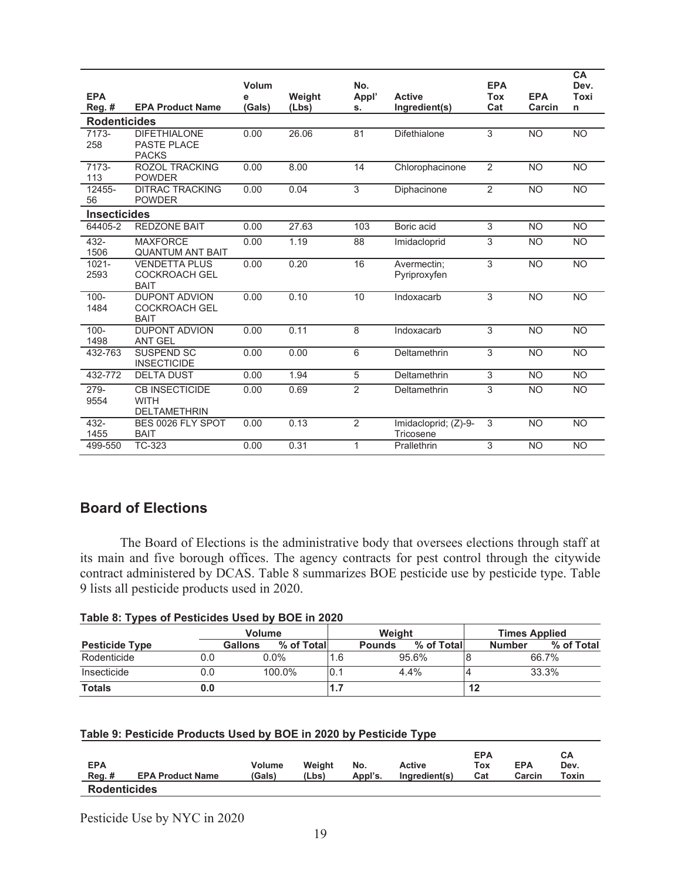| EPA Reg. # | EPA Product Name | Volume (Gals) | Weight (Lbs) | No. Appl's. | Active Ingredient(s) | EPA Tox Cat | EPA Carcin | CA Dev. Toxin |
|---|---|---|---|---|---|---|---|---|
| **Rodenticides** | | | | | | | | |
| 7173-258 | DIFETHIALONE PASTE PLACE PACKS | 0.00 | 26.06 | 81 | Difethialone | 3 | NO | NO |
| 7173-113 | ROZOL TRACKING POWDER | 0.00 | 8.00 | 14 | Chlorophacinone | 2 | NO | NO |
| 12455-56 | DITRAC TRACKING POWDER | 0.00 | 0.04 | 3 | Diphacinone | 2 | NO | NO |
| **Insecticides** | | | | | | | | |
| 64405-2 | REDZONE BAIT | 0.00 | 27.63 | 103 | Boric acid | 3 | NO | NO |
| 432-1506 | MAXFORCE QUANTUM ANT BAIT | 0.00 | 1.19 | 88 | Imidacloprid | 3 | NO | NO |
| 1021-2593 | VENDETTA PLUS COCKROACH GEL BAIT | 0.00 | 0.20 | 16 | Avermectin; Pyriproxyfen | 3 | NO | NO |
| 100-1484 | DUPONT ADVION COCKROACH GEL BAIT | 0.00 | 0.10 | 10 | Indoxacarb | 3 | NO | NO |
| 100-1498 | DUPONT ADVION ANT GEL | 0.00 | 0.11 | 8 | Indoxacarb | 3 | NO | NO |
| 432-763 | SUSPEND SC INSECTICIDE | 0.00 | 0.00 | 6 | Deltamethrin | 3 | NO | NO |
| 432-772 | DELTA DUST | 0.00 | 1.94 | 5 | Deltamethrin | 3 | NO | NO |
| 279-9554 | CB INSECTICIDE WITH DELTAMETHRIN | 0.00 | 0.69 | 2 | Deltamethrin | 3 | NO | NO |
| 432-1455 | BES 0026 FLY SPOT BAIT | 0.00 | 0.13 | 2 | Imidacloprid; (Z)-9-Tricosene | 3 | NO | NO |
| 499-550 | TC-323 | 0.00 | 0.31 | 1 | Prallethrin | 3 | NO | NO |

## Board of Elections

The Board of Elections is the administrative body that oversees elections through staff at its main and five borough offices. The agency contracts for pest control through the citywide contract administered by DCAS. Table 8 summarizes BOE pesticide use by pesticide type. Table 9 lists all pesticide products used in 2020.

**Table 8: Types of Pesticides Used by BOE in 2020**

| | Volume | | Weight | | Times Applied | |
|---|---|---|---|---|---|---|
| **Pesticide Type** | **Gallons** | **% of Total** | **Pounds** | **% of Total** | **Number** | **% of Total** |
| Rodenticide | 0.0 | 0.0% | 1.6 | 95.6% | 8 | 66.7% |
| Insecticide | 0.0 | 100.0% | 0.1 | 4.4% | 4 | 33.3% |
| **Totals** | **0.0** | | **1.7** | | **12** | |

**Table 9: Pesticide Products Used by BOE in 2020 by Pesticide Type**

| EPA Reg. # | EPA Product Name | Volume (Gals) | Weight (Lbs) | No. Appl's. | Active Ingredient(s) | EPA Tox Cat | EPA Carcin | CA Dev. Toxin |
|---|---|---|---|---|---|---|---|---|
| **Rodenticides** | | | | | | | | |

Pesticide Use by NYC in 2020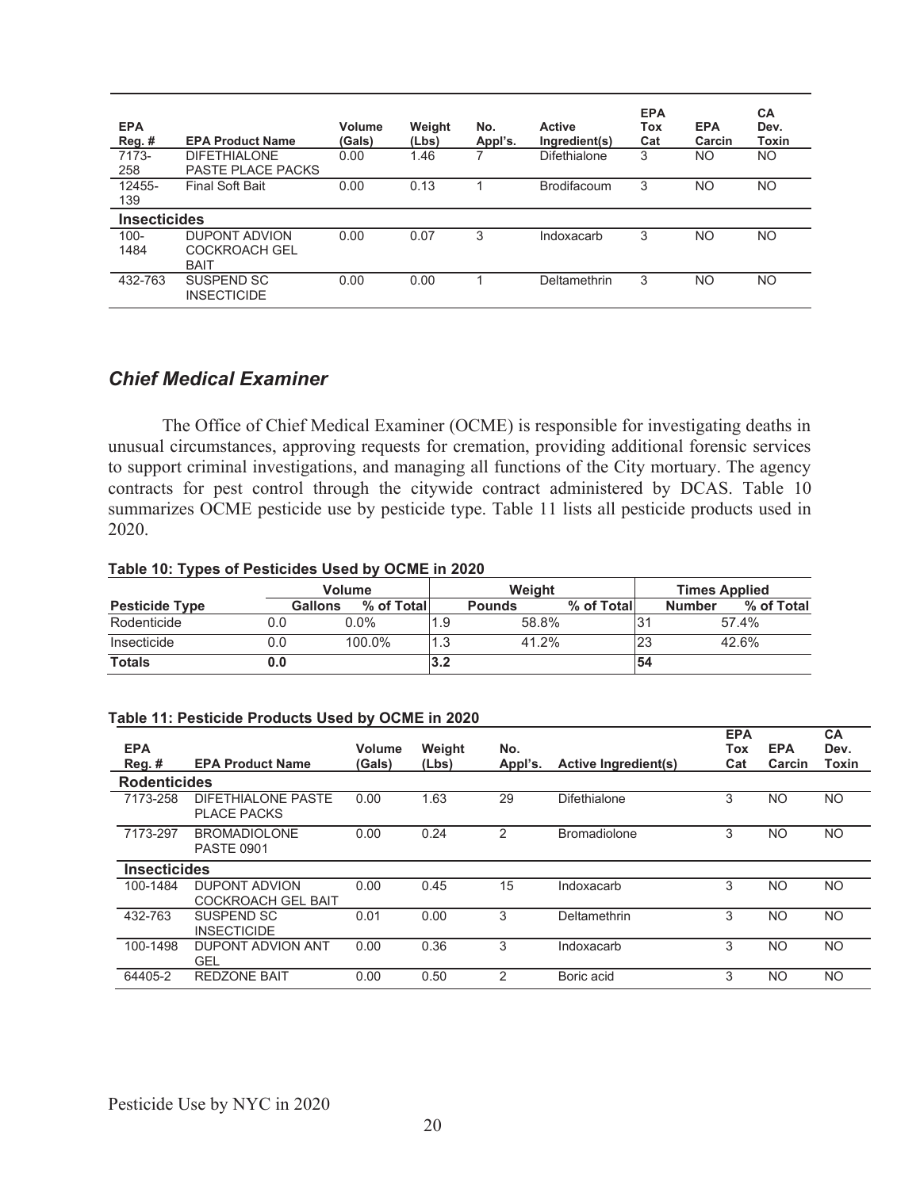| EPA Reg. # | EPA Product Name | Volume (Gals) | Weight (Lbs) | No. Appl's. | Active Ingredient(s) | EPA Tox Cat | EPA Carcin | CA Dev. Toxin |
|---|---|---|---|---|---|---|---|---|
| 7173-258 | DIFETHIALONE PASTE PLACE PACKS | 0.00 | 1.46 | 7 | Difethialone | 3 | NO | NO |
| 12455-139 | Final Soft Bait | 0.00 | 0.13 | 1 | Brodifacoum | 3 | NO | NO |
| **Insecticides** | | | | | | | | |
| 100-1484 | DUPONT ADVION COCKROACH GEL BAIT | 0.00 | 0.07 | 3 | Indoxacarb | 3 | NO | NO |
| 432-763 | SUSPEND SC INSECTICIDE | 0.00 | 0.00 | 1 | Deltamethrin | 3 | NO | NO |

## *Chief Medical Examiner*

The Office of Chief Medical Examiner (OCME) is responsible for investigating deaths in unusual circumstances, approving requests for cremation, providing additional forensic services to support criminal investigations, and managing all functions of the City mortuary. The agency contracts for pest control through the citywide contract administered by DCAS. Table 10 summarizes OCME pesticide use by pesticide type. Table 11 lists all pesticide products used in 2020.

**Table 10: Types of Pesticides Used by OCME in 2020**

| | Volume | | Weight | | Times Applied | |
|---|---|---|---|---|---|---|
| **Pesticide Type** | **Gallons** | **% of Total** | **Pounds** | **% of Total** | **Number** | **% of Total** |
| Rodenticide | 0.0 | 0.0% | 1.9 | 58.8% | 31 | 57.4% |
| Insecticide | 0.0 | 100.0% | 1.3 | 41.2% | 23 | 42.6% |
| **Totals** | **0.0** | | **3.2** | | **54** | |

**Table 11: Pesticide Products Used by OCME in 2020**

| EPA Reg. # | EPA Product Name | Volume (Gals) | Weight (Lbs) | No. Appl's. | Active Ingredient(s) | EPA Tox Cat | EPA Carcin | CA Dev. Toxin |
|---|---|---|---|---|---|---|---|---|
| **Rodenticides** | | | | | | | | |
| 7173-258 | DIFETHIALONE PASTE PLACE PACKS | 0.00 | 1.63 | 29 | Difethialone | 3 | NO | NO |
| 7173-297 | BROMADIOLONE PASTE 0901 | 0.00 | 0.24 | 2 | Bromadiolone | 3 | NO | NO |
| **Insecticides** | | | | | | | | |
| 100-1484 | DUPONT ADVION COCKROACH GEL BAIT | 0.00 | 0.45 | 15 | Indoxacarb | 3 | NO | NO |
| 432-763 | SUSPEND SC INSECTICIDE | 0.01 | 0.00 | 3 | Deltamethrin | 3 | NO | NO |
| 100-1498 | DUPONT ADVION ANT GEL | 0.00 | 0.36 | 3 | Indoxacarb | 3 | NO | NO |
| 64405-2 | REDZONE BAIT | 0.00 | 0.50 | 2 | Boric acid | 3 | NO | NO |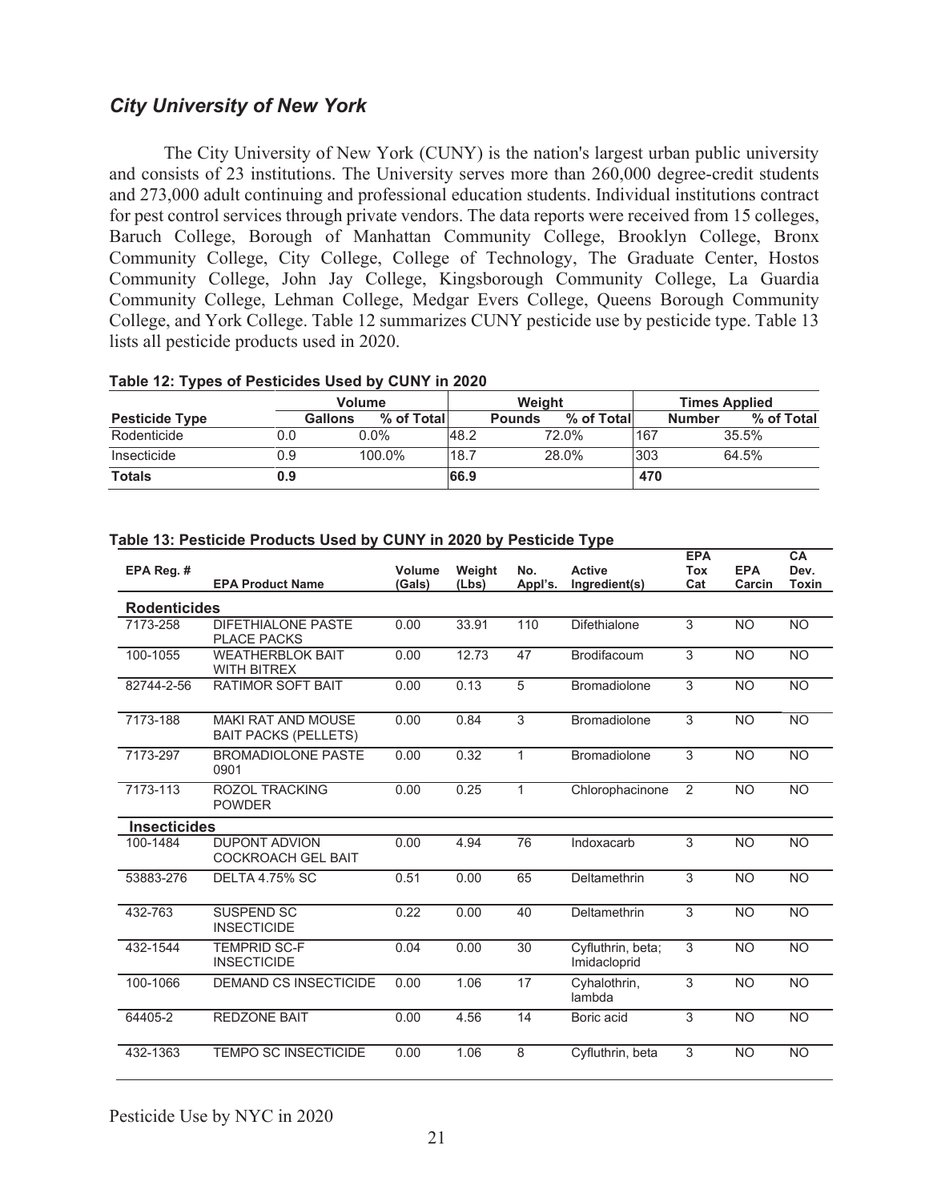## *City University of New York*

The City University of New York (CUNY) is the nation's largest urban public university and consists of 23 institutions. The University serves more than 260,000 degree-credit students and 273,000 adult continuing and professional education students. Individual institutions contract for pest control services through private vendors. The data reports were received from 15 colleges, Baruch College, Borough of Manhattan Community College, Brooklyn College, Bronx Community College, City College, College of Technology, The Graduate Center, Hostos Community College, John Jay College, Kingsborough Community College, La Guardia Community College, Lehman College, Medgar Evers College, Queens Borough Community College, and York College. Table 12 summarizes CUNY pesticide use by pesticide type. Table 13 lists all pesticide products used in 2020.

**Table 12: Types of Pesticides Used by CUNY in 2020**

| | Volume | | Weight | | Times Applied | |
|---|---|---|---|---|---|---|
| **Pesticide Type** | **Gallons** | **% of Total** | **Pounds** | **% of Total** | **Number** | **% of Total** |
| Rodenticide | 0.0 | 0.0% | 48.2 | 72.0% | 167 | 35.5% |
| Insecticide | 0.9 | 100.0% | 18.7 | 28.0% | 303 | 64.5% |
| **Totals** | **0.9** | | **66.9** | | **470** | |

**Table 13: Pesticide Products Used by CUNY in 2020 by Pesticide Type**

| EPA Reg. # | EPA Product Name | Volume (Gals) | Weight (Lbs) | No. Appl's. | Active Ingredient(s) | EPA Tox Cat | EPA Carcin | CA Dev. Toxin |
|---|---|---|---|---|---|---|---|---|
| **Rodenticides** | | | | | | | | |
| 7173-258 | DIFETHIALONE PASTE PLACE PACKS | 0.00 | 33.91 | 110 | Difethialone | 3 | NO | NO |
| 100-1055 | WEATHERBLOK BAIT WITH BITREX | 0.00 | 12.73 | 47 | Brodifacoum | 3 | NO | NO |
| 82744-2-56 | RATIMOR SOFT BAIT | 0.00 | 0.13 | 5 | Bromadiolone | 3 | NO | NO |
| 7173-188 | MAKI RAT AND MOUSE BAIT PACKS (PELLETS) | 0.00 | 0.84 | 3 | Bromadiolone | 3 | NO | NO |
| 7173-297 | BROMADIOLONE PASTE 0901 | 0.00 | 0.32 | 1 | Bromadiolone | 3 | NO | NO |
| 7173-113 | ROZOL TRACKING POWDER | 0.00 | 0.25 | 1 | Chlorophacinone | 2 | NO | NO |
| **Insecticides** | | | | | | | | |
| 100-1484 | DUPONT ADVION COCKROACH GEL BAIT | 0.00 | 4.94 | 76 | Indoxacarb | 3 | NO | NO |
| 53883-276 | DELTA 4.75% SC | 0.51 | 0.00 | 65 | Deltamethrin | 3 | NO | NO |
| 432-763 | SUSPEND SC INSECTICIDE | 0.22 | 0.00 | 40 | Deltamethrin | 3 | NO | NO |
| 432-1544 | TEMPRID SC-F INSECTICIDE | 0.04 | 0.00 | 30 | Cyfluthrin, beta; Imidacloprid | 3 | NO | NO |
| 100-1066 | DEMAND CS INSECTICIDE | 0.00 | 1.06 | 17 | Cyhalothrin, lambda | 3 | NO | NO |
| 64405-2 | REDZONE BAIT | 0.00 | 4.56 | 14 | Boric acid | 3 | NO | NO |
| 432-1363 | TEMPO SC INSECTICIDE | 0.00 | 1.06 | 8 | Cyfluthrin, beta | 3 | NO | NO |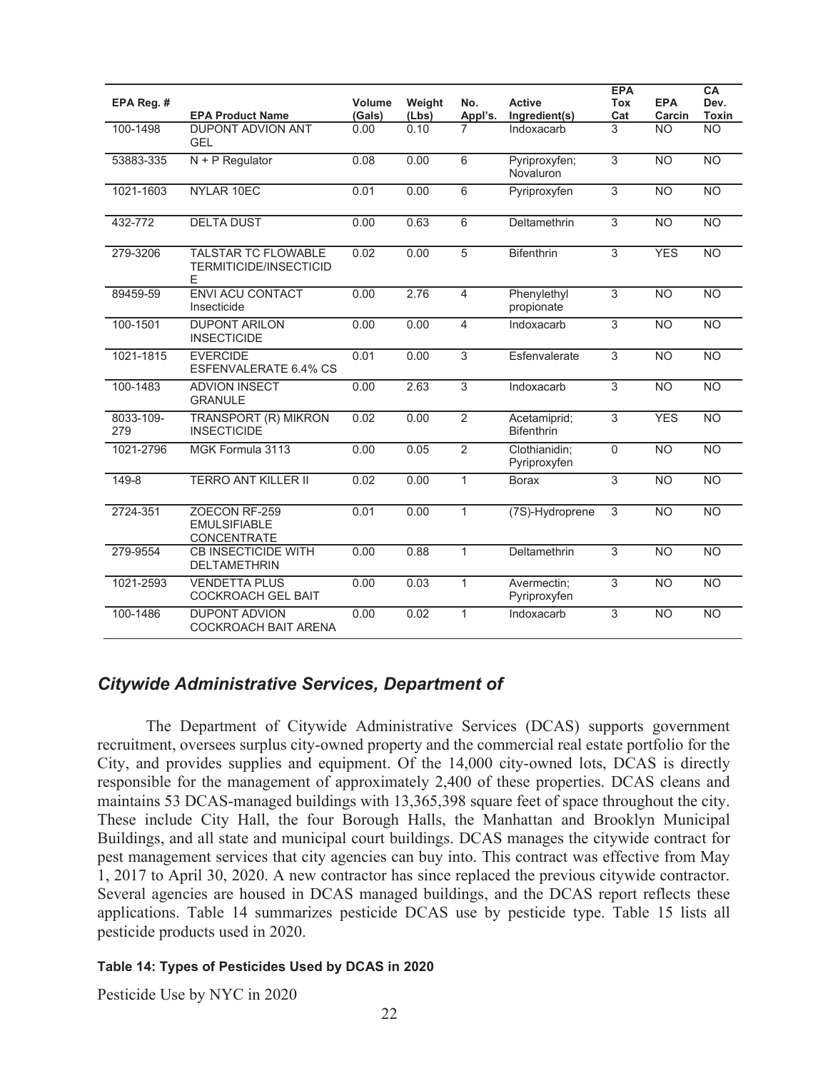| EPA Reg. # | EPA Product Name | Volume (Gals) | Weight (Lbs) | No. Appl's. | Active Ingredient(s) | EPA Tox Cat | EPA Carcin | CA Dev. Toxin |
|---|---|---|---|---|---|---|---|---|
| 100-1498 | DUPONT ADVION ANT GEL | 0.00 | 0.10 | 7 | Indoxacarb | 3 | NO | NO |
| 53883-335 | N + P Regulator | 0.08 | 0.00 | 6 | Pyriproxyfen; Novaluron | 3 | NO | NO |
| 1021-1603 | NYLAR 10EC | 0.01 | 0.00 | 6 | Pyriproxyfen | 3 | NO | NO |
| 432-772 | DELTA DUST | 0.00 | 0.63 | 6 | Deltamethrin | 3 | NO | NO |
| 279-3206 | TALSTAR TC FLOWABLE TERMITICIDE/INSECTICIDE | 0.02 | 0.00 | 5 | Bifenthrin | 3 | YES | NO |
| 89459-59 | ENVI ACU CONTACT Insecticide | 0.00 | 2.76 | 4 | Phenylethyl propionate | 3 | NO | NO |
| 100-1501 | DUPONT ARILON INSECTICIDE | 0.00 | 0.00 | 4 | Indoxacarb | 3 | NO | NO |
| 1021-1815 | EVERCIDE ESFENVALERATE 6.4% CS | 0.01 | 0.00 | 3 | Esfenvalerate | 3 | NO | NO |
| 100-1483 | ADVION INSECT GRANULE | 0.00 | 2.63 | 3 | Indoxacarb | 3 | NO | NO |
| 8033-109-279 | TRANSPORT (R) MIKRON INSECTICIDE | 0.02 | 0.00 | 2 | Acetamiprid; Bifenthrin | 3 | YES | NO |
| 1021-2796 | MGK Formula 3113 | 0.00 | 0.05 | 2 | Clothianidin; Pyriproxyfen | 0 | NO | NO |
| 149-8 | TERRO ANT KILLER II | 0.02 | 0.00 | 1 | Borax | 3 | NO | NO |
| 2724-351 | ZOECON RF-259 EMULSIFIABLE CONCENTRATE | 0.01 | 0.00 | 1 | (7S)-Hydroprene | 3 | NO | NO |
| 279-9554 | CB INSECTICIDE WITH DELTAMETHRIN | 0.00 | 0.88 | 1 | Deltamethrin | 3 | NO | NO |
| 1021-2593 | VENDETTA PLUS COCKROACH GEL BAIT | 0.00 | 0.03 | 1 | Avermectin; Pyriproxyfen | 3 | NO | NO |
| 100-1486 | DUPONT ADVION COCKROACH BAIT ARENA | 0.00 | 0.02 | 1 | Indoxacarb | 3 | NO | NO |

## *Citywide Administrative Services, Department of*

The Department of Citywide Administrative Services (DCAS) supports government recruitment, oversees surplus city-owned property and the commercial real estate portfolio for the City, and provides supplies and equipment. Of the 14,000 city-owned lots, DCAS is directly responsible for the management of approximately 2,400 of these properties. DCAS cleans and maintains 53 DCAS-managed buildings with 13,365,398 square feet of space throughout the city. These include City Hall, the four Borough Halls, the Manhattan and Brooklyn Municipal Buildings, and all state and municipal court buildings. DCAS manages the citywide contract for pest management services that city agencies can buy into. This contract was effective from May 1, 2017 to April 30, 2020. A new contractor has since replaced the previous citywide contractor. Several agencies are housed in DCAS managed buildings, and the DCAS report reflects these applications. Table 14 summarizes pesticide DCAS use by pesticide type. Table 15 lists all pesticide products used in 2020.

**Table 14: Types of Pesticides Used by DCAS in 2020**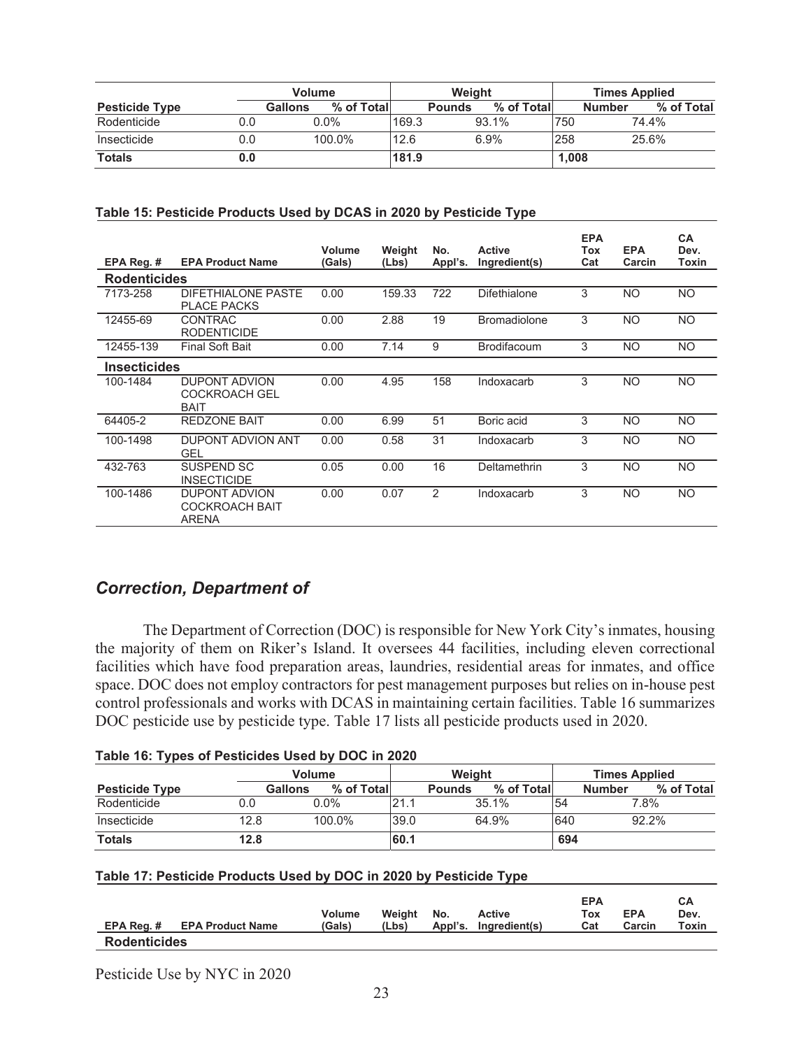| Pesticide Type | Volume | | Weight | | Times Applied | |
|---|---|---|---|---|---|---|
| | Gallons | % of Total | Pounds | % of Total | Number | % of Total |
| Rodenticide | 0.0 | 0.0% | 169.3 | 93.1% | 750 | 74.4% |
| Insecticide | 0.0 | 100.0% | 12.6 | 6.9% | 258 | 25.6% |
| **Totals** | **0.0** | | **181.9** | | **1,008** | |

**Table 15: Pesticide Products Used by DCAS in 2020 by Pesticide Type**

| EPA Reg. # | EPA Product Name | Volume (Gals) | Weight (Lbs) | No. Appl's. | Active Ingredient(s) | EPA Tox Cat | EPA Carcin | CA Dev. Toxin |
|---|---|---|---|---|---|---|---|---|
| **Rodenticides** | | | | | | | | |
| 7173-258 | DIFETHIALONE PASTE PLACE PACKS | 0.00 | 159.33 | 722 | Difethialone | 3 | NO | NO |
| 12455-69 | CONTRAC RODENTICIDE | 0.00 | 2.88 | 19 | Bromadiolone | 3 | NO | NO |
| 12455-139 | Final Soft Bait | 0.00 | 7.14 | 9 | Brodifacoum | 3 | NO | NO |
| **Insecticides** | | | | | | | | |
| 100-1484 | DUPONT ADVION COCKROACH GEL BAIT | 0.00 | 4.95 | 158 | Indoxacarb | 3 | NO | NO |
| 64405-2 | REDZONE BAIT | 0.00 | 6.99 | 51 | Boric acid | 3 | NO | NO |
| 100-1498 | DUPONT ADVION ANT GEL | 0.00 | 0.58 | 31 | Indoxacarb | 3 | NO | NO |
| 432-763 | SUSPEND SC INSECTICIDE | 0.05 | 0.00 | 16 | Deltamethrin | 3 | NO | NO |
| 100-1486 | DUPONT ADVION COCKROACH BAIT ARENA | 0.00 | 0.07 | 2 | Indoxacarb | 3 | NO | NO |

## *Correction, Department of*

The Department of Correction (DOC) is responsible for New York City's inmates, housing the majority of them on Riker's Island. It oversees 44 facilities, including eleven correctional facilities which have food preparation areas, laundries, residential areas for inmates, and office space. DOC does not employ contractors for pest management purposes but relies on in-house pest control professionals and works with DCAS in maintaining certain facilities. Table 16 summarizes DOC pesticide use by pesticide type. Table 17 lists all pesticide products used in 2020.

**Table 16: Types of Pesticides Used by DOC in 2020**

| Pesticide Type | Volume | | Weight | | Times Applied | |
|---|---|---|---|---|---|---|
| | Gallons | % of Total | Pounds | % of Total | Number | % of Total |
| Rodenticide | 0.0 | 0.0% | 21.1 | 35.1% | 54 | 7.8% |
| Insecticide | 12.8 | 100.0% | 39.0 | 64.9% | 640 | 92.2% |
| **Totals** | **12.8** | | **60.1** | | **694** | |

**Table 17: Pesticide Products Used by DOC in 2020 by Pesticide Type**

| EPA Reg. # | EPA Product Name | Volume (Gals) | Weight (Lbs) | No. Appl's. | Active Ingredient(s) | EPA Tox Cat | EPA Carcin | CA Dev. Toxin |
|---|---|---|---|---|---|---|---|---|
| **Rodenticides** | | | | | | | | |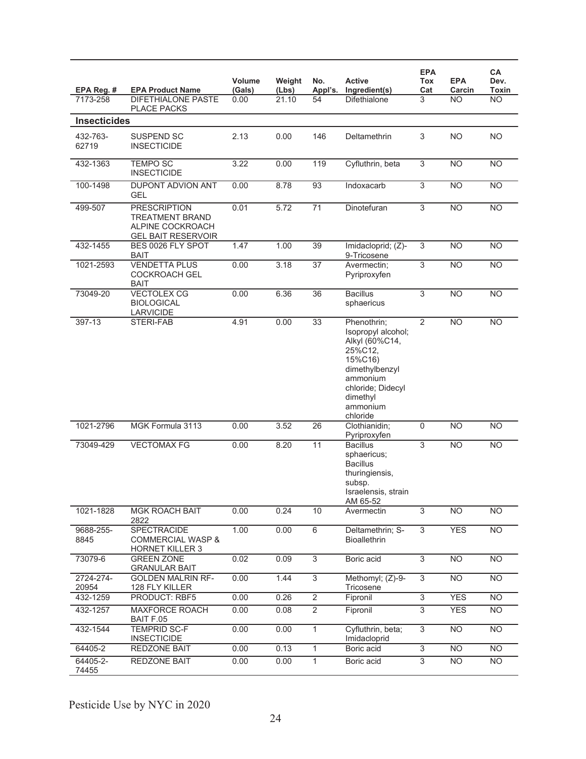| EPA Reg. # | EPA Product Name | Volume (Gals) | Weight (Lbs) | No. Appl's. | Active Ingredient(s) | EPA Tox Cat | EPA Carcin | CA Dev. Toxin |
|---|---|---|---|---|---|---|---|---|
| 7173-258 | DIFETHIALONE PASTE PLACE PACKS | 0.00 | 21.10 | 54 | Difethialone | 3 | NO | NO |
| **Insecticides** | | | | | | | | |
| 432-763-62719 | SUSPEND SC INSECTICIDE | 2.13 | 0.00 | 146 | Deltamethrin | 3 | NO | NO |
| 432-1363 | TEMPO SC INSECTICIDE | 3.22 | 0.00 | 119 | Cyfluthrin, beta | 3 | NO | NO |
| 100-1498 | DUPONT ADVION ANT GEL | 0.00 | 8.78 | 93 | Indoxacarb | 3 | NO | NO |
| 499-507 | PRESCRIPTION TREATMENT BRAND ALPINE COCKROACH GEL BAIT RESERVOIR | 0.01 | 5.72 | 71 | Dinotefuran | 3 | NO | NO |
| 432-1455 | BES 0026 FLY SPOT BAIT | 1.47 | 1.00 | 39 | Imidacloprid; (Z)-9-Tricosene | 3 | NO | NO |
| 1021-2593 | VENDETTA PLUS COCKROACH GEL BAIT | 0.00 | 3.18 | 37 | Avermectin; Pyriproxyfen | 3 | NO | NO |
| 73049-20 | VECTOLEX CG BIOLOGICAL LARVICIDE | 0.00 | 6.36 | 36 | Bacillus sphaericus | 3 | NO | NO |
| 397-13 | STERI-FAB | 4.91 | 0.00 | 33 | Phenothrin; Isopropyl alcohol; Alkyl (60%C14, 25%C12, 15%C16) dimethylbenzyl ammonium chloride; Didecyl dimethyl ammonium chloride | 2 | NO | NO |
| 1021-2796 | MGK Formula 3113 | 0.00 | 3.52 | 26 | Clothianidin; Pyriproxyfen | 0 | NO | NO |
| 73049-429 | VECTOMAX FG | 0.00 | 8.20 | 11 | Bacillus sphaericus; Bacillus thuringiensis, subsp. Israelensis, strain AM 65-52 | 3 | NO | NO |
| 1021-1828 | MGK ROACH BAIT 2822 | 0.00 | 0.24 | 10 | Avermectin | 3 | NO | NO |
| 9688-255-8845 | SPECTRACIDE COMMERCIAL WASP & HORNET KILLER 3 | 1.00 | 0.00 | 6 | Deltamethrin; S-Bioallethrin | 3 | YES | NO |
| 73079-6 | GREEN ZONE GRANULAR BAIT | 0.02 | 0.09 | 3 | Boric acid | 3 | NO | NO |
| 2724-274-20954 | GOLDEN MALRIN RF-128 FLY KILLER | 0.00 | 1.44 | 3 | Methomyl; (Z)-9-Tricosene | 3 | NO | NO |
| 432-1259 | PRODUCT: RBF5 | 0.00 | 0.26 | 2 | Fipronil | 3 | YES | NO |
| 432-1257 | MAXFORCE ROACH BAIT F.05 | 0.00 | 0.08 | 2 | Fipronil | 3 | YES | NO |
| 432-1544 | TEMPRID SC-F INSECTICIDE | 0.00 | 0.00 | 1 | Cyfluthrin, beta; Imidacloprid | 3 | NO | NO |
| 64405-2 | REDZONE BAIT | 0.00 | 0.13 | 1 | Boric acid | 3 | NO | NO |
| 64405-2-74455 | REDZONE BAIT | 0.00 | 0.00 | 1 | Boric acid | 3 | NO | NO |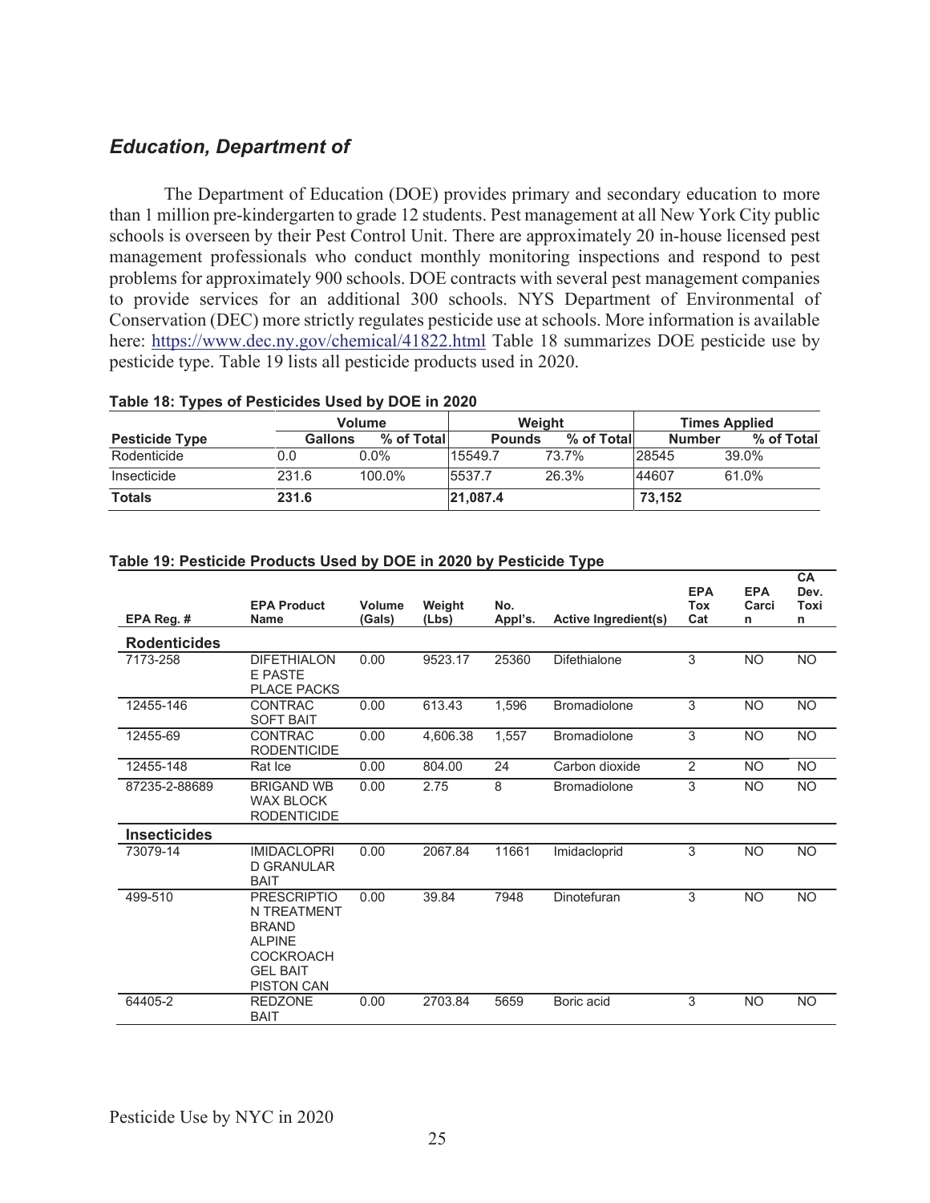## *Education, Department of*

The Department of Education (DOE) provides primary and secondary education to more than 1 million pre-kindergarten to grade 12 students. Pest management at all New York City public schools is overseen by their Pest Control Unit. There are approximately 20 in-house licensed pest management professionals who conduct monthly monitoring inspections and respond to pest problems for approximately 900 schools. DOE contracts with several pest management companies to provide services for an additional 300 schools. NYS Department of Environmental of Conservation (DEC) more strictly regulates pesticide use at schools. More information is available here: https://www.dec.ny.gov/chemical/41822.html Table 18 summarizes DOE pesticide use by pesticide type. Table 19 lists all pesticide products used in 2020.

**Table 18: Types of Pesticides Used by DOE in 2020**

| | Volume | | Weight | | Times Applied | |
|---|---|---|---|---|---|---|
| **Pesticide Type** | **Gallons** | **% of Total** | **Pounds** | **% of Total** | **Number** | **% of Total** |
| Rodenticide | 0.0 | 0.0% | 15549.7 | 73.7% | 28545 | 39.0% |
| Insecticide | 231.6 | 100.0% | 5537.7 | 26.3% | 44607 | 61.0% |
| **Totals** | **231.6** | | **21,087.4** | | **73,152** | |

**Table 19: Pesticide Products Used by DOE in 2020 by Pesticide Type**

| EPA Reg. # | EPA Product Name | Volume (Gals) | Weight (Lbs) | No. Appl's. | Active Ingredient(s) | EPA Tox Cat | EPA Carcin | CA Dev. Toxin |
|---|---|---|---|---|---|---|---|---|
| **Rodenticides** | | | | | | | | |
| 7173-258 | DIFETHIALONE PASTE PLACE PACKS | 0.00 | 9523.17 | 25360 | Difethialone | 3 | NO | NO |
| 12455-146 | CONTRAC SOFT BAIT | 0.00 | 613.43 | 1,596 | Bromadiolone | 3 | NO | NO |
| 12455-69 | CONTRAC RODENTICIDE | 0.00 | 4,606.38 | 1,557 | Bromadiolone | 3 | NO | NO |
| 12455-148 | Rat Ice | 0.00 | 804.00 | 24 | Carbon dioxide | 2 | NO | NO |
| 87235-2-88689 | BRIGAND WB WAX BLOCK RODENTICIDE | 0.00 | 2.75 | 8 | Bromadiolone | 3 | NO | NO |
| **Insecticides** | | | | | | | | |
| 73079-14 | IMIDACLOPRID GRANULAR BAIT | 0.00 | 2067.84 | 11661 | Imidacloprid | 3 | NO | NO |
| 499-510 | PRESCRIPTION TREATMENT BRAND ALPINE COCKROACH GEL BAIT PISTON CAN | 0.00 | 39.84 | 7948 | Dinotefuran | 3 | NO | NO |
| 64405-2 | REDZONE BAIT | 0.00 | 2703.84 | 5659 | Boric acid | 3 | NO | NO |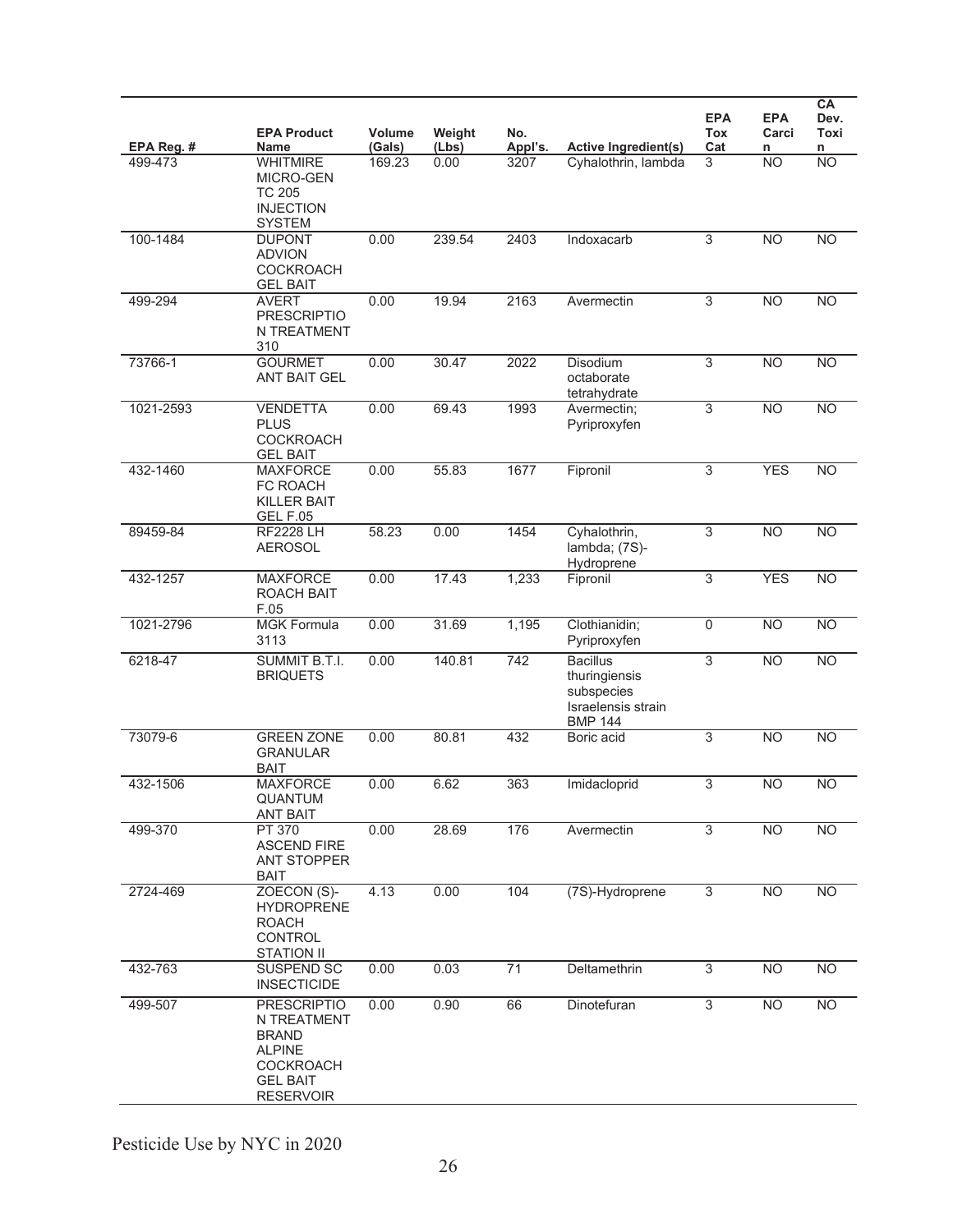| EPA Reg. # | EPA Product Name | Volume (Gals) | Weight (Lbs) | No. Appl's. | Active Ingredient(s) | EPA Tox Cat | EPA Carcin | CA Dev. Toxin |
|---|---|---|---|---|---|---|---|---|
| 499-473 | WHITMIRE MICRO-GEN TC 205 INJECTION SYSTEM | 169.23 | 0.00 | 3207 | Cyhalothrin, lambda | 3 | NO | NO |
| 100-1484 | DUPONT ADVION COCKROACH GEL BAIT | 0.00 | 239.54 | 2403 | Indoxacarb | 3 | NO | NO |
| 499-294 | AVERT PRESCRIPTION TREATMENT 310 | 0.00 | 19.94 | 2163 | Avermectin | 3 | NO | NO |
| 73766-1 | GOURMET ANT BAIT GEL | 0.00 | 30.47 | 2022 | Disodium octaborate tetrahydrate | 3 | NO | NO |
| 1021-2593 | VENDETTA PLUS COCKROACH GEL BAIT | 0.00 | 69.43 | 1993 | Avermectin; Pyriproxyfen | 3 | NO | NO |
| 432-1460 | MAXFORCE FC ROACH KILLER BAIT GEL F.05 | 0.00 | 55.83 | 1677 | Fipronil | 3 | YES | NO |
| 89459-84 | RF2228 LH AEROSOL | 58.23 | 0.00 | 1454 | Cyhalothrin, lambda; (7S)-Hydroprene | 3 | NO | NO |
| 432-1257 | MAXFORCE ROACH BAIT F.05 | 0.00 | 17.43 | 1,233 | Fipronil | 3 | YES | NO |
| 1021-2796 | MGK Formula 3113 | 0.00 | 31.69 | 1,195 | Clothianidin; Pyriproxyfen | 0 | NO | NO |
| 6218-47 | SUMMIT B.T.I. BRIQUETS | 0.00 | 140.81 | 742 | Bacillus thuringiensis subspecies Israelensis strain BMP 144 | 3 | NO | NO |
| 73079-6 | GREEN ZONE GRANULAR BAIT | 0.00 | 80.81 | 432 | Boric acid | 3 | NO | NO |
| 432-1506 | MAXFORCE QUANTUM ANT BAIT | 0.00 | 6.62 | 363 | Imidacloprid | 3 | NO | NO |
| 499-370 | PT 370 ASCEND FIRE ANT STOPPER BAIT | 0.00 | 28.69 | 176 | Avermectin | 3 | NO | NO |
| 2724-469 | ZOECON (S)-HYDROPRENE ROACH CONTROL STATION II | 4.13 | 0.00 | 104 | (7S)-Hydroprene | 3 | NO | NO |
| 432-763 | SUSPEND SC INSECTICIDE | 0.00 | 0.03 | 71 | Deltamethrin | 3 | NO | NO |
| 499-507 | PRESCRIPTION TREATMENT BRAND ALPINE COCKROACH GEL BAIT RESERVOIR | 0.00 | 0.90 | 66 | Dinotefuran | 3 | NO | NO |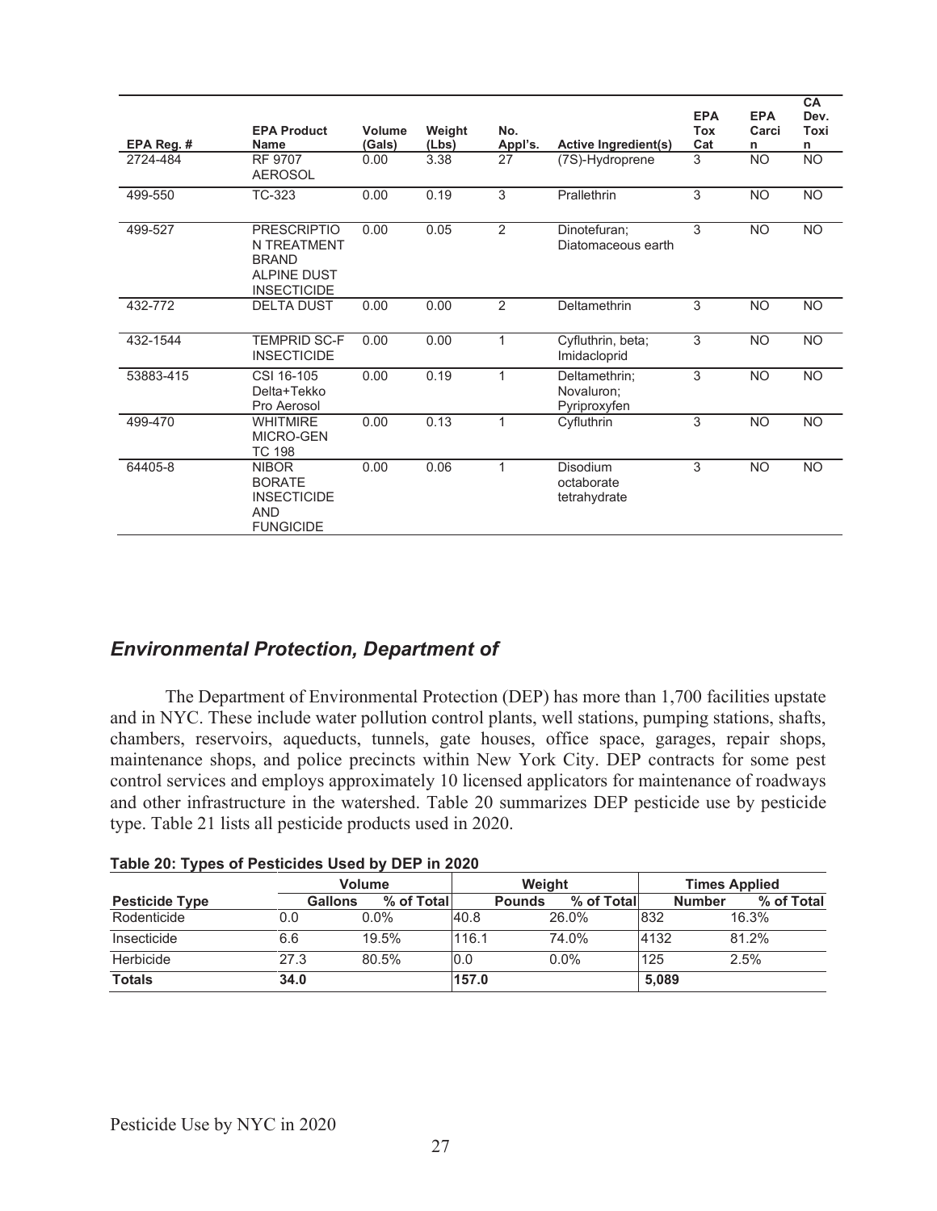| EPA Reg. # | EPA Product Name | Volume (Gals) | Weight (Lbs) | No. Appl's. | Active Ingredient(s) | EPA Tox Cat | EPA Carcin | CA Dev. Toxin |
|---|---|---|---|---|---|---|---|---|
| 2724-484 | RF 9707 AEROSOL | 0.00 | 3.38 | 27 | (7S)-Hydroprene | 3 | NO | NO |
| 499-550 | TC-323 | 0.00 | 0.19 | 3 | Prallethrin | 3 | NO | NO |
| 499-527 | PRESCRIPTION TREATMENT BRAND ALPINE DUST INSECTICIDE | 0.00 | 0.05 | 2 | Dinotefuran; Diatomaceous earth | 3 | NO | NO |
| 432-772 | DELTA DUST | 0.00 | 0.00 | 2 | Deltamethrin | 3 | NO | NO |
| 432-1544 | TEMPRID SC-F INSECTICIDE | 0.00 | 0.00 | 1 | Cyfluthrin, beta; Imidacloprid | 3 | NO | NO |
| 53883-415 | CSI 16-105 Delta+Tekko Pro Aerosol | 0.00 | 0.19 | 1 | Deltamethrin; Novaluron; Pyriproxyfen | 3 | NO | NO |
| 499-470 | WHITMIRE MICRO-GEN TC 198 | 0.00 | 0.13 | 1 | Cyfluthrin | 3 | NO | NO |
| 64405-8 | NIBOR BORATE INSECTICIDE AND FUNGICIDE | 0.00 | 0.06 | 1 | Disodium octaborate tetrahydrate | 3 | NO | NO |

## *Environmental Protection, Department of*

The Department of Environmental Protection (DEP) has more than 1,700 facilities upstate and in NYC. These include water pollution control plants, well stations, pumping stations, shafts, chambers, reservoirs, aqueducts, tunnels, gate houses, office space, garages, repair shops, maintenance shops, and police precincts within New York City. DEP contracts for some pest control services and employs approximately 10 licensed applicators for maintenance of roadways and other infrastructure in the watershed. Table 20 summarizes DEP pesticide use by pesticide type. Table 21 lists all pesticide products used in 2020.

**Table 20: Types of Pesticides Used by DEP in 2020**

| | Volume | | Weight | | Times Applied | |
|---|---|---|---|---|---|---|
| **Pesticide Type** | **Gallons** | **% of Total** | **Pounds** | **% of Total** | **Number** | **% of Total** |
| Rodenticide | 0.0 | 0.0% | 40.8 | 26.0% | 832 | 16.3% |
| Insecticide | 6.6 | 19.5% | 116.1 | 74.0% | 4132 | 81.2% |
| Herbicide | 27.3 | 80.5% | 0.0 | 0.0% | 125 | 2.5% |
| **Totals** | **34.0** | | **157.0** | | **5,089** | |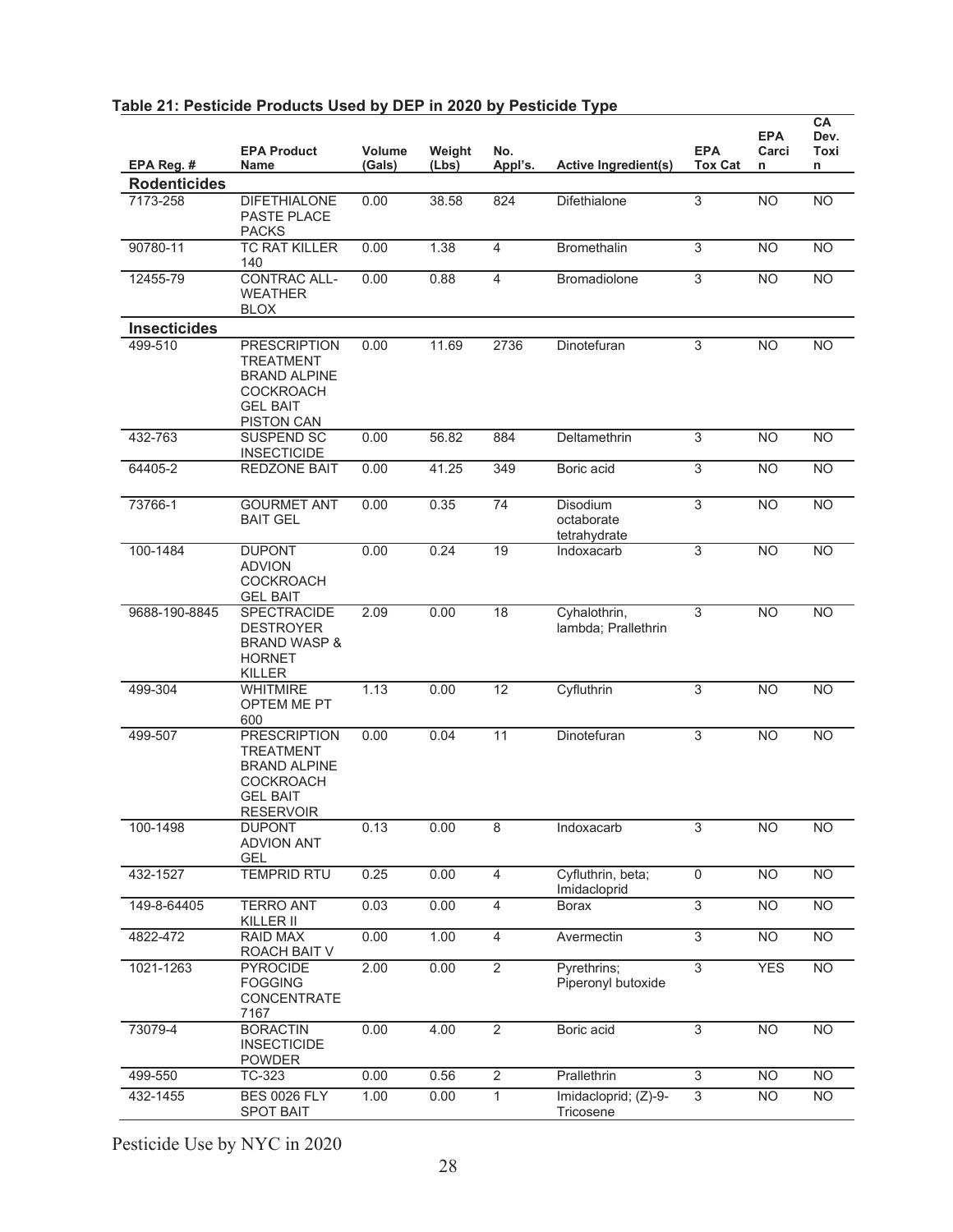**Table 21: Pesticide Products Used by DEP in 2020 by Pesticide Type**

| EPA Reg. # | EPA Product Name | Volume (Gals) | Weight (Lbs) | No. Appl's. | Active Ingredient(s) | EPA Tox Cat | EPA Carcin | CA Dev. Toxin |
|---|---|---|---|---|---|---|---|---|
| **Rodenticides** | | | | | | | | |
| 7173-258 | DIFETHIALONE PASTE PLACE PACKS | 0.00 | 38.58 | 824 | Difethialone | 3 | NO | NO |
| 90780-11 | TC RAT KILLER 140 | 0.00 | 1.38 | 4 | Bromethalin | 3 | NO | NO |
| 12455-79 | CONTRAC ALL-WEATHER BLOX | 0.00 | 0.88 | 4 | Bromadiolone | 3 | NO | NO |
| **Insecticides** | | | | | | | | |
| 499-510 | PRESCRIPTION TREATMENT BRAND ALPINE COCKROACH GEL BAIT PISTON CAN | 0.00 | 11.69 | 2736 | Dinotefuran | 3 | NO | NO |
| 432-763 | SUSPEND SC INSECTICIDE | 0.00 | 56.82 | 884 | Deltamethrin | 3 | NO | NO |
| 64405-2 | REDZONE BAIT | 0.00 | 41.25 | 349 | Boric acid | 3 | NO | NO |
| 73766-1 | GOURMET ANT BAIT GEL | 0.00 | 0.35 | 74 | Disodium octaborate tetrahydrate | 3 | NO | NO |
| 100-1484 | DUPONT ADVION COCKROACH GEL BAIT | 0.00 | 0.24 | 19 | Indoxacarb | 3 | NO | NO |
| 9688-190-8845 | SPECTRACIDE DESTROYER BRAND WASP & HORNET KILLER | 2.09 | 0.00 | 18 | Cyhalothrin, lambda; Prallethrin | 3 | NO | NO |
| 499-304 | WHITMIRE OPTEM ME PT 600 | 1.13 | 0.00 | 12 | Cyfluthrin | 3 | NO | NO |
| 499-507 | PRESCRIPTION TREATMENT BRAND ALPINE COCKROACH GEL BAIT RESERVOIR | 0.00 | 0.04 | 11 | Dinotefuran | 3 | NO | NO |
| 100-1498 | DUPONT ADVION ANT GEL | 0.13 | 0.00 | 8 | Indoxacarb | 3 | NO | NO |
| 432-1527 | TEMPRID RTU | 0.25 | 0.00 | 4 | Cyfluthrin, beta; Imidacloprid | 0 | NO | NO |
| 149-8-64405 | TERRO ANT KILLER II | 0.03 | 0.00 | 4 | Borax | 3 | NO | NO |
| 4822-472 | RAID MAX ROACH BAIT V | 0.00 | 1.00 | 4 | Avermectin | 3 | NO | NO |
| 1021-1263 | PYROCIDE FOGGING CONCENTRATE 7167 | 2.00 | 0.00 | 2 | Pyrethrins; Piperonyl butoxide | 3 | YES | NO |
| 73079-4 | BORACTIN INSECTICIDE POWDER | 0.00 | 4.00 | 2 | Boric acid | 3 | NO | NO |
| 499-550 | TC-323 | 0.00 | 0.56 | 2 | Prallethrin | 3 | NO | NO |
| 432-1455 | BES 0026 FLY SPOT BAIT | 1.00 | 0.00 | 1 | Imidacloprid; (Z)-9-Tricosene | 3 | NO | NO |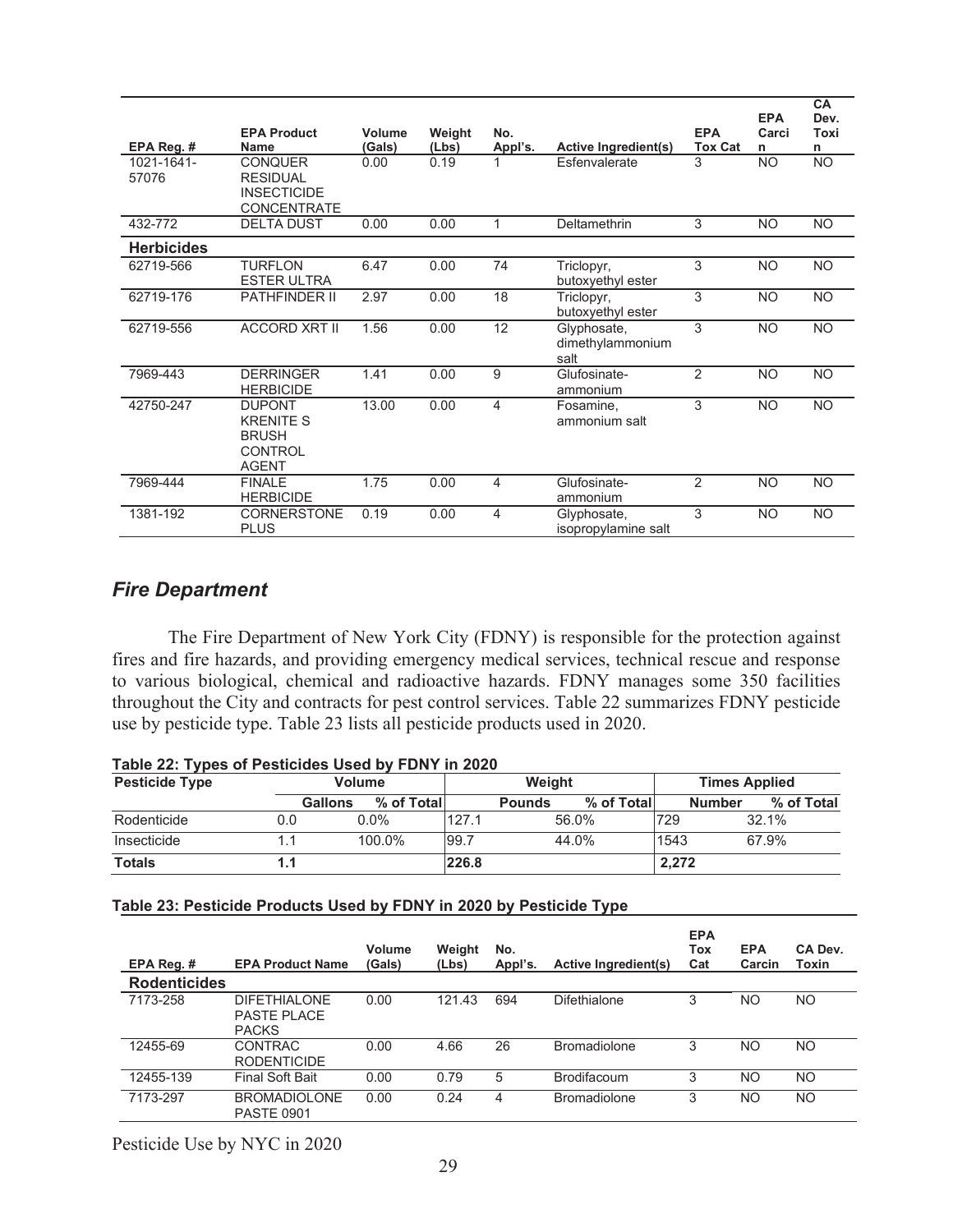| EPA Reg. # | EPA Product Name | Volume (Gals) | Weight (Lbs) | No. Appl's. | Active Ingredient(s) | EPA Tox Cat | EPA Carcin | CA Dev. Toxin |
|---|---|---|---|---|---|---|---|---|
| 1021-1641-57076 | CONQUER RESIDUAL INSECTICIDE CONCENTRATE | 0.00 | 0.19 | 1 | Esfenvalerate | 3 | NO | NO |
| 432-772 | DELTA DUST | 0.00 | 0.00 | 1 | Deltamethrin | 3 | NO | NO |
| **Herbicides** | | | | | | | | |
| 62719-566 | TURFLON ESTER ULTRA | 6.47 | 0.00 | 74 | Triclopyr, butoxyethyl ester | 3 | NO | NO |
| 62719-176 | PATHFINDER II | 2.97 | 0.00 | 18 | Triclopyr, butoxyethyl ester | 3 | NO | NO |
| 62719-556 | ACCORD XRT II | 1.56 | 0.00 | 12 | Glyphosate, dimethylammonium salt | 3 | NO | NO |
| 7969-443 | DERRINGER HERBICIDE | 1.41 | 0.00 | 9 | Glufosinate-ammonium | 2 | NO | NO |
| 42750-247 | DUPONT KRENITE S BRUSH CONTROL AGENT | 13.00 | 0.00 | 4 | Fosamine, ammonium salt | 3 | NO | NO |
| 7969-444 | FINALE HERBICIDE | 1.75 | 0.00 | 4 | Glufosinate-ammonium | 2 | NO | NO |
| 1381-192 | CORNERSTONE PLUS | 0.19 | 0.00 | 4 | Glyphosate, isopropylamine salt | 3 | NO | NO |

## *Fire Department*

The Fire Department of New York City (FDNY) is responsible for the protection against fires and fire hazards, and providing emergency medical services, technical rescue and response to various biological, chemical and radioactive hazards. FDNY manages some 350 facilities throughout the City and contracts for pest control services. Table 22 summarizes FDNY pesticide use by pesticide type. Table 23 lists all pesticide products used in 2020.

**Table 22: Types of Pesticides Used by FDNY in 2020**

| Pesticide Type | Volume | | Weight | | Times Applied | |
|---|---|---|---|---|---|---|
| | Gallons | % of Total | Pounds | % of Total | Number | % of Total |
| Rodenticide | 0.0 | 0.0% | 127.1 | 56.0% | 729 | 32.1% |
| Insecticide | 1.1 | 100.0% | 99.7 | 44.0% | 1543 | 67.9% |
| **Totals** | **1.1** | | **226.8** | | **2,272** | |

**Table 23: Pesticide Products Used by FDNY in 2020 by Pesticide Type**

| EPA Reg. # | EPA Product Name | Volume (Gals) | Weight (Lbs) | No. Appl's. | Active Ingredient(s) | EPA Tox Cat | EPA Carcin | CA Dev. Toxin |
|---|---|---|---|---|---|---|---|---|
| **Rodenticides** | | | | | | | | |
| 7173-258 | DIFETHIALONE PASTE PLACE PACKS | 0.00 | 121.43 | 694 | Difethialone | 3 | NO | NO |
| 12455-69 | CONTRAC RODENTICIDE | 0.00 | 4.66 | 26 | Bromadiolone | 3 | NO | NO |
| 12455-139 | Final Soft Bait | 0.00 | 0.79 | 5 | Brodifacoum | 3 | NO | NO |
| 7173-297 | BROMADIOLONE PASTE 0901 | 0.00 | 0.24 | 4 | Bromadiolone | 3 | NO | NO |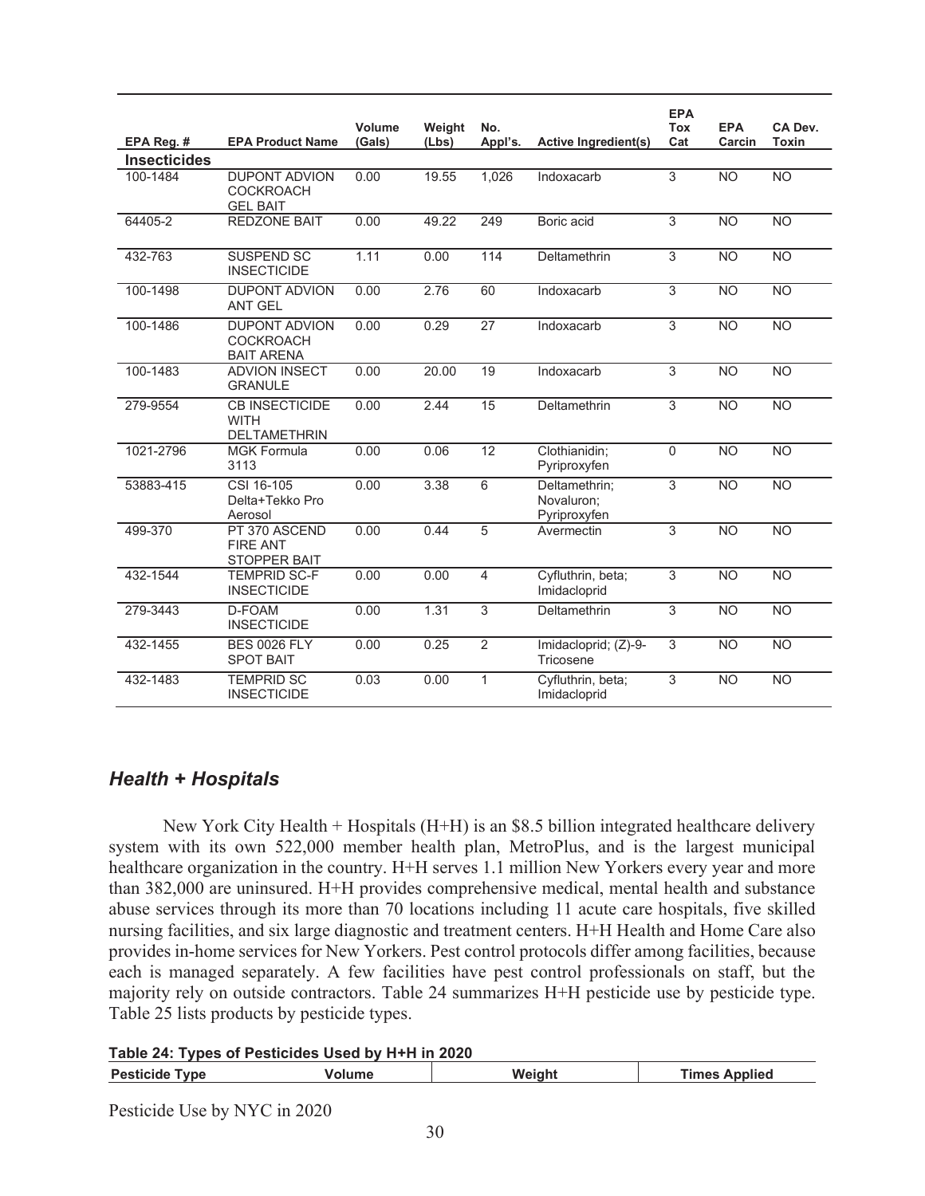| EPA Reg. # | EPA Product Name | Volume (Gals) | Weight (Lbs) | No. Appl's. | Active Ingredient(s) | EPA Tox Cat | EPA Carcin | CA Dev. Toxin |
|---|---|---|---|---|---|---|---|---|
| **Insecticides** | | | | | | | | |
| 100-1484 | DUPONT ADVION COCKROACH GEL BAIT | 0.00 | 19.55 | 1,026 | Indoxacarb | 3 | NO | NO |
| 64405-2 | REDZONE BAIT | 0.00 | 49.22 | 249 | Boric acid | 3 | NO | NO |
| 432-763 | SUSPEND SC INSECTICIDE | 1.11 | 0.00 | 114 | Deltamethrin | 3 | NO | NO |
| 100-1498 | DUPONT ADVION ANT GEL | 0.00 | 2.76 | 60 | Indoxacarb | 3 | NO | NO |
| 100-1486 | DUPONT ADVION COCKROACH BAIT ARENA | 0.00 | 0.29 | 27 | Indoxacarb | 3 | NO | NO |
| 100-1483 | ADVION INSECT GRANULE | 0.00 | 20.00 | 19 | Indoxacarb | 3 | NO | NO |
| 279-9554 | CB INSECTICIDE WITH DELTAMETHRIN | 0.00 | 2.44 | 15 | Deltamethrin | 3 | NO | NO |
| 1021-2796 | MGK Formula 3113 | 0.00 | 0.06 | 12 | Clothianidin; Pyriproxyfen | 0 | NO | NO |
| 53883-415 | CSI 16-105 Delta+Tekko Pro Aerosol | 0.00 | 3.38 | 6 | Deltamethrin; Novaluron; Pyriproxyfen | 3 | NO | NO |
| 499-370 | PT 370 ASCEND FIRE ANT STOPPER BAIT | 0.00 | 0.44 | 5 | Avermectin | 3 | NO | NO |
| 432-1544 | TEMPRID SC-F INSECTICIDE | 0.00 | 0.00 | 4 | Cyfluthrin, beta; Imidacloprid | 3 | NO | NO |
| 279-3443 | D-FOAM INSECTICIDE | 0.00 | 1.31 | 3 | Deltamethrin | 3 | NO | NO |
| 432-1455 | BES 0026 FLY SPOT BAIT | 0.00 | 0.25 | 2 | Imidacloprid; (Z)-9-Tricosene | 3 | NO | NO |
| 432-1483 | TEMPRID SC INSECTICIDE | 0.03 | 0.00 | 1 | Cyfluthrin, beta; Imidacloprid | 3 | NO | NO |

## *Health + Hospitals*

New York City Health + Hospitals (H+H) is an $8.5 billion integrated healthcare delivery system with its own 522,000 member health plan, MetroPlus, and is the largest municipal healthcare organization in the country. H+H serves 1.1 million New Yorkers every year and more than 382,000 are uninsured. H+H provides comprehensive medical, mental health and substance abuse services through its more than 70 locations including 11 acute care hospitals, five skilled nursing facilities, and six large diagnostic and treatment centers. H+H Health and Home Care also provides in-home services for New Yorkers. Pest control protocols differ among facilities, because each is managed separately. A few facilities have pest control professionals on staff, but the majority rely on outside contractors. Table 24 summarizes H+H pesticide use by pesticide type. Table 25 lists products by pesticide types.

**Table 24: Types of Pesticides Used by H+H in 2020**

| Pesticide Type | Volume | Weight | Times Applied |
|---|---|---|---|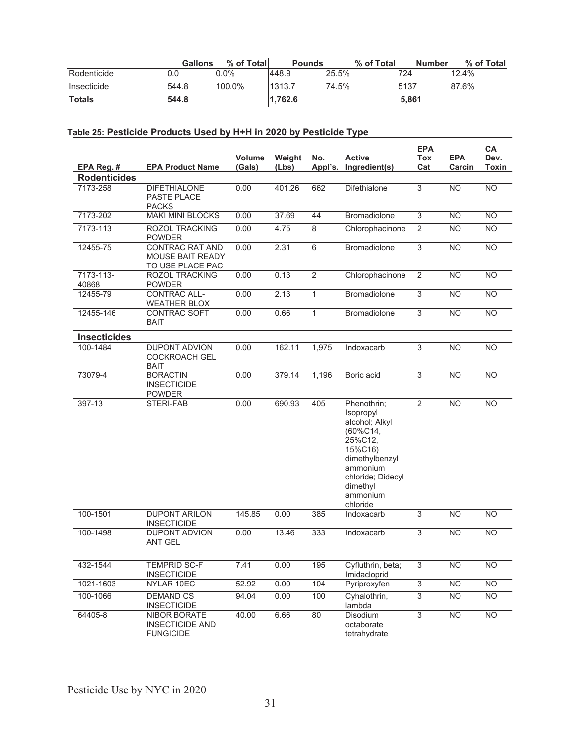| | Gallons | % of Total | Pounds | % of Total | Number | % of Total |
|---|---|---|---|---|---|---|
| Rodenticide | 0.0 | 0.0% | 448.9 | 25.5% | 724 | 12.4% |
| Insecticide | 544.8 | 100.0% | 1313.7 | 74.5% | 5137 | 87.6% |
| **Totals** | **544.8** | | **1,762.6** | | **5,861** | |

**Table 25: Pesticide Products Used by H+H in 2020 by Pesticide Type**

| EPA Reg. # | EPA Product Name | Volume (Gals) | Weight (Lbs) | No. Appl's. | Active Ingredient(s) | EPA Tox Cat | EPA Carcin | CA Dev. Toxin |
|---|---|---|---|---|---|---|---|---|
| **Rodenticides** | | | | | | | | |
| 7173-258 | DIFETHIALONE PASTE PLACE PACKS | 0.00 | 401.26 | 662 | Difethialone | 3 | NO | NO |
| 7173-202 | MAKI MINI BLOCKS | 0.00 | 37.69 | 44 | Bromadiolone | 3 | NO | NO |
| 7173-113 | ROZOL TRACKING POWDER | 0.00 | 4.75 | 8 | Chlorophacinone | 2 | NO | NO |
| 12455-75 | CONTRAC RAT AND MOUSE BAIT READY TO USE PLACE PAC | 0.00 | 2.31 | 6 | Bromadiolone | 3 | NO | NO |
| 7173-113-40868 | ROZOL TRACKING POWDER | 0.00 | 0.13 | 2 | Chlorophacinone | 2 | NO | NO |
| 12455-79 | CONTRAC ALL-WEATHER BLOX | 0.00 | 2.13 | 1 | Bromadiolone | 3 | NO | NO |
| 12455-146 | CONTRAC SOFT BAIT | 0.00 | 0.66 | 1 | Bromadiolone | 3 | NO | NO |
| **Insecticides** | | | | | | | | |
| 100-1484 | DUPONT ADVION COCKROACH GEL BAIT | 0.00 | 162.11 | 1,975 | Indoxacarb | 3 | NO | NO |
| 73079-4 | BORACTIN INSECTICIDE POWDER | 0.00 | 379.14 | 1,196 | Boric acid | 3 | NO | NO |
| 397-13 | STERI-FAB | 0.00 | 690.93 | 405 | Phenothrin; Isopropyl alcohol; Alkyl (60%C14, 25%C12, 15%C16) dimethylbenzyl ammonium chloride; Didecyl dimethyl ammonium chloride | 2 | NO | NO |
| 100-1501 | DUPONT ARILON INSECTICIDE | 145.85 | 0.00 | 385 | Indoxacarb | 3 | NO | NO |
| 100-1498 | DUPONT ADVION ANT GEL | 0.00 | 13.46 | 333 | Indoxacarb | 3 | NO | NO |
| 432-1544 | TEMPRID SC-F INSECTICIDE | 7.41 | 0.00 | 195 | Cyfluthrin, beta; Imidacloprid | 3 | NO | NO |
| 1021-1603 | NYLAR 10EC | 52.92 | 0.00 | 104 | Pyriproxyfen | 3 | NO | NO |
| 100-1066 | DEMAND CS INSECTICIDE | 94.04 | 0.00 | 100 | Cyhalothrin, lambda | 3 | NO | NO |
| 64405-8 | NIBOR BORATE INSECTICIDE AND FUNGICIDE | 40.00 | 6.66 | 80 | Disodium octaborate tetrahydrate | 3 | NO | NO |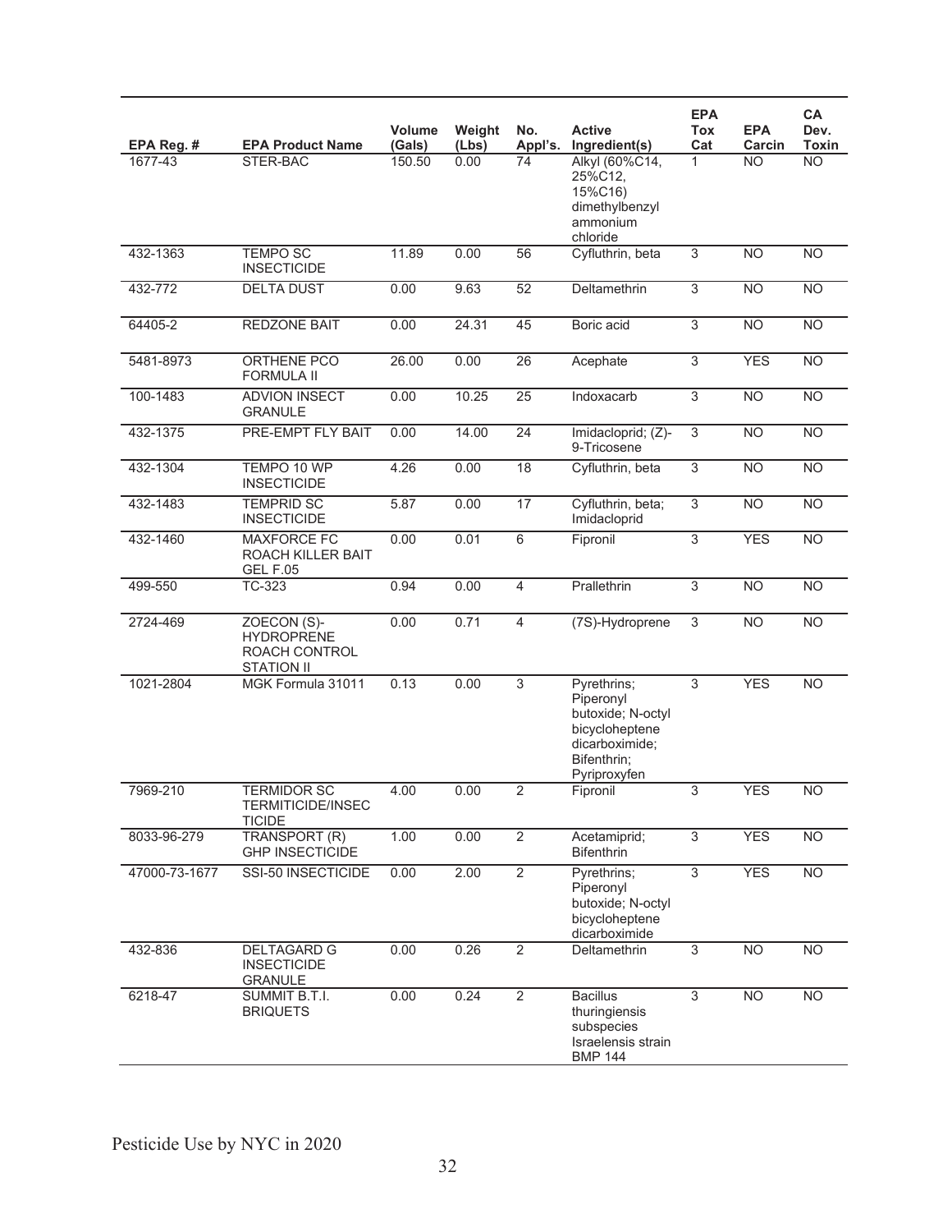| EPA Reg. # | EPA Product Name | Volume (Gals) | Weight (Lbs) | No. Appl's. | Active Ingredient(s) | EPA Tox Cat | EPA Carcin | CA Dev. Toxin |
|---|---|---|---|---|---|---|---|---|
| 1677-43 | STER-BAC | 150.50 | 0.00 | 74 | Alkyl (60%C14, 25%C12, 15%C16) dimethylbenzyl ammonium chloride | 1 | NO | NO |
| 432-1363 | TEMPO SC INSECTICIDE | 11.89 | 0.00 | 56 | Cyfluthrin, beta | 3 | NO | NO |
| 432-772 | DELTA DUST | 0.00 | 9.63 | 52 | Deltamethrin | 3 | NO | NO |
| 64405-2 | REDZONE BAIT | 0.00 | 24.31 | 45 | Boric acid | 3 | NO | NO |
| 5481-8973 | ORTHENE PCO FORMULA II | 26.00 | 0.00 | 26 | Acephate | 3 | YES | NO |
| 100-1483 | ADVION INSECT GRANULE | 0.00 | 10.25 | 25 | Indoxacarb | 3 | NO | NO |
| 432-1375 | PRE-EMPT FLY BAIT | 0.00 | 14.00 | 24 | Imidacloprid; (Z)-9-Tricosene | 3 | NO | NO |
| 432-1304 | TEMPO 10 WP INSECTICIDE | 4.26 | 0.00 | 18 | Cyfluthrin, beta | 3 | NO | NO |
| 432-1483 | TEMPRID SC INSECTICIDE | 5.87 | 0.00 | 17 | Cyfluthrin, beta; Imidacloprid | 3 | NO | NO |
| 432-1460 | MAXFORCE FC ROACH KILLER BAIT GEL F.05 | 0.00 | 0.01 | 6 | Fipronil | 3 | YES | NO |
| 499-550 | TC-323 | 0.94 | 0.00 | 4 | Prallethrin | 3 | NO | NO |
| 2724-469 | ZOECON (S)-HYDROPRENE ROACH CONTROL STATION II | 0.00 | 0.71 | 4 | (7S)-Hydroprene | 3 | NO | NO |
| 1021-2804 | MGK Formula 31011 | 0.13 | 0.00 | 3 | Pyrethrins; Piperonyl butoxide; N-octyl bicycloheptene dicarboximide; Bifenthrin; Pyriproxyfen | 3 | YES | NO |
| 7969-210 | TERMIDOR SC TERMITICIDE/INSECTICIDE | 4.00 | 0.00 | 2 | Fipronil | 3 | YES | NO |
| 8033-96-279 | TRANSPORT (R) GHP INSECTICIDE | 1.00 | 0.00 | 2 | Acetamiprid; Bifenthrin | 3 | YES | NO |
| 47000-73-1677 | SSI-50 INSECTICIDE | 0.00 | 2.00 | 2 | Pyrethrins; Piperonyl butoxide; N-octyl bicycloheptene dicarboximide | 3 | YES | NO |
| 432-836 | DELTAGARD G INSECTICIDE GRANULE | 0.00 | 0.26 | 2 | Deltamethrin | 3 | NO | NO |
| 6218-47 | SUMMIT B.T.I. BRIQUETS | 0.00 | 0.24 | 2 | Bacillus thuringiensis subspecies Israelensis strain BMP 144 | 3 | NO | NO |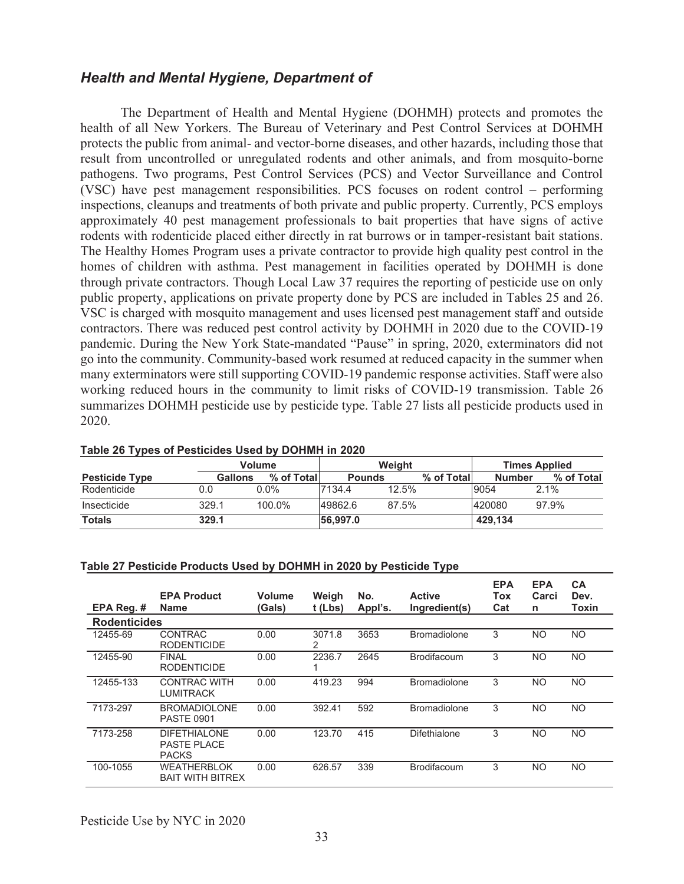## *Health and Mental Hygiene, Department of*

The Department of Health and Mental Hygiene (DOHMH) protects and promotes the health of all New Yorkers. The Bureau of Veterinary and Pest Control Services at DOHMH protects the public from animal- and vector-borne diseases, and other hazards, including those that result from uncontrolled or unregulated rodents and other animals, and from mosquito-borne pathogens. Two programs, Pest Control Services (PCS) and Vector Surveillance and Control (VSC) have pest management responsibilities. PCS focuses on rodent control – performing inspections, cleanups and treatments of both private and public property. Currently, PCS employs approximately 40 pest management professionals to bait properties that have signs of active rodents with rodenticide placed either directly in rat burrows or in tamper-resistant bait stations. The Healthy Homes Program uses a private contractor to provide high quality pest control in the homes of children with asthma. Pest management in facilities operated by DOHMH is done through private contractors. Though Local Law 37 requires the reporting of pesticide use on only public property, applications on private property done by PCS are included in Tables 25 and 26. VSC is charged with mosquito management and uses licensed pest management staff and outside contractors. There was reduced pest control activity by DOHMH in 2020 due to the COVID-19 pandemic. During the New York State-mandated "Pause" in spring, 2020, exterminators did not go into the community. Community-based work resumed at reduced capacity in the summer when many exterminators were still supporting COVID-19 pandemic response activities. Staff were also working reduced hours in the community to limit risks of COVID-19 transmission. Table 26 summarizes DOHMH pesticide use by pesticide type. Table 27 lists all pesticide products used in 2020.

**Table 26 Types of Pesticides Used by DOHMH in 2020**

| | Volume | | Weight | | Times Applied | |
|---|---|---|---|---|---|---|
| **Pesticide Type** | **Gallons** | **% of Total** | **Pounds** | **% of Total** | **Number** | **% of Total** |
| Rodenticide | 0.0 | 0.0% | 7134.4 | 12.5% | 9054 | 2.1% |
| Insecticide | 329.1 | 100.0% | 49862.6 | 87.5% | 420080 | 97.9% |
| **Totals** | **329.1** | | **56,997.0** | | **429,134** | |

**Table 27 Pesticide Products Used by DOHMH in 2020 by Pesticide Type**

| EPA Reg. # | EPA Product Name | Volume (Gals) | Weight (Lbs) | No. Appl's. | Active Ingredient(s) | EPA Tox Cat | EPA Carcin | CA Dev. Toxin |
|---|---|---|---|---|---|---|---|---|
| **Rodenticides** | | | | | | | | |
| 12455-69 | CONTRAC RODENTICIDE | 0.00 | 3071.82 | 3653 | Bromadiolone | 3 | NO | NO |
| 12455-90 | FINAL RODENTICIDE | 0.00 | 2236.71 | 2645 | Brodifacoum | 3 | NO | NO |
| 12455-133 | CONTRAC WITH LUMITRACK | 0.00 | 419.23 | 994 | Bromadiolone | 3 | NO | NO |
| 7173-297 | BROMADIOLONE PASTE 0901 | 0.00 | 392.41 | 592 | Bromadiolone | 3 | NO | NO |
| 7173-258 | DIFETHIALONE PASTE PLACE PACKS | 0.00 | 123.70 | 415 | Difethialone | 3 | NO | NO |
| 100-1055 | WEATHERBLOK BAIT WITH BITREX | 0.00 | 626.57 | 339 | Brodifacoum | 3 | NO | NO |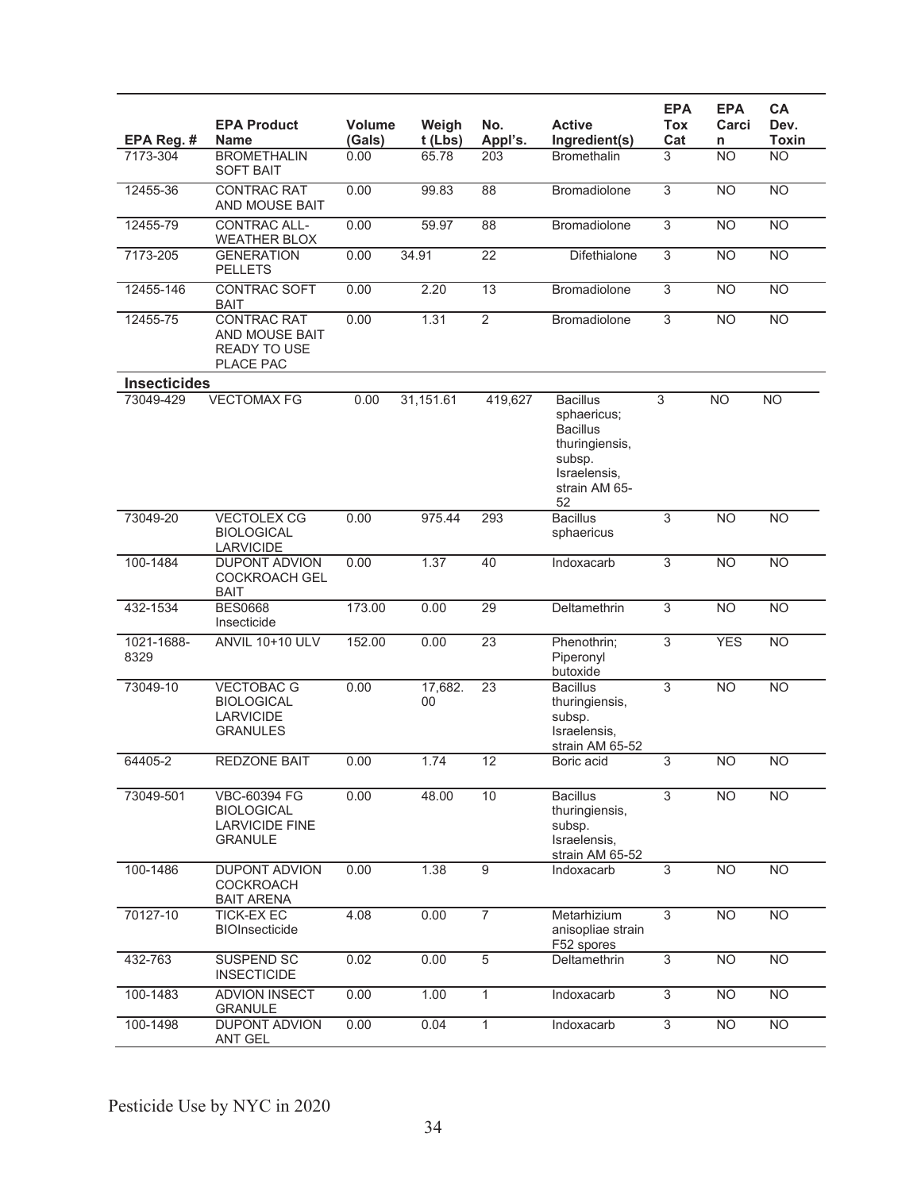| EPA Reg. # | EPA Product Name | Volume (Gals) | Weight (Lbs) | No. Appl's. | Active Ingredient(s) | EPA Tox Cat | EPA Carcin | CA Dev. Toxin |
|---|---|---|---|---|---|---|---|---|
| 7173-304 | BROMETHALIN SOFT BAIT | 0.00 | 65.78 | 203 | Bromethalin | 3 | NO | NO |
| 12455-36 | CONTRAC RAT AND MOUSE BAIT | 0.00 | 99.83 | 88 | Bromadiolone | 3 | NO | NO |
| 12455-79 | CONTRAC ALL-WEATHER BLOX | 0.00 | 59.97 | 88 | Bromadiolone | 3 | NO | NO |
| 7173-205 | GENERATION PELLETS | 0.00 | 34.91 | 22 | Difethialone | 3 | NO | NO |
| 12455-146 | CONTRAC SOFT BAIT | 0.00 | 2.20 | 13 | Bromadiolone | 3 | NO | NO |
| 12455-75 | CONTRAC RAT AND MOUSE BAIT READY TO USE PLACE PAC | 0.00 | 1.31 | 2 | Bromadiolone | 3 | NO | NO |
| **Insecticides** | | | | | | | | |
| 73049-429 | VECTOMAX FG | 0.00 | 31,151.61 | 419,627 | Bacillus sphaericus; Bacillus thuringiensis, subsp. Israelensis, strain AM 65-52 | 3 | NO | NO |
| 73049-20 | VECTOLEX CG BIOLOGICAL LARVICIDE | 0.00 | 975.44 | 293 | Bacillus sphaericus | 3 | NO | NO |
| 100-1484 | DUPONT ADVION COCKROACH GEL BAIT | 0.00 | 1.37 | 40 | Indoxacarb | 3 | NO | NO |
| 432-1534 | BES0668 Insecticide | 173.00 | 0.00 | 29 | Deltamethrin | 3 | NO | NO |
| 1021-1688-8329 | ANVIL 10+10 ULV | 152.00 | 0.00 | 23 | Phenothrin; Piperonyl butoxide | 3 | YES | NO |
| 73049-10 | VECTOBAC G BIOLOGICAL LARVICIDE GRANULES | 0.00 | 17,682.00 | 23 | Bacillus thuringiensis, subsp. Israelensis, strain AM 65-52 | 3 | NO | NO |
| 64405-2 | REDZONE BAIT | 0.00 | 1.74 | 12 | Boric acid | 3 | NO | NO |
| 73049-501 | VBC-60394 FG BIOLOGICAL LARVICIDE FINE GRANULE | 0.00 | 48.00 | 10 | Bacillus thuringiensis, subsp. Israelensis, strain AM 65-52 | 3 | NO | NO |
| 100-1486 | DUPONT ADVION COCKROACH BAIT ARENA | 0.00 | 1.38 | 9 | Indoxacarb | 3 | NO | NO |
| 70127-10 | TICK-EX EC BIOInsecticide | 4.08 | 0.00 | 7 | Metarhizium anisopliae strain F52 spores | 3 | NO | NO |
| 432-763 | SUSPEND SC INSECTICIDE | 0.02 | 0.00 | 5 | Deltamethrin | 3 | NO | NO |
| 100-1483 | ADVION INSECT GRANULE | 0.00 | 1.00 | 1 | Indoxacarb | 3 | NO | NO |
| 100-1498 | DUPONT ADVION ANT GEL | 0.00 | 0.04 | 1 | Indoxacarb | 3 | NO | NO |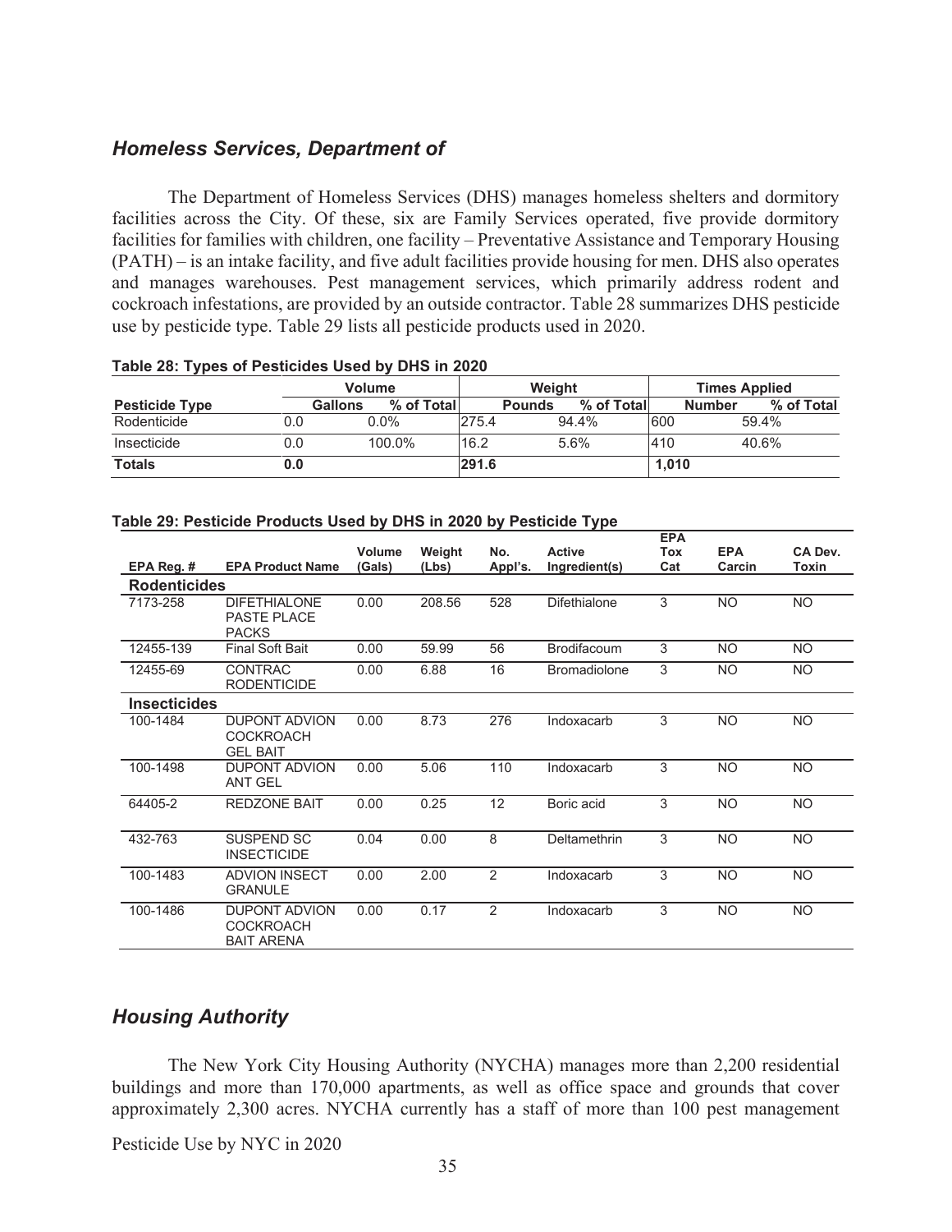## *Homeless Services, Department of*

The Department of Homeless Services (DHS) manages homeless shelters and dormitory facilities across the City. Of these, six are Family Services operated, five provide dormitory facilities for families with children, one facility – Preventative Assistance and Temporary Housing (PATH) – is an intake facility, and five adult facilities provide housing for men. DHS also operates and manages warehouses. Pest management services, which primarily address rodent and cockroach infestations, are provided by an outside contractor. Table 28 summarizes DHS pesticide use by pesticide type. Table 29 lists all pesticide products used in 2020.

**Table 28: Types of Pesticides Used by DHS in 2020**

| | Volume | | Weight | | Times Applied | |
|---|---|---|---|---|---|---|
| **Pesticide Type** | **Gallons** | **% of Total** | **Pounds** | **% of Total** | **Number** | **% of Total** |
| Rodenticide | 0.0 | 0.0% | 275.4 | 94.4% | 600 | 59.4% |
| Insecticide | 0.0 | 100.0% | 16.2 | 5.6% | 410 | 40.6% |
| **Totals** | **0.0** | | **291.6** | | **1,010** | |

**Table 29: Pesticide Products Used by DHS in 2020 by Pesticide Type**

| EPA Reg. # | EPA Product Name | Volume (Gals) | Weight (Lbs) | No. Appl's. | Active Ingredient(s) | EPA Tox Cat | EPA Carcin | CA Dev. Toxin |
|---|---|---|---|---|---|---|---|---|
| **Rodenticides** | | | | | | | | |
| 7173-258 | DIFETHIALONE PASTE PLACE PACKS | 0.00 | 208.56 | 528 | Difethialone | 3 | NO | NO |
| 12455-139 | Final Soft Bait | 0.00 | 59.99 | 56 | Brodifacoum | 3 | NO | NO |
| 12455-69 | CONTRAC RODENTICIDE | 0.00 | 6.88 | 16 | Bromadiolone | 3 | NO | NO |
| **Insecticides** | | | | | | | | |
| 100-1484 | DUPONT ADVION COCKROACH GEL BAIT | 0.00 | 8.73 | 276 | Indoxacarb | 3 | NO | NO |
| 100-1498 | DUPONT ADVION ANT GEL | 0.00 | 5.06 | 110 | Indoxacarb | 3 | NO | NO |
| 64405-2 | REDZONE BAIT | 0.00 | 0.25 | 12 | Boric acid | 3 | NO | NO |
| 432-763 | SUSPEND SC INSECTICIDE | 0.04 | 0.00 | 8 | Deltamethrin | 3 | NO | NO |
| 100-1483 | ADVION INSECT GRANULE | 0.00 | 2.00 | 2 | Indoxacarb | 3 | NO | NO |
| 100-1486 | DUPONT ADVION COCKROACH BAIT ARENA | 0.00 | 0.17 | 2 | Indoxacarb | 3 | NO | NO |

## *Housing Authority*

The New York City Housing Authority (NYCHA) manages more than 2,200 residential buildings and more than 170,000 apartments, as well as office space and grounds that cover approximately 2,300 acres. NYCHA currently has a staff of more than 100 pest management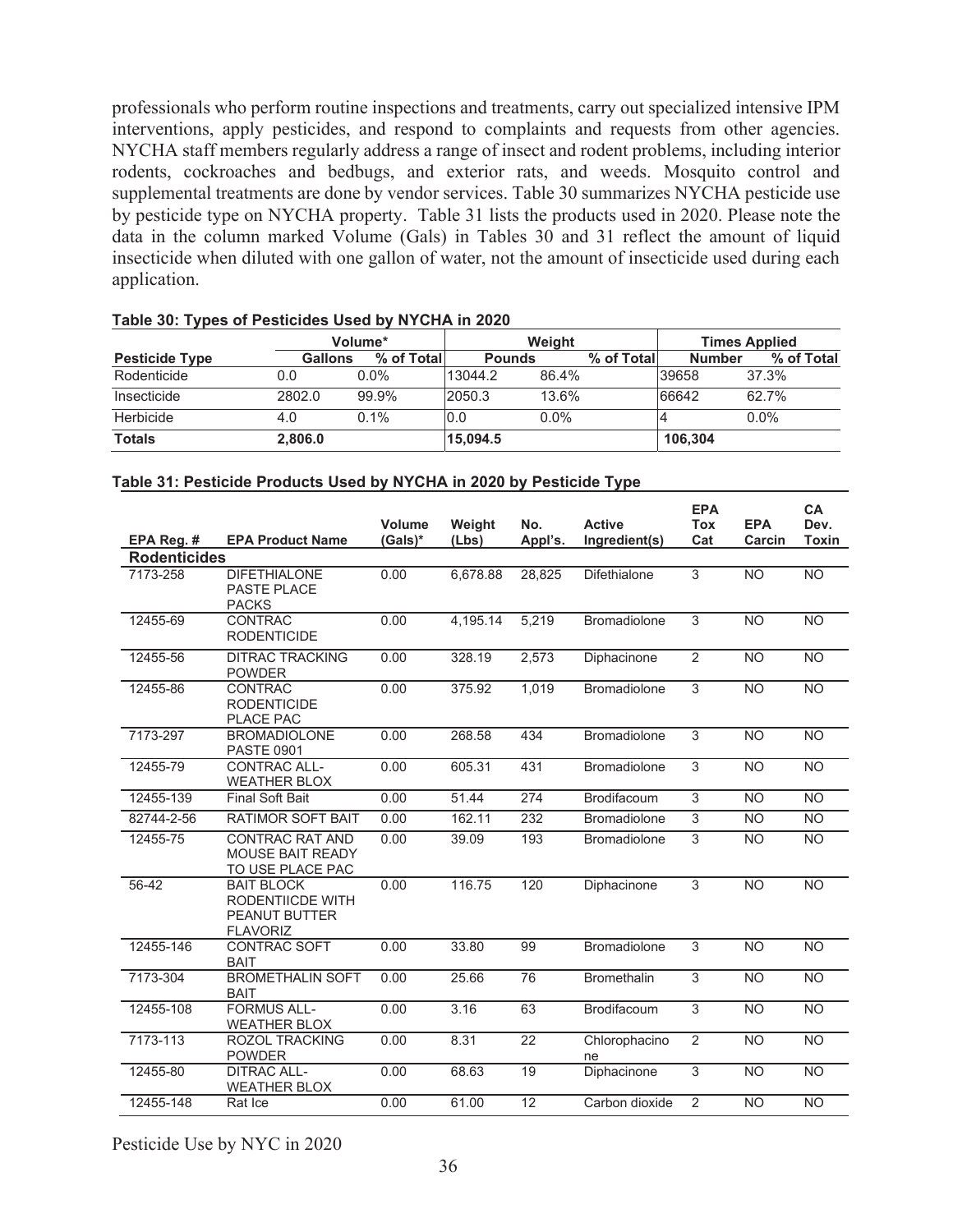professionals who perform routine inspections and treatments, carry out specialized intensive IPM interventions, apply pesticides, and respond to complaints and requests from other agencies. NYCHA staff members regularly address a range of insect and rodent problems, including interior rodents, cockroaches and bedbugs, and exterior rats, and weeds. Mosquito control and supplemental treatments are done by vendor services. Table 30 summarizes NYCHA pesticide use by pesticide type on NYCHA property. Table 31 lists the products used in 2020. Please note the data in the column marked Volume (Gals) in Tables 30 and 31 reflect the amount of liquid insecticide when diluted with one gallon of water, not the amount of insecticide used during each application.

**Table 30: Types of Pesticides Used by NYCHA in 2020**

| | Volume* | | Weight | | Times Applied | |
|---|---|---|---|---|---|---|
| **Pesticide Type** | **Gallons** | **% of Total** | **Pounds** | **% of Total** | **Number** | **% of Total** |
| Rodenticide | 0.0 | 0.0% | 13044.2 | 86.4% | 39658 | 37.3% |
| Insecticide | 2802.0 | 99.9% | 2050.3 | 13.6% | 66642 | 62.7% |
| Herbicide | 4.0 | 0.1% | 0.0 | 0.0% | 4 | 0.0% |
| **Totals** | **2,806.0** | | **15,094.5** | | **106,304** | |

**Table 31: Pesticide Products Used by NYCHA in 2020 by Pesticide Type**

| EPA Reg. # | EPA Product Name | Volume (Gals)* | Weight (Lbs) | No. Appl's. | Active Ingredient(s) | EPA Tox Cat | EPA Carcin | CA Dev. Toxin |
|---|---|---|---|---|---|---|---|---|
| **Rodenticides** | | | | | | | | |
| 7173-258 | DIFETHIALONE PASTE PLACE PACKS | 0.00 | 6,678.88 | 28,825 | Difethialone | 3 | NO | NO |
| 12455-69 | CONTRAC RODENTICIDE | 0.00 | 4,195.14 | 5,219 | Bromadiolone | 3 | NO | NO |
| 12455-56 | DITRAC TRACKING POWDER | 0.00 | 328.19 | 2,573 | Diphacinone | 2 | NO | NO |
| 12455-86 | CONTRAC RODENTICIDE PLACE PAC | 0.00 | 375.92 | 1,019 | Bromadiolone | 3 | NO | NO |
| 7173-297 | BROMADIOLONE PASTE 0901 | 0.00 | 268.58 | 434 | Bromadiolone | 3 | NO | NO |
| 12455-79 | CONTRAC ALL-WEATHER BLOX | 0.00 | 605.31 | 431 | Bromadiolone | 3 | NO | NO |
| 12455-139 | Final Soft Bait | 0.00 | 51.44 | 274 | Brodifacoum | 3 | NO | NO |
| 82744-2-56 | RATIMOR SOFT BAIT | 0.00 | 162.11 | 232 | Bromadiolone | 3 | NO | NO |
| 12455-75 | CONTRAC RAT AND MOUSE BAIT READY TO USE PLACE PAC | 0.00 | 39.09 | 193 | Bromadiolone | 3 | NO | NO |
| 56-42 | BAIT BLOCK RODENTIICDE WITH PEANUT BUTTER FLAVORIZ | 0.00 | 116.75 | 120 | Diphacinone | 3 | NO | NO |
| 12455-146 | CONTRAC SOFT BAIT | 0.00 | 33.80 | 99 | Bromadiolone | 3 | NO | NO |
| 7173-304 | BROMETHALIN SOFT BAIT | 0.00 | 25.66 | 76 | Bromethalin | 3 | NO | NO |
| 12455-108 | FORMUS ALL-WEATHER BLOX | 0.00 | 3.16 | 63 | Brodifacoum | 3 | NO | NO |
| 7173-113 | ROZOL TRACKING POWDER | 0.00 | 8.31 | 22 | Chlorophacinone | 2 | NO | NO |
| 12455-80 | DITRAC ALL-WEATHER BLOX | 0.00 | 68.63 | 19 | Diphacinone | 3 | NO | NO |
| 12455-148 | Rat Ice | 0.00 | 61.00 | 12 | Carbon dioxide | 2 | NO | NO |

Pesticide Use by NYC in 2020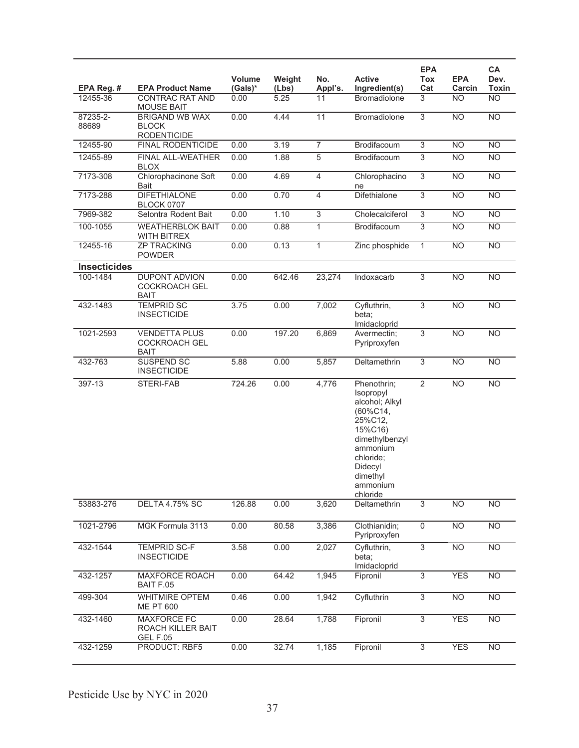| EPA Reg. # | EPA Product Name | Volume (Gals)* | Weight (Lbs) | No. Appl's. | Active Ingredient(s) | EPA Tox Cat | EPA Carcin | CA Dev. Toxin |
|---|---|---|---|---|---|---|---|---|
| 12455-36 | CONTRAC RAT AND MOUSE BAIT | 0.00 | 5.25 | 11 | Bromadiolone | 3 | NO | NO |
| 87235-2-88689 | BRIGAND WB WAX BLOCK RODENTICIDE | 0.00 | 4.44 | 11 | Bromadiolone | 3 | NO | NO |
| 12455-90 | FINAL RODENTICIDE | 0.00 | 3.19 | 7 | Brodifacoum | 3 | NO | NO |
| 12455-89 | FINAL ALL-WEATHER BLOX | 0.00 | 1.88 | 5 | Brodifacoum | 3 | NO | NO |
| 7173-308 | Chlorophacinone Soft Bait | 0.00 | 4.69 | 4 | Chlorophacinone | 3 | NO | NO |
| 7173-288 | DIFETHIALONE BLOCK 0707 | 0.00 | 0.70 | 4 | Difethialone | 3 | NO | NO |
| 7969-382 | Selontra Rodent Bait | 0.00 | 1.10 | 3 | Cholecalciferol | 3 | NO | NO |
| 100-1055 | WEATHERBLOK BAIT WITH BITREX | 0.00 | 0.88 | 1 | Brodifacoum | 3 | NO | NO |
| 12455-16 | ZP TRACKING POWDER | 0.00 | 0.13 | 1 | Zinc phosphide | 1 | NO | NO |
| **Insecticides** | | | | | | | | |
| 100-1484 | DUPONT ADVION COCKROACH GEL BAIT | 0.00 | 642.46 | 23,274 | Indoxacarb | 3 | NO | NO |
| 432-1483 | TEMPRID SC INSECTICIDE | 3.75 | 0.00 | 7,002 | Cyfluthrin, beta; Imidacloprid | 3 | NO | NO |
| 1021-2593 | VENDETTA PLUS COCKROACH GEL BAIT | 0.00 | 197.20 | 6,869 | Avermectin; Pyriproxyfen | 3 | NO | NO |
| 432-763 | SUSPEND SC INSECTICIDE | 5.88 | 0.00 | 5,857 | Deltamethrin | 3 | NO | NO |
| 397-13 | STERI-FAB | 724.26 | 0.00 | 4,776 | Phenothrin; Isopropyl alcohol; Alkyl (60%C14, 25%C12, 15%C16) dimethylbenzyl ammonium chloride; Didecyl dimethyl ammonium chloride | 2 | NO | NO |
| 53883-276 | DELTA 4.75% SC | 126.88 | 0.00 | 3,620 | Deltamethrin | 3 | NO | NO |
| 1021-2796 | MGK Formula 3113 | 0.00 | 80.58 | 3,386 | Clothianidin; Pyriproxyfen | 0 | NO | NO |
| 432-1544 | TEMPRID SC-F INSECTICIDE | 3.58 | 0.00 | 2,027 | Cyfluthrin, beta; Imidacloprid | 3 | NO | NO |
| 432-1257 | MAXFORCE ROACH BAIT F.05 | 0.00 | 64.42 | 1,945 | Fipronil | 3 | YES | NO |
| 499-304 | WHITMIRE OPTEM ME PT 600 | 0.46 | 0.00 | 1,942 | Cyfluthrin | 3 | NO | NO |
| 432-1460 | MAXFORCE FC ROACH KILLER BAIT GEL F.05 | 0.00 | 28.64 | 1,788 | Fipronil | 3 | YES | NO |
| 432-1259 | PRODUCT: RBF5 | 0.00 | 32.74 | 1,185 | Fipronil | 3 | YES | NO |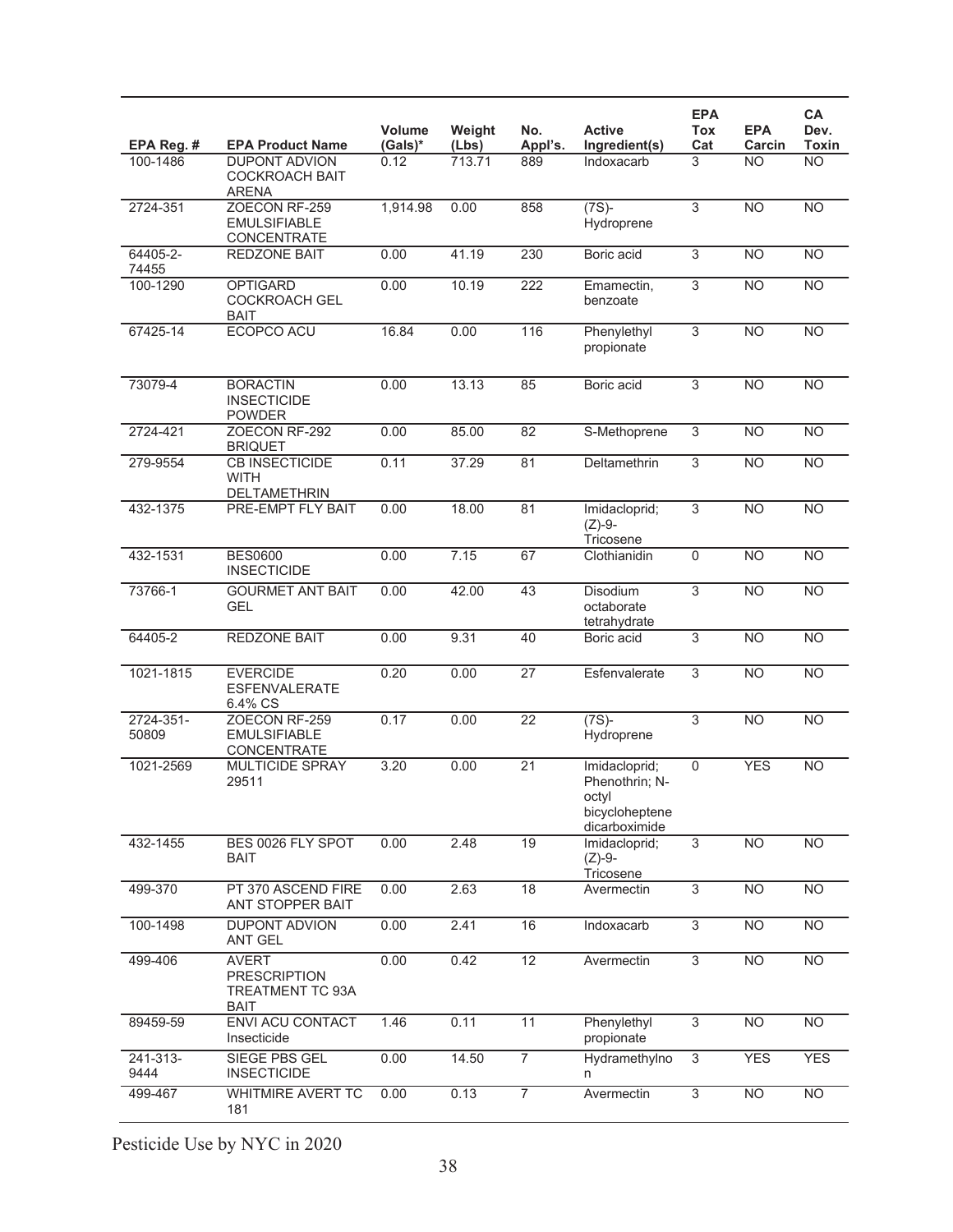| EPA Reg. # | EPA Product Name | Volume (Gals)* | Weight (Lbs) | No. Appl's. | Active Ingredient(s) | EPA Tox Cat | EPA Carcin | CA Dev. Toxin |
|---|---|---|---|---|---|---|---|---|
| 100-1486 | DUPONT ADVION COCKROACH BAIT ARENA | 0.12 | 713.71 | 889 | Indoxacarb | 3 | NO | NO |
| 2724-351 | ZOECON RF-259 EMULSIFIABLE CONCENTRATE | 1,914.98 | 0.00 | 858 | (7S)-Hydroprene | 3 | NO | NO |
| 64405-2-74455 | REDZONE BAIT | 0.00 | 41.19 | 230 | Boric acid | 3 | NO | NO |
| 100-1290 | OPTIGARD COCKROACH GEL BAIT | 0.00 | 10.19 | 222 | Emamectin, benzoate | 3 | NO | NO |
| 67425-14 | ECOPCO ACU | 16.84 | 0.00 | 116 | Phenylethyl propionate | 3 | NO | NO |
| 73079-4 | BORACTIN INSECTICIDE POWDER | 0.00 | 13.13 | 85 | Boric acid | 3 | NO | NO |
| 2724-421 | ZOECON RF-292 BRIQUET | 0.00 | 85.00 | 82 | S-Methoprene | 3 | NO | NO |
| 279-9554 | CB INSECTICIDE WITH DELTAMETHRIN | 0.11 | 37.29 | 81 | Deltamethrin | 3 | NO | NO |
| 432-1375 | PRE-EMPT FLY BAIT | 0.00 | 18.00 | 81 | Imidacloprid; (Z)-9-Tricosene | 3 | NO | NO |
| 432-1531 | BES0600 INSECTICIDE | 0.00 | 7.15 | 67 | Clothianidin | 0 | NO | NO |
| 73766-1 | GOURMET ANT BAIT GEL | 0.00 | 42.00 | 43 | Disodium octaborate tetrahydrate | 3 | NO | NO |
| 64405-2 | REDZONE BAIT | 0.00 | 9.31 | 40 | Boric acid | 3 | NO | NO |
| 1021-1815 | EVERCIDE ESFENVALERATE 6.4% CS | 0.20 | 0.00 | 27 | Esfenvalerate | 3 | NO | NO |
| 2724-351-50809 | ZOECON RF-259 EMULSIFIABLE CONCENTRATE | 0.17 | 0.00 | 22 | (7S)-Hydroprene | 3 | NO | NO |
| 1021-2569 | MULTICIDE SPRAY 29511 | 3.20 | 0.00 | 21 | Imidacloprid; Phenothrin; N-octyl bicycloheptene dicarboximide | 0 | YES | NO |
| 432-1455 | BES 0026 FLY SPOT BAIT | 0.00 | 2.48 | 19 | Imidacloprid; (Z)-9-Tricosene | 3 | NO | NO |
| 499-370 | PT 370 ASCEND FIRE ANT STOPPER BAIT | 0.00 | 2.63 | 18 | Avermectin | 3 | NO | NO |
| 100-1498 | DUPONT ADVION ANT GEL | 0.00 | 2.41 | 16 | Indoxacarb | 3 | NO | NO |
| 499-406 | AVERT PRESCRIPTION TREATMENT TC 93A BAIT | 0.00 | 0.42 | 12 | Avermectin | 3 | NO | NO |
| 89459-59 | ENVI ACU CONTACT Insecticide | 1.46 | 0.11 | 11 | Phenylethyl propionate | 3 | NO | NO |
| 241-313-9444 | SIEGE PBS GEL INSECTICIDE | 0.00 | 14.50 | 7 | Hydramethylnon | 3 | YES | YES |
| 499-467 | WHITMIRE AVERT TC 181 | 0.00 | 0.13 | 7 | Avermectin | 3 | NO | NO |

Pesticide Use by NYC in 2020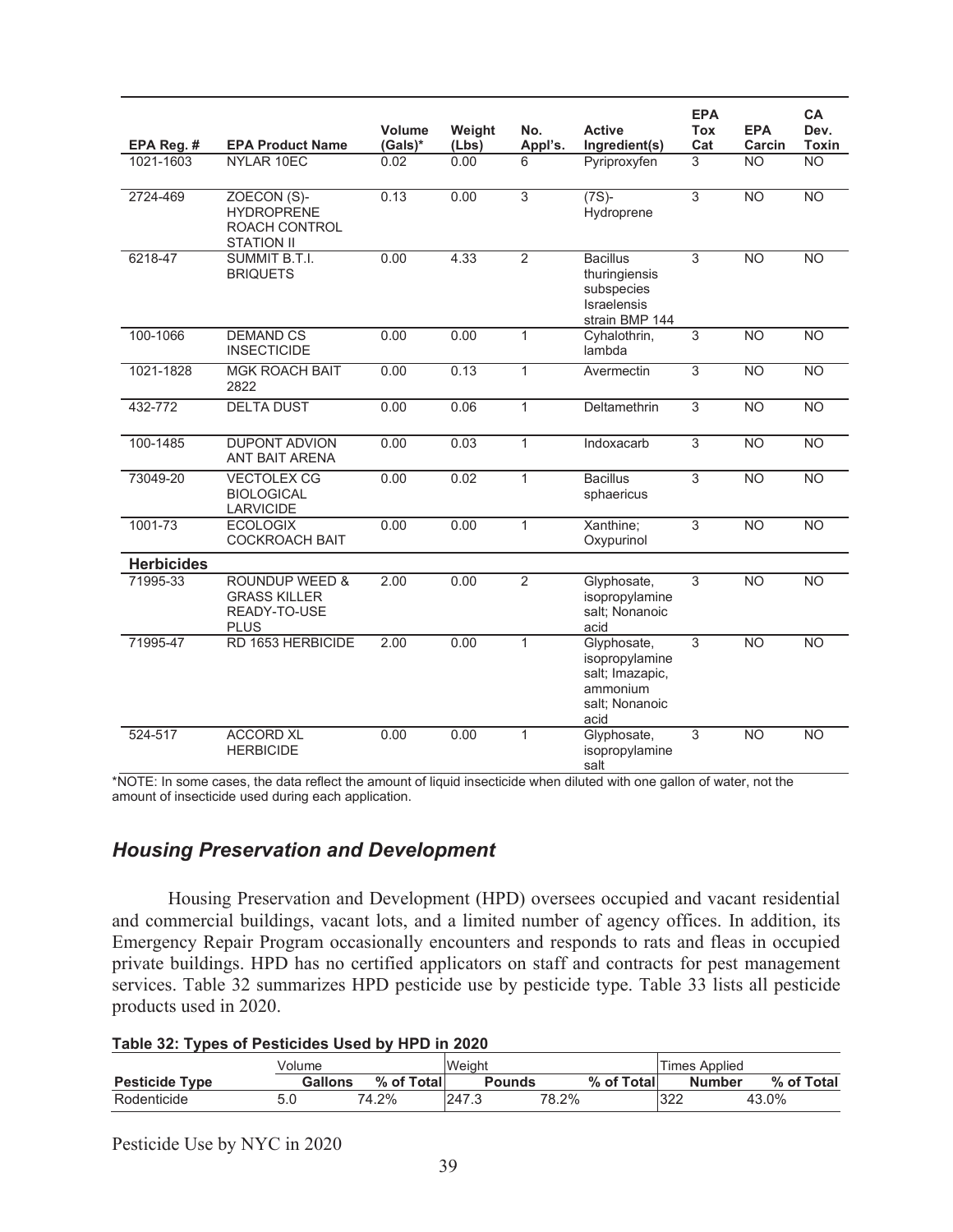| EPA Reg. # | EPA Product Name | Volume (Gals)* | Weight (Lbs) | No. Appl's. | Active Ingredient(s) | EPA Tox Cat | EPA Carcin | CA Dev. Toxin |
|---|---|---|---|---|---|---|---|---|
| 1021-1603 | NYLAR 10EC | 0.02 | 0.00 | 6 | Pyriproxyfen | 3 | NO | NO |
| 2724-469 | ZOECON (S)-HYDROPRENE ROACH CONTROL STATION II | 0.13 | 0.00 | 3 | (7S)-Hydroprene | 3 | NO | NO |
| 6218-47 | SUMMIT B.T.I. BRIQUETS | 0.00 | 4.33 | 2 | Bacillus thuringiensis subspecies Israelensis strain BMP 144 | 3 | NO | NO |
| 100-1066 | DEMAND CS INSECTICIDE | 0.00 | 0.00 | 1 | Cyhalothrin, lambda | 3 | NO | NO |
| 1021-1828 | MGK ROACH BAIT 2822 | 0.00 | 0.13 | 1 | Avermectin | 3 | NO | NO |
| 432-772 | DELTA DUST | 0.00 | 0.06 | 1 | Deltamethrin | 3 | NO | NO |
| 100-1485 | DUPONT ADVION ANT BAIT ARENA | 0.00 | 0.03 | 1 | Indoxacarb | 3 | NO | NO |
| 73049-20 | VECTOLEX CG BIOLOGICAL LARVICIDE | 0.00 | 0.02 | 1 | Bacillus sphaericus | 3 | NO | NO |
| 1001-73 | ECOLOGIX COCKROACH BAIT | 0.00 | 0.00 | 1 | Xanthine; Oxypurinol | 3 | NO | NO |
| **Herbicides** | | | | | | | | |
| 71995-33 | ROUNDUP WEED & GRASS KILLER READY-TO-USE PLUS | 2.00 | 0.00 | 2 | Glyphosate, isopropylamine salt; Nonanoic acid | 3 | NO | NO |
| 71995-47 | RD 1653 HERBICIDE | 2.00 | 0.00 | 1 | Glyphosate, isopropylamine salt; Imazapic, ammonium salt; Nonanoic acid | 3 | NO | NO |
| 524-517 | ACCORD XL HERBICIDE | 0.00 | 0.00 | 1 | Glyphosate, isopropylamine salt | 3 | NO | NO |

*NOTE: In some cases, the data reflect the amount of liquid insecticide when diluted with one gallon of water, not the amount of insecticide used during each application.

## *Housing Preservation and Development*

Housing Preservation and Development (HPD) oversees occupied and vacant residential and commercial buildings, vacant lots, and a limited number of agency offices. In addition, its Emergency Repair Program occasionally encounters and responds to rats and fleas in occupied private buildings. HPD has no certified applicators on staff and contracts for pest management services. Table 32 summarizes HPD pesticide use by pesticide type. Table 33 lists all pesticide products used in 2020.

**Table 32: Types of Pesticides Used by HPD in 2020**

| | Volume | | Weight | | Times Applied | |
|---|---|---|---|---|---|---|
| **Pesticide Type** | **Gallons** | **% of Total** | **Pounds** | **% of Total** | **Number** | **% of Total** |
| Rodenticide | 5.0 | 74.2% | 247.3 | 78.2% | 322 | 43.0% |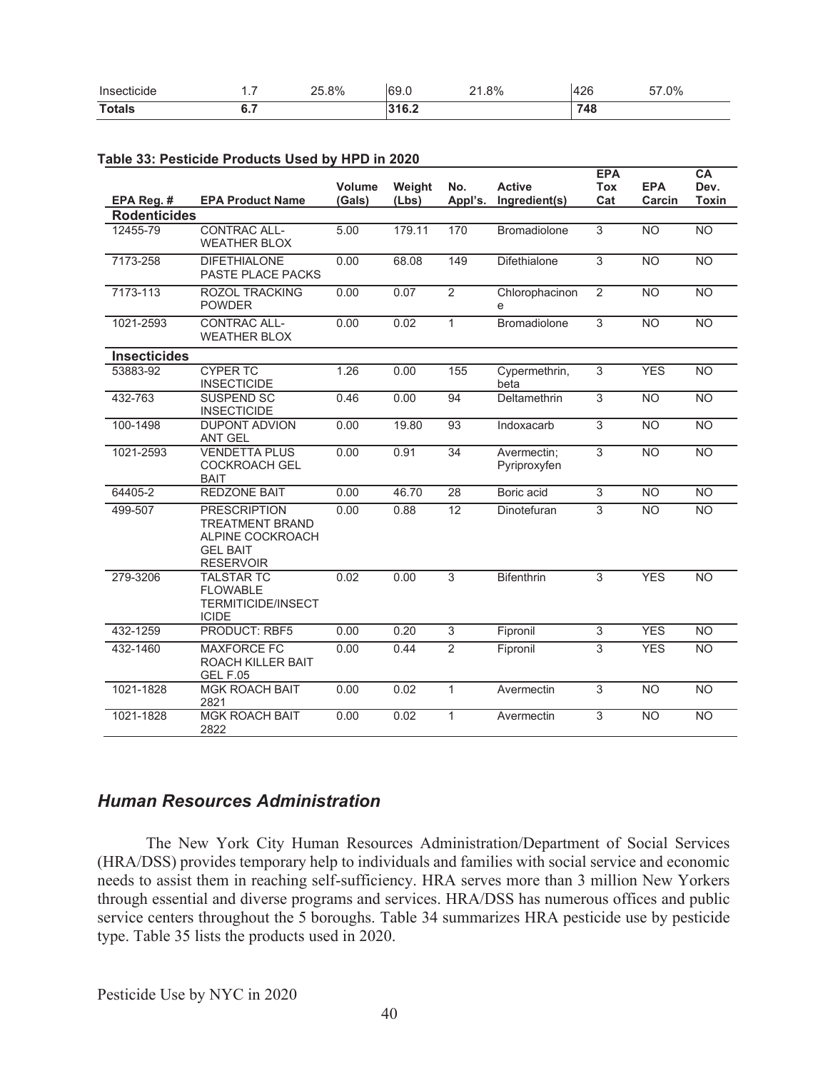| | | | | | | |
|---|---|---|---|---|---|---|
| Insecticide | 1.7 | 25.8% | 69.0 | 21.8% | 426 | 57.0% |
| **Totals** | **6.7** | | **316.2** | | **748** | |

**Table 33: Pesticide Products Used by HPD in 2020**

| EPA Reg. # | EPA Product Name | Volume (Gals) | Weight (Lbs) | No. Appl's. | Active Ingredient(s) | EPA Tox Cat | EPA Carcin | CA Dev. Toxin |
|---|---|---|---|---|---|---|---|---|
| **Rodenticides** | | | | | | | | |
| 12455-79 | CONTRAC ALL-WEATHER BLOX | 5.00 | 179.11 | 170 | Bromadiolone | 3 | NO | NO |
| 7173-258 | DIFETHIALONE PASTE PLACE PACKS | 0.00 | 68.08 | 149 | Difethialone | 3 | NO | NO |
| 7173-113 | ROZOL TRACKING POWDER | 0.00 | 0.07 | 2 | Chlorophacinone | 2 | NO | NO |
| 1021-2593 | CONTRAC ALL-WEATHER BLOX | 0.00 | 0.02 | 1 | Bromadiolone | 3 | NO | NO |
| **Insecticides** | | | | | | | | |
| 53883-92 | CYPER TC INSECTICIDE | 1.26 | 0.00 | 155 | Cypermethrin, beta | 3 | YES | NO |
| 432-763 | SUSPEND SC INSECTICIDE | 0.46 | 0.00 | 94 | Deltamethrin | 3 | NO | NO |
| 100-1498 | DUPONT ADVION ANT GEL | 0.00 | 19.80 | 93 | Indoxacarb | 3 | NO | NO |
| 1021-2593 | VENDETTA PLUS COCKROACH GEL BAIT | 0.00 | 0.91 | 34 | Avermectin; Pyriproxyfen | 3 | NO | NO |
| 64405-2 | REDZONE BAIT | 0.00 | 46.70 | 28 | Boric acid | 3 | NO | NO |
| 499-507 | PRESCRIPTION TREATMENT BRAND ALPINE COCKROACH GEL BAIT RESERVOIR | 0.00 | 0.88 | 12 | Dinotefuran | 3 | NO | NO |
| 279-3206 | TALSTAR TC FLOWABLE TERMITICIDE/INSECTICIDE | 0.02 | 0.00 | 3 | Bifenthrin | 3 | YES | NO |
| 432-1259 | PRODUCT: RBF5 | 0.00 | 0.20 | 3 | Fipronil | 3 | YES | NO |
| 432-1460 | MAXFORCE FC ROACH KILLER BAIT GEL F.05 | 0.00 | 0.44 | 2 | Fipronil | 3 | YES | NO |
| 1021-1828 | MGK ROACH BAIT 2821 | 0.00 | 0.02 | 1 | Avermectin | 3 | NO | NO |
| 1021-1828 | MGK ROACH BAIT 2822 | 0.00 | 0.02 | 1 | Avermectin | 3 | NO | NO |

## *Human Resources Administration*

The New York City Human Resources Administration/Department of Social Services (HRA/DSS) provides temporary help to individuals and families with social service and economic needs to assist them in reaching self-sufficiency. HRA serves more than 3 million New Yorkers through essential and diverse programs and services. HRA/DSS has numerous offices and public service centers throughout the 5 boroughs. Table 34 summarizes HRA pesticide use by pesticide type. Table 35 lists the products used in 2020.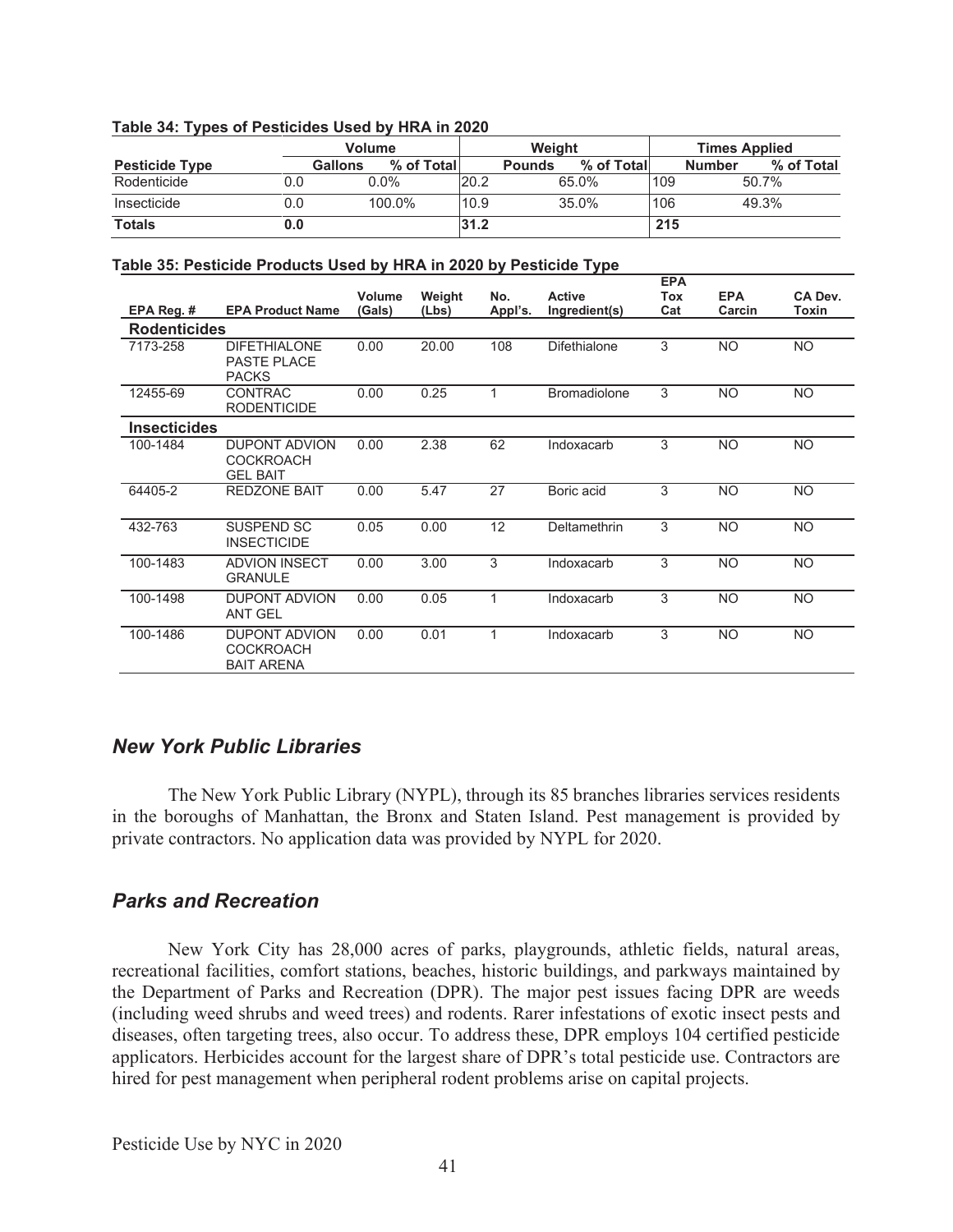**Table 34: Types of Pesticides Used by HRA in 2020**

| Pesticide Type | Volume | | Weight | | Times Applied | |
|---|---|---|---|---|---|---|
| | Gallons | % of Total | Pounds | % of Total | Number | % of Total |
| Rodenticide | 0.0 | 0.0% | 20.2 | 65.0% | 109 | 50.7% |
| Insecticide | 0.0 | 100.0% | 10.9 | 35.0% | 106 | 49.3% |
| **Totals** | **0.0** | | **31.2** | | **215** | |

**Table 35: Pesticide Products Used by HRA in 2020 by Pesticide Type**

| EPA Reg. # | EPA Product Name | Volume (Gals) | Weight (Lbs) | No. Appl's. | Active Ingredient(s) | EPA Tox Cat | EPA Carcin | CA Dev. Toxin |
|---|---|---|---|---|---|---|---|---|
| **Rodenticides** | | | | | | | | |
| 7173-258 | DIFETHIALONE PASTE PLACE PACKS | 0.00 | 20.00 | 108 | Difethialone | 3 | NO | NO |
| 12455-69 | CONTRAC RODENTICIDE | 0.00 | 0.25 | 1 | Bromadiolone | 3 | NO | NO |
| **Insecticides** | | | | | | | | |
| 100-1484 | DUPONT ADVION COCKROACH GEL BAIT | 0.00 | 2.38 | 62 | Indoxacarb | 3 | NO | NO |
| 64405-2 | REDZONE BAIT | 0.00 | 5.47 | 27 | Boric acid | 3 | NO | NO |
| 432-763 | SUSPEND SC INSECTICIDE | 0.05 | 0.00 | 12 | Deltamethrin | 3 | NO | NO |
| 100-1483 | ADVION INSECT GRANULE | 0.00 | 3.00 | 3 | Indoxacarb | 3 | NO | NO |
| 100-1498 | DUPONT ADVION ANT GEL | 0.00 | 0.05 | 1 | Indoxacarb | 3 | NO | NO |
| 100-1486 | DUPONT ADVION COCKROACH BAIT ARENA | 0.00 | 0.01 | 1 | Indoxacarb | 3 | NO | NO |

## *New York Public Libraries*

The New York Public Library (NYPL), through its 85 branches libraries services residents in the boroughs of Manhattan, the Bronx and Staten Island. Pest management is provided by private contractors. No application data was provided by NYPL for 2020.

## *Parks and Recreation*

New York City has 28,000 acres of parks, playgrounds, athletic fields, natural areas, recreational facilities, comfort stations, beaches, historic buildings, and parkways maintained by the Department of Parks and Recreation (DPR). The major pest issues facing DPR are weeds (including weed shrubs and weed trees) and rodents. Rarer infestations of exotic insect pests and diseases, often targeting trees, also occur. To address these, DPR employs 104 certified pesticide applicators. Herbicides account for the largest share of DPR's total pesticide use. Contractors are hired for pest management when peripheral rodent problems arise on capital projects.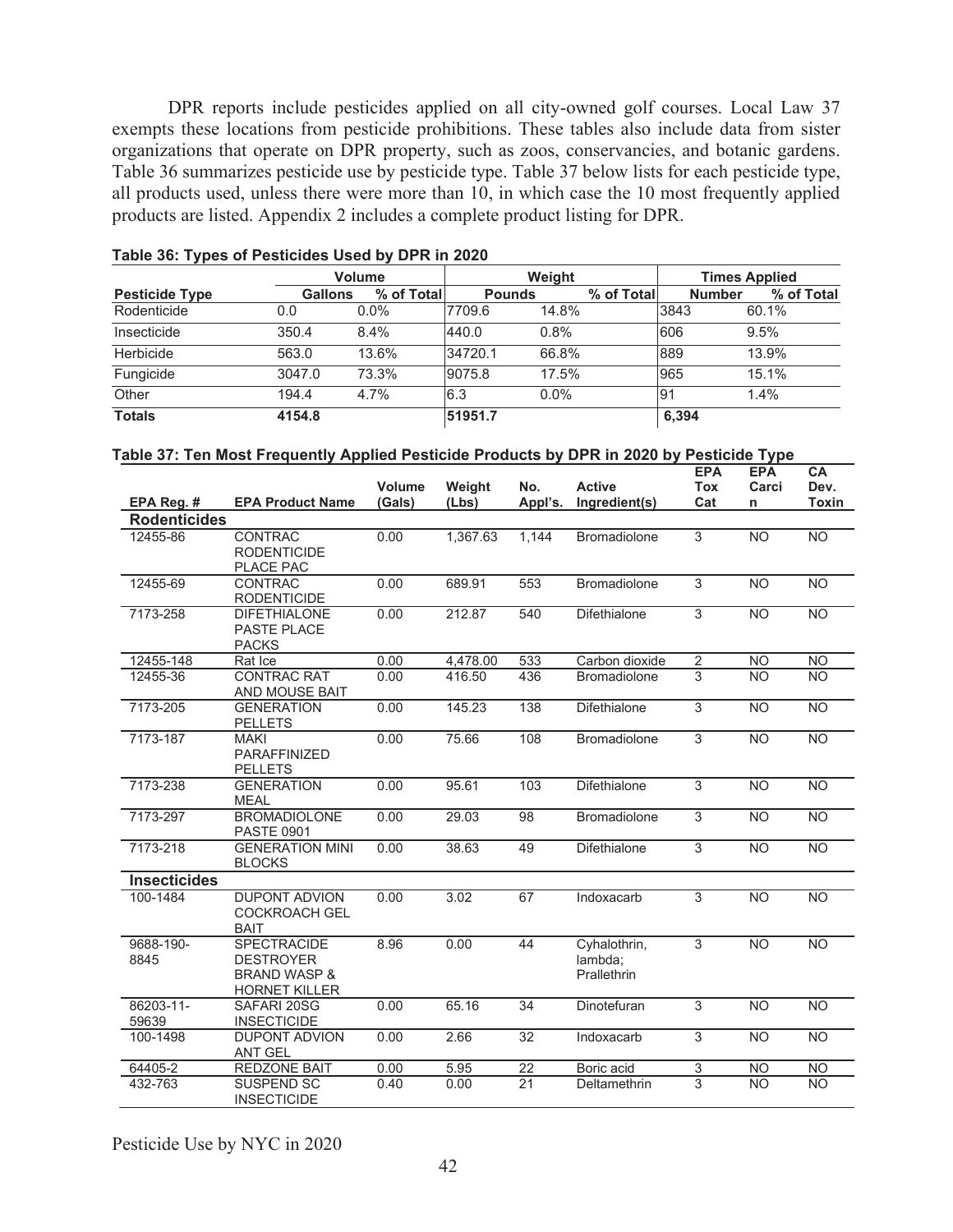DPR reports include pesticides applied on all city-owned golf courses. Local Law 37 exempts these locations from pesticide prohibitions. These tables also include data from sister organizations that operate on DPR property, such as zoos, conservancies, and botanic gardens. Table 36 summarizes pesticide use by pesticide type. Table 37 below lists for each pesticide type, all products used, unless there were more than 10, in which case the 10 most frequently applied products are listed. Appendix 2 includes a complete product listing for DPR.

**Table 36: Types of Pesticides Used by DPR in 2020**

| | Volume | | Weight | | Times Applied | |
|---|---|---|---|---|---|---|
| **Pesticide Type** | **Gallons** | **% of Total** | **Pounds** | **% of Total** | **Number** | **% of Total** |
| Rodenticide | 0.0 | 0.0% | 7709.6 | 14.8% | 3843 | 60.1% |
| Insecticide | 350.4 | 8.4% | 440.0 | 0.8% | 606 | 9.5% |
| Herbicide | 563.0 | 13.6% | 34720.1 | 66.8% | 889 | 13.9% |
| Fungicide | 3047.0 | 73.3% | 9075.8 | 17.5% | 965 | 15.1% |
| Other | 194.4 | 4.7% | 6.3 | 0.0% | 91 | 1.4% |
| **Totals** | **4154.8** | | **51951.7** | | **6,394** | |

**Table 37: Ten Most Frequently Applied Pesticide Products by DPR in 2020 by Pesticide Type**

| EPA Reg. # | EPA Product Name | Volume (Gals) | Weight (Lbs) | No. Appl's. | Active Ingredient(s) | EPA Tox Cat | EPA Carcin | CA Dev. Toxin |
|---|---|---|---|---|---|---|---|---|
| **Rodenticides** | | | | | | | | |
| 12455-86 | CONTRAC RODENTICIDE PLACE PAC | 0.00 | 1,367.63 | 1,144 | Bromadiolone | 3 | NO | NO |
| 12455-69 | CONTRAC RODENTICIDE | 0.00 | 689.91 | 553 | Bromadiolone | 3 | NO | NO |
| 7173-258 | DIFETHIALONE PASTE PLACE PACKS | 0.00 | 212.87 | 540 | Difethialone | 3 | NO | NO |
| 12455-148 | Rat Ice | 0.00 | 4,478.00 | 533 | Carbon dioxide | 2 | NO | NO |
| 12455-36 | CONTRAC RAT AND MOUSE BAIT | 0.00 | 416.50 | 436 | Bromadiolone | 3 | NO | NO |
| 7173-205 | GENERATION PELLETS | 0.00 | 145.23 | 138 | Difethialone | 3 | NO | NO |
| 7173-187 | MAKI PARAFFINIZED PELLETS | 0.00 | 75.66 | 108 | Bromadiolone | 3 | NO | NO |
| 7173-238 | GENERATION MEAL | 0.00 | 95.61 | 103 | Difethialone | 3 | NO | NO |
| 7173-297 | BROMADIOLONE PASTE 0901 | 0.00 | 29.03 | 98 | Bromadiolone | 3 | NO | NO |
| 7173-218 | GENERATION MINI BLOCKS | 0.00 | 38.63 | 49 | Difethialone | 3 | NO | NO |
| **Insecticides** | | | | | | | | |
| 100-1484 | DUPONT ADVION COCKROACH GEL BAIT | 0.00 | 3.02 | 67 | Indoxacarb | 3 | NO | NO |
| 9688-190-8845 | SPECTRACIDE DESTROYER BRAND WASP & HORNET KILLER | 8.96 | 0.00 | 44 | Cyhalothrin, lambda; Prallethrin | 3 | NO | NO |
| 86203-11-59639 | SAFARI 20SG INSECTICIDE | 0.00 | 65.16 | 34 | Dinotefuran | 3 | NO | NO |
| 100-1498 | DUPONT ADVION ANT GEL | 0.00 | 2.66 | 32 | Indoxacarb | 3 | NO | NO |
| 64405-2 | REDZONE BAIT | 0.00 | 5.95 | 22 | Boric acid | 3 | NO | NO |
| 432-763 | SUSPEND SC INSECTICIDE | 0.40 | 0.00 | 21 | Deltamethrin | 3 | NO | NO |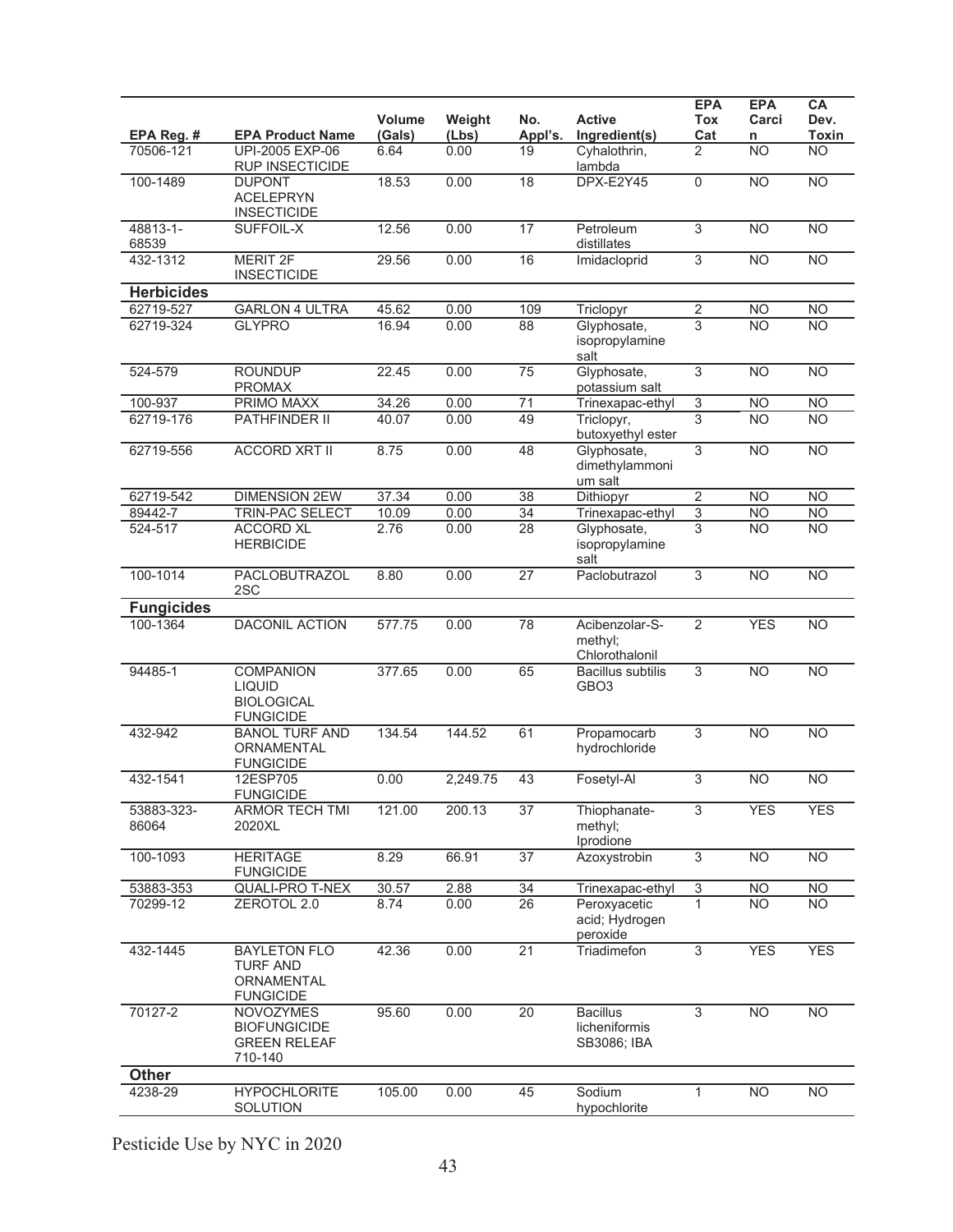| EPA Reg. # | EPA Product Name | Volume (Gals) | Weight (Lbs) | No. Appl's. | Active Ingredient(s) | EPA Tox Cat | EPA Carcin | CA Dev. Toxin |
|---|---|---|---|---|---|---|---|---|
| 70506-121 | UPI-2005 EXP-06 RUP INSECTICIDE | 6.64 | 0.00 | 19 | Cyhalothrin, lambda | 2 | NO | NO |
| 100-1489 | DUPONT ACELEPRYN INSECTICIDE | 18.53 | 0.00 | 18 | DPX-E2Y45 | 0 | NO | NO |
| 48813-1-68539 | SUFFOIL-X | 12.56 | 0.00 | 17 | Petroleum distillates | 3 | NO | NO |
| 432-1312 | MERIT 2F INSECTICIDE | 29.56 | 0.00 | 16 | Imidacloprid | 3 | NO | NO |
| **Herbicides** | | | | | | | | |
| 62719-527 | GARLON 4 ULTRA | 45.62 | 0.00 | 109 | Triclopyr | 2 | NO | NO |
| 62719-324 | GLYPRO | 16.94 | 0.00 | 88 | Glyphosate, isopropylamine salt | 3 | NO | NO |
| 524-579 | ROUNDUP PROMAX | 22.45 | 0.00 | 75 | Glyphosate, potassium salt | 3 | NO | NO |
| 100-937 | PRIMO MAXX | 34.26 | 0.00 | 71 | Trinexapac-ethyl | 3 | NO | NO |
| 62719-176 | PATHFINDER II | 40.07 | 0.00 | 49 | Triclopyr, butoxyethyl ester | 3 | NO | NO |
| 62719-556 | ACCORD XRT II | 8.75 | 0.00 | 48 | Glyphosate, dimethylammonium salt | 3 | NO | NO |
| 62719-542 | DIMENSION 2EW | 37.34 | 0.00 | 38 | Dithiopyr | 2 | NO | NO |
| 89442-7 | TRIN-PAC SELECT | 10.09 | 0.00 | 34 | Trinexapac-ethyl | 3 | NO | NO |
| 524-517 | ACCORD XL HERBICIDE | 2.76 | 0.00 | 28 | Glyphosate, isopropylamine salt | 3 | NO | NO |
| 100-1014 | PACLOBUTRAZOL 2SC | 8.80 | 0.00 | 27 | Paclobutrazol | 3 | NO | NO |
| **Fungicides** | | | | | | | | |
| 100-1364 | DACONIL ACTION | 577.75 | 0.00 | 78 | Acibenzolar-S-methyl; Chlorothalonil | 2 | YES | NO |
| 94485-1 | COMPANION LIQUID BIOLOGICAL FUNGICIDE | 377.65 | 0.00 | 65 | Bacillus subtilis GBO3 | 3 | NO | NO |
| 432-942 | BANOL TURF AND ORNAMENTAL FUNGICIDE | 134.54 | 144.52 | 61 | Propamocarb hydrochloride | 3 | NO | NO |
| 432-1541 | 12ESP705 FUNGICIDE | 0.00 | 2,249.75 | 43 | Fosetyl-Al | 3 | NO | NO |
| 53883-323-86064 | ARMOR TECH TMI 2020XL | 121.00 | 200.13 | 37 | Thiophanate-methyl; Iprodione | 3 | YES | YES |
| 100-1093 | HERITAGE FUNGICIDE | 8.29 | 66.91 | 37 | Azoxystrobin | 3 | NO | NO |
| 53883-353 | QUALI-PRO T-NEX | 30.57 | 2.88 | 34 | Trinexapac-ethyl | 3 | NO | NO |
| 70299-12 | ZEROTOL 2.0 | 8.74 | 0.00 | 26 | Peroxyacetic acid; Hydrogen peroxide | 1 | NO | NO |
| 432-1445 | BAYLETON FLO TURF AND ORNAMENTAL FUNGICIDE | 42.36 | 0.00 | 21 | Triadimefon | 3 | YES | YES |
| 70127-2 | NOVOZYMES BIOFUNGICIDE GREEN RELEAF 710-140 | 95.60 | 0.00 | 20 | Bacillus licheniformis SB3086; IBA | 3 | NO | NO |
| **Other** | | | | | | | | |
| 4238-29 | HYPOCHLORITE SOLUTION | 105.00 | 0.00 | 45 | Sodium hypochlorite | 1 | NO | NO |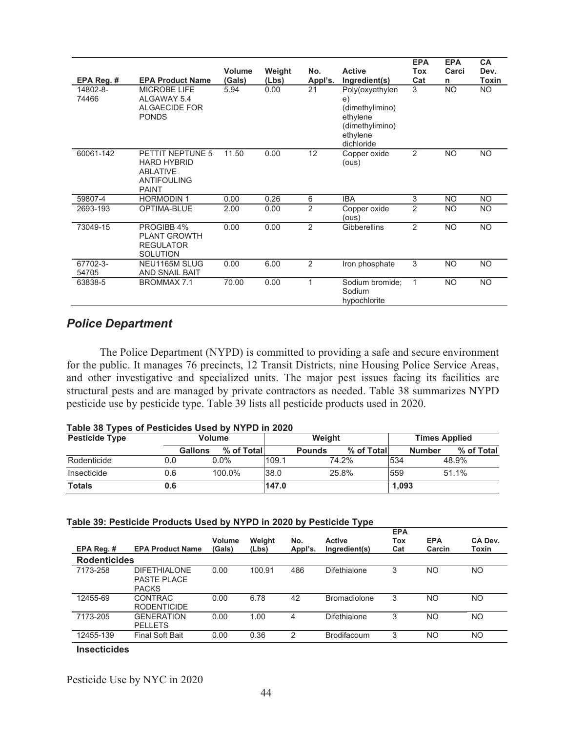| EPA Reg. # | EPA Product Name | Volume (Gals) | Weight (Lbs) | No. Appl's. | Active Ingredient(s) | EPA Tox Cat | EPA Carcin | CA Dev. Toxin |
|---|---|---|---|---|---|---|---|---|
| 14802-8-74466 | MICROBE LIFE ALGAWAY 5.4 ALGAECIDE FOR PONDS | 5.94 | 0.00 | 21 | Poly(oxyethylene) (dimethylimino) ethylene (dimethylimino) ethylene dichloride | 3 | NO | NO |
| 60061-142 | PETTIT NEPTUNE 5 HARD HYBRID ABLATIVE ANTIFOULING PAINT | 11.50 | 0.00 | 12 | Copper oxide (ous) | 2 | NO | NO |
| 59807-4 | HORMODIN 1 | 0.00 | 0.26 | 6 | IBA | 3 | NO | NO |
| 2693-193 | OPTIMA-BLUE | 2.00 | 0.00 | 2 | Copper oxide (ous) | 2 | NO | NO |
| 73049-15 | PROGIBB 4% PLANT GROWTH REGULATOR SOLUTION | 0.00 | 0.00 | 2 | Gibberellins | 2 | NO | NO |
| 67702-3-54705 | NEU1165M SLUG AND SNAIL BAIT | 0.00 | 6.00 | 2 | Iron phosphate | 3 | NO | NO |
| 63838-5 | BROMMAX 7.1 | 70.00 | 0.00 | 1 | Sodium bromide; Sodium hypochlorite | 1 | NO | NO |

## *Police Department*

The Police Department (NYPD) is committed to providing a safe and secure environment for the public. It manages 76 precincts, 12 Transit Districts, nine Housing Police Service Areas, and other investigative and specialized units. The major pest issues facing its facilities are structural pests and are managed by private contractors as needed. Table 38 summarizes NYPD pesticide use by pesticide type. Table 39 lists all pesticide products used in 2020.

**Table 38 Types of Pesticides Used by NYPD in 2020**

| Pesticide Type | Volume | | Weight | | Times Applied | |
|---|---|---|---|---|---|---|
| | Gallons | % of Total | Pounds | % of Total | Number | % of Total |
| Rodenticide | 0.0 | 0.0% | 109.1 | 74.2% | 534 | 48.9% |
| Insecticide | 0.6 | 100.0% | 38.0 | 25.8% | 559 | 51.1% |
| **Totals** | **0.6** | | **147.0** | | **1,093** | |

**Table 39: Pesticide Products Used by NYPD in 2020 by Pesticide Type**

| EPA Reg. # | EPA Product Name | Volume (Gals) | Weight (Lbs) | No. Appl's. | Active Ingredient(s) | EPA Tox Cat | EPA Carcin | CA Dev. Toxin |
|---|---|---|---|---|---|---|---|---|
| **Rodenticides** | | | | | | | | |
| 7173-258 | DIFETHIALONE PASTE PLACE PACKS | 0.00 | 100.91 | 486 | Difethialone | 3 | NO | NO |
| 12455-69 | CONTRAC RODENTICIDE | 0.00 | 6.78 | 42 | Bromadiolone | 3 | NO | NO |
| 7173-205 | GENERATION PELLETS | 0.00 | 1.00 | 4 | Difethialone | 3 | NO | NO |
| 12455-139 | Final Soft Bait | 0.00 | 0.36 | 2 | Brodifacoum | 3 | NO | NO |
| **Insecticides** | | | | | | | | |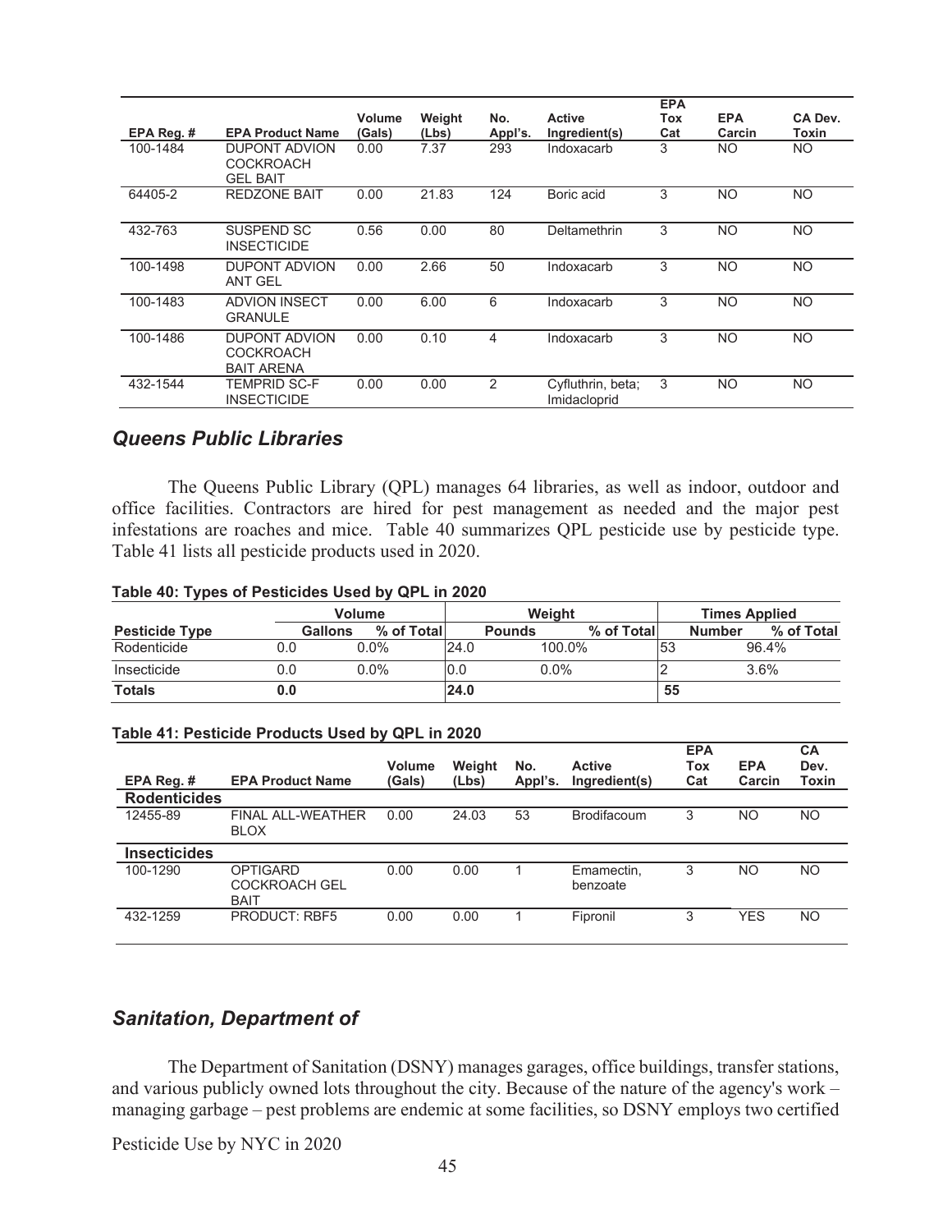| EPA Reg. # | EPA Product Name | Volume (Gals) | Weight (Lbs) | No. Appl's. | Active Ingredient(s) | EPA Tox Cat | EPA Carcin | CA Dev. Toxin |
|---|---|---|---|---|---|---|---|---|
| 100-1484 | DUPONT ADVION COCKROACH GEL BAIT | 0.00 | 7.37 | 293 | Indoxacarb | 3 | NO | NO |
| 64405-2 | REDZONE BAIT | 0.00 | 21.83 | 124 | Boric acid | 3 | NO | NO |
| 432-763 | SUSPEND SC INSECTICIDE | 0.56 | 0.00 | 80 | Deltamethrin | 3 | NO | NO |
| 100-1498 | DUPONT ADVION ANT GEL | 0.00 | 2.66 | 50 | Indoxacarb | 3 | NO | NO |
| 100-1483 | ADVION INSECT GRANULE | 0.00 | 6.00 | 6 | Indoxacarb | 3 | NO | NO |
| 100-1486 | DUPONT ADVION COCKROACH BAIT ARENA | 0.00 | 0.10 | 4 | Indoxacarb | 3 | NO | NO |
| 432-1544 | TEMPRID SC-F INSECTICIDE | 0.00 | 0.00 | 2 | Cyfluthrin, beta; Imidacloprid | 3 | NO | NO |

## *Queens Public Libraries*

The Queens Public Library (QPL) manages 64 libraries, as well as indoor, outdoor and office facilities. Contractors are hired for pest management as needed and the major pest infestations are roaches and mice. Table 40 summarizes QPL pesticide use by pesticide type. Table 41 lists all pesticide products used in 2020.

**Table 40: Types of Pesticides Used by QPL in 2020**

| | Volume | | Weight | | Times Applied | |
|---|---|---|---|---|---|---|
| **Pesticide Type** | **Gallons** | **% of Total** | **Pounds** | **% of Total** | **Number** | **% of Total** |
| Rodenticide | 0.0 | 0.0% | 24.0 | 100.0% | 53 | 96.4% |
| Insecticide | 0.0 | 0.0% | 0.0 | 0.0% | 2 | 3.6% |
| **Totals** | **0.0** | | **24.0** | | **55** | |

**Table 41: Pesticide Products Used by QPL in 2020**

| EPA Reg. # | EPA Product Name | Volume (Gals) | Weight (Lbs) | No. Appl's. | Active Ingredient(s) | EPA Tox Cat | EPA Carcin | CA Dev. Toxin |
|---|---|---|---|---|---|---|---|---|
| **Rodenticides** | | | | | | | | |
| 12455-89 | FINAL ALL-WEATHER BLOX | 0.00 | 24.03 | 53 | Brodifacoum | 3 | NO | NO |
| **Insecticides** | | | | | | | | |
| 100-1290 | OPTIGARD COCKROACH GEL BAIT | 0.00 | 0.00 | 1 | Emamectin, benzoate | 3 | NO | NO |
| 432-1259 | PRODUCT: RBF5 | 0.00 | 0.00 | 1 | Fipronil | 3 | YES | NO |

## *Sanitation, Department of*

The Department of Sanitation (DSNY) manages garages, office buildings, transfer stations, and various publicly owned lots throughout the city. Because of the nature of the agency's work – managing garbage – pest problems are endemic at some facilities, so DSNY employs two certified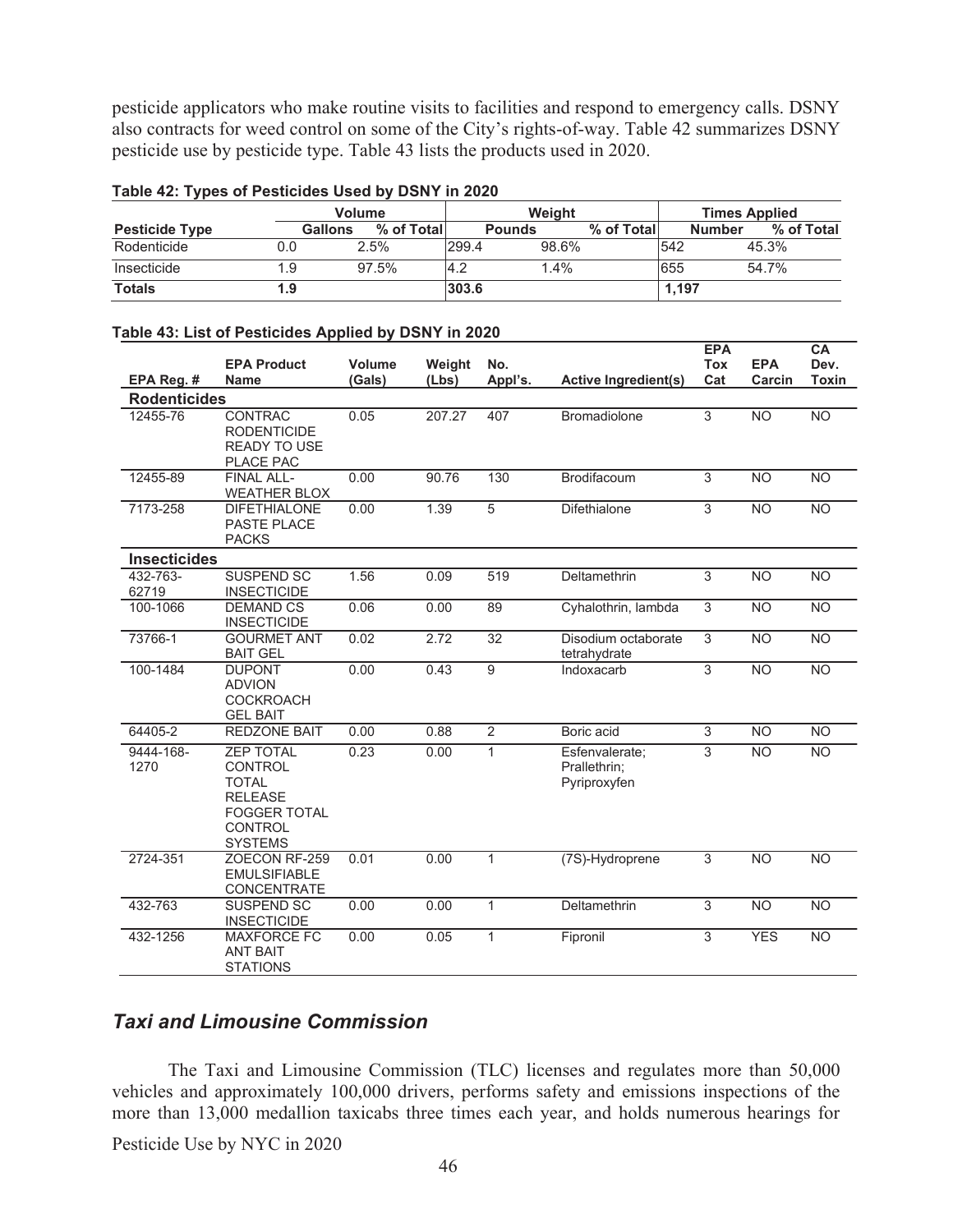pesticide applicators who make routine visits to facilities and respond to emergency calls. DSNY also contracts for weed control on some of the City's rights-of-way. Table 42 summarizes DSNY pesticide use by pesticide type. Table 43 lists the products used in 2020.

**Table 42: Types of Pesticides Used by DSNY in 2020**

| | Volume | | Weight | | Times Applied | |
|---|---|---|---|---|---|---|
| **Pesticide Type** | **Gallons** | **% of Total** | **Pounds** | **% of Total** | **Number** | **% of Total** |
| Rodenticide | 0.0 | 2.5% | 299.4 | 98.6% | 542 | 45.3% |
| Insecticide | 1.9 | 97.5% | 4.2 | 1.4% | 655 | 54.7% |
| **Totals** | **1.9** | | **303.6** | | **1,197** | |

**Table 43: List of Pesticides Applied by DSNY in 2020**

| EPA Reg. # | EPA Product Name | Volume (Gals) | Weight (Lbs) | No. Appl's. | Active Ingredient(s) | EPA Tox Cat | EPA Carcin | CA Dev. Toxin |
|---|---|---|---|---|---|---|---|---|
| **Rodenticides** | | | | | | | | |
| 12455-76 | CONTRAC RODENTICIDE READY TO USE PLACE PAC | 0.05 | 207.27 | 407 | Bromadiolone | 3 | NO | NO |
| 12455-89 | FINAL ALL-WEATHER BLOX | 0.00 | 90.76 | 130 | Brodifacoum | 3 | NO | NO |
| 7173-258 | DIFETHIALONE PASTE PLACE PACKS | 0.00 | 1.39 | 5 | Difethialone | 3 | NO | NO |
| **Insecticides** | | | | | | | | |
| 432-763-62719 | SUSPEND SC INSECTICIDE | 1.56 | 0.09 | 519 | Deltamethrin | 3 | NO | NO |
| 100-1066 | DEMAND CS INSECTICIDE | 0.06 | 0.00 | 89 | Cyhalothrin, lambda | 3 | NO | NO |
| 73766-1 | GOURMET ANT BAIT GEL | 0.02 | 2.72 | 32 | Disodium octaborate tetrahydrate | 3 | NO | NO |
| 100-1484 | DUPONT ADVION COCKROACH GEL BAIT | 0.00 | 0.43 | 9 | Indoxacarb | 3 | NO | NO |
| 64405-2 | REDZONE BAIT | 0.00 | 0.88 | 2 | Boric acid | 3 | NO | NO |
| 9444-168-1270 | ZEP TOTAL CONTROL TOTAL RELEASE FOGGER TOTAL CONTROL SYSTEMS | 0.23 | 0.00 | 1 | Esfenvalerate; Prallethrin; Pyriproxyfen | 3 | NO | NO |
| 2724-351 | ZOECON RF-259 EMULSIFIABLE CONCENTRATE | 0.01 | 0.00 | 1 | (7S)-Hydroprene | 3 | NO | NO |
| 432-763 | SUSPEND SC INSECTICIDE | 0.00 | 0.00 | 1 | Deltamethrin | 3 | NO | NO |
| 432-1256 | MAXFORCE FC ANT BAIT STATIONS | 0.00 | 0.05 | 1 | Fipronil | 3 | YES | NO |

## *Taxi and Limousine Commission*

The Taxi and Limousine Commission (TLC) licenses and regulates more than 50,000 vehicles and approximately 100,000 drivers, performs safety and emissions inspections of the more than 13,000 medallion taxicabs three times each year, and holds numerous hearings for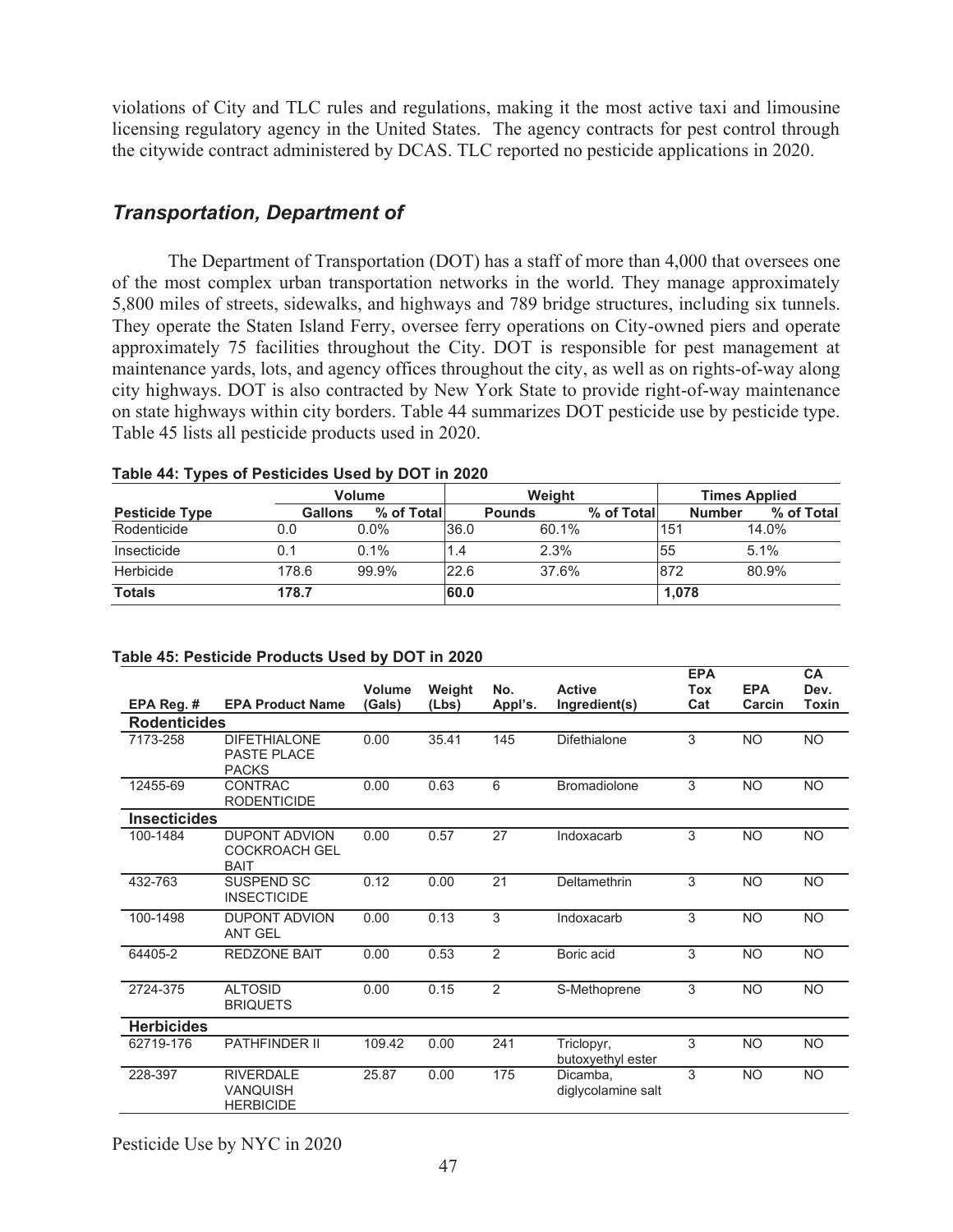violations of City and TLC rules and regulations, making it the most active taxi and limousine licensing regulatory agency in the United States. The agency contracts for pest control through the citywide contract administered by DCAS. TLC reported no pesticide applications in 2020.

## *Transportation, Department of*

The Department of Transportation (DOT) has a staff of more than 4,000 that oversees one of the most complex urban transportation networks in the world. They manage approximately 5,800 miles of streets, sidewalks, and highways and 789 bridge structures, including six tunnels. They operate the Staten Island Ferry, oversee ferry operations on City-owned piers and operate approximately 75 facilities throughout the City. DOT is responsible for pest management at maintenance yards, lots, and agency offices throughout the city, as well as on rights-of-way along city highways. DOT is also contracted by New York State to provide right-of-way maintenance on state highways within city borders. Table 44 summarizes DOT pesticide use by pesticide type. Table 45 lists all pesticide products used in 2020.

**Table 44: Types of Pesticides Used by DOT in 2020**

| | Volume | | Weight | | Times Applied | |
|---|---|---|---|---|---|---|
| **Pesticide Type** | **Gallons** | **% of Total** | **Pounds** | **% of Total** | **Number** | **% of Total** |
| Rodenticide | 0.0 | 0.0% | 36.0 | 60.1% | 151 | 14.0% |
| Insecticide | 0.1 | 0.1% | 1.4 | 2.3% | 55 | 5.1% |
| Herbicide | 178.6 | 99.9% | 22.6 | 37.6% | 872 | 80.9% |
| **Totals** | **178.7** | | **60.0** | | **1,078** | |

**Table 45: Pesticide Products Used by DOT in 2020**

| EPA Reg. # | EPA Product Name | Volume (Gals) | Weight (Lbs) | No. Appl's. | Active Ingredient(s) | EPA Tox Cat | EPA Carcin | CA Dev. Toxin |
|---|---|---|---|---|---|---|---|---|
| **Rodenticides** | | | | | | | | |
| 7173-258 | DIFETHIALONE PASTE PLACE PACKS | 0.00 | 35.41 | 145 | Difethialone | 3 | NO | NO |
| 12455-69 | CONTRAC RODENTICIDE | 0.00 | 0.63 | 6 | Bromadiolone | 3 | NO | NO |
| **Insecticides** | | | | | | | | |
| 100-1484 | DUPONT ADVION COCKROACH GEL BAIT | 0.00 | 0.57 | 27 | Indoxacarb | 3 | NO | NO |
| 432-763 | SUSPEND SC INSECTICIDE | 0.12 | 0.00 | 21 | Deltamethrin | 3 | NO | NO |
| 100-1498 | DUPONT ADVION ANT GEL | 0.00 | 0.13 | 3 | Indoxacarb | 3 | NO | NO |
| 64405-2 | REDZONE BAIT | 0.00 | 0.53 | 2 | Boric acid | 3 | NO | NO |
| 2724-375 | ALTOSID BRIQUETS | 0.00 | 0.15 | 2 | S-Methoprene | 3 | NO | NO |
| **Herbicides** | | | | | | | | |
| 62719-176 | PATHFINDER II | 109.42 | 0.00 | 241 | Triclopyr, butoxyethyl ester | 3 | NO | NO |
| 228-397 | RIVERDALE VANQUISH HERBICIDE | 25.87 | 0.00 | 175 | Dicamba, diglycolamine salt | 3 | NO | NO |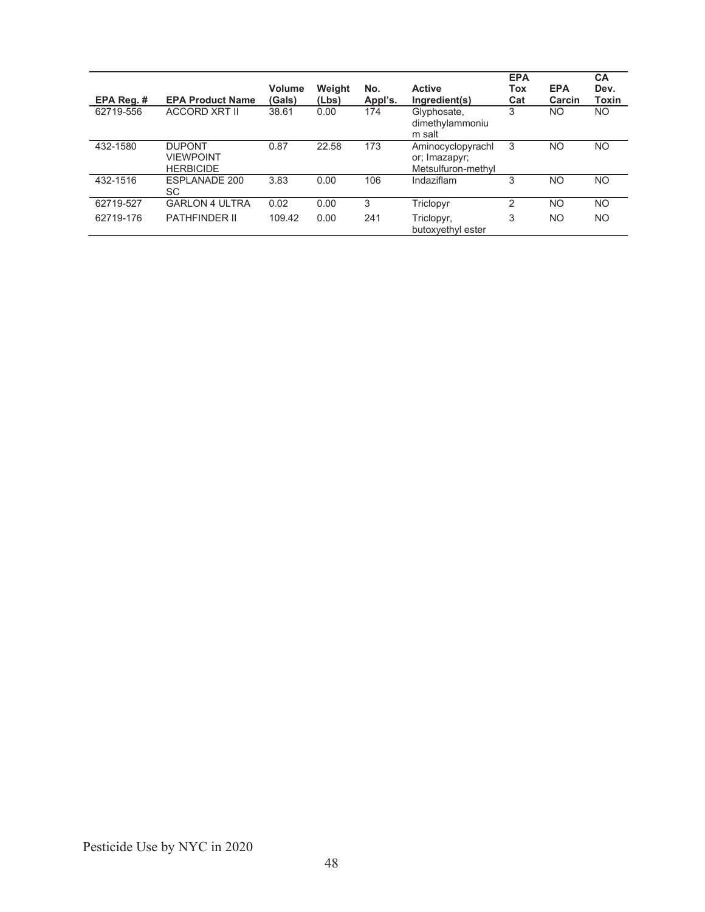| EPA Reg. # | EPA Product Name | Volume (Gals) | Weight (Lbs) | No. Appl's. | Active Ingredient(s) | EPA Tox Cat | EPA Carcin | CA Dev. Toxin |
|---|---|---|---|---|---|---|---|---|
| 62719-556 | ACCORD XRT II | 38.61 | 0.00 | 174 | Glyphosate, dimethylammonium salt | 3 | NO | NO |
| 432-1580 | DUPONT VIEWPOINT HERBICIDE | 0.87 | 22.58 | 173 | Aminocyclopyrachlor; Imazapyr; Metsulfuron-methyl | 3 | NO | NO |
| 432-1516 | ESPLANADE 200 SC | 3.83 | 0.00 | 106 | Indaziflam | 3 | NO | NO |
| 62719-527 | GARLON 4 ULTRA | 0.02 | 0.00 | 3 | Triclopyr | 2 | NO | NO |
| 62719-176 | PATHFINDER II | 109.42 | 0.00 | 241 | Triclopyr, butoxyethyl ester | 3 | NO | NO |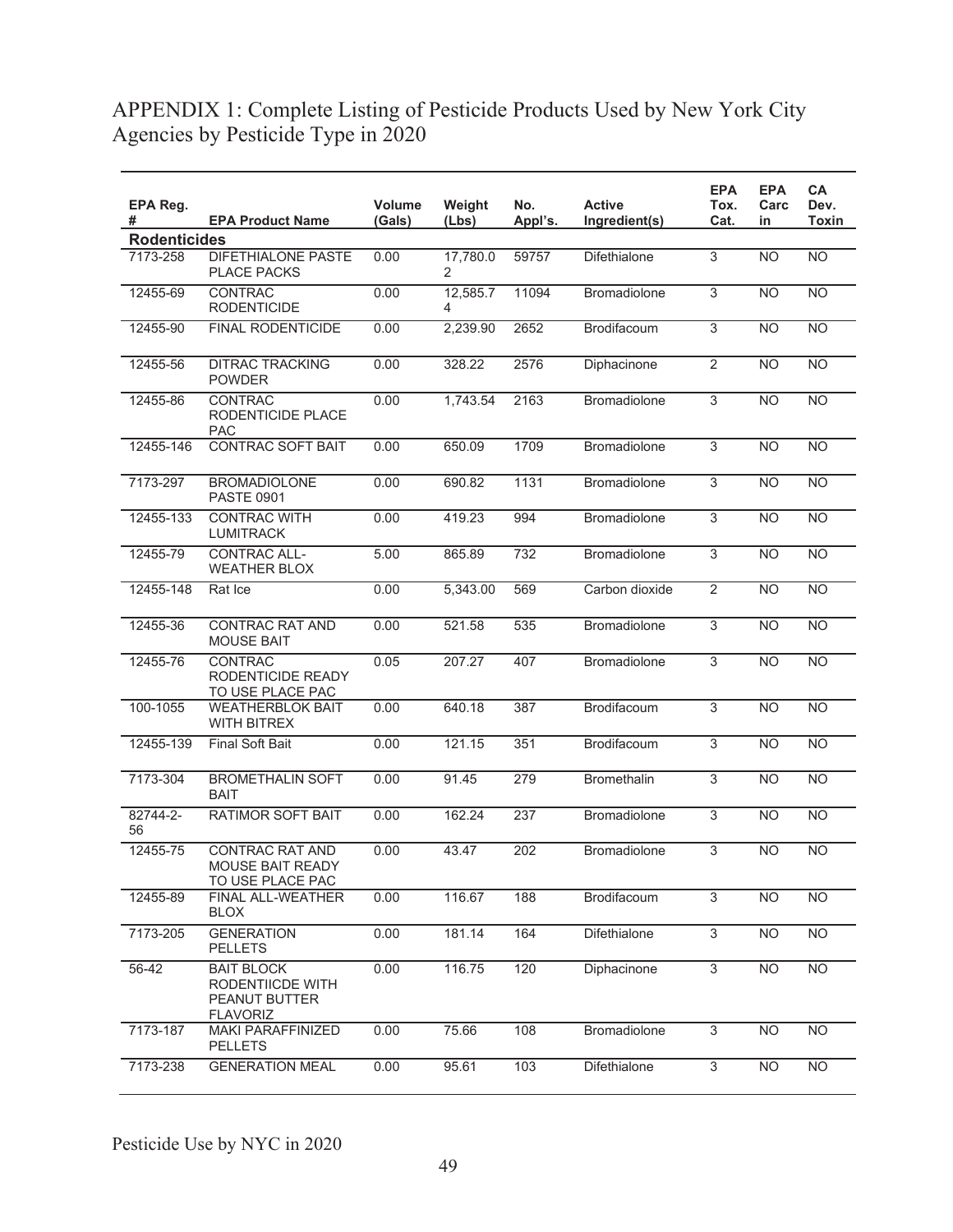# APPENDIX 1: Complete Listing of Pesticide Products Used by New York City Agencies by Pesticide Type in 2020

| EPA Reg. # | EPA Product Name | Volume (Gals) | Weight (Lbs) | No. Appl's. | Active Ingredient(s) | EPA Tox. Cat. | EPA Carcin | CA Dev. Toxin |
|---|---|---|---|---|---|---|---|---|
| **Rodenticides** | | | | | | | | |
| 7173-258 | DIFETHIALONE PASTE PLACE PACKS | 0.00 | 17,780.02 | 59757 | Difethialone | 3 | NO | NO |
| 12455-69 | CONTRAC RODENTICIDE | 0.00 | 12,585.74 | 11094 | Bromadiolone | 3 | NO | NO |
| 12455-90 | FINAL RODENTICIDE | 0.00 | 2,239.90 | 2652 | Brodifacoum | 3 | NO | NO |
| 12455-56 | DITRAC TRACKING POWDER | 0.00 | 328.22 | 2576 | Diphacinone | 2 | NO | NO |
| 12455-86 | CONTRAC RODENTICIDE PLACE PAC | 0.00 | 1,743.54 | 2163 | Bromadiolone | 3 | NO | NO |
| 12455-146 | CONTRAC SOFT BAIT | 0.00 | 650.09 | 1709 | Bromadiolone | 3 | NO | NO |
| 7173-297 | BROMADIOLONE PASTE 0901 | 0.00 | 690.82 | 1131 | Bromadiolone | 3 | NO | NO |
| 12455-133 | CONTRAC WITH LUMITRACK | 0.00 | 419.23 | 994 | Bromadiolone | 3 | NO | NO |
| 12455-79 | CONTRAC ALL-WEATHER BLOX | 5.00 | 865.89 | 732 | Bromadiolone | 3 | NO | NO |
| 12455-148 | Rat Ice | 0.00 | 5,343.00 | 569 | Carbon dioxide | 2 | NO | NO |
| 12455-36 | CONTRAC RAT AND MOUSE BAIT | 0.00 | 521.58 | 535 | Bromadiolone | 3 | NO | NO |
| 12455-76 | CONTRAC RODENTICIDE READY TO USE PLACE PAC | 0.05 | 207.27 | 407 | Bromadiolone | 3 | NO | NO |
| 100-1055 | WEATHERBLOK BAIT WITH BITREX | 0.00 | 640.18 | 387 | Brodifacoum | 3 | NO | NO |
| 12455-139 | Final Soft Bait | 0.00 | 121.15 | 351 | Brodifacoum | 3 | NO | NO |
| 7173-304 | BROMETHALIN SOFT BAIT | 0.00 | 91.45 | 279 | Bromethalin | 3 | NO | NO |
| 82744-2-56 | RATIMOR SOFT BAIT | 0.00 | 162.24 | 237 | Bromadiolone | 3 | NO | NO |
| 12455-75 | CONTRAC RAT AND MOUSE BAIT READY TO USE PLACE PAC | 0.00 | 43.47 | 202 | Bromadiolone | 3 | NO | NO |
| 12455-89 | FINAL ALL-WEATHER BLOX | 0.00 | 116.67 | 188 | Brodifacoum | 3 | NO | NO |
| 7173-205 | GENERATION PELLETS | 0.00 | 181.14 | 164 | Difethialone | 3 | NO | NO |
| 56-42 | BAIT BLOCK RODENTIICDE WITH PEANUT BUTTER FLAVORIZ | 0.00 | 116.75 | 120 | Diphacinone | 3 | NO | NO |
| 7173-187 | MAKI PARAFFINIZED PELLETS | 0.00 | 75.66 | 108 | Bromadiolone | 3 | NO | NO |
| 7173-238 | GENERATION MEAL | 0.00 | 95.61 | 103 | Difethialone | 3 | NO | NO |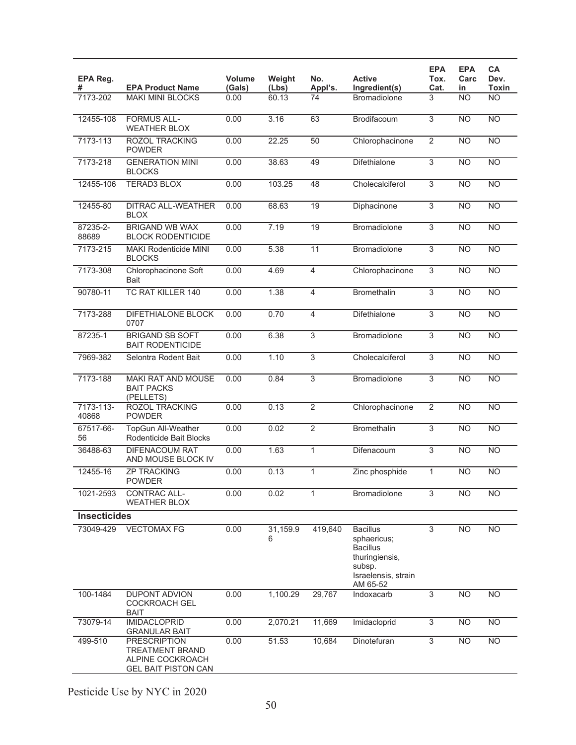| EPA Reg. # | EPA Product Name | Volume (Gals) | Weight (Lbs) | No. Appl's. | Active Ingredient(s) | EPA Tox. Cat. | EPA Carcin | CA Dev. Toxin |
|---|---|---|---|---|---|---|---|---|
| 7173-202 | MAKI MINI BLOCKS | 0.00 | 60.13 | 74 | Bromadiolone | 3 | NO | NO |
| 12455-108 | FORMUS ALL-WEATHER BLOX | 0.00 | 3.16 | 63 | Brodifacoum | 3 | NO | NO |
| 7173-113 | ROZOL TRACKING POWDER | 0.00 | 22.25 | 50 | Chlorophacinone | 2 | NO | NO |
| 7173-218 | GENERATION MINI BLOCKS | 0.00 | 38.63 | 49 | Difethialone | 3 | NO | NO |
| 12455-106 | TERAD3 BLOX | 0.00 | 103.25 | 48 | Cholecalciferol | 3 | NO | NO |
| 12455-80 | DITRAC ALL-WEATHER BLOX | 0.00 | 68.63 | 19 | Diphacinone | 3 | NO | NO |
| 87235-2-88689 | BRIGAND WB WAX BLOCK RODENTICIDE | 0.00 | 7.19 | 19 | Bromadiolone | 3 | NO | NO |
| 7173-215 | MAKI Rodenticide MINI BLOCKS | 0.00 | 5.38 | 11 | Bromadiolone | 3 | NO | NO |
| 7173-308 | Chlorophacinone Soft Bait | 0.00 | 4.69 | 4 | Chlorophacinone | 3 | NO | NO |
| 90780-11 | TC RAT KILLER 140 | 0.00 | 1.38 | 4 | Bromethalin | 3 | NO | NO |
| 7173-288 | DIFETHIALONE BLOCK 0707 | 0.00 | 0.70 | 4 | Difethialone | 3 | NO | NO |
| 87235-1 | BRIGAND SB SOFT BAIT RODENTICIDE | 0.00 | 6.38 | 3 | Bromadiolone | 3 | NO | NO |
| 7969-382 | Selontra Rodent Bait | 0.00 | 1.10 | 3 | Cholecalciferol | 3 | NO | NO |
| 7173-188 | MAKI RAT AND MOUSE BAIT PACKS (PELLETS) | 0.00 | 0.84 | 3 | Bromadiolone | 3 | NO | NO |
| 7173-113-40868 | ROZOL TRACKING POWDER | 0.00 | 0.13 | 2 | Chlorophacinone | 2 | NO | NO |
| 67517-66-56 | TopGun All-Weather Rodenticide Bait Blocks | 0.00 | 0.02 | 2 | Bromethalin | 3 | NO | NO |
| 36488-63 | DIFENACOUM RAT AND MOUSE BLOCK IV | 0.00 | 1.63 | 1 | Difenacoum | 3 | NO | NO |
| 12455-16 | ZP TRACKING POWDER | 0.00 | 0.13 | 1 | Zinc phosphide | 1 | NO | NO |
| 1021-2593 | CONTRAC ALL-WEATHER BLOX | 0.00 | 0.02 | 1 | Bromadiolone | 3 | NO | NO |
| **Insecticides** | | | | | | | | |
| 73049-429 | VECTOMAX FG | 0.00 | 31,159.96 | 419,640 | Bacillus sphaericus; Bacillus thuringiensis, subsp. Israelensis, strain AM 65-52 | 3 | NO | NO |
| 100-1484 | DUPONT ADVION COCKROACH GEL BAIT | 0.00 | 1,100.29 | 29,767 | Indoxacarb | 3 | NO | NO |
| 73079-14 | IMIDACLOPRID GRANULAR BAIT | 0.00 | 2,070.21 | 11,669 | Imidacloprid | 3 | NO | NO |
| 499-510 | PRESCRIPTION TREATMENT BRAND ALPINE COCKROACH GEL BAIT PISTON CAN | 0.00 | 51.53 | 10,684 | Dinotefuran | 3 | NO | NO |

Pesticide Use by NYC in 2020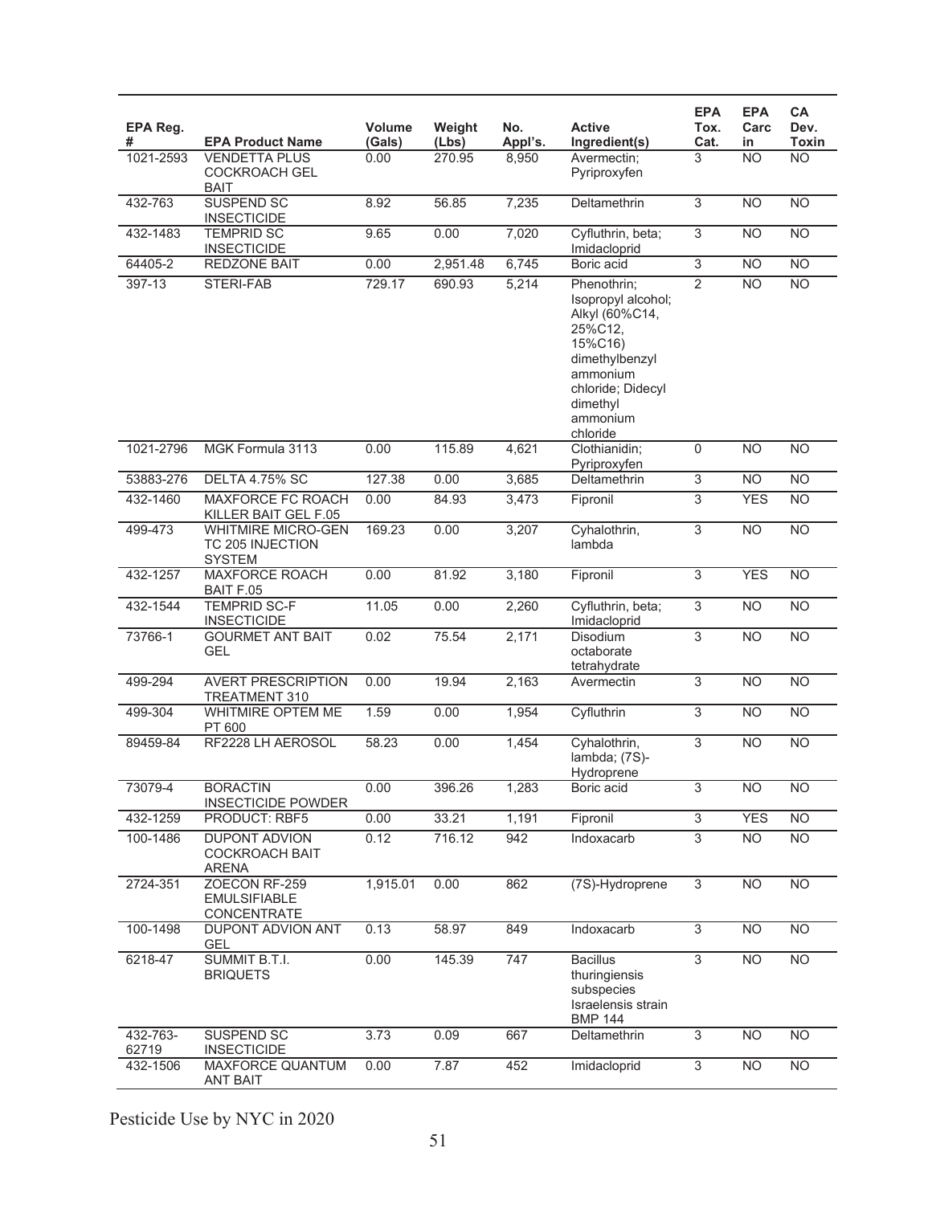| EPA Reg. # | EPA Product Name | Volume (Gals) | Weight (Lbs) | No. Appl's. | Active Ingredient(s) | EPA Tox. Cat. | EPA Carcin | CA Dev. Toxin |
|---|---|---|---|---|---|---|---|---|
| 1021-2593 | VENDETTA PLUS COCKROACH GEL BAIT | 0.00 | 270.95 | 8,950 | Avermectin; Pyriproxyfen | 3 | NO | NO |
| 432-763 | SUSPEND SC INSECTICIDE | 8.92 | 56.85 | 7,235 | Deltamethrin | 3 | NO | NO |
| 432-1483 | TEMPRID SC INSECTICIDE | 9.65 | 0.00 | 7,020 | Cyfluthrin, beta; Imidacloprid | 3 | NO | NO |
| 64405-2 | REDZONE BAIT | 0.00 | 2,951.48 | 6,745 | Boric acid | 3 | NO | NO |
| 397-13 | STERI-FAB | 729.17 | 690.93 | 5,214 | Phenothrin; Isopropyl alcohol; Alkyl (60%C14, 25%C12, 15%C16) dimethylbenzyl ammonium chloride; Didecyl dimethyl ammonium chloride | 2 | NO | NO |
| 1021-2796 | MGK Formula 3113 | 0.00 | 115.89 | 4,621 | Clothianidin; Pyriproxyfen | 0 | NO | NO |
| 53883-276 | DELTA 4.75% SC | 127.38 | 0.00 | 3,685 | Deltamethrin | 3 | NO | NO |
| 432-1460 | MAXFORCE FC ROACH KILLER BAIT GEL F.05 | 0.00 | 84.93 | 3,473 | Fipronil | 3 | YES | NO |
| 499-473 | WHITMIRE MICRO-GEN TC 205 INJECTION SYSTEM | 169.23 | 0.00 | 3,207 | Cyhalothrin, lambda | 3 | NO | NO |
| 432-1257 | MAXFORCE ROACH BAIT F.05 | 0.00 | 81.92 | 3,180 | Fipronil | 3 | YES | NO |
| 432-1544 | TEMPRID SC-F INSECTICIDE | 11.05 | 0.00 | 2,260 | Cyfluthrin, beta; Imidacloprid | 3 | NO | NO |
| 73766-1 | GOURMET ANT BAIT GEL | 0.02 | 75.54 | 2,171 | Disodium octaborate tetrahydrate | 3 | NO | NO |
| 499-294 | AVERT PRESCRIPTION TREATMENT 310 | 0.00 | 19.94 | 2,163 | Avermectin | 3 | NO | NO |
| 499-304 | WHITMIRE OPTEM ME PT 600 | 1.59 | 0.00 | 1,954 | Cyfluthrin | 3 | NO | NO |
| 89459-84 | RF2228 LH AEROSOL | 58.23 | 0.00 | 1,454 | Cyhalothrin, lambda; (7S)-Hydroprene | 3 | NO | NO |
| 73079-4 | BORACTIN INSECTICIDE POWDER | 0.00 | 396.26 | 1,283 | Boric acid | 3 | NO | NO |
| 432-1259 | PRODUCT: RBF5 | 0.00 | 33.21 | 1,191 | Fipronil | 3 | YES | NO |
| 100-1486 | DUPONT ADVION COCKROACH BAIT ARENA | 0.12 | 716.12 | 942 | Indoxacarb | 3 | NO | NO |
| 2724-351 | ZOECON RF-259 EMULSIFIABLE CONCENTRATE | 1,915.01 | 0.00 | 862 | (7S)-Hydroprene | 3 | NO | NO |
| 100-1498 | DUPONT ADVION ANT GEL | 0.13 | 58.97 | 849 | Indoxacarb | 3 | NO | NO |
| 6218-47 | SUMMIT B.T.I. BRIQUETS | 0.00 | 145.39 | 747 | Bacillus thuringiensis subspecies Israelensis strain BMP 144 | 3 | NO | NO |
| 432-763-62719 | SUSPEND SC INSECTICIDE | 3.73 | 0.09 | 667 | Deltamethrin | 3 | NO | NO |
| 432-1506 | MAXFORCE QUANTUM ANT BAIT | 0.00 | 7.87 | 452 | Imidacloprid | 3 | NO | NO |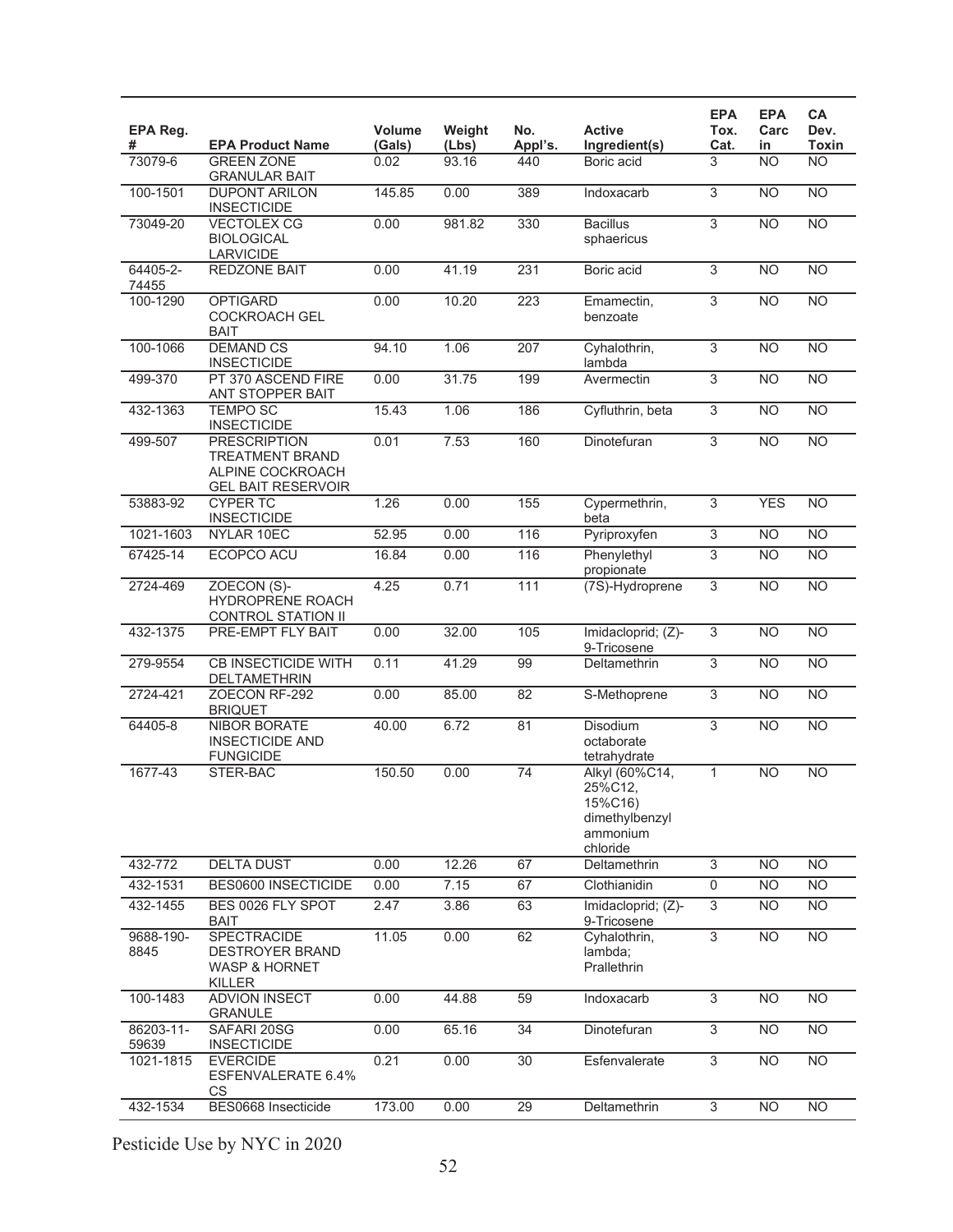| EPA Reg. # | EPA Product Name | Volume (Gals) | Weight (Lbs) | No. Appl's. | Active Ingredient(s) | EPA Tox. Cat. | EPA Carcin | CA Dev. Toxin |
|---|---|---|---|---|---|---|---|---|
| 73079-6 | GREEN ZONE GRANULAR BAIT | 0.02 | 93.16 | 440 | Boric acid | 3 | NO | NO |
| 100-1501 | DUPONT ARILON INSECTICIDE | 145.85 | 0.00 | 389 | Indoxacarb | 3 | NO | NO |
| 73049-20 | VECTOLEX CG BIOLOGICAL LARVICIDE | 0.00 | 981.82 | 330 | Bacillus sphaericus | 3 | NO | NO |
| 64405-2-74455 | REDZONE BAIT | 0.00 | 41.19 | 231 | Boric acid | 3 | NO | NO |
| 100-1290 | OPTIGARD COCKROACH GEL BAIT | 0.00 | 10.20 | 223 | Emamectin, benzoate | 3 | NO | NO |
| 100-1066 | DEMAND CS INSECTICIDE | 94.10 | 1.06 | 207 | Cyhalothrin, lambda | 3 | NO | NO |
| 499-370 | PT 370 ASCEND FIRE ANT STOPPER BAIT | 0.00 | 31.75 | 199 | Avermectin | 3 | NO | NO |
| 432-1363 | TEMPO SC INSECTICIDE | 15.43 | 1.06 | 186 | Cyfluthrin, beta | 3 | NO | NO |
| 499-507 | PRESCRIPTION TREATMENT BRAND ALPINE COCKROACH GEL BAIT RESERVOIR | 0.01 | 7.53 | 160 | Dinotefuran | 3 | NO | NO |
| 53883-92 | CYPER TC INSECTICIDE | 1.26 | 0.00 | 155 | Cypermethrin, beta | 3 | YES | NO |
| 1021-1603 | NYLAR 10EC | 52.95 | 0.00 | 116 | Pyriproxyfen | 3 | NO | NO |
| 67425-14 | ECOPCO ACU | 16.84 | 0.00 | 116 | Phenylethyl propionate | 3 | NO | NO |
| 2724-469 | ZOECON (S)-HYDROPRENE ROACH CONTROL STATION II | 4.25 | 0.71 | 111 | (7S)-Hydroprene | 3 | NO | NO |
| 432-1375 | PRE-EMPT FLY BAIT | 0.00 | 32.00 | 105 | Imidacloprid; (Z)-9-Tricosene | 3 | NO | NO |
| 279-9554 | CB INSECTICIDE WITH DELTAMETHRIN | 0.11 | 41.29 | 99 | Deltamethrin | 3 | NO | NO |
| 2724-421 | ZOECON RF-292 BRIQUET | 0.00 | 85.00 | 82 | S-Methoprene | 3 | NO | NO |
| 64405-8 | NIBOR BORATE INSECTICIDE AND FUNGICIDE | 40.00 | 6.72 | 81 | Disodium octaborate tetrahydrate | 3 | NO | NO |
| 1677-43 | STER-BAC | 150.50 | 0.00 | 74 | Alkyl (60%C14, 25%C12, 15%C16) dimethylbenzyl ammonium chloride | 1 | NO | NO |
| 432-772 | DELTA DUST | 0.00 | 12.26 | 67 | Deltamethrin | 3 | NO | NO |
| 432-1531 | BES0600 INSECTICIDE | 0.00 | 7.15 | 67 | Clothianidin | 0 | NO | NO |
| 432-1455 | BES 0026 FLY SPOT BAIT | 2.47 | 3.86 | 63 | Imidacloprid; (Z)-9-Tricosene | 3 | NO | NO |
| 9688-190-8845 | SPECTRACIDE DESTROYER BRAND WASP & HORNET KILLER | 11.05 | 0.00 | 62 | Cyhalothrin, lambda; Prallethrin | 3 | NO | NO |
| 100-1483 | ADVION INSECT GRANULE | 0.00 | 44.88 | 59 | Indoxacarb | 3 | NO | NO |
| 86203-11-59639 | SAFARI 20SG INSECTICIDE | 0.00 | 65.16 | 34 | Dinotefuran | 3 | NO | NO |
| 1021-1815 | EVERCIDE ESFENVALERATE 6.4% CS | 0.21 | 0.00 | 30 | Esfenvalerate | 3 | NO | NO |
| 432-1534 | BES0668 Insecticide | 173.00 | 0.00 | 29 | Deltamethrin | 3 | NO | NO |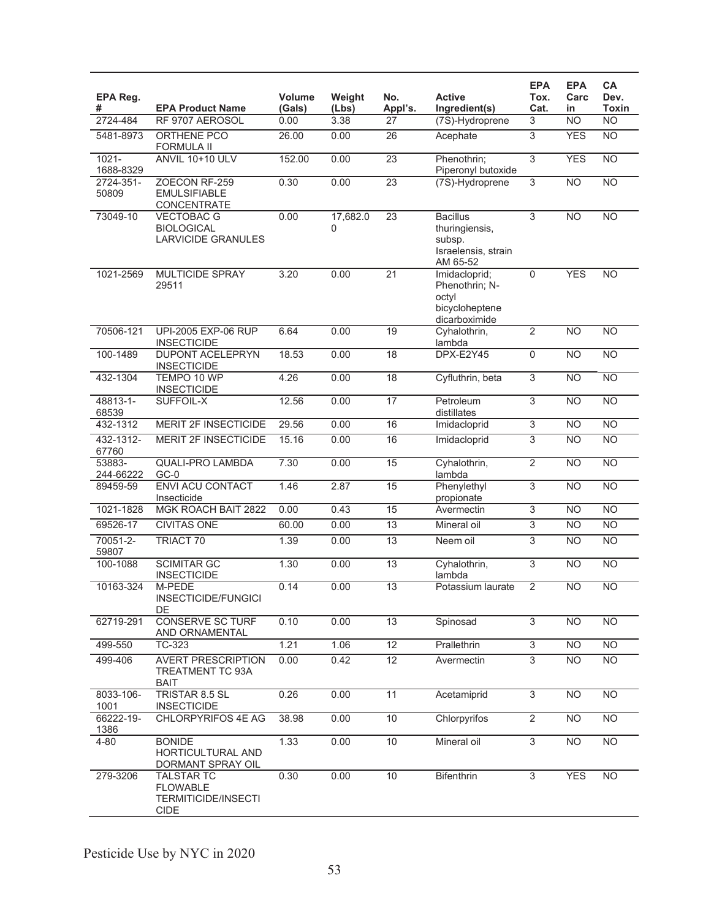| EPA Reg. # | EPA Product Name | Volume (Gals) | Weight (Lbs) | No. Appl's. | Active Ingredient(s) | EPA Tox. Cat. | EPA Carcin | CA Dev. Toxin |
|---|---|---|---|---|---|---|---|---|
| 2724-484 | RF 9707 AEROSOL | 0.00 | 3.38 | 27 | (7S)-Hydroprene | 3 | NO | NO |
| 5481-8973 | ORTHENE PCO FORMULA II | 26.00 | 0.00 | 26 | Acephate | 3 | YES | NO |
| 1021-1688-8329 | ANVIL 10+10 ULV | 152.00 | 0.00 | 23 | Phenothrin; Piperonyl butoxide | 3 | YES | NO |
| 2724-351-50809 | ZOECON RF-259 EMULSIFIABLE CONCENTRATE | 0.30 | 0.00 | 23 | (7S)-Hydroprene | 3 | NO | NO |
| 73049-10 | VECTOBAC G BIOLOGICAL LARVICIDE GRANULES | 0.00 | 17,682.00 | 23 | Bacillus thuringiensis, subsp. Israelensis, strain AM 65-52 | 3 | NO | NO |
| 1021-2569 | MULTICIDE SPRAY 29511 | 3.20 | 0.00 | 21 | Imidacloprid; Phenothrin; N-octyl bicycloheptene dicarboximide | 0 | YES | NO |
| 70506-121 | UPI-2005 EXP-06 RUP INSECTICIDE | 6.64 | 0.00 | 19 | Cyhalothrin, lambda | 2 | NO | NO |
| 100-1489 | DUPONT ACELEPRYN INSECTICIDE | 18.53 | 0.00 | 18 | DPX-E2Y45 | 0 | NO | NO |
| 432-1304 | TEMPO 10 WP INSECTICIDE | 4.26 | 0.00 | 18 | Cyfluthrin, beta | 3 | NO | NO |
| 48813-1-68539 | SUFFOIL-X | 12.56 | 0.00 | 17 | Petroleum distillates | 3 | NO | NO |
| 432-1312 | MERIT 2F INSECTICIDE | 29.56 | 0.00 | 16 | Imidacloprid | 3 | NO | NO |
| 432-1312-67760 | MERIT 2F INSECTICIDE | 15.16 | 0.00 | 16 | Imidacloprid | 3 | NO | NO |
| 53883-244-66222 | QUALI-PRO LAMBDA GC-0 | 7.30 | 0.00 | 15 | Cyhalothrin, lambda | 2 | NO | NO |
| 89459-59 | ENVI ACU CONTACT Insecticide | 1.46 | 2.87 | 15 | Phenylethyl propionate | 3 | NO | NO |
| 1021-1828 | MGK ROACH BAIT 2822 | 0.00 | 0.43 | 15 | Avermectin | 3 | NO | NO |
| 69526-17 | CIVITAS ONE | 60.00 | 0.00 | 13 | Mineral oil | 3 | NO | NO |
| 70051-2-59807 | TRIACT 70 | 1.39 | 0.00 | 13 | Neem oil | 3 | NO | NO |
| 100-1088 | SCIMITAR GC INSECTICIDE | 1.30 | 0.00 | 13 | Cyhalothrin, lambda | 3 | NO | NO |
| 10163-324 | M-PEDE INSECTICIDE/FUNGICIDE | 0.14 | 0.00 | 13 | Potassium laurate | 2 | NO | NO |
| 62719-291 | CONSERVE SC TURF AND ORNAMENTAL | 0.10 | 0.00 | 13 | Spinosad | 3 | NO | NO |
| 499-550 | TC-323 | 1.21 | 1.06 | 12 | Prallethrin | 3 | NO | NO |
| 499-406 | AVERT PRESCRIPTION TREATMENT TC 93A BAIT | 0.00 | 0.42 | 12 | Avermectin | 3 | NO | NO |
| 8033-106-1001 | TRISTAR 8.5 SL INSECTICIDE | 0.26 | 0.00 | 11 | Acetamiprid | 3 | NO | NO |
| 66222-19-1386 | CHLORPYRIFOS 4E AG | 38.98 | 0.00 | 10 | Chlorpyrifos | 2 | NO | NO |
| 4-80 | BONIDE HORTICULTURAL AND DORMANT SPRAY OIL | 1.33 | 0.00 | 10 | Mineral oil | 3 | NO | NO |
| 279-3206 | TALSTAR TC FLOWABLE TERMITICIDE/INSECTICIDE | 0.30 | 0.00 | 10 | Bifenthrin | 3 | YES | NO |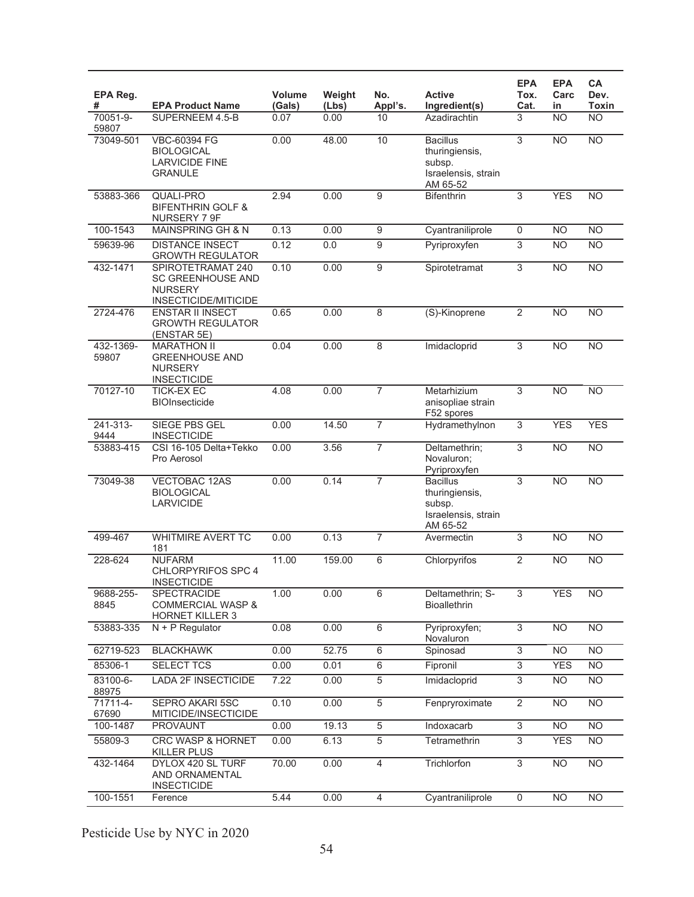| EPA Reg. # | EPA Product Name | Volume (Gals) | Weight (Lbs) | No. Appl's. | Active Ingredient(s) | EPA Tox. Cat. | EPA Carcin | CA Dev. Toxin |
|---|---|---|---|---|---|---|---|---|
| 70051-9-59807 | SUPERNEEM 4.5-B | 0.07 | 0.00 | 10 | Azadirachtin | 3 | NO | NO |
| 73049-501 | VBC-60394 FG BIOLOGICAL LARVICIDE FINE GRANULE | 0.00 | 48.00 | 10 | Bacillus thuringiensis, subsp. Israelensis, strain AM 65-52 | 3 | NO | NO |
| 53883-366 | QUALI-PRO BIFENTHRIN GOLF & NURSERY 7 9F | 2.94 | 0.00 | 9 | Bifenthrin | 3 | YES | NO |
| 100-1543 | MAINSPRING GH & N | 0.13 | 0.00 | 9 | Cyantraniliprole | 0 | NO | NO |
| 59639-96 | DISTANCE INSECT GROWTH REGULATOR | 0.12 | 0.0 | 9 | Pyriproxyfen | 3 | NO | NO |
| 432-1471 | SPIROTETRAMAT 240 SC GREENHOUSE AND NURSERY INSECTICIDE/MITICIDE | 0.10 | 0.00 | 9 | Spirotetramat | 3 | NO | NO |
| 2724-476 | ENSTAR II INSECT GROWTH REGULATOR (ENSTAR 5E) | 0.65 | 0.00 | 8 | (S)-Kinoprene | 2 | NO | NO |
| 432-1369-59807 | MARATHON II GREENHOUSE AND NURSERY INSECTICIDE | 0.04 | 0.00 | 8 | Imidacloprid | 3 | NO | NO |
| 70127-10 | TICK-EX EC BIOInsecticide | 4.08 | 0.00 | 7 | Metarhizium anisopliae strain F52 spores | 3 | NO | NO |
| 241-313-9444 | SIEGE PBS GEL INSECTICIDE | 0.00 | 14.50 | 7 | Hydramethylnon | 3 | YES | YES |
| 53883-415 | CSI 16-105 Delta+Tekko Pro Aerosol | 0.00 | 3.56 | 7 | Deltamethrin; Novaluron; Pyriproxyfen | 3 | NO | NO |
| 73049-38 | VECTOBAC 12AS BIOLOGICAL LARVICIDE | 0.00 | 0.14 | 7 | Bacillus thuringiensis, subsp. Israelensis, strain AM 65-52 | 3 | NO | NO |
| 499-467 | WHITMIRE AVERT TC 181 | 0.00 | 0.13 | 7 | Avermectin | 3 | NO | NO |
| 228-624 | NUFARM CHLORPYRIFOS SPC 4 INSECTICIDE | 11.00 | 159.00 | 6 | Chlorpyrifos | 2 | NO | NO |
| 9688-255-8845 | SPECTRACIDE COMMERCIAL WASP & HORNET KILLER 3 | 1.00 | 0.00 | 6 | Deltamethrin; S-Bioallethrin | 3 | YES | NO |
| 53883-335 | N + P Regulator | 0.08 | 0.00 | 6 | Pyriproxyfen; Novaluron | 3 | NO | NO |
| 62719-523 | BLACKHAWK | 0.00 | 52.75 | 6 | Spinosad | 3 | NO | NO |
| 85306-1 | SELECT TCS | 0.00 | 0.01 | 6 | Fipronil | 3 | YES | NO |
| 83100-6-88975 | LADA 2F INSECTICIDE | 7.22 | 0.00 | 5 | Imidacloprid | 3 | NO | NO |
| 71711-4-67690 | SEPRO AKARI 5SC MITICIDE/INSECTICIDE | 0.10 | 0.00 | 5 | Fenpryroximate | 2 | NO | NO |
| 100-1487 | PROVAUNT | 0.00 | 19.13 | 5 | Indoxacarb | 3 | NO | NO |
| 55809-3 | CRC WASP & HORNET KILLER PLUS | 0.00 | 6.13 | 5 | Tetramethrin | 3 | YES | NO |
| 432-1464 | DYLOX 420 SL TURF AND ORNAMENTAL INSECTICIDE | 70.00 | 0.00 | 4 | Trichlorfon | 3 | NO | NO |
| 100-1551 | Ference | 5.44 | 0.00 | 4 | Cyantraniliprole | 0 | NO | NO |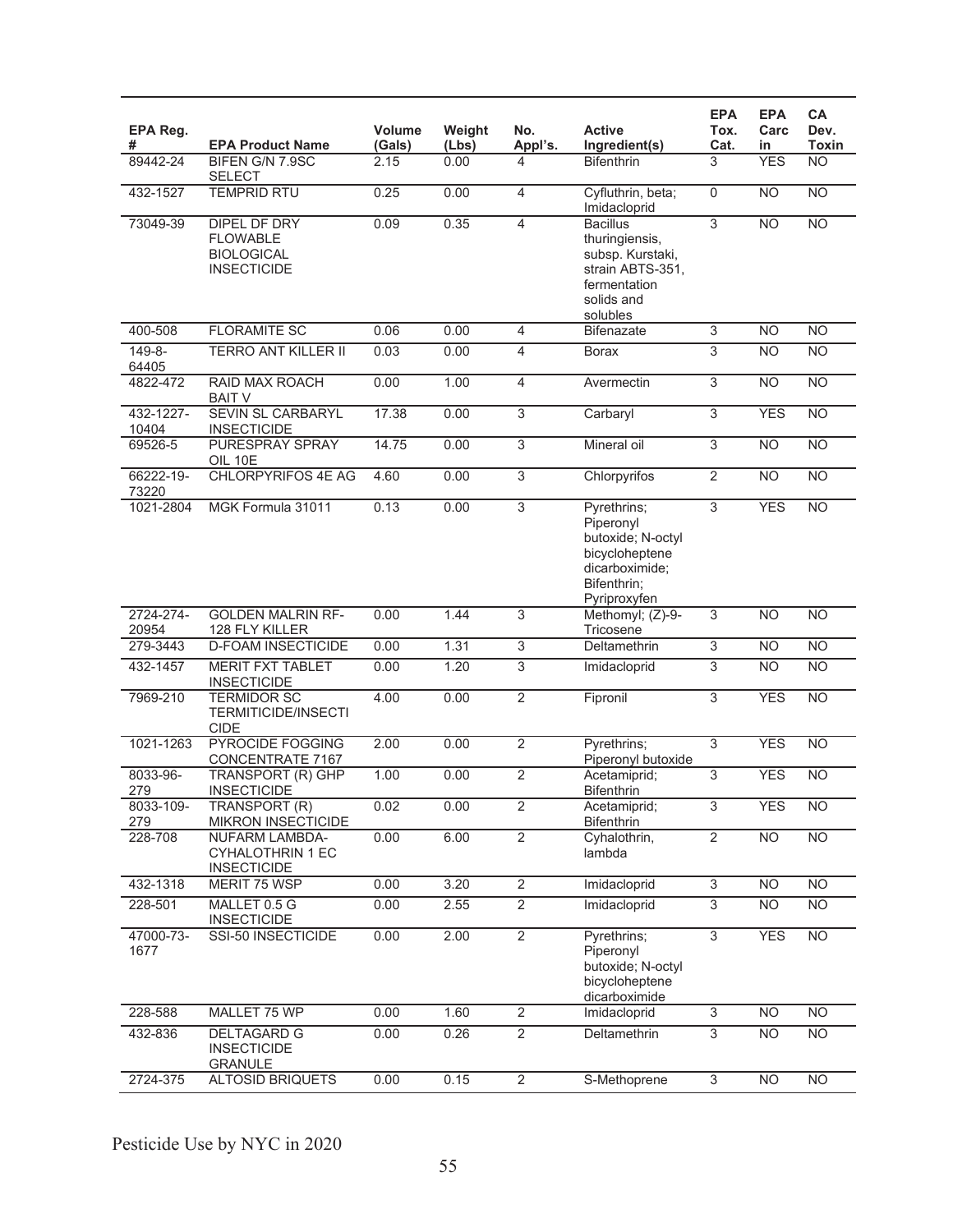| EPA Reg. # | EPA Product Name | Volume (Gals) | Weight (Lbs) | No. Appl's. | Active Ingredient(s) | EPA Tox. Cat. | EPA Carcin | CA Dev. Toxin |
|---|---|---|---|---|---|---|---|---|
| 89442-24 | BIFEN G/N 7.9SC SELECT | 2.15 | 0.00 | 4 | Bifenthrin | 3 | YES | NO |
| 432-1527 | TEMPRID RTU | 0.25 | 0.00 | 4 | Cyfluthrin, beta; Imidacloprid | 0 | NO | NO |
| 73049-39 | DIPEL DF DRY FLOWABLE BIOLOGICAL INSECTICIDE | 0.09 | 0.35 | 4 | Bacillus thuringiensis, subsp. Kurstaki, strain ABTS-351, fermentation solids and solubles | 3 | NO | NO |
| 400-508 | FLORAMITE SC | 0.06 | 0.00 | 4 | Bifenazate | 3 | NO | NO |
| 149-8-64405 | TERRO ANT KILLER II | 0.03 | 0.00 | 4 | Borax | 3 | NO | NO |
| 4822-472 | RAID MAX ROACH BAIT V | 0.00 | 1.00 | 4 | Avermectin | 3 | NO | NO |
| 432-1227-10404 | SEVIN SL CARBARYL INSECTICIDE | 17.38 | 0.00 | 3 | Carbaryl | 3 | YES | NO |
| 69526-5 | PURESPRAY SPRAY OIL 10E | 14.75 | 0.00 | 3 | Mineral oil | 3 | NO | NO |
| 66222-19-73220 | CHLORPYRIFOS 4E AG | 4.60 | 0.00 | 3 | Chlorpyrifos | 2 | NO | NO |
| 1021-2804 | MGK Formula 31011 | 0.13 | 0.00 | 3 | Pyrethrins; Piperonyl butoxide; N-octyl bicycloheptene dicarboximide; Bifenthrin; Pyriproxyfen | 3 | YES | NO |
| 2724-274-20954 | GOLDEN MALRIN RF-128 FLY KILLER | 0.00 | 1.44 | 3 | Methomyl; (Z)-9-Tricosene | 3 | NO | NO |
| 279-3443 | D-FOAM INSECTICIDE | 0.00 | 1.31 | 3 | Deltamethrin | 3 | NO | NO |
| 432-1457 | MERIT FXT TABLET INSECTICIDE | 0.00 | 1.20 | 3 | Imidacloprid | 3 | NO | NO |
| 7969-210 | TERMIDOR SC TERMITICIDE/INSECTICIDE | 4.00 | 0.00 | 2 | Fipronil | 3 | YES | NO |
| 1021-1263 | PYROCIDE FOGGING CONCENTRATE 7167 | 2.00 | 0.00 | 2 | Pyrethrins; Piperonyl butoxide | 3 | YES | NO |
| 8033-96-279 | TRANSPORT (R) GHP INSECTICIDE | 1.00 | 0.00 | 2 | Acetamiprid; Bifenthrin | 3 | YES | NO |
| 8033-109-279 | TRANSPORT (R) MIKRON INSECTICIDE | 0.02 | 0.00 | 2 | Acetamiprid; Bifenthrin | 3 | YES | NO |
| 228-708 | NUFARM LAMBDA-CYHALOTHRIN 1 EC INSECTICIDE | 0.00 | 6.00 | 2 | Cyhalothrin, lambda | 2 | NO | NO |
| 432-1318 | MERIT 75 WSP | 0.00 | 3.20 | 2 | Imidacloprid | 3 | NO | NO |
| 228-501 | MALLET 0.5 G INSECTICIDE | 0.00 | 2.55 | 2 | Imidacloprid | 3 | NO | NO |
| 47000-73-1677 | SSI-50 INSECTICIDE | 0.00 | 2.00 | 2 | Pyrethrins; Piperonyl butoxide; N-octyl bicycloheptene dicarboximide | 3 | YES | NO |
| 228-588 | MALLET 75 WP | 0.00 | 1.60 | 2 | Imidacloprid | 3 | NO | NO |
| 432-836 | DELTAGARD G INSECTICIDE GRANULE | 0.00 | 0.26 | 2 | Deltamethrin | 3 | NO | NO |
| 2724-375 | ALTOSID BRIQUETS | 0.00 | 0.15 | 2 | S-Methoprene | 3 | NO | NO |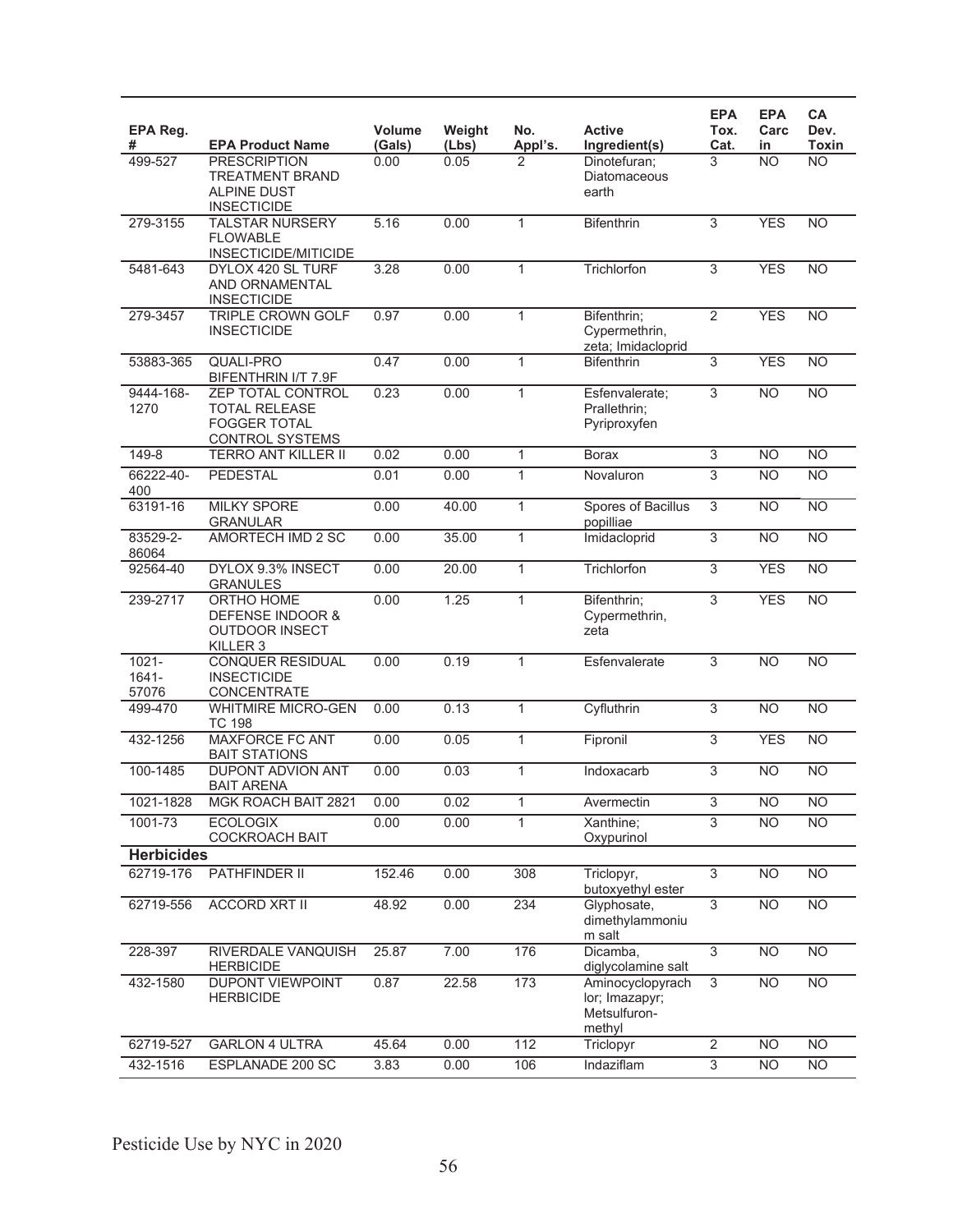| EPA Reg. # | EPA Product Name | Volume (Gals) | Weight (Lbs) | No. Appl's. | Active Ingredient(s) | EPA Tox. Cat. | EPA Carcin | CA Dev. Toxin |
|---|---|---|---|---|---|---|---|---|
| 499-527 | PRESCRIPTION TREATMENT BRAND ALPINE DUST INSECTICIDE | 0.00 | 0.05 | 2 | Dinotefuran; Diatomaceous earth | 3 | NO | NO |
| 279-3155 | TALSTAR NURSERY FLOWABLE INSECTICIDE/MITICIDE | 5.16 | 0.00 | 1 | Bifenthrin | 3 | YES | NO |
| 5481-643 | DYLOX 420 SL TURF AND ORNAMENTAL INSECTICIDE | 3.28 | 0.00 | 1 | Trichlorfon | 3 | YES | NO |
| 279-3457 | TRIPLE CROWN GOLF INSECTICIDE | 0.97 | 0.00 | 1 | Bifenthrin; Cypermethrin, zeta; Imidacloprid | 2 | YES | NO |
| 53883-365 | QUALI-PRO BIFENTHRIN I/T 7.9F | 0.47 | 0.00 | 1 | Bifenthrin | 3 | YES | NO |
| 9444-168-1270 | ZEP TOTAL CONTROL TOTAL RELEASE FOGGER TOTAL CONTROL SYSTEMS | 0.23 | 0.00 | 1 | Esfenvalerate; Prallethrin; Pyriproxyfen | 3 | NO | NO |
| 149-8 | TERRO ANT KILLER II | 0.02 | 0.00 | 1 | Borax | 3 | NO | NO |
| 66222-40-400 | PEDESTAL | 0.01 | 0.00 | 1 | Novaluron | 3 | NO | NO |
| 63191-16 | MILKY SPORE GRANULAR | 0.00 | 40.00 | 1 | Spores of Bacillus popilliae | 3 | NO | NO |
| 83529-2-86064 | AMORTECH IMD 2 SC | 0.00 | 35.00 | 1 | Imidacloprid | 3 | NO | NO |
| 92564-40 | DYLOX 9.3% INSECT GRANULES | 0.00 | 20.00 | 1 | Trichlorfon | 3 | YES | NO |
| 239-2717 | ORTHO HOME DEFENSE INDOOR & OUTDOOR INSECT KILLER 3 | 0.00 | 1.25 | 1 | Bifenthrin; Cypermethrin, zeta | 3 | YES | NO |
| 1021-1641-57076 | CONQUER RESIDUAL INSECTICIDE CONCENTRATE | 0.00 | 0.19 | 1 | Esfenvalerate | 3 | NO | NO |
| 499-470 | WHITMIRE MICRO-GEN TC 198 | 0.00 | 0.13 | 1 | Cyfluthrin | 3 | NO | NO |
| 432-1256 | MAXFORCE FC ANT BAIT STATIONS | 0.00 | 0.05 | 1 | Fipronil | 3 | YES | NO |
| 100-1485 | DUPONT ADVION ANT BAIT ARENA | 0.00 | 0.03 | 1 | Indoxacarb | 3 | NO | NO |
| 1021-1828 | MGK ROACH BAIT 2821 | 0.00 | 0.02 | 1 | Avermectin | 3 | NO | NO |
| 1001-73 | ECOLOGIX COCKROACH BAIT | 0.00 | 0.00 | 1 | Xanthine; Oxypurinol | 3 | NO | NO |
| **Herbicides** | | | | | | | | |
| 62719-176 | PATHFINDER II | 152.46 | 0.00 | 308 | Triclopyr, butoxyethyl ester | 3 | NO | NO |
| 62719-556 | ACCORD XRT II | 48.92 | 0.00 | 234 | Glyphosate, dimethylammonium salt | 3 | NO | NO |
| 228-397 | RIVERDALE VANQUISH HERBICIDE | 25.87 | 7.00 | 176 | Dicamba, diglycolamine salt | 3 | NO | NO |
| 432-1580 | DUPONT VIEWPOINT HERBICIDE | 0.87 | 22.58 | 173 | Aminocyclopyrachlor; Imazapyr; Metsulfuron-methyl | 3 | NO | NO |
| 62719-527 | GARLON 4 ULTRA | 45.64 | 0.00 | 112 | Triclopyr | 2 | NO | NO |
| 432-1516 | ESPLANADE 200 SC | 3.83 | 0.00 | 106 | Indaziflam | 3 | NO | NO |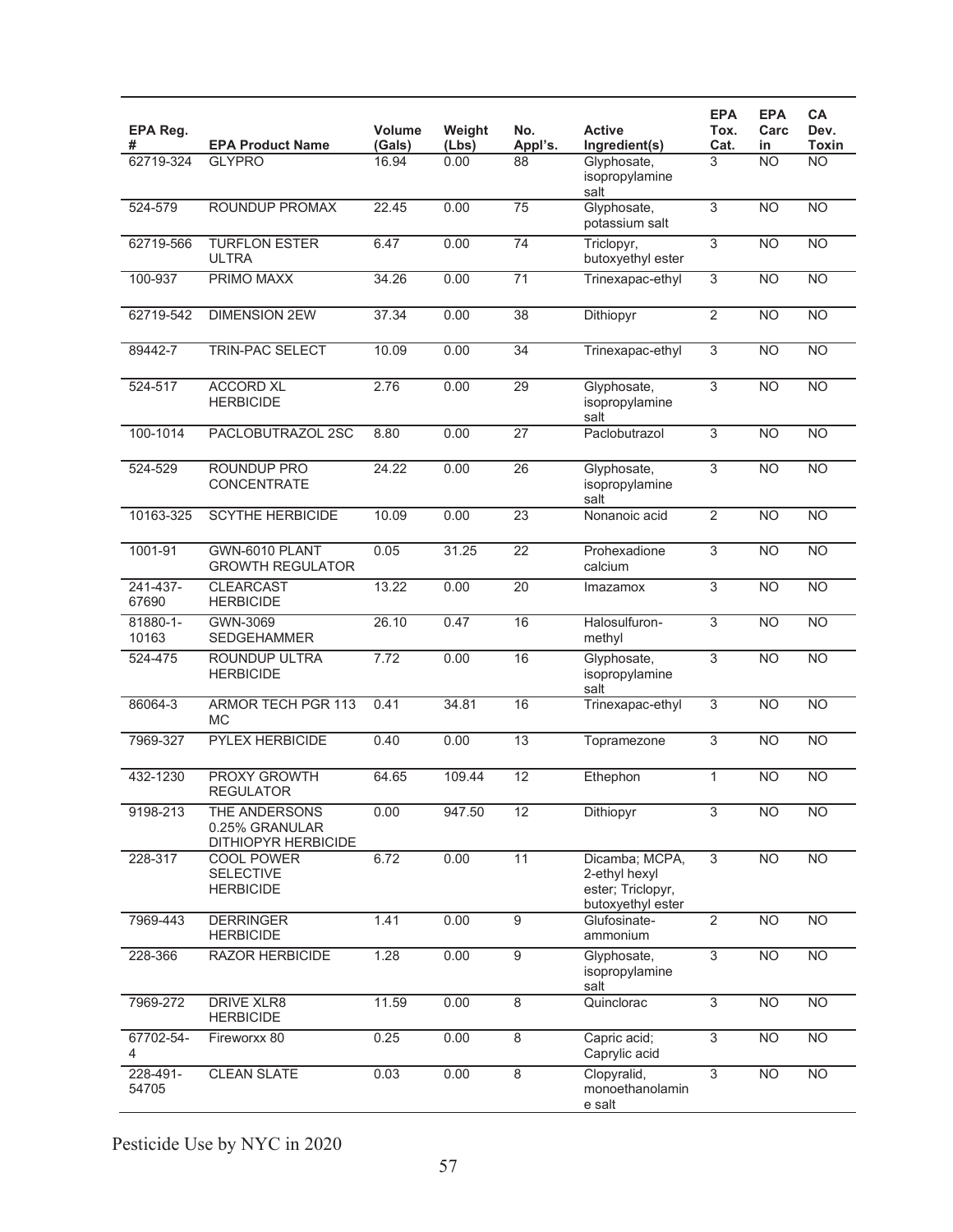| EPA Reg. # | EPA Product Name | Volume (Gals) | Weight (Lbs) | No. Appl's. | Active Ingredient(s) | EPA Tox. Cat. | EPA Carcin | CA Dev. Toxin |
|---|---|---|---|---|---|---|---|---|
| 62719-324 | GLYPRO | 16.94 | 0.00 | 88 | Glyphosate, isopropylamine salt | 3 | NO | NO |
| 524-579 | ROUNDUP PROMAX | 22.45 | 0.00 | 75 | Glyphosate, potassium salt | 3 | NO | NO |
| 62719-566 | TURFLON ESTER ULTRA | 6.47 | 0.00 | 74 | Triclopyr, butoxyethyl ester | 3 | NO | NO |
| 100-937 | PRIMO MAXX | 34.26 | 0.00 | 71 | Trinexapac-ethyl | 3 | NO | NO |
| 62719-542 | DIMENSION 2EW | 37.34 | 0.00 | 38 | Dithiopyr | 2 | NO | NO |
| 89442-7 | TRIN-PAC SELECT | 10.09 | 0.00 | 34 | Trinexapac-ethyl | 3 | NO | NO |
| 524-517 | ACCORD XL HERBICIDE | 2.76 | 0.00 | 29 | Glyphosate, isopropylamine salt | 3 | NO | NO |
| 100-1014 | PACLOBUTRAZOL 2SC | 8.80 | 0.00 | 27 | Paclobutrazol | 3 | NO | NO |
| 524-529 | ROUNDUP PRO CONCENTRATE | 24.22 | 0.00 | 26 | Glyphosate, isopropylamine salt | 3 | NO | NO |
| 10163-325 | SCYTHE HERBICIDE | 10.09 | 0.00 | 23 | Nonanoic acid | 2 | NO | NO |
| 1001-91 | GWN-6010 PLANT GROWTH REGULATOR | 0.05 | 31.25 | 22 | Prohexadione calcium | 3 | NO | NO |
| 241-437-67690 | CLEARCAST HERBICIDE | 13.22 | 0.00 | 20 | Imazamox | 3 | NO | NO |
| 81880-1-10163 | GWN-3069 SEDGEHAMMER | 26.10 | 0.47 | 16 | Halosulfuron-methyl | 3 | NO | NO |
| 524-475 | ROUNDUP ULTRA HERBICIDE | 7.72 | 0.00 | 16 | Glyphosate, isopropylamine salt | 3 | NO | NO |
| 86064-3 | ARMOR TECH PGR 113 MC | 0.41 | 34.81 | 16 | Trinexapac-ethyl | 3 | NO | NO |
| 7969-327 | PYLEX HERBICIDE | 0.40 | 0.00 | 13 | Topramezone | 3 | NO | NO |
| 432-1230 | PROXY GROWTH REGULATOR | 64.65 | 109.44 | 12 | Ethephon | 1 | NO | NO |
| 9198-213 | THE ANDERSONS 0.25% GRANULAR DITHIOPYR HERBICIDE | 0.00 | 947.50 | 12 | Dithiopyr | 3 | NO | NO |
| 228-317 | COOL POWER SELECTIVE HERBICIDE | 6.72 | 0.00 | 11 | Dicamba; MCPA, 2-ethyl hexyl ester; Triclopyr, butoxyethyl ester | 3 | NO | NO |
| 7969-443 | DERRINGER HERBICIDE | 1.41 | 0.00 | 9 | Glufosinate-ammonium | 2 | NO | NO |
| 228-366 | RAZOR HERBICIDE | 1.28 | 0.00 | 9 | Glyphosate, isopropylamine salt | 3 | NO | NO |
| 7969-272 | DRIVE XLR8 HERBICIDE | 11.59 | 0.00 | 8 | Quinclorac | 3 | NO | NO |
| 67702-54-4 | Fireworxx 80 | 0.25 | 0.00 | 8 | Capric acid; Caprylic acid | 3 | NO | NO |
| 228-491-54705 | CLEAN SLATE | 0.03 | 0.00 | 8 | Clopyralid, monoethanolamine salt | 3 | NO | NO |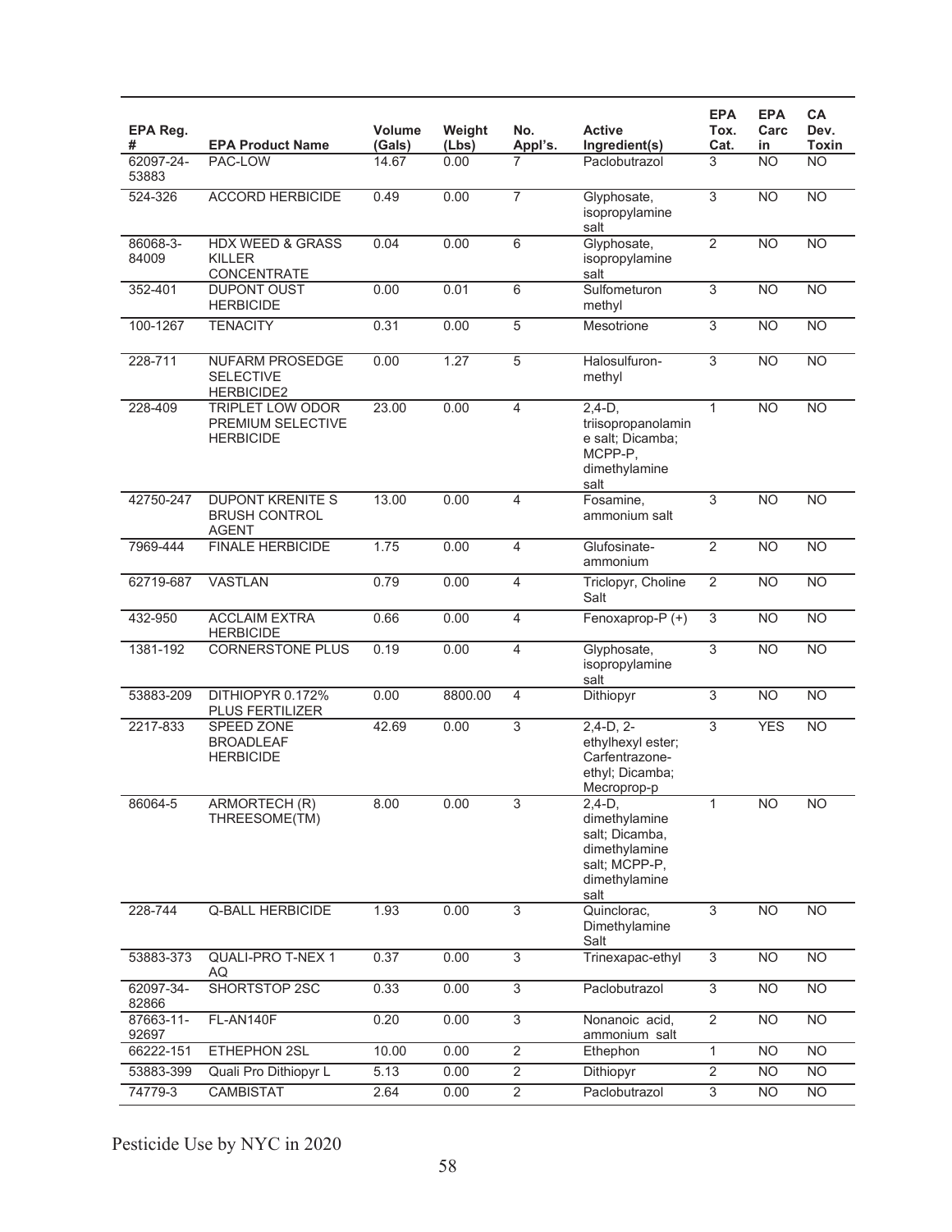| EPA Reg. # | EPA Product Name | Volume (Gals) | Weight (Lbs) | No. Appl's. | Active Ingredient(s) | EPA Tox. Cat. | EPA Carcin | CA Dev. Toxin |
|---|---|---|---|---|---|---|---|---|
| 62097-24-53883 | PAC-LOW | 14.67 | 0.00 | 7 | Paclobutrazol | 3 | NO | NO |
| 524-326 | ACCORD HERBICIDE | 0.49 | 0.00 | 7 | Glyphosate, isopropylamine salt | 3 | NO | NO |
| 86068-3-84009 | HDX WEED & GRASS KILLER CONCENTRATE | 0.04 | 0.00 | 6 | Glyphosate, isopropylamine salt | 2 | NO | NO |
| 352-401 | DUPONT OUST HERBICIDE | 0.00 | 0.01 | 6 | Sulfometuron methyl | 3 | NO | NO |
| 100-1267 | TENACITY | 0.31 | 0.00 | 5 | Mesotrione | 3 | NO | NO |
| 228-711 | NUFARM PROSEDGE SELECTIVE HERBICIDE2 | 0.00 | 1.27 | 5 | Halosulfuron-methyl | 3 | NO | NO |
| 228-409 | TRIPLET LOW ODOR PREMIUM SELECTIVE HERBICIDE | 23.00 | 0.00 | 4 | 2,4-D, triisopropanolamine salt; Dicamba; MCPP-P, dimethylamine salt | 1 | NO | NO |
| 42750-247 | DUPONT KRENITE S BRUSH CONTROL AGENT | 13.00 | 0.00 | 4 | Fosamine, ammonium salt | 3 | NO | NO |
| 7969-444 | FINALE HERBICIDE | 1.75 | 0.00 | 4 | Glufosinate-ammonium | 2 | NO | NO |
| 62719-687 | VASTLAN | 0.79 | 0.00 | 4 | Triclopyr, Choline Salt | 2 | NO | NO |
| 432-950 | ACCLAIM EXTRA HERBICIDE | 0.66 | 0.00 | 4 | Fenoxaprop-P (+) | 3 | NO | NO |
| 1381-192 | CORNERSTONE PLUS | 0.19 | 0.00 | 4 | Glyphosate, isopropylamine salt | 3 | NO | NO |
| 53883-209 | DITHIOPYR 0.172% PLUS FERTILIZER | 0.00 | 8800.00 | 4 | Dithiopyr | 3 | NO | NO |
| 2217-833 | SPEED ZONE BROADLEAF HERBICIDE | 42.69 | 0.00 | 3 | 2,4-D, 2-ethylhexyl ester; Carfentrazone-ethyl; Dicamba; Mecroprop-p | 3 | YES | NO |
| 86064-5 | ARMORTECH (R) THREESOME(TM) | 8.00 | 0.00 | 3 | 2,4-D, dimethylamine salt; Dicamba, dimethylamine salt; MCPP-P, dimethylamine salt | 1 | NO | NO |
| 228-744 | Q-BALL HERBICIDE | 1.93 | 0.00 | 3 | Quinclorac, Dimethylamine Salt | 3 | NO | NO |
| 53883-373 | QUALI-PRO T-NEX 1 AQ | 0.37 | 0.00 | 3 | Trinexapac-ethyl | 3 | NO | NO |
| 62097-34-82866 | SHORTSTOP 2SC | 0.33 | 0.00 | 3 | Paclobutrazol | 3 | NO | NO |
| 87663-11-92697 | FL-AN140F | 0.20 | 0.00 | 3 | Nonanoic acid, ammonium salt | 2 | NO | NO |
| 66222-151 | ETHEPHON 2SL | 10.00 | 0.00 | 2 | Ethephon | 1 | NO | NO |
| 53883-399 | Quali Pro Dithiopyr L | 5.13 | 0.00 | 2 | Dithiopyr | 2 | NO | NO |
| 74779-3 | CAMBISTAT | 2.64 | 0.00 | 2 | Paclobutrazol | 3 | NO | NO |

Pesticide Use by NYC in 2020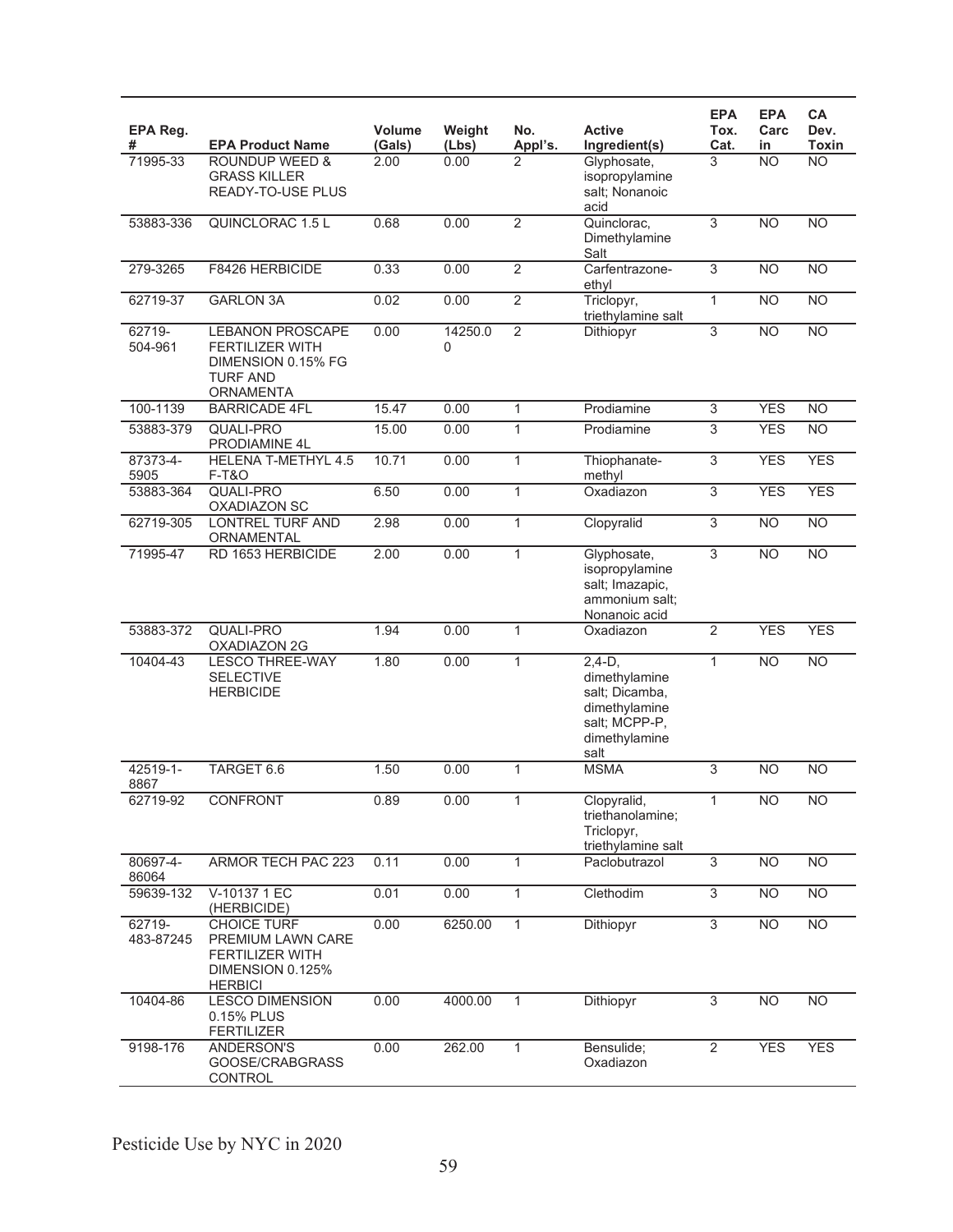| EPA Reg. # | EPA Product Name | Volume (Gals) | Weight (Lbs) | No. Appl's. | Active Ingredient(s) | EPA Tox. Cat. | EPA Carcin | CA Dev. Toxin |
|---|---|---|---|---|---|---|---|---|
| 71995-33 | ROUNDUP WEED & GRASS KILLER READY-TO-USE PLUS | 2.00 | 0.00 | 2 | Glyphosate, isopropylamine salt; Nonanoic acid | 3 | NO | NO |
| 53883-336 | QUINCLORAC 1.5 L | 0.68 | 0.00 | 2 | Quinclorac, Dimethylamine Salt | 3 | NO | NO |
| 279-3265 | F8426 HERBICIDE | 0.33 | 0.00 | 2 | Carfentrazone-ethyl | 3 | NO | NO |
| 62719-37 | GARLON 3A | 0.02 | 0.00 | 2 | Triclopyr, triethylamine salt | 1 | NO | NO |
| 62719-504-961 | LEBANON PROSCAPE FERTILIZER WITH DIMENSION 0.15% FG TURF AND ORNAMENTA | 0.00 | 14250.00 | 2 | Dithiopyr | 3 | NO | NO |
| 100-1139 | BARRICADE 4FL | 15.47 | 0.00 | 1 | Prodiamine | 3 | YES | NO |
| 53883-379 | QUALI-PRO PRODIAMINE 4L | 15.00 | 0.00 | 1 | Prodiamine | 3 | YES | NO |
| 87373-4-5905 | HELENA T-METHYL 4.5 F-T&O | 10.71 | 0.00 | 1 | Thiophanate-methyl | 3 | YES | YES |
| 53883-364 | QUALI-PRO OXADIAZON SC | 6.50 | 0.00 | 1 | Oxadiazon | 3 | YES | YES |
| 62719-305 | LONTREL TURF AND ORNAMENTAL | 2.98 | 0.00 | 1 | Clopyralid | 3 | NO | NO |
| 71995-47 | RD 1653 HERBICIDE | 2.00 | 0.00 | 1 | Glyphosate, isopropylamine salt; Imazapic, ammonium salt; Nonanoic acid | 3 | NO | NO |
| 53883-372 | QUALI-PRO OXADIAZON 2G | 1.94 | 0.00 | 1 | Oxadiazon | 2 | YES | YES |
| 10404-43 | LESCO THREE-WAY SELECTIVE HERBICIDE | 1.80 | 0.00 | 1 | 2,4-D, dimethylamine salt; Dicamba, dimethylamine salt; MCPP-P, dimethylamine salt | 1 | NO | NO |
| 42519-1-8867 | TARGET 6.6 | 1.50 | 0.00 | 1 | MSMA | 3 | NO | NO |
| 62719-92 | CONFRONT | 0.89 | 0.00 | 1 | Clopyralid, triethanolamine; Triclopyr, triethylamine salt | 1 | NO | NO |
| 80697-4-86064 | ARMOR TECH PAC 223 | 0.11 | 0.00 | 1 | Paclobutrazol | 3 | NO | NO |
| 59639-132 | V-10137 1 EC (HERBICIDE) | 0.01 | 0.00 | 1 | Clethodim | 3 | NO | NO |
| 62719-483-87245 | CHOICE TURF PREMIUM LAWN CARE FERTILIZER WITH DIMENSION 0.125% HERBICI | 0.00 | 6250.00 | 1 | Dithiopyr | 3 | NO | NO |
| 10404-86 | LESCO DIMENSION 0.15% PLUS FERTILIZER | 0.00 | 4000.00 | 1 | Dithiopyr | 3 | NO | NO |
| 9198-176 | ANDERSON'S GOOSE/CRABGRASS CONTROL | 0.00 | 262.00 | 1 | Bensulide; Oxadiazon | 2 | YES | YES |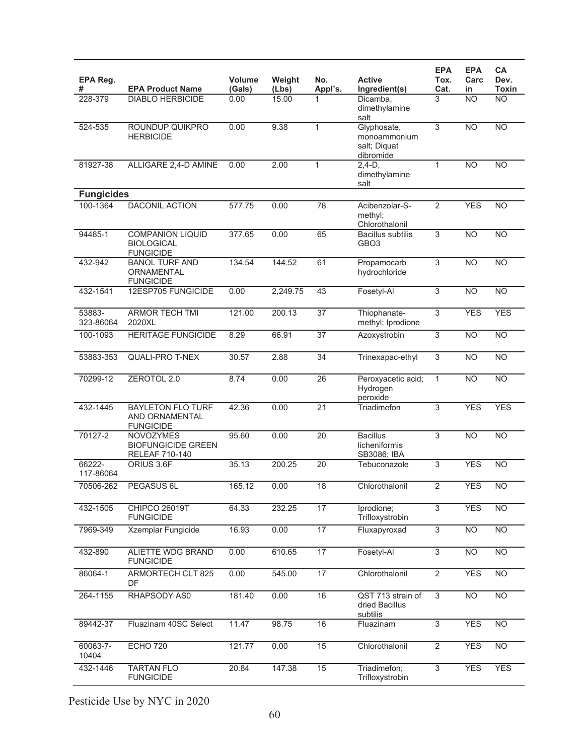| EPA Reg. # | EPA Product Name | Volume (Gals) | Weight (Lbs) | No. Appl's. | Active Ingredient(s) | EPA Tox. Cat. | EPA Carc in | CA Dev. Toxin |
|---|---|---|---|---|---|---|---|---|
| 228-379 | DIABLO HERBICIDE | 0.00 | 15.00 | 1 | Dicamba, dimethylamine salt | 3 | NO | NO |
| 524-535 | ROUNDUP QUIKPRO HERBICIDE | 0.00 | 9.38 | 1 | Glyphosate, monoammonium salt; Diquat dibromide | 3 | NO | NO |
| 81927-38 | ALLIGARE 2,4-D AMINE | 0.00 | 2.00 | 1 | 2,4-D, dimethylamine salt | 1 | NO | NO |
| **Fungicides** | | | | | | | | |
| 100-1364 | DACONIL ACTION | 577.75 | 0.00 | 78 | Acibenzolar-S-methyl; Chlorothalonil | 2 | YES | NO |
| 94485-1 | COMPANION LIQUID BIOLOGICAL FUNGICIDE | 377.65 | 0.00 | 65 | Bacillus subtilis GBO3 | 3 | NO | NO |
| 432-942 | BANOL TURF AND ORNAMENTAL FUNGICIDE | 134.54 | 144.52 | 61 | Propamocarb hydrochloride | 3 | NO | NO |
| 432-1541 | 12ESP705 FUNGICIDE | 0.00 | 2,249.75 | 43 | Fosetyl-Al | 3 | NO | NO |
| 53883-323-86064 | ARMOR TECH TMI 2020XL | 121.00 | 200.13 | 37 | Thiophanate-methyl; Iprodione | 3 | YES | YES |
| 100-1093 | HERITAGE FUNGICIDE | 8.29 | 66.91 | 37 | Azoxystrobin | 3 | NO | NO |
| 53883-353 | QUALI-PRO T-NEX | 30.57 | 2.88 | 34 | Trinexapac-ethyl | 3 | NO | NO |
| 70299-12 | ZEROTOL 2.0 | 8.74 | 0.00 | 26 | Peroxyacetic acid; Hydrogen peroxide | 1 | NO | NO |
| 432-1445 | BAYLETON FLO TURF AND ORNAMENTAL FUNGICIDE | 42.36 | 0.00 | 21 | Triadimefon | 3 | YES | YES |
| 70127-2 | NOVOZYMES BIOFUNGICIDE GREEN RELEAF 710-140 | 95.60 | 0.00 | 20 | Bacillus licheniformis SB3086; IBA | 3 | NO | NO |
| 66222-117-86064 | ORIUS 3.6F | 35.13 | 200.25 | 20 | Tebuconazole | 3 | YES | NO |
| 70506-262 | PEGASUS 6L | 165.12 | 0.00 | 18 | Chlorothalonil | 2 | YES | NO |
| 432-1505 | CHIPCO 26019T FUNGICIDE | 64.33 | 232.25 | 17 | Iprodione; Trifloxystrobin | 3 | YES | NO |
| 7969-349 | Xzemplar Fungicide | 16.93 | 0.00 | 17 | Fluxapyroxad | 3 | NO | NO |
| 432-890 | ALIETTE WDG BRAND FUNGICIDE | 0.00 | 610.65 | 17 | Fosetyl-Al | 3 | NO | NO |
| 86064-1 | ARMORTECH CLT 825 DF | 0.00 | 545.00 | 17 | Chlorothalonil | 2 | YES | NO |
| 264-1155 | RHAPSODY AS0 | 181.40 | 0.00 | 16 | QST 713 strain of dried Bacillus subtilis | 3 | NO | NO |
| 89442-37 | Fluazinam 40SC Select | 11.47 | 98.75 | 16 | Fluazinam | 3 | YES | NO |
| 60063-7-10404 | ECHO 720 | 121.77 | 0.00 | 15 | Chlorothalonil | 2 | YES | NO |
| 432-1446 | TARTAN FLO FUNGICIDE | 20.84 | 147.38 | 15 | Triadimefon; Trifloxystrobin | 3 | YES | YES |

Pesticide Use by NYC in 2020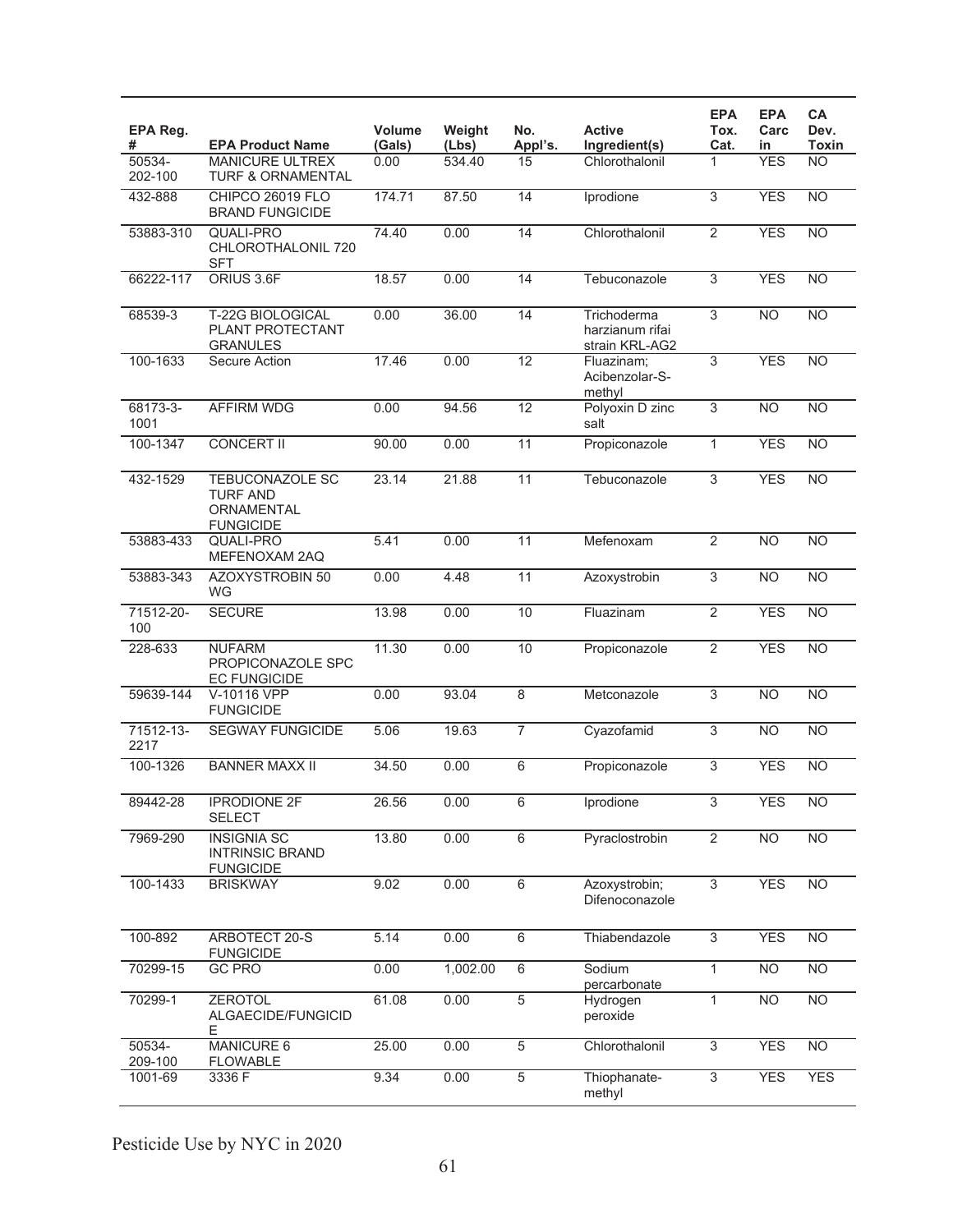| EPA Reg. # | EPA Product Name | Volume (Gals) | Weight (Lbs) | No. Appl's. | Active Ingredient(s) | EPA Tox. Cat. | EPA Carcin | CA Dev. Toxin |
|---|---|---|---|---|---|---|---|---|
| 50534-202-100 | MANICURE ULTREX TURF & ORNAMENTAL | 0.00 | 534.40 | 15 | Chlorothalonil | 1 | YES | NO |
| 432-888 | CHIPCO 26019 FLO BRAND FUNGICIDE | 174.71 | 87.50 | 14 | Iprodione | 3 | YES | NO |
| 53883-310 | QUALI-PRO CHLOROTHALONIL 720 SFT | 74.40 | 0.00 | 14 | Chlorothalonil | 2 | YES | NO |
| 66222-117 | ORIUS 3.6F | 18.57 | 0.00 | 14 | Tebuconazole | 3 | YES | NO |
| 68539-3 | T-22G BIOLOGICAL PLANT PROTECTANT GRANULES | 0.00 | 36.00 | 14 | Trichoderma harzianum rifai strain KRL-AG2 | 3 | NO | NO |
| 100-1633 | Secure Action | 17.46 | 0.00 | 12 | Fluazinam; Acibenzolar-S-methyl | 3 | YES | NO |
| 68173-3-1001 | AFFIRM WDG | 0.00 | 94.56 | 12 | Polyoxin D zinc salt | 3 | NO | NO |
| 100-1347 | CONCERT II | 90.00 | 0.00 | 11 | Propiconazole | 1 | YES | NO |
| 432-1529 | TEBUCONAZOLE SC TURF AND ORNAMENTAL FUNGICIDE | 23.14 | 21.88 | 11 | Tebuconazole | 3 | YES | NO |
| 53883-433 | QUALI-PRO MEFENOXAM 2AQ | 5.41 | 0.00 | 11 | Mefenoxam | 2 | NO | NO |
| 53883-343 | AZOXYSTROBIN 50 WG | 0.00 | 4.48 | 11 | Azoxystrobin | 3 | NO | NO |
| 71512-20-100 | SECURE | 13.98 | 0.00 | 10 | Fluazinam | 2 | YES | NO |
| 228-633 | NUFARM PROPICONAZOLE SPC EC FUNGICIDE | 11.30 | 0.00 | 10 | Propiconazole | 2 | YES | NO |
| 59639-144 | V-10116 VPP FUNGICIDE | 0.00 | 93.04 | 8 | Metconazole | 3 | NO | NO |
| 71512-13-2217 | SEGWAY FUNGICIDE | 5.06 | 19.63 | 7 | Cyazofamid | 3 | NO | NO |
| 100-1326 | BANNER MAXX II | 34.50 | 0.00 | 6 | Propiconazole | 3 | YES | NO |
| 89442-28 | IPRODIONE 2F SELECT | 26.56 | 0.00 | 6 | Iprodione | 3 | YES | NO |
| 7969-290 | INSIGNIA SC INTRINSIC BRAND FUNGICIDE | 13.80 | 0.00 | 6 | Pyraclostrobin | 2 | NO | NO |
| 100-1433 | BRISKWAY | 9.02 | 0.00 | 6 | Azoxystrobin; Difenoconazole | 3 | YES | NO |
| 100-892 | ARBOTECT 20-S FUNGICIDE | 5.14 | 0.00 | 6 | Thiabendazole | 3 | YES | NO |
| 70299-15 | GC PRO | 0.00 | 1,002.00 | 6 | Sodium percarbonate | 1 | NO | NO |
| 70299-1 | ZEROTOL ALGAECIDE/FUNGICIDE | 61.08 | 0.00 | 5 | Hydrogen peroxide | 1 | NO | NO |
| 50534-209-100 | MANICURE 6 FLOWABLE | 25.00 | 0.00 | 5 | Chlorothalonil | 3 | YES | NO |
| 1001-69 | 3336 F | 9.34 | 0.00 | 5 | Thiophanate-methyl | 3 | YES | YES |

Pesticide Use by NYC in 2020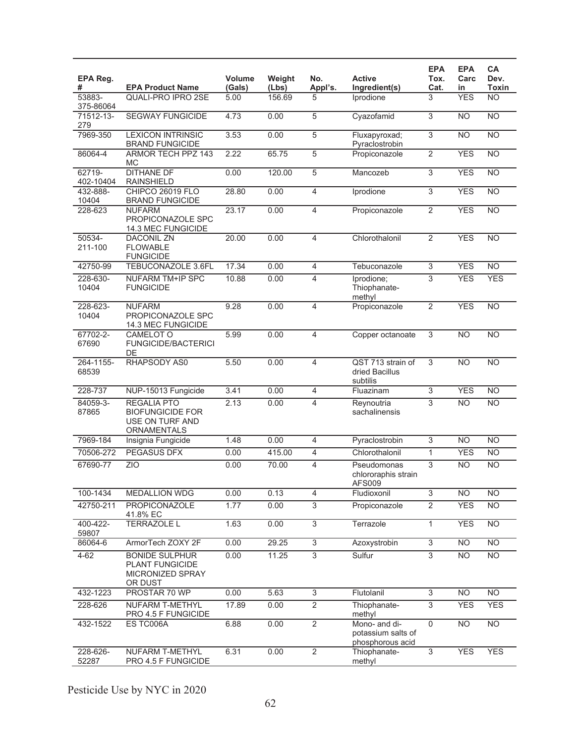| EPA Reg. # | EPA Product Name | Volume (Gals) | Weight (Lbs) | No. Appl's. | Active Ingredient(s) | EPA Tox. Cat. | EPA Carcin | CA Dev. Toxin |
|---|---|---|---|---|---|---|---|---|
| 53883-375-86064 | QUALI-PRO IPRO 2SE | 5.00 | 156.69 | 5 | Iprodione | 3 | YES | NO |
| 71512-13-279 | SEGWAY FUNGICIDE | 4.73 | 0.00 | 5 | Cyazofamid | 3 | NO | NO |
| 7969-350 | LEXICON INTRINSIC BRAND FUNGICIDE | 3.53 | 0.00 | 5 | Fluxapyroxad; Pyraclostrobin | 3 | NO | NO |
| 86064-4 | ARMOR TECH PPZ 143 MC | 2.22 | 65.75 | 5 | Propiconazole | 2 | YES | NO |
| 62719-402-10404 | DITHANE DF RAINSHIELD | 0.00 | 120.00 | 5 | Mancozeb | 3 | YES | NO |
| 432-888-10404 | CHIPCO 26019 FLO BRAND FUNGICIDE | 28.80 | 0.00 | 4 | Iprodione | 3 | YES | NO |
| 228-623 | NUFARM PROPICONAZOLE SPC 14.3 MEC FUNGICIDE | 23.17 | 0.00 | 4 | Propiconazole | 2 | YES | NO |
| 50534-211-100 | DACONIL ZN FLOWABLE FUNGICIDE | 20.00 | 0.00 | 4 | Chlorothalonil | 2 | YES | NO |
| 42750-99 | TEBUCONAZOLE 3.6FL | 17.34 | 0.00 | 4 | Tebuconazole | 3 | YES | NO |
| 228-630-10404 | NUFARM TM+IP SPC FUNGICIDE | 10.88 | 0.00 | 4 | Iprodione; Thiophanate-methyl | 3 | YES | YES |
| 228-623-10404 | NUFARM PROPICONAZOLE SPC 14.3 MEC FUNGICIDE | 9.28 | 0.00 | 4 | Propiconazole | 2 | YES | NO |
| 67702-2-67690 | CAMELOT O FUNGICIDE/BACTERICIDE | 5.99 | 0.00 | 4 | Copper octanoate | 3 | NO | NO |
| 264-1155-68539 | RHAPSODY AS0 | 5.50 | 0.00 | 4 | QST 713 strain of dried Bacillus subtilis | 3 | NO | NO |
| 228-737 | NUP-15013 Fungicide | 3.41 | 0.00 | 4 | Fluazinam | 3 | YES | NO |
| 84059-3-87865 | REGALIA PTO BIOFUNGICIDE FOR USE ON TURF AND ORNAMENTALS | 2.13 | 0.00 | 4 | Reynoutria sachalinensis | 3 | NO | NO |
| 7969-184 | Insignia Fungicide | 1.48 | 0.00 | 4 | Pyraclostrobin | 3 | NO | NO |
| 70506-272 | PEGASUS DFX | 0.00 | 415.00 | 4 | Chlorothalonil | 1 | YES | NO |
| 67690-77 | ZIO | 0.00 | 70.00 | 4 | Pseudomonas chlororaphis strain AFS009 | 3 | NO | NO |
| 100-1434 | MEDALLION WDG | 0.00 | 0.13 | 4 | Fludioxonil | 3 | NO | NO |
| 42750-211 | PROPICONAZOLE 41.8% EC | 1.77 | 0.00 | 3 | Propiconazole | 2 | YES | NO |
| 400-422-59807 | TERRAZOLE L | 1.63 | 0.00 | 3 | Terrazole | 1 | YES | NO |
| 86064-6 | ArmorTech ZOXY 2F | 0.00 | 29.25 | 3 | Azoxystrobin | 3 | NO | NO |
| 4-62 | BONIDE SULPHUR PLANT FUNGICIDE MICRONIZED SPRAY OR DUST | 0.00 | 11.25 | 3 | Sulfur | 3 | NO | NO |
| 432-1223 | PROSTAR 70 WP | 0.00 | 5.63 | 3 | Flutolanil | 3 | NO | NO |
| 228-626 | NUFARM T-METHYL PRO 4.5 F FUNGICIDE | 17.89 | 0.00 | 2 | Thiophanate-methyl | 3 | YES | YES |
| 432-1522 | ES TC006A | 6.88 | 0.00 | 2 | Mono- and di-potassium salts of phosphorous acid | 0 | NO | NO |
| 228-626-52287 | NUFARM T-METHYL PRO 4.5 F FUNGICIDE | 6.31 | 0.00 | 2 | Thiophanate-methyl | 3 | YES | YES |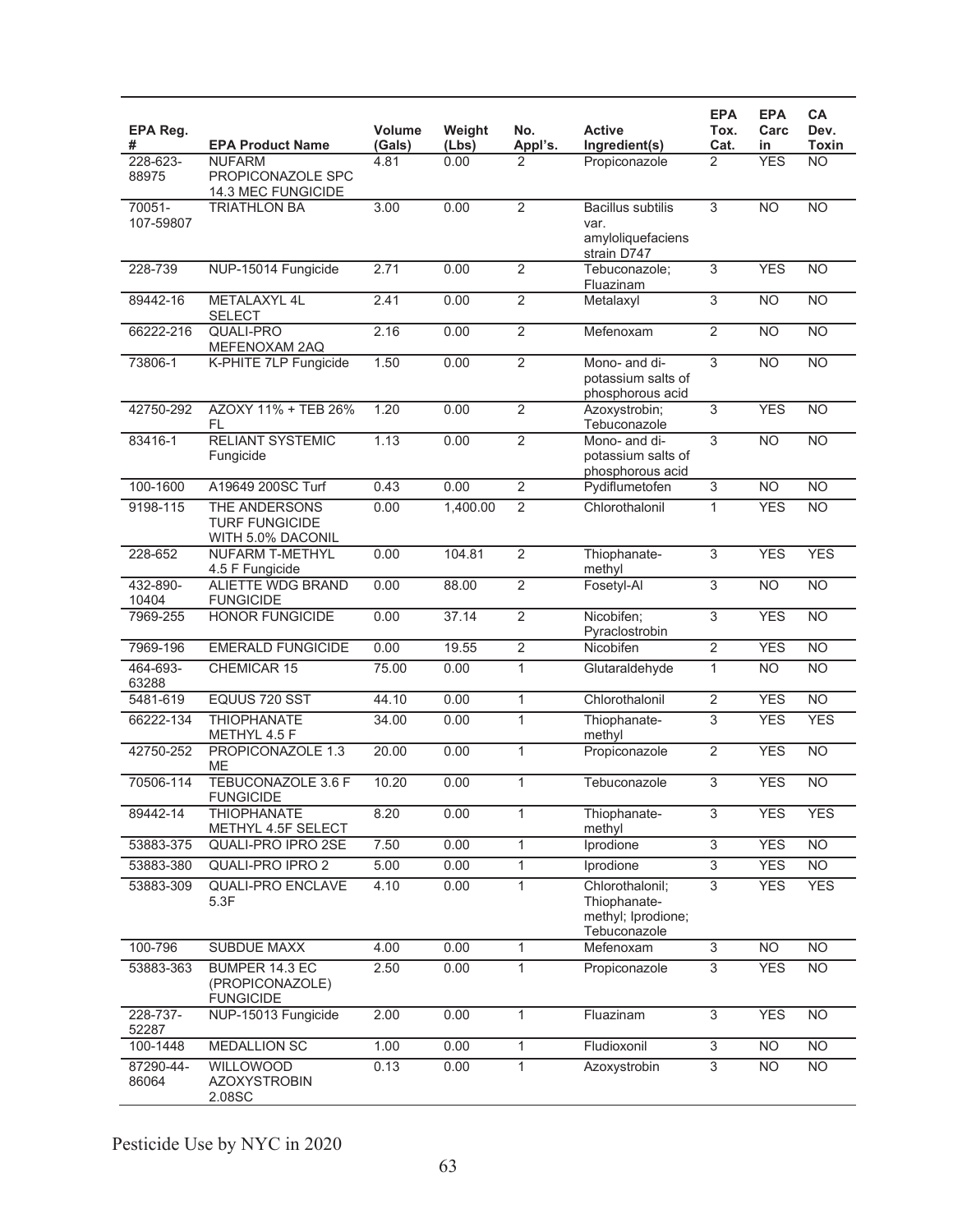| EPA Reg. # | EPA Product Name | Volume (Gals) | Weight (Lbs) | No. Appl's. | Active Ingredient(s) | EPA Tox. Cat. | EPA Carcin | CA Dev. Toxin |
|---|---|---|---|---|---|---|---|---|
| 228-623-88975 | NUFARM PROPICONAZOLE SPC 14.3 MEC FUNGICIDE | 4.81 | 0.00 | 2 | Propiconazole | 2 | YES | NO |
| 70051-107-59807 | TRIATHLON BA | 3.00 | 0.00 | 2 | Bacillus subtilis var. amyloliquefaciens strain D747 | 3 | NO | NO |
| 228-739 | NUP-15014 Fungicide | 2.71 | 0.00 | 2 | Tebuconazole; Fluazinam | 3 | YES | NO |
| 89442-16 | METALAXYL 4L SELECT | 2.41 | 0.00 | 2 | Metalaxyl | 3 | NO | NO |
| 66222-216 | QUALI-PRO MEFENOXAM 2AQ | 2.16 | 0.00 | 2 | Mefenoxam | 2 | NO | NO |
| 73806-1 | K-PHITE 7LP Fungicide | 1.50 | 0.00 | 2 | Mono- and di-potassium salts of phosphorous acid | 3 | NO | NO |
| 42750-292 | AZOXY 11% + TEB 26% FL | 1.20 | 0.00 | 2 | Azoxystrobin; Tebuconazole | 3 | YES | NO |
| 83416-1 | RELIANT SYSTEMIC Fungicide | 1.13 | 0.00 | 2 | Mono- and di-potassium salts of phosphorous acid | 3 | NO | NO |
| 100-1600 | A19649 200SC Turf | 0.43 | 0.00 | 2 | Pydiflumetofen | 3 | NO | NO |
| 9198-115 | THE ANDERSONS TURF FUNGICIDE WITH 5.0% DACONIL | 0.00 | 1,400.00 | 2 | Chlorothalonil | 1 | YES | NO |
| 228-652 | NUFARM T-METHYL 4.5 F Fungicide | 0.00 | 104.81 | 2 | Thiophanate-methyl | 3 | YES | YES |
| 432-890-10404 | ALIETTE WDG BRAND FUNGICIDE | 0.00 | 88.00 | 2 | Fosetyl-Al | 3 | NO | NO |
| 7969-255 | HONOR FUNGICIDE | 0.00 | 37.14 | 2 | Nicobifen; Pyraclostrobin | 3 | YES | NO |
| 7969-196 | EMERALD FUNGICIDE | 0.00 | 19.55 | 2 | Nicobifen | 2 | YES | NO |
| 464-693-63288 | CHEMICAR 15 | 75.00 | 0.00 | 1 | Glutaraldehyde | 1 | NO | NO |
| 5481-619 | EQUUS 720 SST | 44.10 | 0.00 | 1 | Chlorothalonil | 2 | YES | NO |
| 66222-134 | THIOPHANATE METHYL 4.5 F | 34.00 | 0.00 | 1 | Thiophanate-methyl | 3 | YES | YES |
| 42750-252 | PROPICONAZOLE 1.3 ME | 20.00 | 0.00 | 1 | Propiconazole | 2 | YES | NO |
| 70506-114 | TEBUCONAZOLE 3.6 F FUNGICIDE | 10.20 | 0.00 | 1 | Tebuconazole | 3 | YES | NO |
| 89442-14 | THIOPHANATE METHYL 4.5F SELECT | 8.20 | 0.00 | 1 | Thiophanate-methyl | 3 | YES | YES |
| 53883-375 | QUALI-PRO IPRO 2SE | 7.50 | 0.00 | 1 | Iprodione | 3 | YES | NO |
| 53883-380 | QUALI-PRO IPRO 2 | 5.00 | 0.00 | 1 | Iprodione | 3 | YES | NO |
| 53883-309 | QUALI-PRO ENCLAVE 5.3F | 4.10 | 0.00 | 1 | Chlorothalonil; Thiophanate-methyl; Iprodione; Tebuconazole | 3 | YES | YES |
| 100-796 | SUBDUE MAXX | 4.00 | 0.00 | 1 | Mefenoxam | 3 | NO | NO |
| 53883-363 | BUMPER 14.3 EC (PROPICONAZOLE) FUNGICIDE | 2.50 | 0.00 | 1 | Propiconazole | 3 | YES | NO |
| 228-737-52287 | NUP-15013 Fungicide | 2.00 | 0.00 | 1 | Fluazinam | 3 | YES | NO |
| 100-1448 | MEDALLION SC | 1.00 | 0.00 | 1 | Fludioxonil | 3 | NO | NO |
| 87290-44-86064 | WILLOWOOD AZOXYSTROBIN 2.08SC | 0.13 | 0.00 | 1 | Azoxystrobin | 3 | NO | NO |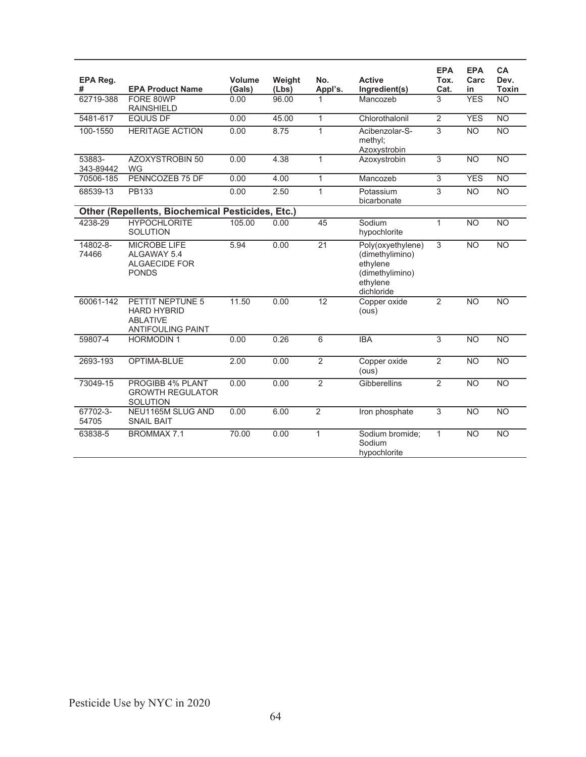| EPA Reg. # | EPA Product Name | Volume (Gals) | Weight (Lbs) | No. Appl's. | Active Ingredient(s) | EPA Tox. Cat. | EPA Carcin | CA Dev. Toxin |
|---|---|---|---|---|---|---|---|---|
| 62719-388 | FORE 80WP RAINSHIELD | 0.00 | 96.00 | 1 | Mancozeb | 3 | YES | NO |
| 5481-617 | EQUUS DF | 0.00 | 45.00 | 1 | Chlorothalonil | 2 | YES | NO |
| 100-1550 | HERITAGE ACTION | 0.00 | 8.75 | 1 | Acibenzolar-S-methyl; Azoxystrobin | 3 | NO | NO |
| 53883-343-89442 | AZOXYSTROBIN 50 WG | 0.00 | 4.38 | 1 | Azoxystrobin | 3 | NO | NO |
| 70506-185 | PENNCOZEB 75 DF | 0.00 | 4.00 | 1 | Mancozeb | 3 | YES | NO |
| 68539-13 | PB133 | 0.00 | 2.50 | 1 | Potassium bicarbonate | 3 | NO | NO |
| **Other (Repellents, Biochemical Pesticides, Etc.)** | | | | | | | | |
| 4238-29 | HYPOCHLORITE SOLUTION | 105.00 | 0.00 | 45 | Sodium hypochlorite | 1 | NO | NO |
| 14802-8-74466 | MICROBE LIFE ALGAWAY 5.4 ALGAECIDE FOR PONDS | 5.94 | 0.00 | 21 | Poly(oxyethylene) (dimethylimino) ethylene (dimethylimino) ethylene dichloride | 3 | NO | NO |
| 60061-142 | PETTIT NEPTUNE 5 HARD HYBRID ABLATIVE ANTIFOULING PAINT | 11.50 | 0.00 | 12 | Copper oxide (ous) | 2 | NO | NO |
| 59807-4 | HORMODIN 1 | 0.00 | 0.26 | 6 | IBA | 3 | NO | NO |
| 2693-193 | OPTIMA-BLUE | 2.00 | 0.00 | 2 | Copper oxide (ous) | 2 | NO | NO |
| 73049-15 | PROGIBB 4% PLANT GROWTH REGULATOR SOLUTION | 0.00 | 0.00 | 2 | Gibberellins | 2 | NO | NO |
| 67702-3-54705 | NEU1165M SLUG AND SNAIL BAIT | 0.00 | 6.00 | 2 | Iron phosphate | 3 | NO | NO |
| 63838-5 | BROMMAX 7.1 | 70.00 | 0.00 | 1 | Sodium bromide; Sodium hypochlorite | 1 | NO | NO |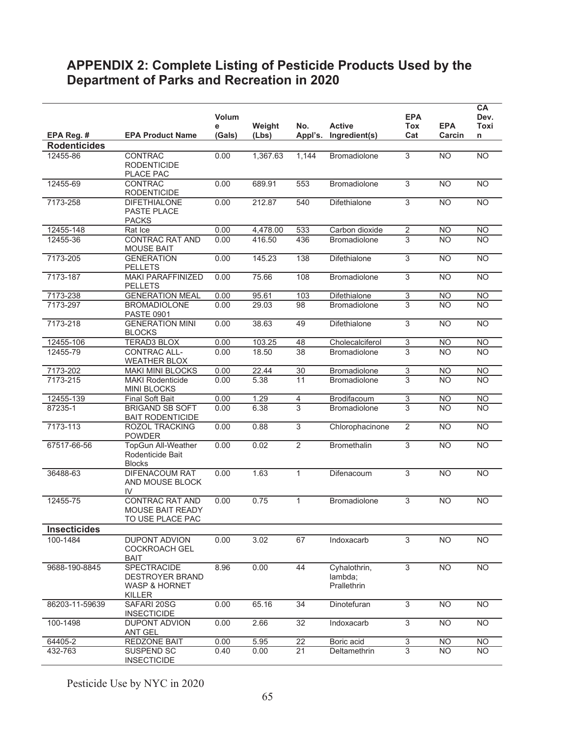## APPENDIX 2: Complete Listing of Pesticide Products Used by the Department of Parks and Recreation in 2020

| EPA Reg. # | EPA Product Name | Volume (Gals) | Weight (Lbs) | No. Appl's. | Active Ingredient(s) | EPA Tox Cat | EPA Carcin | CA Dev. Toxin |
|---|---|---|---|---|---|---|---|---|
| **Rodenticides** | | | | | | | | |
| 12455-86 | CONTRAC RODENTICIDE PLACE PAC | 0.00 | 1,367.63 | 1,144 | Bromadiolone | 3 | NO | NO |
| 12455-69 | CONTRAC RODENTICIDE | 0.00 | 689.91 | 553 | Bromadiolone | 3 | NO | NO |
| 7173-258 | DIFETHIALONE PASTE PLACE PACKS | 0.00 | 212.87 | 540 | Difethialone | 3 | NO | NO |
| 12455-148 | Rat Ice | 0.00 | 4,478.00 | 533 | Carbon dioxide | 2 | NO | NO |
| 12455-36 | CONTRAC RAT AND MOUSE BAIT | 0.00 | 416.50 | 436 | Bromadiolone | 3 | NO | NO |
| 7173-205 | GENERATION PELLETS | 0.00 | 145.23 | 138 | Difethialone | 3 | NO | NO |
| 7173-187 | MAKI PARAFFINIZED PELLETS | 0.00 | 75.66 | 108 | Bromadiolone | 3 | NO | NO |
| 7173-238 | GENERATION MEAL | 0.00 | 95.61 | 103 | Difethialone | 3 | NO | NO |
| 7173-297 | BROMADIOLONE PASTE 0901 | 0.00 | 29.03 | 98 | Bromadiolone | 3 | NO | NO |
| 7173-218 | GENERATION MINI BLOCKS | 0.00 | 38.63 | 49 | Difethialone | 3 | NO | NO |
| 12455-106 | TERAD3 BLOX | 0.00 | 103.25 | 48 | Cholecalciferol | 3 | NO | NO |
| 12455-79 | CONTRAC ALL-WEATHER BLOX | 0.00 | 18.50 | 38 | Bromadiolone | 3 | NO | NO |
| 7173-202 | MAKI MINI BLOCKS | 0.00 | 22.44 | 30 | Bromadiolone | 3 | NO | NO |
| 7173-215 | MAKI Rodenticide MINI BLOCKS | 0.00 | 5.38 | 11 | Bromadiolone | 3 | NO | NO |
| 12455-139 | Final Soft Bait | 0.00 | 1.29 | 4 | Brodifacoum | 3 | NO | NO |
| 87235-1 | BRIGAND SB SOFT BAIT RODENTICIDE | 0.00 | 6.38 | 3 | Bromadiolone | 3 | NO | NO |
| 7173-113 | ROZOL TRACKING POWDER | 0.00 | 0.88 | 3 | Chlorophacinone | 2 | NO | NO |
| 67517-66-56 | TopGun All-Weather Rodenticide Bait Blocks | 0.00 | 0.02 | 2 | Bromethalin | 3 | NO | NO |
| 36488-63 | DIFENACOUM RAT AND MOUSE BLOCK IV | 0.00 | 1.63 | 1 | Difenacoum | 3 | NO | NO |
| 12455-75 | CONTRAC RAT AND MOUSE BAIT READY TO USE PLACE PAC | 0.00 | 0.75 | 1 | Bromadiolone | 3 | NO | NO |
| **Insecticides** | | | | | | | | |
| 100-1484 | DUPONT ADVION COCKROACH GEL BAIT | 0.00 | 3.02 | 67 | Indoxacarb | 3 | NO | NO |
| 9688-190-8845 | SPECTRACIDE DESTROYER BRAND WASP & HORNET KILLER | 8.96 | 0.00 | 44 | Cyhalothrin, lambda; Prallethrin | 3 | NO | NO |
| 86203-11-59639 | SAFARI 20SG INSECTICIDE | 0.00 | 65.16 | 34 | Dinotefuran | 3 | NO | NO |
| 100-1498 | DUPONT ADVION ANT GEL | 0.00 | 2.66 | 32 | Indoxacarb | 3 | NO | NO |
| 64405-2 | REDZONE BAIT | 0.00 | 5.95 | 22 | Boric acid | 3 | NO | NO |
| 432-763 | SUSPEND SC INSECTICIDE | 0.40 | 0.00 | 21 | Deltamethrin | 3 | NO | NO |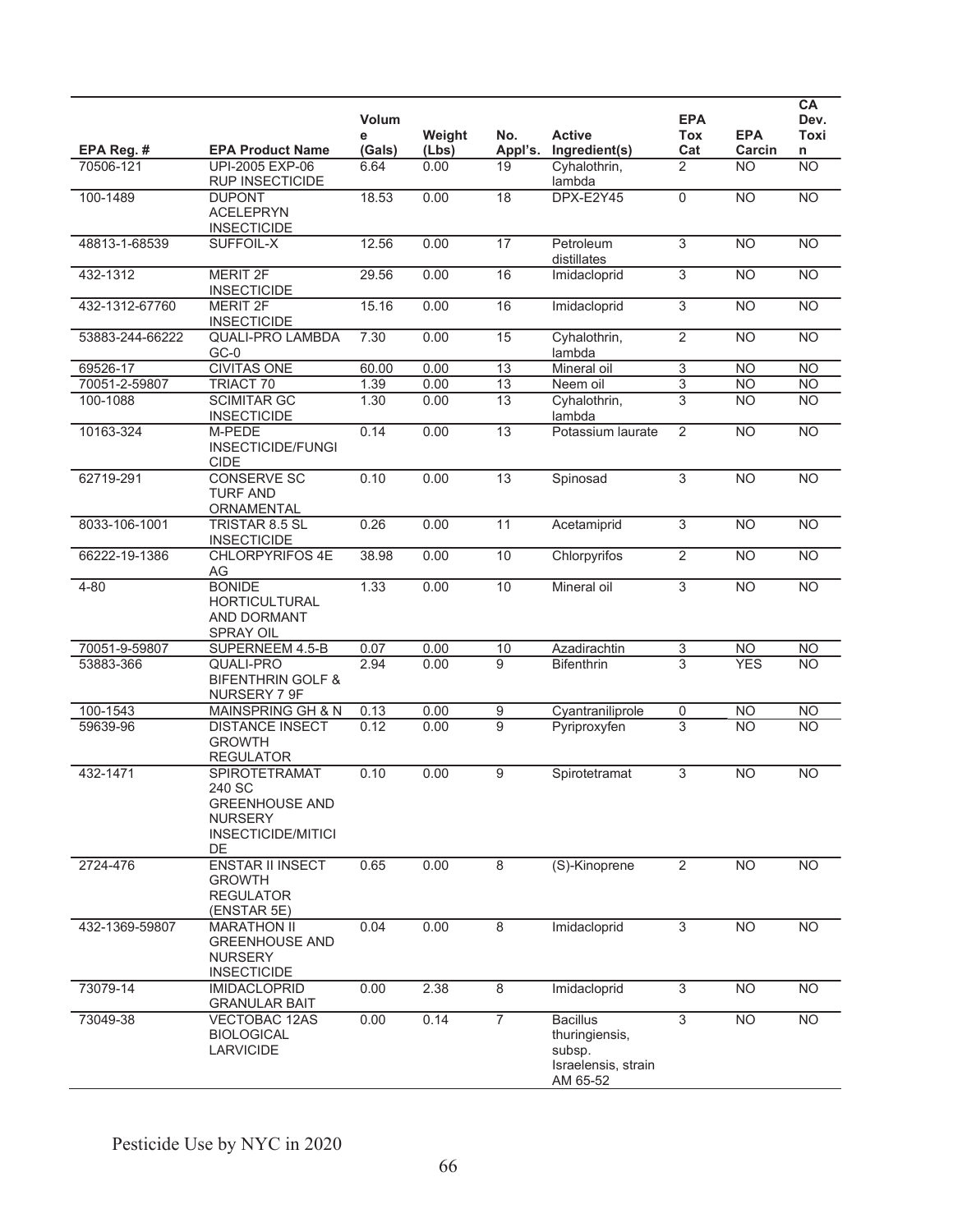| EPA Reg. # | EPA Product Name | Volume (Gals) | Weight (Lbs) | No. Appl's. | Active Ingredient(s) | EPA Tox Cat | EPA Carcin | CA Dev. Toxin |
|---|---|---|---|---|---|---|---|---|
| 70506-121 | UPI-2005 EXP-06 RUP INSECTICIDE | 6.64 | 0.00 | 19 | Cyhalothrin, lambda | 2 | NO | NO |
| 100-1489 | DUPONT ACELEPRYN INSECTICIDE | 18.53 | 0.00 | 18 | DPX-E2Y45 | 0 | NO | NO |
| 48813-1-68539 | SUFFOIL-X | 12.56 | 0.00 | 17 | Petroleum distillates | 3 | NO | NO |
| 432-1312 | MERIT 2F INSECTICIDE | 29.56 | 0.00 | 16 | Imidacloprid | 3 | NO | NO |
| 432-1312-67760 | MERIT 2F INSECTICIDE | 15.16 | 0.00 | 16 | Imidacloprid | 3 | NO | NO |
| 53883-244-66222 | QUALI-PRO LAMBDA GC-0 | 7.30 | 0.00 | 15 | Cyhalothrin, lambda | 2 | NO | NO |
| 69526-17 | CIVITAS ONE | 60.00 | 0.00 | 13 | Mineral oil | 3 | NO | NO |
| 70051-2-59807 | TRIACT 70 | 1.39 | 0.00 | 13 | Neem oil | 3 | NO | NO |
| 100-1088 | SCIMITAR GC INSECTICIDE | 1.30 | 0.00 | 13 | Cyhalothrin, lambda | 3 | NO | NO |
| 10163-324 | M-PEDE INSECTICIDE/FUNGICIDE | 0.14 | 0.00 | 13 | Potassium laurate | 2 | NO | NO |
| 62719-291 | CONSERVE SC TURF AND ORNAMENTAL | 0.10 | 0.00 | 13 | Spinosad | 3 | NO | NO |
| 8033-106-1001 | TRISTAR 8.5 SL INSECTICIDE | 0.26 | 0.00 | 11 | Acetamiprid | 3 | NO | NO |
| 66222-19-1386 | CHLORPYRIFOS 4E AG | 38.98 | 0.00 | 10 | Chlorpyrifos | 2 | NO | NO |
| 4-80 | BONIDE HORTICULTURAL AND DORMANT SPRAY OIL | 1.33 | 0.00 | 10 | Mineral oil | 3 | NO | NO |
| 70051-9-59807 | SUPERNEEM 4.5-B | 0.07 | 0.00 | 10 | Azadirachtin | 3 | NO | NO |
| 53883-366 | QUALI-PRO BIFENTHRIN GOLF & NURSERY 7 9F | 2.94 | 0.00 | 9 | Bifenthrin | 3 | YES | NO |
| 100-1543 | MAINSPRING GH & N | 0.13 | 0.00 | 9 | Cyantraniliprole | 0 | NO | NO |
| 59639-96 | DISTANCE INSECT GROWTH REGULATOR | 0.12 | 0.00 | 9 | Pyriproxyfen | 3 | NO | NO |
| 432-1471 | SPIROTETRAMAT 240 SC GREENHOUSE AND NURSERY INSECTICIDE/MITICIDE | 0.10 | 0.00 | 9 | Spirotetramat | 3 | NO | NO |
| 2724-476 | ENSTAR II INSECT GROWTH REGULATOR (ENSTAR 5E) | 0.65 | 0.00 | 8 | (S)-Kinoprene | 2 | NO | NO |
| 432-1369-59807 | MARATHON II GREENHOUSE AND NURSERY INSECTICIDE | 0.04 | 0.00 | 8 | Imidacloprid | 3 | NO | NO |
| 73079-14 | IMIDACLOPRID GRANULAR BAIT | 0.00 | 2.38 | 8 | Imidacloprid | 3 | NO | NO |
| 73049-38 | VECTOBAC 12AS BIOLOGICAL LARVICIDE | 0.00 | 0.14 | 7 | Bacillus thuringiensis, subsp. Israelensis, strain AM 65-52 | 3 | NO | NO |

Pesticide Use by NYC in 2020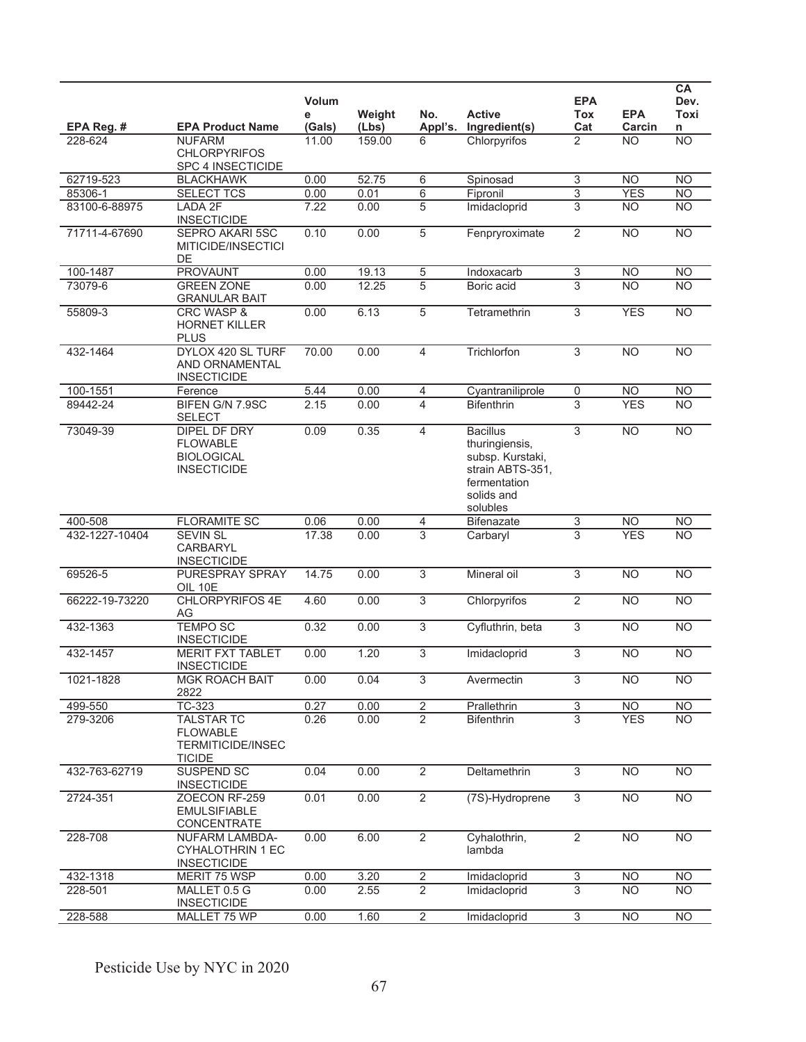| EPA Reg. # | EPA Product Name | Volume (Gals) | Weight (Lbs) | No. Appl's. | Active Ingredient(s) | EPA Tox Cat | EPA Carcin | CA Dev. Toxin |
|---|---|---|---|---|---|---|---|---|
| 228-624 | NUFARM CHLORPYRIFOS SPC 4 INSECTICIDE | 11.00 | 159.00 | 6 | Chlorpyrifos | 2 | NO | NO |
| 62719-523 | BLACKHAWK | 0.00 | 52.75 | 6 | Spinosad | 3 | NO | NO |
| 85306-1 | SELECT TCS | 0.00 | 0.01 | 6 | Fipronil | 3 | YES | NO |
| 83100-6-88975 | LADA 2F INSECTICIDE | 7.22 | 0.00 | 5 | Imidacloprid | 3 | NO | NO |
| 71711-4-67690 | SEPRO AKARI 5SC MITICIDE/INSECTICIDE | 0.10 | 0.00 | 5 | Fenpryroximate | 2 | NO | NO |
| 100-1487 | PROVAUNT | 0.00 | 19.13 | 5 | Indoxacarb | 3 | NO | NO |
| 73079-6 | GREEN ZONE GRANULAR BAIT | 0.00 | 12.25 | 5 | Boric acid | 3 | NO | NO |
| 55809-3 | CRC WASP & HORNET KILLER PLUS | 0.00 | 6.13 | 5 | Tetramethrin | 3 | YES | NO |
| 432-1464 | DYLOX 420 SL TURF AND ORNAMENTAL INSECTICIDE | 70.00 | 0.00 | 4 | Trichlorfon | 3 | NO | NO |
| 100-1551 | Ference | 5.44 | 0.00 | 4 | Cyantraniliprole | 0 | NO | NO |
| 89442-24 | BIFEN G/N 7.9SC SELECT | 2.15 | 0.00 | 4 | Bifenthrin | 3 | YES | NO |
| 73049-39 | DIPEL DF DRY FLOWABLE BIOLOGICAL INSECTICIDE | 0.09 | 0.35 | 4 | Bacillus thuringiensis, subsp. Kurstaki, strain ABTS-351, fermentation solids and solubles | 3 | NO | NO |
| 400-508 | FLORAMITE SC | 0.06 | 0.00 | 4 | Bifenazate | 3 | NO | NO |
| 432-1227-10404 | SEVIN SL CARBARYL INSECTICIDE | 17.38 | 0.00 | 3 | Carbaryl | 3 | YES | NO |
| 69526-5 | PURESPRAY SPRAY OIL 10E | 14.75 | 0.00 | 3 | Mineral oil | 3 | NO | NO |
| 66222-19-73220 | CHLORPYRIFOS 4E AG | 4.60 | 0.00 | 3 | Chlorpyrifos | 2 | NO | NO |
| 432-1363 | TEMPO SC INSECTICIDE | 0.32 | 0.00 | 3 | Cyfluthrin, beta | 3 | NO | NO |
| 432-1457 | MERIT FXT TABLET INSECTICIDE | 0.00 | 1.20 | 3 | Imidacloprid | 3 | NO | NO |
| 1021-1828 | MGK ROACH BAIT 2822 | 0.00 | 0.04 | 3 | Avermectin | 3 | NO | NO |
| 499-550 | TC-323 | 0.27 | 0.00 | 2 | Prallethrin | 3 | NO | NO |
| 279-3206 | TALSTAR TC FLOWABLE TERMITICIDE/INSECTICIDE | 0.26 | 0.00 | 2 | Bifenthrin | 3 | YES | NO |
| 432-763-62719 | SUSPEND SC INSECTICIDE | 0.04 | 0.00 | 2 | Deltamethrin | 3 | NO | NO |
| 2724-351 | ZOECON RF-259 EMULSIFIABLE CONCENTRATE | 0.01 | 0.00 | 2 | (7S)-Hydroprene | 3 | NO | NO |
| 228-708 | NUFARM LAMBDA-CYHALOTHRIN 1 EC INSECTICIDE | 0.00 | 6.00 | 2 | Cyhalothrin, lambda | 2 | NO | NO |
| 432-1318 | MERIT 75 WSP | 0.00 | 3.20 | 2 | Imidacloprid | 3 | NO | NO |
| 228-501 | MALLET 0.5 G INSECTICIDE | 0.00 | 2.55 | 2 | Imidacloprid | 3 | NO | NO |
| 228-588 | MALLET 75 WP | 0.00 | 1.60 | 2 | Imidacloprid | 3 | NO | NO |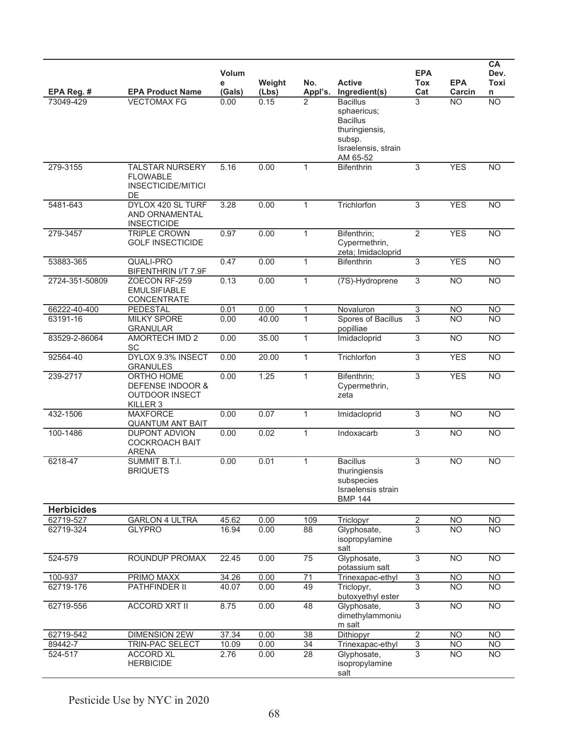| EPA Reg. # | EPA Product Name | Volume (Gals) | Weight (Lbs) | No. Appl's. | Active Ingredient(s) | EPA Tox Cat | EPA Carcin | CA Dev. Toxin |
|---|---|---|---|---|---|---|---|---|
| 73049-429 | VECTOMAX FG | 0.00 | 0.15 | 2 | Bacillus sphaericus; Bacillus thuringiensis, subsp. Israelensis, strain AM 65-52 | 3 | NO | NO |
| 279-3155 | TALSTAR NURSERY FLOWABLE INSECTICIDE/MITICIDE | 5.16 | 0.00 | 1 | Bifenthrin | 3 | YES | NO |
| 5481-643 | DYLOX 420 SL TURF AND ORNAMENTAL INSECTICIDE | 3.28 | 0.00 | 1 | Trichlorfon | 3 | YES | NO |
| 279-3457 | TRIPLE CROWN GOLF INSECTICIDE | 0.97 | 0.00 | 1 | Bifenthrin; Cypermethrin, zeta; Imidacloprid | 2 | YES | NO |
| 53883-365 | QUALI-PRO BIFENTHRIN I/T 7.9F | 0.47 | 0.00 | 1 | Bifenthrin | 3 | YES | NO |
| 2724-351-50809 | ZOECON RF-259 EMULSIFIABLE CONCENTRATE | 0.13 | 0.00 | 1 | (7S)-Hydroprene | 3 | NO | NO |
| 66222-40-400 | PEDESTAL | 0.01 | 0.00 | 1 | Novaluron | 3 | NO | NO |
| 63191-16 | MILKY SPORE GRANULAR | 0.00 | 40.00 | 1 | Spores of Bacillus popilliae | 3 | NO | NO |
| 83529-2-86064 | AMORTECH IMD 2 SC | 0.00 | 35.00 | 1 | Imidacloprid | 3 | NO | NO |
| 92564-40 | DYLOX 9.3% INSECT GRANULES | 0.00 | 20.00 | 1 | Trichlorfon | 3 | YES | NO |
| 239-2717 | ORTHO HOME DEFENSE INDOOR & OUTDOOR INSECT KILLER 3 | 0.00 | 1.25 | 1 | Bifenthrin; Cypermethrin, zeta | 3 | YES | NO |
| 432-1506 | MAXFORCE QUANTUM ANT BAIT | 0.00 | 0.07 | 1 | Imidacloprid | 3 | NO | NO |
| 100-1486 | DUPONT ADVION COCKROACH BAIT ARENA | 0.00 | 0.02 | 1 | Indoxacarb | 3 | NO | NO |
| 6218-47 | SUMMIT B.T.I. BRIQUETS | 0.00 | 0.01 | 1 | Bacillus thuringiensis subspecies Israelensis strain BMP 144 | 3 | NO | NO |
| **Herbicides** | | | | | | | | |
| 62719-527 | GARLON 4 ULTRA | 45.62 | 0.00 | 109 | Triclopyr | 2 | NO | NO |
| 62719-324 | GLYPRO | 16.94 | 0.00 | 88 | Glyphosate, isopropylamine salt | 3 | NO | NO |
| 524-579 | ROUNDUP PROMAX | 22.45 | 0.00 | 75 | Glyphosate, potassium salt | 3 | NO | NO |
| 100-937 | PRIMO MAXX | 34.26 | 0.00 | 71 | Trinexapac-ethyl | 3 | NO | NO |
| 62719-176 | PATHFINDER II | 40.07 | 0.00 | 49 | Triclopyr, butoxyethyl ester | 3 | NO | NO |
| 62719-556 | ACCORD XRT II | 8.75 | 0.00 | 48 | Glyphosate, dimethylammonium salt | 3 | NO | NO |
| 62719-542 | DIMENSION 2EW | 37.34 | 0.00 | 38 | Dithiopyr | 2 | NO | NO |
| 89442-7 | TRIN-PAC SELECT | 10.09 | 0.00 | 34 | Trinexapac-ethyl | 3 | NO | NO |
| 524-517 | ACCORD XL HERBICIDE | 2.76 | 0.00 | 28 | Glyphosate, isopropylamine salt | 3 | NO | NO |

Pesticide Use by NYC in 2020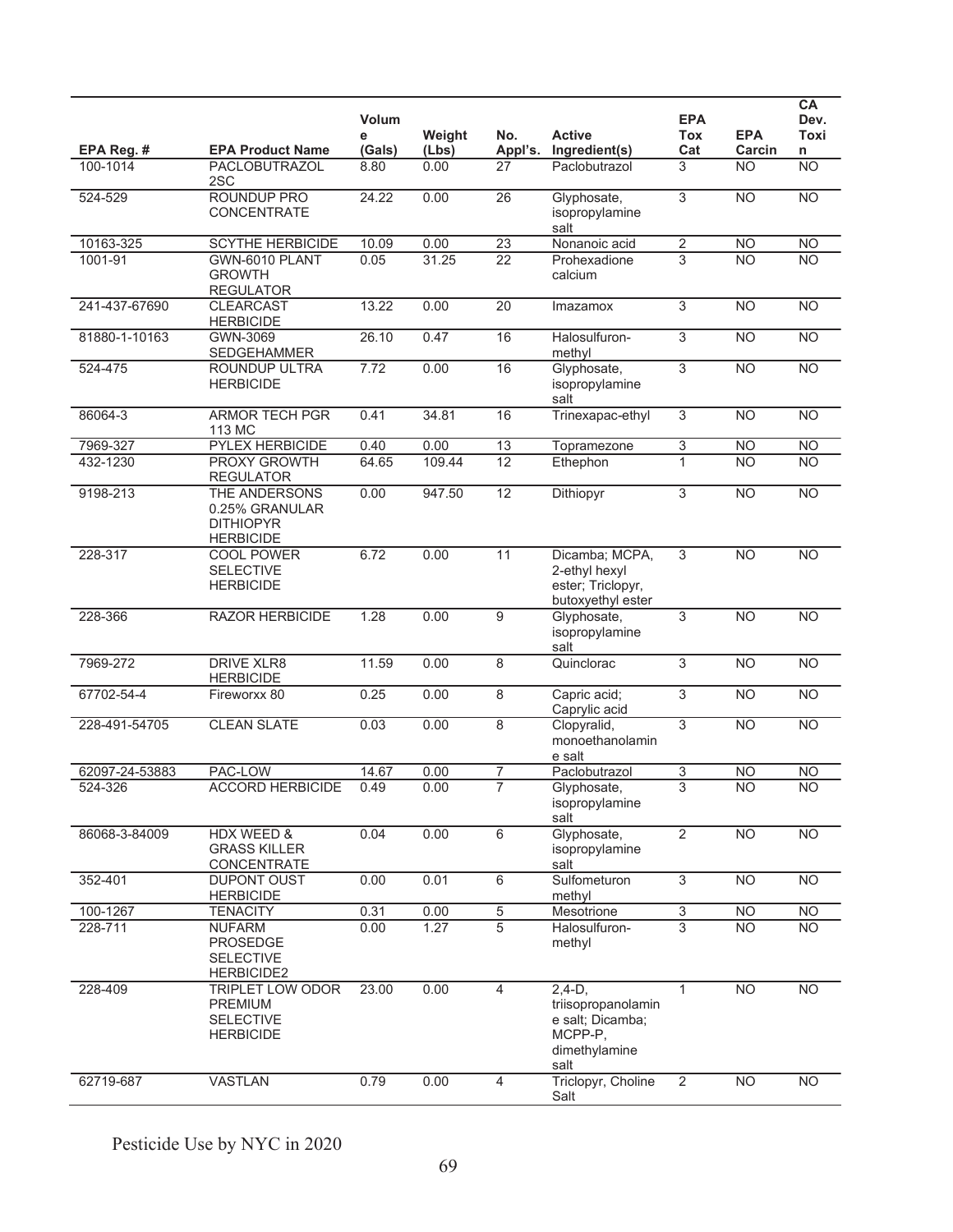| EPA Reg. # | EPA Product Name | Volume (Gals) | Weight (Lbs) | No. Appl's. | Active Ingredient(s) | EPA Tox Cat | EPA Carcin | CA Dev. Toxin |
|---|---|---|---|---|---|---|---|---|
| 100-1014 | PACLOBUTRAZOL 2SC | 8.80 | 0.00 | 27 | Paclobutrazol | 3 | NO | NO |
| 524-529 | ROUNDUP PRO CONCENTRATE | 24.22 | 0.00 | 26 | Glyphosate, isopropylamine salt | 3 | NO | NO |
| 10163-325 | SCYTHE HERBICIDE | 10.09 | 0.00 | 23 | Nonanoic acid | 2 | NO | NO |
| 1001-91 | GWN-6010 PLANT GROWTH REGULATOR | 0.05 | 31.25 | 22 | Prohexadione calcium | 3 | NO | NO |
| 241-437-67690 | CLEARCAST HERBICIDE | 13.22 | 0.00 | 20 | Imazamox | 3 | NO | NO |
| 81880-1-10163 | GWN-3069 SEDGEHAMMER | 26.10 | 0.47 | 16 | Halosulfuron-methyl | 3 | NO | NO |
| 524-475 | ROUNDUP ULTRA HERBICIDE | 7.72 | 0.00 | 16 | Glyphosate, isopropylamine salt | 3 | NO | NO |
| 86064-3 | ARMOR TECH PGR 113 MC | 0.41 | 34.81 | 16 | Trinexapac-ethyl | 3 | NO | NO |
| 7969-327 | PYLEX HERBICIDE | 0.40 | 0.00 | 13 | Topramezone | 3 | NO | NO |
| 432-1230 | PROXY GROWTH REGULATOR | 64.65 | 109.44 | 12 | Ethephon | 1 | NO | NO |
| 9198-213 | THE ANDERSONS 0.25% GRANULAR DITHIOPYR HERBICIDE | 0.00 | 947.50 | 12 | Dithiopyr | 3 | NO | NO |
| 228-317 | COOL POWER SELECTIVE HERBICIDE | 6.72 | 0.00 | 11 | Dicamba; MCPA, 2-ethyl hexyl ester; Triclopyr, butoxyethyl ester | 3 | NO | NO |
| 228-366 | RAZOR HERBICIDE | 1.28 | 0.00 | 9 | Glyphosate, isopropylamine salt | 3 | NO | NO |
| 7969-272 | DRIVE XLR8 HERBICIDE | 11.59 | 0.00 | 8 | Quinclorac | 3 | NO | NO |
| 67702-54-4 | Fireworxx 80 | 0.25 | 0.00 | 8 | Capric acid; Caprylic acid | 3 | NO | NO |
| 228-491-54705 | CLEAN SLATE | 0.03 | 0.00 | 8 | Clopyralid, monoethanolamine salt | 3 | NO | NO |
| 62097-24-53883 | PAC-LOW | 14.67 | 0.00 | 7 | Paclobutrazol | 3 | NO | NO |
| 524-326 | ACCORD HERBICIDE | 0.49 | 0.00 | 7 | Glyphosate, isopropylamine salt | 3 | NO | NO |
| 86068-3-84009 | HDX WEED & GRASS KILLER CONCENTRATE | 0.04 | 0.00 | 6 | Glyphosate, isopropylamine salt | 2 | NO | NO |
| 352-401 | DUPONT OUST HERBICIDE | 0.00 | 0.01 | 6 | Sulfometuron methyl | 3 | NO | NO |
| 100-1267 | TENACITY | 0.31 | 0.00 | 5 | Mesotrione | 3 | NO | NO |
| 228-711 | NUFARM PROSEDGE SELECTIVE HERBICIDE2 | 0.00 | 1.27 | 5 | Halosulfuron-methyl | 3 | NO | NO |
| 228-409 | TRIPLET LOW ODOR PREMIUM SELECTIVE HERBICIDE | 23.00 | 0.00 | 4 | 2,4-D, triisopropanolamine salt; Dicamba; MCPP-P, dimethylamine salt | 1 | NO | NO |
| 62719-687 | VASTLAN | 0.79 | 0.00 | 4 | Triclopyr, Choline Salt | 2 | NO | NO |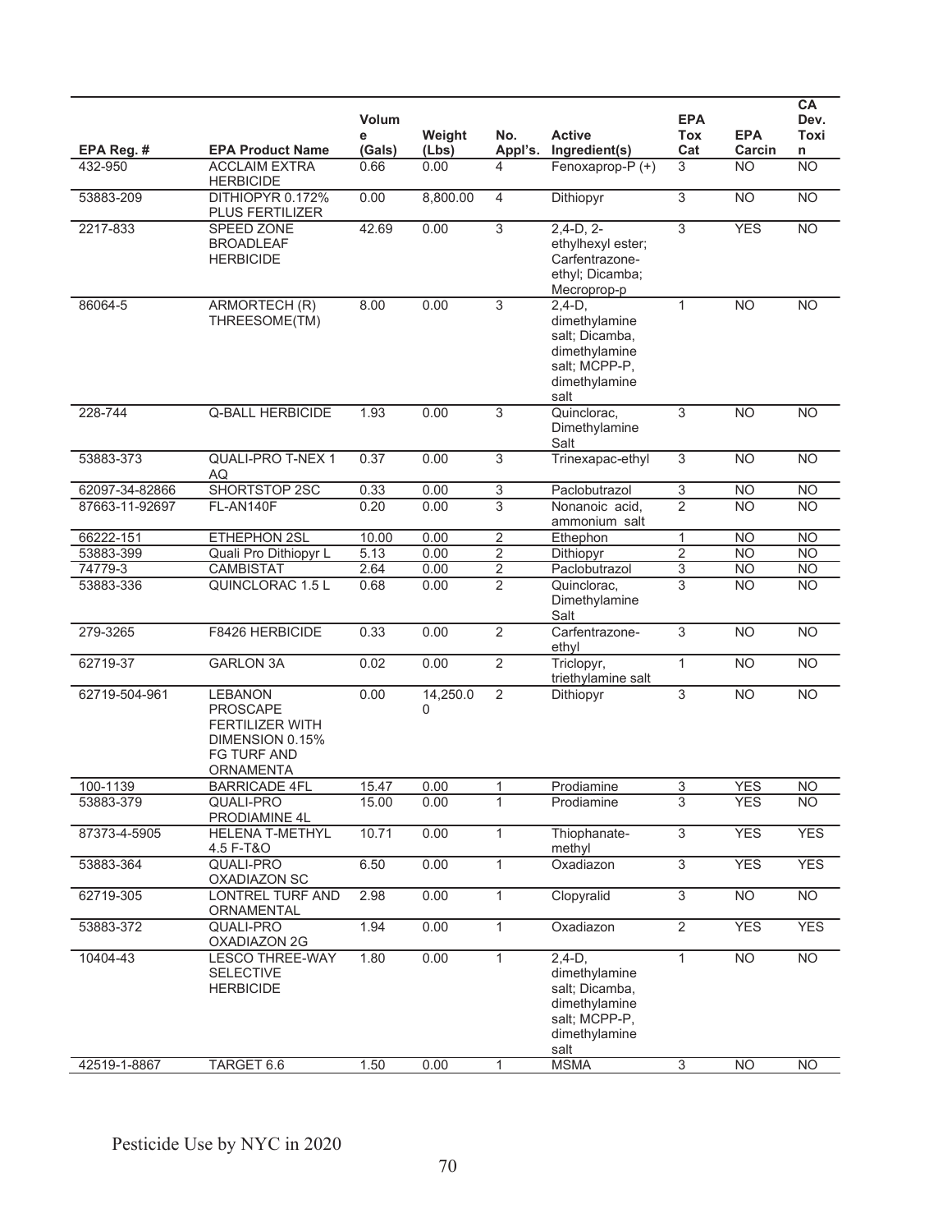| EPA Reg. # | EPA Product Name | Volume (Gals) | Weight (Lbs) | No. Appl's. | Active Ingredient(s) | EPA Tox Cat | EPA Carcin | CA Dev. Toxin |
|---|---|---|---|---|---|---|---|---|
| 432-950 | ACCLAIM EXTRA HERBICIDE | 0.66 | 0.00 | 4 | Fenoxaprop-P (+) | 3 | NO | NO |
| 53883-209 | DITHIOPYR 0.172% PLUS FERTILIZER | 0.00 | 8,800.00 | 4 | Dithiopyr | 3 | NO | NO |
| 2217-833 | SPEED ZONE BROADLEAF HERBICIDE | 42.69 | 0.00 | 3 | 2,4-D, 2-ethylhexyl ester; Carfentrazone-ethyl; Dicamba; Mecroprop-p | 3 | YES | NO |
| 86064-5 | ARMORTECH (R) THREESOME(TM) | 8.00 | 0.00 | 3 | 2,4-D, dimethylamine salt; Dicamba, dimethylamine salt; MCPP-P, dimethylamine salt | 1 | NO | NO |
| 228-744 | Q-BALL HERBICIDE | 1.93 | 0.00 | 3 | Quinclorac, Dimethylamine Salt | 3 | NO | NO |
| 53883-373 | QUALI-PRO T-NEX 1 AQ | 0.37 | 0.00 | 3 | Trinexapac-ethyl | 3 | NO | NO |
| 62097-34-82866 | SHORTSTOP 2SC | 0.33 | 0.00 | 3 | Paclobutrazol | 3 | NO | NO |
| 87663-11-92697 | FL-AN140F | 0.20 | 0.00 | 3 | Nonanoic acid, ammonium salt | 2 | NO | NO |
| 66222-151 | ETHEPHON 2SL | 10.00 | 0.00 | 2 | Ethephon | 1 | NO | NO |
| 53883-399 | Quali Pro Dithiopyr L | 5.13 | 0.00 | 2 | Dithiopyr | 2 | NO | NO |
| 74779-3 | CAMBISTAT | 2.64 | 0.00 | 2 | Paclobutrazol | 3 | NO | NO |
| 53883-336 | QUINCLORAC 1.5 L | 0.68 | 0.00 | 2 | Quinclorac, Dimethylamine Salt | 3 | NO | NO |
| 279-3265 | F8426 HERBICIDE | 0.33 | 0.00 | 2 | Carfentrazone-ethyl | 3 | NO | NO |
| 62719-37 | GARLON 3A | 0.02 | 0.00 | 2 | Triclopyr, triethylamine salt | 1 | NO | NO |
| 62719-504-961 | LEBANON PROSCAPE FERTILIZER WITH DIMENSION 0.15% FG TURF AND ORNAMENTA | 0.00 | 14,250.00 | 2 | Dithiopyr | 3 | NO | NO |
| 100-1139 | BARRICADE 4FL | 15.47 | 0.00 | 1 | Prodiamine | 3 | YES | NO |
| 53883-379 | QUALI-PRO PRODIAMINE 4L | 15.00 | 0.00 | 1 | Prodiamine | 3 | YES | NO |
| 87373-4-5905 | HELENA T-METHYL 4.5 F-T&O | 10.71 | 0.00 | 1 | Thiophanate-methyl | 3 | YES | YES |
| 53883-364 | QUALI-PRO OXADIAZON SC | 6.50 | 0.00 | 1 | Oxadiazon | 3 | YES | YES |
| 62719-305 | LONTREL TURF AND ORNAMENTAL | 2.98 | 0.00 | 1 | Clopyralid | 3 | NO | NO |
| 53883-372 | QUALI-PRO OXADIAZON 2G | 1.94 | 0.00 | 1 | Oxadiazon | 2 | YES | YES |
| 10404-43 | LESCO THREE-WAY SELECTIVE HERBICIDE | 1.80 | 0.00 | 1 | 2,4-D, dimethylamine salt; Dicamba, dimethylamine salt; MCPP-P, dimethylamine salt | 1 | NO | NO |
| 42519-1-8867 | TARGET 6.6 | 1.50 | 0.00 | 1 | MSMA | 3 | NO | NO |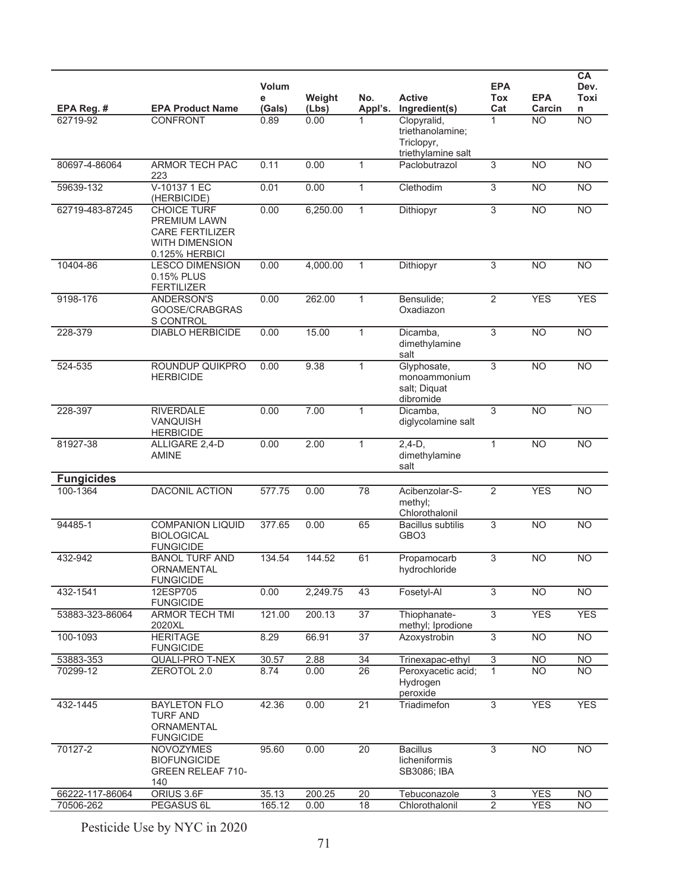| EPA Reg. # | EPA Product Name | Volume (Gals) | Weight (Lbs) | No. Appl's. | Active Ingredient(s) | EPA Tox Cat | EPA Carcin | CA Dev. Toxin |
|---|---|---|---|---|---|---|---|---|
| 62719-92 | CONFRONT | 0.89 | 0.00 | 1 | Clopyralid, triethanolamine; Triclopyr, triethylamine salt | 1 | NO | NO |
| 80697-4-86064 | ARMOR TECH PAC 223 | 0.11 | 0.00 | 1 | Paclobutrazol | 3 | NO | NO |
| 59639-132 | V-10137 1 EC (HERBICIDE) | 0.01 | 0.00 | 1 | Clethodim | 3 | NO | NO |
| 62719-483-87245 | CHOICE TURF PREMIUM LAWN CARE FERTILIZER WITH DIMENSION 0.125% HERBICI | 0.00 | 6,250.00 | 1 | Dithiopyr | 3 | NO | NO |
| 10404-86 | LESCO DIMENSION 0.15% PLUS FERTILIZER | 0.00 | 4,000.00 | 1 | Dithiopyr | 3 | NO | NO |
| 9198-176 | ANDERSON'S GOOSE/CRABGRASS CONTROL | 0.00 | 262.00 | 1 | Bensulide; Oxadiazon | 2 | YES | YES |
| 228-379 | DIABLO HERBICIDE | 0.00 | 15.00 | 1 | Dicamba, dimethylamine salt | 3 | NO | NO |
| 524-535 | ROUNDUP QUIKPRO HERBICIDE | 0.00 | 9.38 | 1 | Glyphosate, monoammonium salt; Diquat dibromide | 3 | NO | NO |
| 228-397 | RIVERDALE VANQUISH HERBICIDE | 0.00 | 7.00 | 1 | Dicamba, diglycolamine salt | 3 | NO | NO |
| 81927-38 | ALLIGARE 2,4-D AMINE | 0.00 | 2.00 | 1 | 2,4-D, dimethylamine salt | 1 | NO | NO |
| **Fungicides** | | | | | | | | |
| 100-1364 | DACONIL ACTION | 577.75 | 0.00 | 78 | Acibenzolar-S-methyl; Chlorothalonil | 2 | YES | NO |
| 94485-1 | COMPANION LIQUID BIOLOGICAL FUNGICIDE | 377.65 | 0.00 | 65 | Bacillus subtilis GBO3 | 3 | NO | NO |
| 432-942 | BANOL TURF AND ORNAMENTAL FUNGICIDE | 134.54 | 144.52 | 61 | Propamocarb hydrochloride | 3 | NO | NO |
| 432-1541 | 12ESP705 FUNGICIDE | 0.00 | 2,249.75 | 43 | Fosetyl-Al | 3 | NO | NO |
| 53883-323-86064 | ARMOR TECH TMI 2020XL | 121.00 | 200.13 | 37 | Thiophanate-methyl; Iprodione | 3 | YES | YES |
| 100-1093 | HERITAGE FUNGICIDE | 8.29 | 66.91 | 37 | Azoxystrobin | 3 | NO | NO |
| 53883-353 | QUALI-PRO T-NEX | 30.57 | 2.88 | 34 | Trinexapac-ethyl | 3 | NO | NO |
| 70299-12 | ZEROTOL 2.0 | 8.74 | 0.00 | 26 | Peroxyacetic acid; Hydrogen peroxide | 1 | NO | NO |
| 432-1445 | BAYLETON FLO TURF AND ORNAMENTAL FUNGICIDE | 42.36 | 0.00 | 21 | Triadimefon | 3 | YES | YES |
| 70127-2 | NOVOZYMES BIOFUNGICIDE GREEN RELEAF 710-140 | 95.60 | 0.00 | 20 | Bacillus licheniformis SB3086; IBA | 3 | NO | NO |
| 66222-117-86064 | ORIUS 3.6F | 35.13 | 200.25 | 20 | Tebuconazole | 3 | YES | NO |
| 70506-262 | PEGASUS 6L | 165.12 | 0.00 | 18 | Chlorothalonil | 2 | YES | NO |

Pesticide Use by NYC in 2020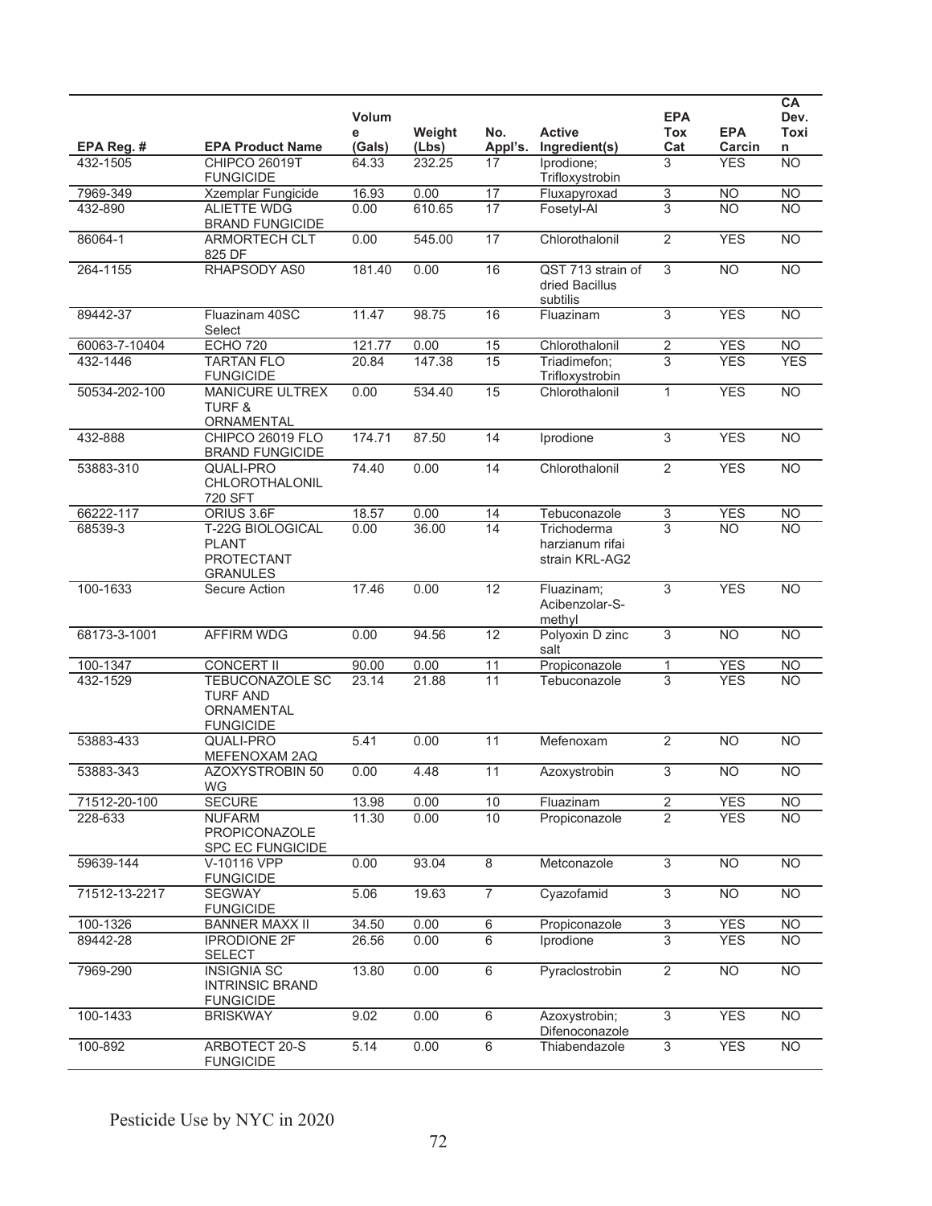| EPA Reg. # | EPA Product Name | Volume (Gals) | Weight (Lbs) | No. Appl's. | Active Ingredient(s) | EPA Tox Cat | EPA Carcin | CA Dev. Toxin |
|---|---|---|---|---|---|---|---|---|
| 432-1505 | CHIPCO 26019T FUNGICIDE | 64.33 | 232.25 | 17 | Iprodione; Trifloxystrobin | 3 | YES | NO |
| 7969-349 | Xzemplar Fungicide | 16.93 | 0.00 | 17 | Fluxapyroxad | 3 | NO | NO |
| 432-890 | ALIETTE WDG BRAND FUNGICIDE | 0.00 | 610.65 | 17 | Fosetyl-Al | 3 | NO | NO |
| 86064-1 | ARMORTECH CLT 825 DF | 0.00 | 545.00 | 17 | Chlorothalonil | 2 | YES | NO |
| 264-1155 | RHAPSODY AS0 | 181.40 | 0.00 | 16 | QST 713 strain of dried Bacillus subtilis | 3 | NO | NO |
| 89442-37 | Fluazinam 40SC Select | 11.47 | 98.75 | 16 | Fluazinam | 3 | YES | NO |
| 60063-7-10404 | ECHO 720 | 121.77 | 0.00 | 15 | Chlorothalonil | 2 | YES | NO |
| 432-1446 | TARTAN FLO FUNGICIDE | 20.84 | 147.38 | 15 | Triadimefon; Trifloxystrobin | 3 | YES | YES |
| 50534-202-100 | MANICURE ULTREX TURF & ORNAMENTAL | 0.00 | 534.40 | 15 | Chlorothalonil | 1 | YES | NO |
| 432-888 | CHIPCO 26019 FLO BRAND FUNGICIDE | 174.71 | 87.50 | 14 | Iprodione | 3 | YES | NO |
| 53883-310 | QUALI-PRO CHLOROTHALONIL 720 SFT | 74.40 | 0.00 | 14 | Chlorothalonil | 2 | YES | NO |
| 66222-117 | ORIUS 3.6F | 18.57 | 0.00 | 14 | Tebuconazole | 3 | YES | NO |
| 68539-3 | T-22G BIOLOGICAL PLANT PROTECTANT GRANULES | 0.00 | 36.00 | 14 | Trichoderma harzianum rifai strain KRL-AG2 | 3 | NO | NO |
| 100-1633 | Secure Action | 17.46 | 0.00 | 12 | Fluazinam; Acibenzolar-S-methyl | 3 | YES | NO |
| 68173-3-1001 | AFFIRM WDG | 0.00 | 94.56 | 12 | Polyoxin D zinc salt | 3 | NO | NO |
| 100-1347 | CONCERT II | 90.00 | 0.00 | 11 | Propiconazole | 1 | YES | NO |
| 432-1529 | TEBUCONAZOLE SC TURF AND ORNAMENTAL FUNGICIDE | 23.14 | 21.88 | 11 | Tebuconazole | 3 | YES | NO |
| 53883-433 | QUALI-PRO MEFENOXAM 2AQ | 5.41 | 0.00 | 11 | Mefenoxam | 2 | NO | NO |
| 53883-343 | AZOXYSTROBIN 50 WG | 0.00 | 4.48 | 11 | Azoxystrobin | 3 | NO | NO |
| 71512-20-100 | SECURE | 13.98 | 0.00 | 10 | Fluazinam | 2 | YES | NO |
| 228-633 | NUFARM PROPICONAZOLE SPC EC FUNGICIDE | 11.30 | 0.00 | 10 | Propiconazole | 2 | YES | NO |
| 59639-144 | V-10116 VPP FUNGICIDE | 0.00 | 93.04 | 8 | Metconazole | 3 | NO | NO |
| 71512-13-2217 | SEGWAY FUNGICIDE | 5.06 | 19.63 | 7 | Cyazofamid | 3 | NO | NO |
| 100-1326 | BANNER MAXX II | 34.50 | 0.00 | 6 | Propiconazole | 3 | YES | NO |
| 89442-28 | IPRODIONE 2F SELECT | 26.56 | 0.00 | 6 | Iprodione | 3 | YES | NO |
| 7969-290 | INSIGNIA SC INTRINSIC BRAND FUNGICIDE | 13.80 | 0.00 | 6 | Pyraclostrobin | 2 | NO | NO |
| 100-1433 | BRISKWAY | 9.02 | 0.00 | 6 | Azoxystrobin; Difenoconazole | 3 | YES | NO |
| 100-892 | ARBOTECT 20-S FUNGICIDE | 5.14 | 0.00 | 6 | Thiabendazole | 3 | YES | NO |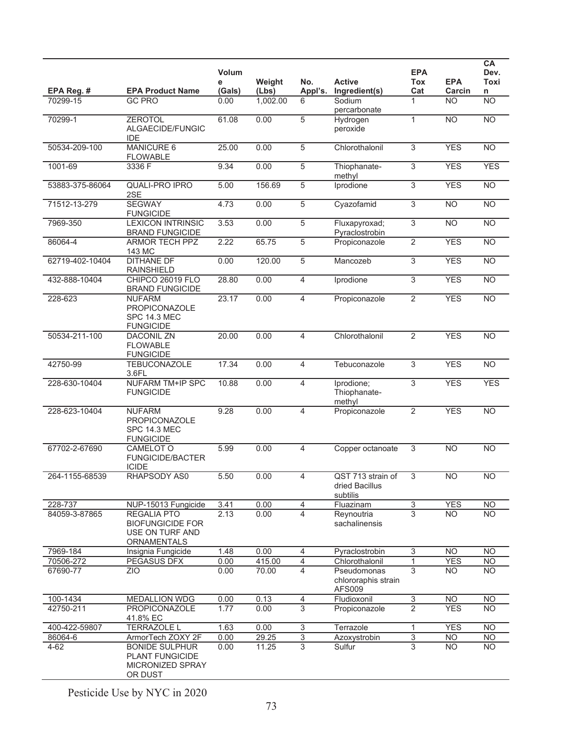| EPA Reg. # | EPA Product Name | Volume (Gals) | Weight (Lbs) | No. Appl's. | Active Ingredient(s) | EPA Tox Cat | EPA Carcin | CA Dev. Toxin |
|---|---|---|---|---|---|---|---|---|
| 70299-15 | GC PRO | 0.00 | 1,002.00 | 6 | Sodium percarbonate | 1 | NO | NO |
| 70299-1 | ZEROTOL ALGAECIDE/FUNGICIDE | 61.08 | 0.00 | 5 | Hydrogen peroxide | 1 | NO | NO |
| 50534-209-100 | MANICURE 6 FLOWABLE | 25.00 | 0.00 | 5 | Chlorothalonil | 3 | YES | NO |
| 1001-69 | 3336 F | 9.34 | 0.00 | 5 | Thiophanate-methyl | 3 | YES | YES |
| 53883-375-86064 | QUALI-PRO IPRO 2SE | 5.00 | 156.69 | 5 | Iprodione | 3 | YES | NO |
| 71512-13-279 | SEGWAY FUNGICIDE | 4.73 | 0.00 | 5 | Cyazofamid | 3 | NO | NO |
| 7969-350 | LEXICON INTRINSIC BRAND FUNGICIDE | 3.53 | 0.00 | 5 | Fluxapyroxad; Pyraclostrobin | 3 | NO | NO |
| 86064-4 | ARMOR TECH PPZ 143 MC | 2.22 | 65.75 | 5 | Propiconazole | 2 | YES | NO |
| 62719-402-10404 | DITHANE DF RAINSHIELD | 0.00 | 120.00 | 5 | Mancozeb | 3 | YES | NO |
| 432-888-10404 | CHIPCO 26019 FLO BRAND FUNGICIDE | 28.80 | 0.00 | 4 | Iprodione | 3 | YES | NO |
| 228-623 | NUFARM PROPICONAZOLE SPC 14.3 MEC FUNGICIDE | 23.17 | 0.00 | 4 | Propiconazole | 2 | YES | NO |
| 50534-211-100 | DACONIL ZN FLOWABLE FUNGICIDE | 20.00 | 0.00 | 4 | Chlorothalonil | 2 | YES | NO |
| 42750-99 | TEBUCONAZOLE 3.6FL | 17.34 | 0.00 | 4 | Tebuconazole | 3 | YES | NO |
| 228-630-10404 | NUFARM TM+IP SPC FUNGICIDE | 10.88 | 0.00 | 4 | Iprodione; Thiophanate-methyl | 3 | YES | YES |
| 228-623-10404 | NUFARM PROPICONAZOLE SPC 14.3 MEC FUNGICIDE | 9.28 | 0.00 | 4 | Propiconazole | 2 | YES | NO |
| 67702-2-67690 | CAMELOT O FUNGICIDE/BACTERICIDE | 5.99 | 0.00 | 4 | Copper octanoate | 3 | NO | NO |
| 264-1155-68539 | RHAPSODY AS0 | 5.50 | 0.00 | 4 | QST 713 strain of dried Bacillus subtilis | 3 | NO | NO |
| 228-737 | NUP-15013 Fungicide | 3.41 | 0.00 | 4 | Fluazinam | 3 | YES | NO |
| 84059-3-87865 | REGALIA PTO BIOFUNGICIDE FOR USE ON TURF AND ORNAMENTALS | 2.13 | 0.00 | 4 | Reynoutria sachalinensis | 3 | NO | NO |
| 7969-184 | Insignia Fungicide | 1.48 | 0.00 | 4 | Pyraclostrobin | 3 | NO | NO |
| 70506-272 | PEGASUS DFX | 0.00 | 415.00 | 4 | Chlorothalonil | 1 | YES | NO |
| 67690-77 | ZIO | 0.00 | 70.00 | 4 | Pseudomonas chlororaphis strain AFS009 | 3 | NO | NO |
| 100-1434 | MEDALLION WDG | 0.00 | 0.13 | 4 | Fludioxonil | 3 | NO | NO |
| 42750-211 | PROPICONAZOLE 41.8% EC | 1.77 | 0.00 | 3 | Propiconazole | 2 | YES | NO |
| 400-422-59807 | TERRAZOLE L | 1.63 | 0.00 | 3 | Terrazole | 1 | YES | NO |
| 86064-6 | ArmorTech ZOXY 2F | 0.00 | 29.25 | 3 | Azoxystrobin | 3 | NO | NO |
| 4-62 | BONIDE SULPHUR PLANT FUNGICIDE MICRONIZED SPRAY OR DUST | 0.00 | 11.25 | 3 | Sulfur | 3 | NO | NO |

Pesticide Use by NYC in 2020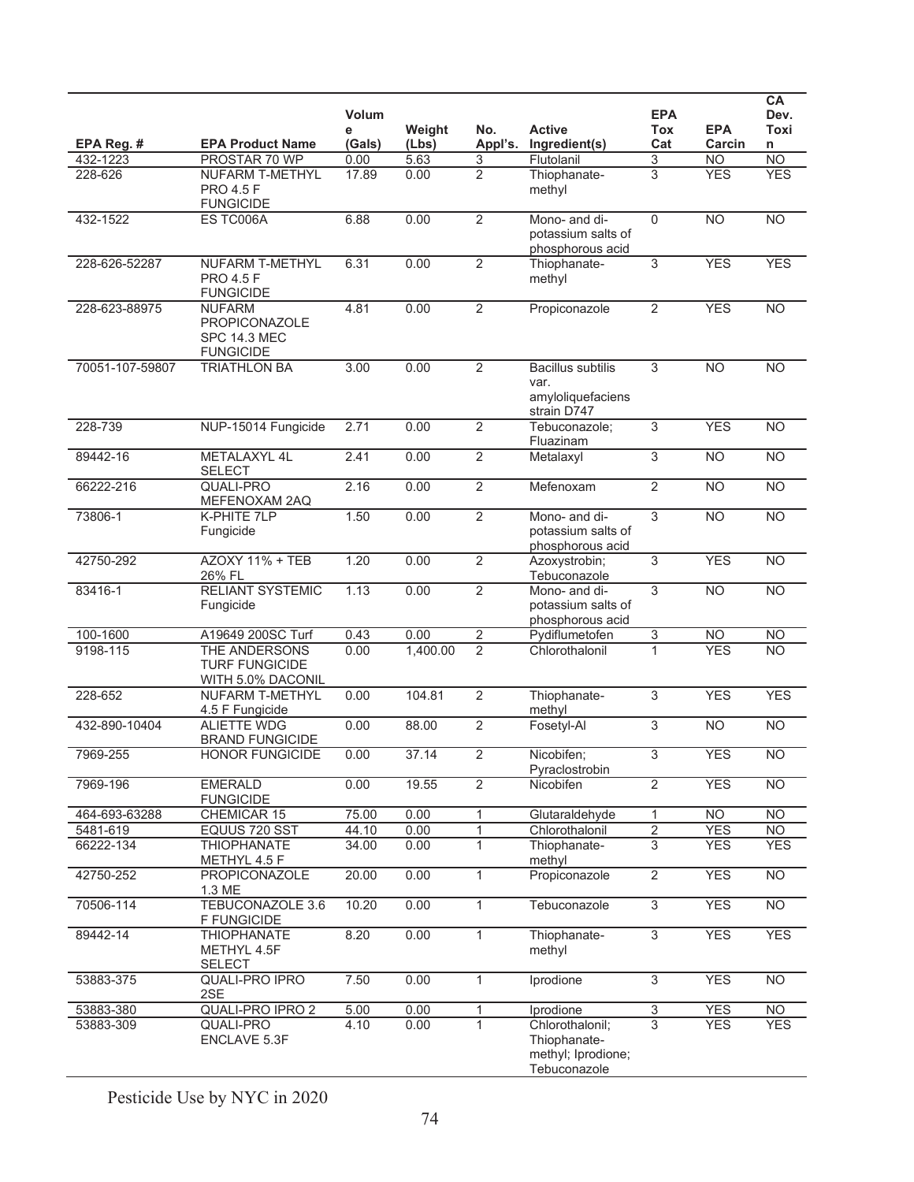| EPA Reg. # | EPA Product Name | Volume (Gals) | Weight (Lbs) | No. Appl's. | Active Ingredient(s) | EPA Tox Cat | EPA Carcin | CA Dev. Toxin |
|---|---|---|---|---|---|---|---|---|
| 432-1223 | PROSTAR 70 WP | 0.00 | 5.63 | 3 | Flutolanil | 3 | NO | NO |
| 228-626 | NUFARM T-METHYL PRO 4.5 F FUNGICIDE | 17.89 | 0.00 | 2 | Thiophanate-methyl | 3 | YES | YES |
| 432-1522 | ES TC006A | 6.88 | 0.00 | 2 | Mono- and di-potassium salts of phosphorous acid | 0 | NO | NO |
| 228-626-52287 | NUFARM T-METHYL PRO 4.5 F FUNGICIDE | 6.31 | 0.00 | 2 | Thiophanate-methyl | 3 | YES | YES |
| 228-623-88975 | NUFARM PROPICONAZOLE SPC 14.3 MEC FUNGICIDE | 4.81 | 0.00 | 2 | Propiconazole | 2 | YES | NO |
| 70051-107-59807 | TRIATHLON BA | 3.00 | 0.00 | 2 | Bacillus subtilis var. amyloliquefaciens strain D747 | 3 | NO | NO |
| 228-739 | NUP-15014 Fungicide | 2.71 | 0.00 | 2 | Tebuconazole; Fluazinam | 3 | YES | NO |
| 89442-16 | METALAXYL 4L SELECT | 2.41 | 0.00 | 2 | Metalaxyl | 3 | NO | NO |
| 66222-216 | QUALI-PRO MEFENOXAM 2AQ | 2.16 | 0.00 | 2 | Mefenoxam | 2 | NO | NO |
| 73806-1 | K-PHITE 7LP Fungicide | 1.50 | 0.00 | 2 | Mono- and di-potassium salts of phosphorous acid | 3 | NO | NO |
| 42750-292 | AZOXY 11% + TEB 26% FL | 1.20 | 0.00 | 2 | Azoxystrobin; Tebuconazole | 3 | YES | NO |
| 83416-1 | RELIANT SYSTEMIC Fungicide | 1.13 | 0.00 | 2 | Mono- and di-potassium salts of phosphorous acid | 3 | NO | NO |
| 100-1600 | A19649 200SC Turf | 0.43 | 0.00 | 2 | Pydiflumetofen | 3 | NO | NO |
| 9198-115 | THE ANDERSONS TURF FUNGICIDE WITH 5.0% DACONIL | 0.00 | 1,400.00 | 2 | Chlorothalonil | 1 | YES | NO |
| 228-652 | NUFARM T-METHYL 4.5 F Fungicide | 0.00 | 104.81 | 2 | Thiophanate-methyl | 3 | YES | YES |
| 432-890-10404 | ALIETTE WDG BRAND FUNGICIDE | 0.00 | 88.00 | 2 | Fosetyl-Al | 3 | NO | NO |
| 7969-255 | HONOR FUNGICIDE | 0.00 | 37.14 | 2 | Nicobifen; Pyraclostrobin | 3 | YES | NO |
| 7969-196 | EMERALD FUNGICIDE | 0.00 | 19.55 | 2 | Nicobifen | 2 | YES | NO |
| 464-693-63288 | CHEMICAR 15 | 75.00 | 0.00 | 1 | Glutaraldehyde | 1 | NO | NO |
| 5481-619 | EQUUS 720 SST | 44.10 | 0.00 | 1 | Chlorothalonil | 2 | YES | NO |
| 66222-134 | THIOPHANATE METHYL 4.5 F | 34.00 | 0.00 | 1 | Thiophanate-methyl | 3 | YES | YES |
| 42750-252 | PROPICONAZOLE 1.3 ME | 20.00 | 0.00 | 1 | Propiconazole | 2 | YES | NO |
| 70506-114 | TEBUCONAZOLE 3.6 F FUNGICIDE | 10.20 | 0.00 | 1 | Tebuconazole | 3 | YES | NO |
| 89442-14 | THIOPHANATE METHYL 4.5F SELECT | 8.20 | 0.00 | 1 | Thiophanate-methyl | 3 | YES | YES |
| 53883-375 | QUALI-PRO IPRO 2SE | 7.50 | 0.00 | 1 | Iprodione | 3 | YES | NO |
| 53883-380 | QUALI-PRO IPRO 2 | 5.00 | 0.00 | 1 | Iprodione | 3 | YES | NO |
| 53883-309 | QUALI-PRO ENCLAVE 5.3F | 4.10 | 0.00 | 1 | Chlorothalonil; Thiophanate-methyl; Iprodione; Tebuconazole | 3 | YES | YES |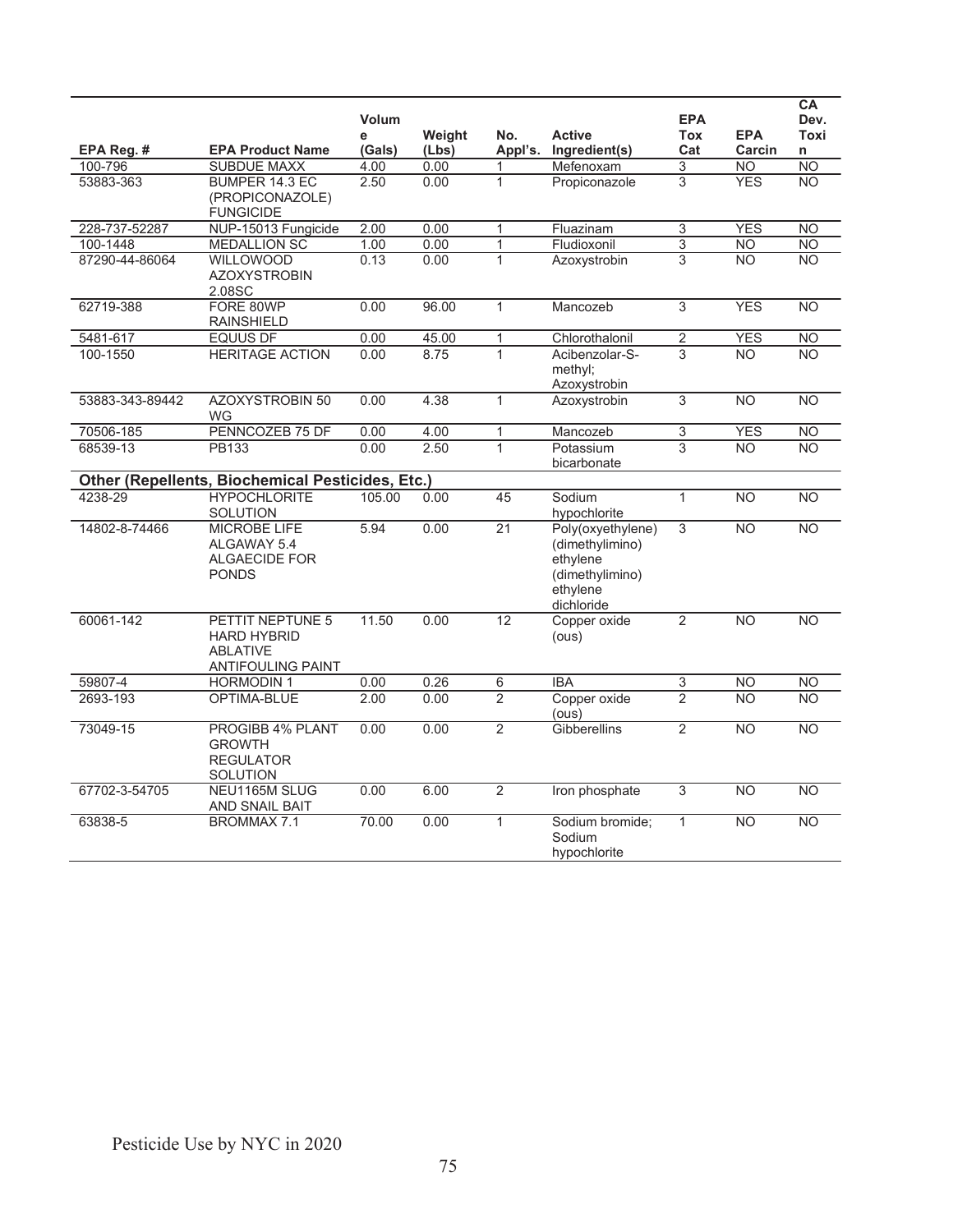| EPA Reg. # | EPA Product Name | Volume (Gals) | Weight (Lbs) | No. Appl's. | Active Ingredient(s) | EPA Tox Cat | EPA Carcin | CA Dev. Toxin |
|---|---|---|---|---|---|---|---|---|
| 100-796 | SUBDUE MAXX | 4.00 | 0.00 | 1 | Mefenoxam | 3 | NO | NO |
| 53883-363 | BUMPER 14.3 EC (PROPICONAZOLE) FUNGICIDE | 2.50 | 0.00 | 1 | Propiconazole | 3 | YES | NO |
| 228-737-52287 | NUP-15013 Fungicide | 2.00 | 0.00 | 1 | Fluazinam | 3 | YES | NO |
| 100-1448 | MEDALLION SC | 1.00 | 0.00 | 1 | Fludioxonil | 3 | NO | NO |
| 87290-44-86064 | WILLOWOOD AZOXYSTROBIN 2.08SC | 0.13 | 0.00 | 1 | Azoxystrobin | 3 | NO | NO |
| 62719-388 | FORE 80WP RAINSHIELD | 0.00 | 96.00 | 1 | Mancozeb | 3 | YES | NO |
| 5481-617 | EQUUS DF | 0.00 | 45.00 | 1 | Chlorothalonil | 2 | YES | NO |
| 100-1550 | HERITAGE ACTION | 0.00 | 8.75 | 1 | Acibenzolar-S-methyl; Azoxystrobin | 3 | NO | NO |
| 53883-343-89442 | AZOXYSTROBIN 50 WG | 0.00 | 4.38 | 1 | Azoxystrobin | 3 | NO | NO |
| 70506-185 | PENNCOZEB 75 DF | 0.00 | 4.00 | 1 | Mancozeb | 3 | YES | NO |
| 68539-13 | PB133 | 0.00 | 2.50 | 1 | Potassium bicarbonate | 3 | NO | NO |
| **Other (Repellents, Biochemical Pesticides, Etc.)** | | | | | | | | |
| 4238-29 | HYPOCHLORITE SOLUTION | 105.00 | 0.00 | 45 | Sodium hypochlorite | 1 | NO | NO |
| 14802-8-74466 | MICROBE LIFE ALGAWAY 5.4 ALGAECIDE FOR PONDS | 5.94 | 0.00 | 21 | Poly(oxyethylene) (dimethylimino) ethylene (dimethylimino) ethylene dichloride | 3 | NO | NO |
| 60061-142 | PETTIT NEPTUNE 5 HARD HYBRID ABLATIVE ANTIFOULING PAINT | 11.50 | 0.00 | 12 | Copper oxide (ous) | 2 | NO | NO |
| 59807-4 | HORMODIN 1 | 0.00 | 0.26 | 6 | IBA | 3 | NO | NO |
| 2693-193 | OPTIMA-BLUE | 2.00 | 0.00 | 2 | Copper oxide (ous) | 2 | NO | NO |
| 73049-15 | PROGIBB 4% PLANT GROWTH REGULATOR SOLUTION | 0.00 | 0.00 | 2 | Gibberellins | 2 | NO | NO |
| 67702-3-54705 | NEU1165M SLUG AND SNAIL BAIT | 0.00 | 6.00 | 2 | Iron phosphate | 3 | NO | NO |
| 63838-5 | BROMMAX 7.1 | 70.00 | 0.00 | 1 | Sodium bromide; Sodium hypochlorite | 1 | NO | NO |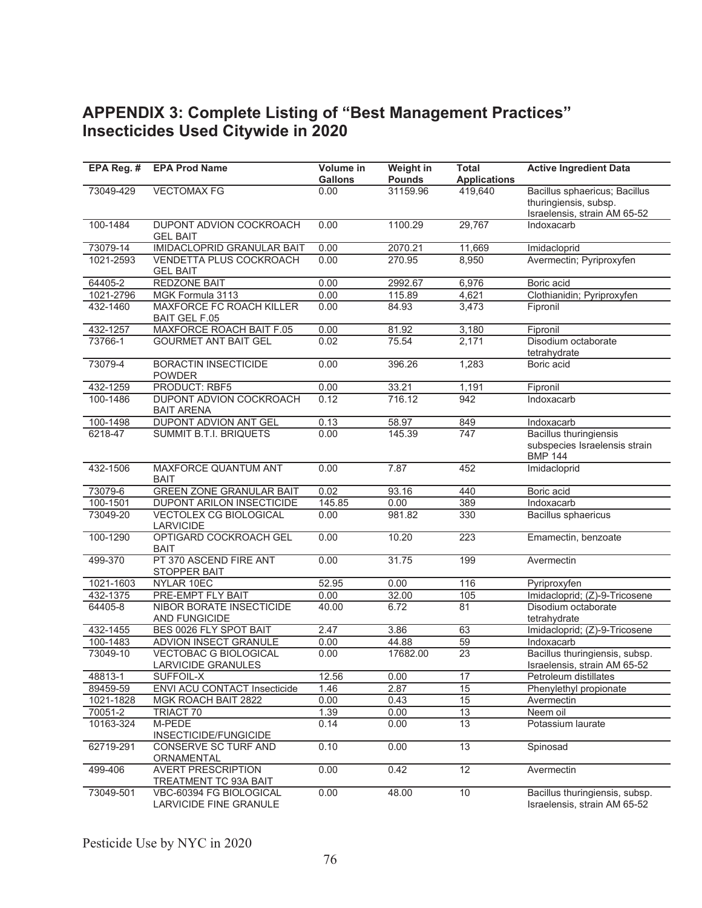## APPENDIX 3: Complete Listing of "Best Management Practices" Insecticides Used Citywide in 2020

| EPA Reg. # | EPA Prod Name | Volume in Gallons | Weight in Pounds | Total Applications | Active Ingredient Data |
|---|---|---|---|---|---|
| 73049-429 | VECTOMAX FG | 0.00 | 31159.96 | 419,640 | Bacillus sphaericus; Bacillus thuringiensis, subsp. Israelensis, strain AM 65-52 |
| 100-1484 | DUPONT ADVION COCKROACH GEL BAIT | 0.00 | 1100.29 | 29,767 | Indoxacarb |
| 73079-14 | IMIDACLOPRID GRANULAR BAIT | 0.00 | 2070.21 | 11,669 | Imidacloprid |
| 1021-2593 | VENDETTA PLUS COCKROACH GEL BAIT | 0.00 | 270.95 | 8,950 | Avermectin; Pyriproxyfen |
| 64405-2 | REDZONE BAIT | 0.00 | 2992.67 | 6,976 | Boric acid |
| 1021-2796 | MGK Formula 3113 | 0.00 | 115.89 | 4,621 | Clothianidin; Pyriproxyfen |
| 432-1460 | MAXFORCE FC ROACH KILLER BAIT GEL F.05 | 0.00 | 84.93 | 3,473 | Fipronil |
| 432-1257 | MAXFORCE ROACH BAIT F.05 | 0.00 | 81.92 | 3,180 | Fipronil |
| 73766-1 | GOURMET ANT BAIT GEL | 0.02 | 75.54 | 2,171 | Disodium octaborate tetrahydrate |
| 73079-4 | BORACTIN INSECTICIDE POWDER | 0.00 | 396.26 | 1,283 | Boric acid |
| 432-1259 | PRODUCT: RBF5 | 0.00 | 33.21 | 1,191 | Fipronil |
| 100-1486 | DUPONT ADVION COCKROACH BAIT ARENA | 0.12 | 716.12 | 942 | Indoxacarb |
| 100-1498 | DUPONT ADVION ANT GEL | 0.13 | 58.97 | 849 | Indoxacarb |
| 6218-47 | SUMMIT B.T.I. BRIQUETS | 0.00 | 145.39 | 747 | Bacillus thuringiensis subspecies Israelensis strain BMP 144 |
| 432-1506 | MAXFORCE QUANTUM ANT BAIT | 0.00 | 7.87 | 452 | Imidacloprid |
| 73079-6 | GREEN ZONE GRANULAR BAIT | 0.02 | 93.16 | 440 | Boric acid |
| 100-1501 | DUPONT ARILON INSECTICIDE | 145.85 | 0.00 | 389 | Indoxacarb |
| 73049-20 | VECTOLEX CG BIOLOGICAL LARVICIDE | 0.00 | 981.82 | 330 | Bacillus sphaericus |
| 100-1290 | OPTIGARD COCKROACH GEL BAIT | 0.00 | 10.20 | 223 | Emamectin, benzoate |
| 499-370 | PT 370 ASCEND FIRE ANT STOPPER BAIT | 0.00 | 31.75 | 199 | Avermectin |
| 1021-1603 | NYLAR 10EC | 52.95 | 0.00 | 116 | Pyriproxyfen |
| 432-1375 | PRE-EMPT FLY BAIT | 0.00 | 32.00 | 105 | Imidacloprid; (Z)-9-Tricosene |
| 64405-8 | NIBOR BORATE INSECTICIDE AND FUNGICIDE | 40.00 | 6.72 | 81 | Disodium octaborate tetrahydrate |
| 432-1455 | BES 0026 FLY SPOT BAIT | 2.47 | 3.86 | 63 | Imidacloprid; (Z)-9-Tricosene |
| 100-1483 | ADVION INSECT GRANULE | 0.00 | 44.88 | 59 | Indoxacarb |
| 73049-10 | VECTOBAC G BIOLOGICAL LARVICIDE GRANULES | 0.00 | 17682.00 | 23 | Bacillus thuringiensis, subsp. Israelensis, strain AM 65-52 |
| 48813-1 | SUFFOIL-X | 12.56 | 0.00 | 17 | Petroleum distillates |
| 89459-59 | ENVI ACU CONTACT Insecticide | 1.46 | 2.87 | 15 | Phenylethyl propionate |
| 1021-1828 | MGK ROACH BAIT 2822 | 0.00 | 0.43 | 15 | Avermectin |
| 70051-2 | TRIACT 70 | 1.39 | 0.00 | 13 | Neem oil |
| 10163-324 | M-PEDE INSECTICIDE/FUNGICIDE | 0.14 | 0.00 | 13 | Potassium laurate |
| 62719-291 | CONSERVE SC TURF AND ORNAMENTAL | 0.10 | 0.00 | 13 | Spinosad |
| 499-406 | AVERT PRESCRIPTION TREATMENT TC 93A BAIT | 0.00 | 0.42 | 12 | Avermectin |
| 73049-501 | VBC-60394 FG BIOLOGICAL LARVICIDE FINE GRANULE | 0.00 | 48.00 | 10 | Bacillus thuringiensis, subsp. Israelensis, strain AM 65-52 |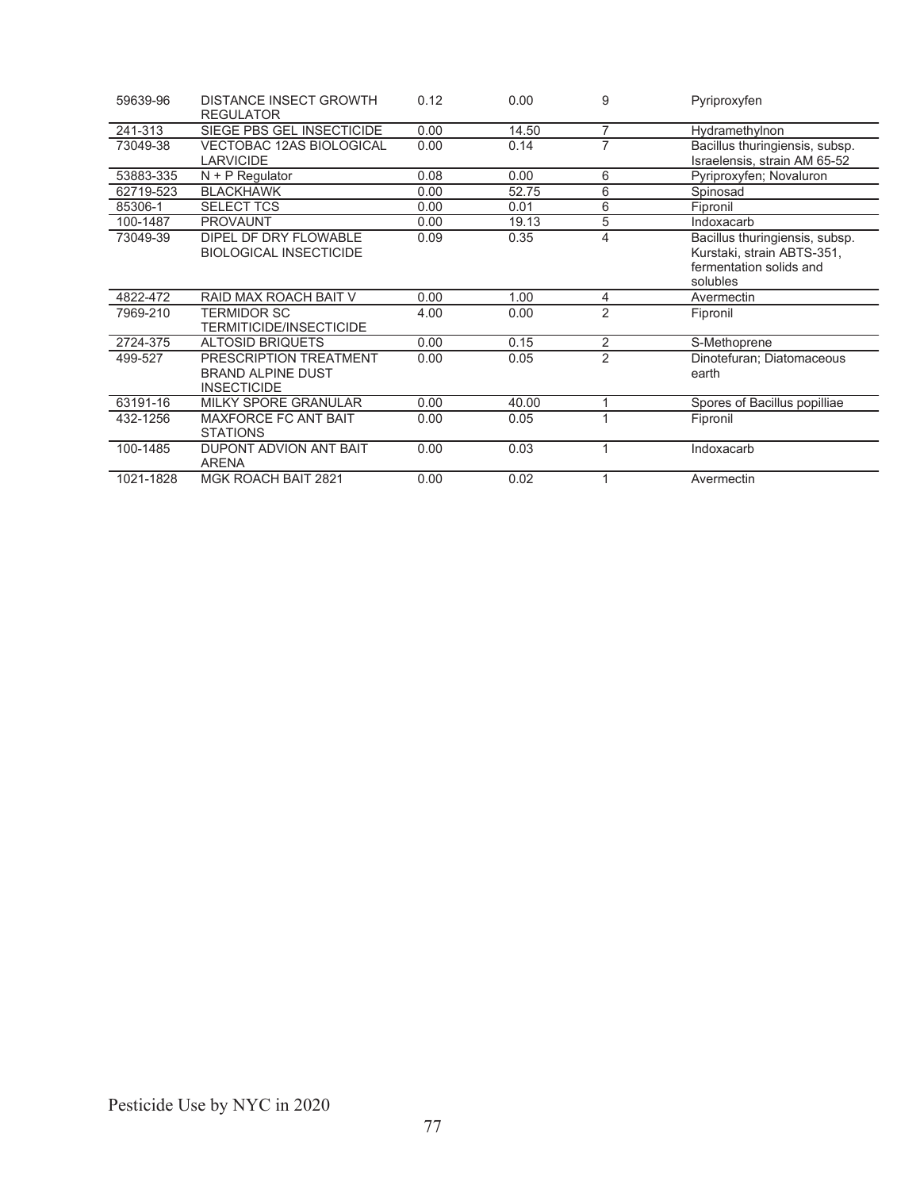| | | | | | |
|---|---|---|---|---|---|
| 59639-96 | DISTANCE INSECT GROWTH REGULATOR | 0.12 | 0.00 | 9 | Pyriproxyfen |
| 241-313 | SIEGE PBS GEL INSECTICIDE | 0.00 | 14.50 | 7 | Hydramethylnon |
| 73049-38 | VECTOBAC 12AS BIOLOGICAL LARVICIDE | 0.00 | 0.14 | 7 | Bacillus thuringiensis, subsp. Israelensis, strain AM 65-52 |
| 53883-335 | N + P Regulator | 0.08 | 0.00 | 6 | Pyriproxyfen; Novaluron |
| 62719-523 | BLACKHAWK | 0.00 | 52.75 | 6 | Spinosad |
| 85306-1 | SELECT TCS | 0.00 | 0.01 | 6 | Fipronil |
| 100-1487 | PROVAUNT | 0.00 | 19.13 | 5 | Indoxacarb |
| 73049-39 | DIPEL DF DRY FLOWABLE BIOLOGICAL INSECTICIDE | 0.09 | 0.35 | 4 | Bacillus thuringiensis, subsp. Kurstaki, strain ABTS-351, fermentation solids and solubles |
| 4822-472 | RAID MAX ROACH BAIT V | 0.00 | 1.00 | 4 | Avermectin |
| 7969-210 | TERMIDOR SC TERMITICIDE/INSECTICIDE | 4.00 | 0.00 | 2 | Fipronil |
| 2724-375 | ALTOSID BRIQUETS | 0.00 | 0.15 | 2 | S-Methoprene |
| 499-527 | PRESCRIPTION TREATMENT BRAND ALPINE DUST INSECTICIDE | 0.00 | 0.05 | 2 | Dinotefuran; Diatomaceous earth |
| 63191-16 | MILKY SPORE GRANULAR | 0.00 | 40.00 | 1 | Spores of Bacillus popilliae |
| 432-1256 | MAXFORCE FC ANT BAIT STATIONS | 0.00 | 0.05 | 1 | Fipronil |
| 100-1485 | DUPONT ADVION ANT BAIT ARENA | 0.00 | 0.03 | 1 | Indoxacarb |
| 1021-1828 | MGK ROACH BAIT 2821 | 0.00 | 0.02 | 1 | Avermectin |